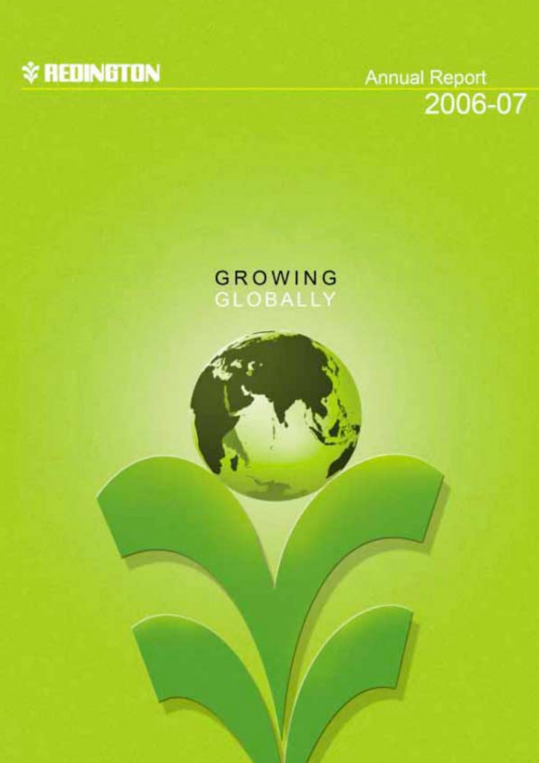REDINGTON

# Annual Report 2006-07

GROWING GLOBALLY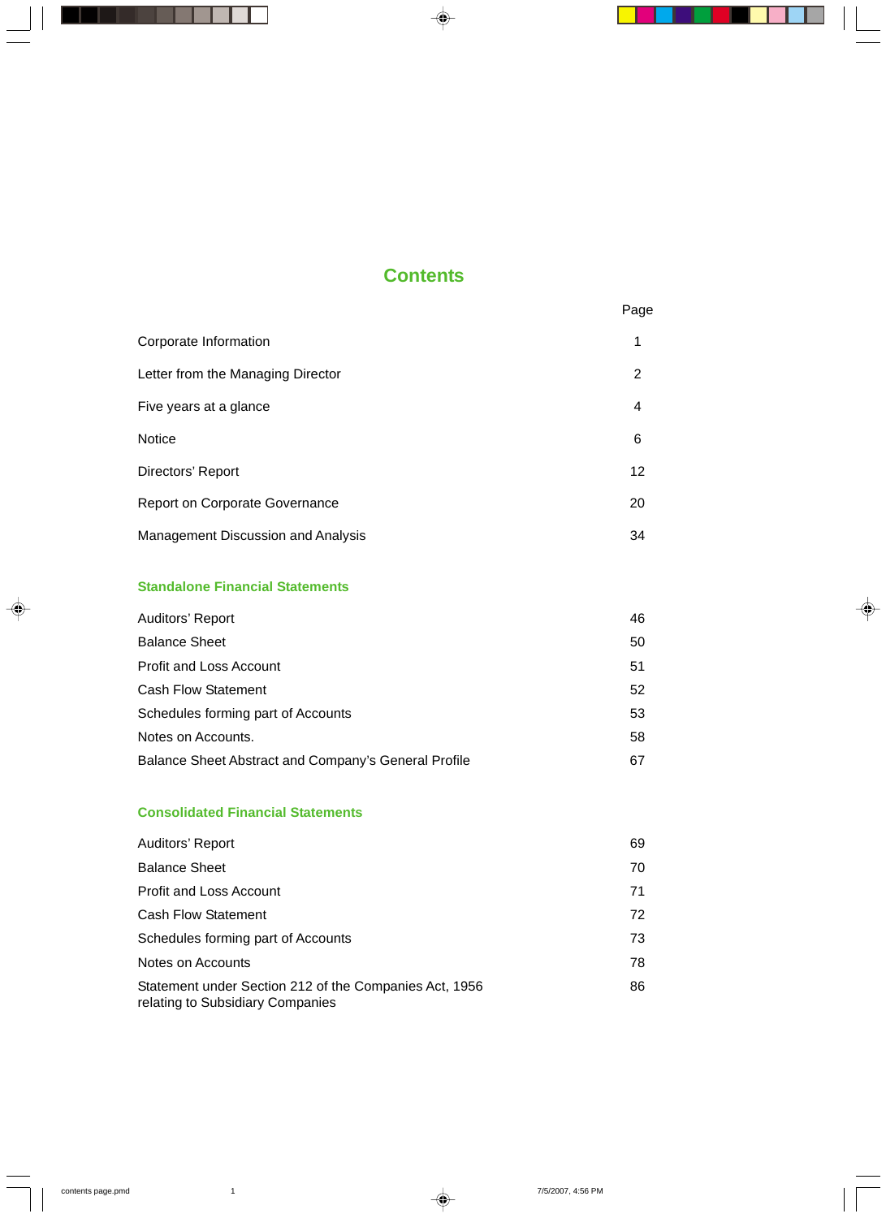# Contents

| | Page |
|---|---|
| Corporate Information | 1 |
| Letter from the Managing Director | 2 |
| Five years at a glance | 4 |
| Notice | 6 |
| Directors' Report | 12 |
| Report on Corporate Governance | 20 |
| Management Discussion and Analysis | 34 |

## Standalone Financial Statements

| | |
|---|---|
| Auditors' Report | 46 |
| Balance Sheet | 50 |
| Profit and Loss Account | 51 |
| Cash Flow Statement | 52 |
| Schedules forming part of Accounts | 53 |
| Notes on Accounts. | 58 |
| Balance Sheet Abstract and Company's General Profile | 67 |

## Consolidated Financial Statements

| | |
|---|---|
| Auditors' Report | 69 |
| Balance Sheet | 70 |
| Profit and Loss Account | 71 |
| Cash Flow Statement | 72 |
| Schedules forming part of Accounts | 73 |
| Notes on Accounts | 78 |
| Statement under Section 212 of the Companies Act, 1956 relating to Subsidiary Companies | 86 |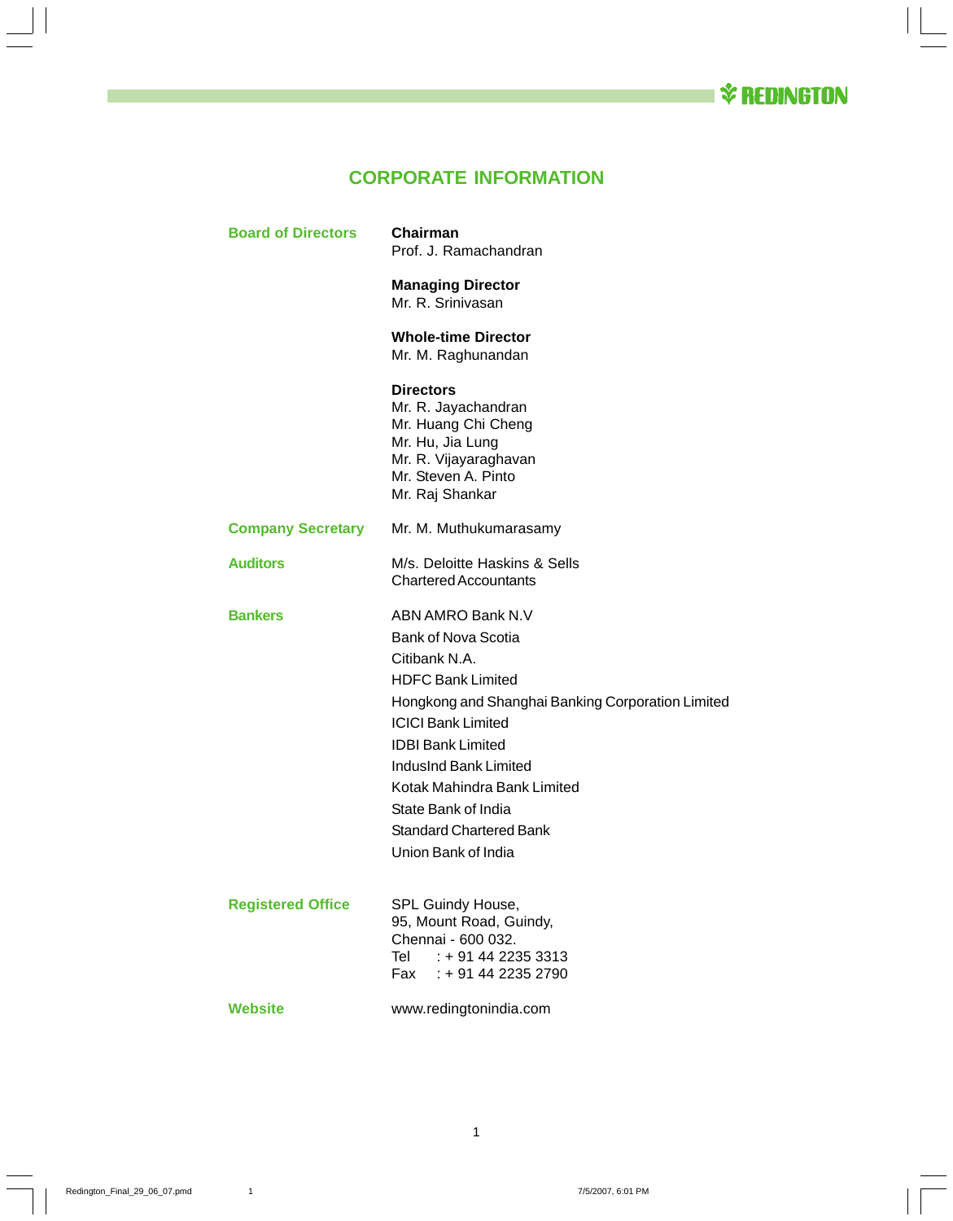# CORPORATE INFORMATION

**Board of Directors**

**Chairman**
Prof. J. Ramachandran

**Managing Director**
Mr. R. Srinivasan

**Whole-time Director**
Mr. M. Raghunandan

**Directors**
Mr. R. Jayachandran
Mr. Huang Chi Cheng
Mr. Hu, Jia Lung
Mr. R. Vijayaraghavan
Mr. Steven A. Pinto
Mr. Raj Shankar

**Company Secretary**

Mr. M. Muthukumarasamy

**Auditors**

M/s. Deloitte Haskins & Sells
Chartered Accountants

**Bankers**

ABN AMRO Bank N.V
Bank of Nova Scotia
Citibank N.A.
HDFC Bank Limited
Hongkong and Shanghai Banking Corporation Limited
ICICI Bank Limited
IDBI Bank Limited
IndusInd Bank Limited
Kotak Mahindra Bank Limited
State Bank of India
Standard Chartered Bank
Union Bank of India

**Registered Office**

SPL Guindy House,
95, Mount Road, Guindy,
Chennai - 600 032.
Tel : + 91 44 2235 3313
Fax : + 91 44 2235 2790

**Website**

www.redingtonindia.com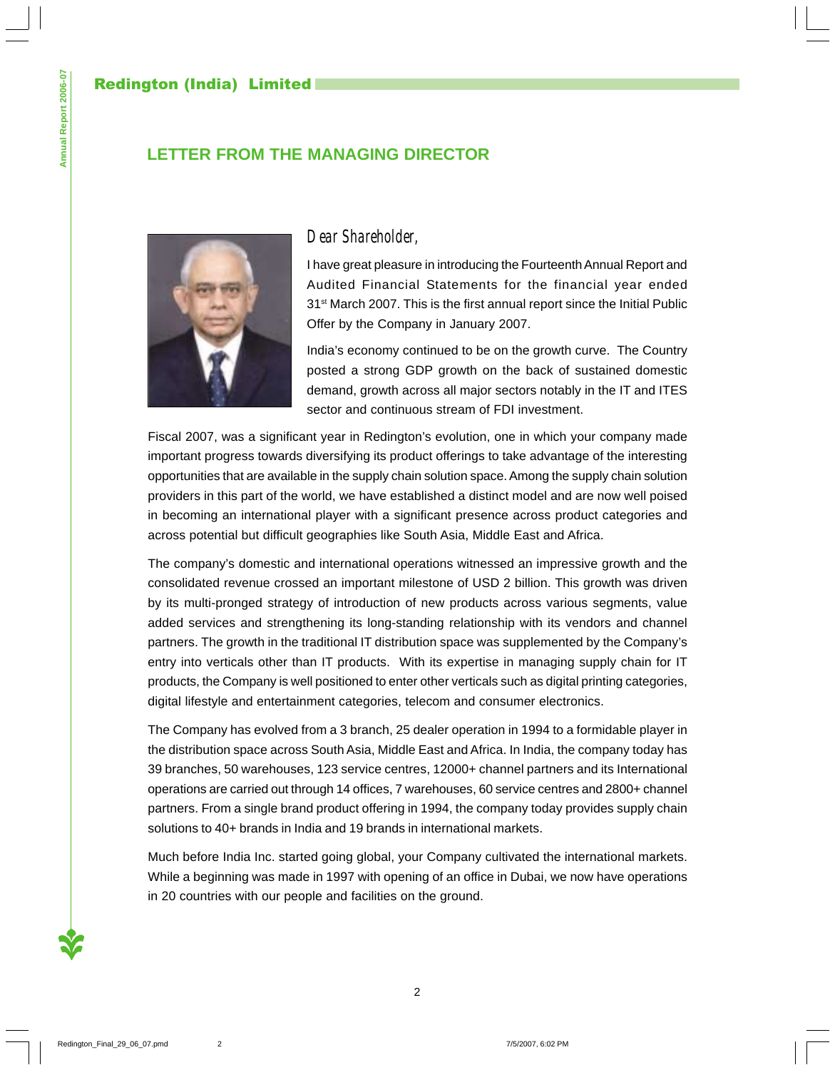## LETTER FROM THE MANAGING DIRECTOR

*Dear Shareholder,*

I have great pleasure in introducing the Fourteenth Annual Report and Audited Financial Statements for the financial year ended 31st March 2007. This is the first annual report since the Initial Public Offer by the Company in January 2007.

India's economy continued to be on the growth curve. The Country posted a strong GDP growth on the back of sustained domestic demand, growth across all major sectors notably in the IT and ITES sector and continuous stream of FDI investment.

Fiscal 2007, was a significant year in Redington's evolution, one in which your company made important progress towards diversifying its product offerings to take advantage of the interesting opportunities that are available in the supply chain solution space. Among the supply chain solution providers in this part of the world, we have established a distinct model and are now well poised in becoming an international player with a significant presence across product categories and across potential but difficult geographies like South Asia, Middle East and Africa.

The company's domestic and international operations witnessed an impressive growth and the consolidated revenue crossed an important milestone of USD 2 billion. This growth was driven by its multi-pronged strategy of introduction of new products across various segments, value added services and strengthening its long-standing relationship with its vendors and channel partners. The growth in the traditional IT distribution space was supplemented by the Company's entry into verticals other than IT products. With its expertise in managing supply chain for IT products, the Company is well positioned to enter other verticals such as digital printing categories, digital lifestyle and entertainment categories, telecom and consumer electronics.

The Company has evolved from a 3 branch, 25 dealer operation in 1994 to a formidable player in the distribution space across South Asia, Middle East and Africa. In India, the company today has 39 branches, 50 warehouses, 123 service centres, 12000+ channel partners and its International operations are carried out through 14 offices, 7 warehouses, 60 service centres and 2800+ channel partners. From a single brand product offering in 1994, the company today provides supply chain solutions to 40+ brands in India and 19 brands in international markets.

Much before India Inc. started going global, your Company cultivated the international markets. While a beginning was made in 1997 with opening of an office in Dubai, we now have operations in 20 countries with our people and facilities on the ground.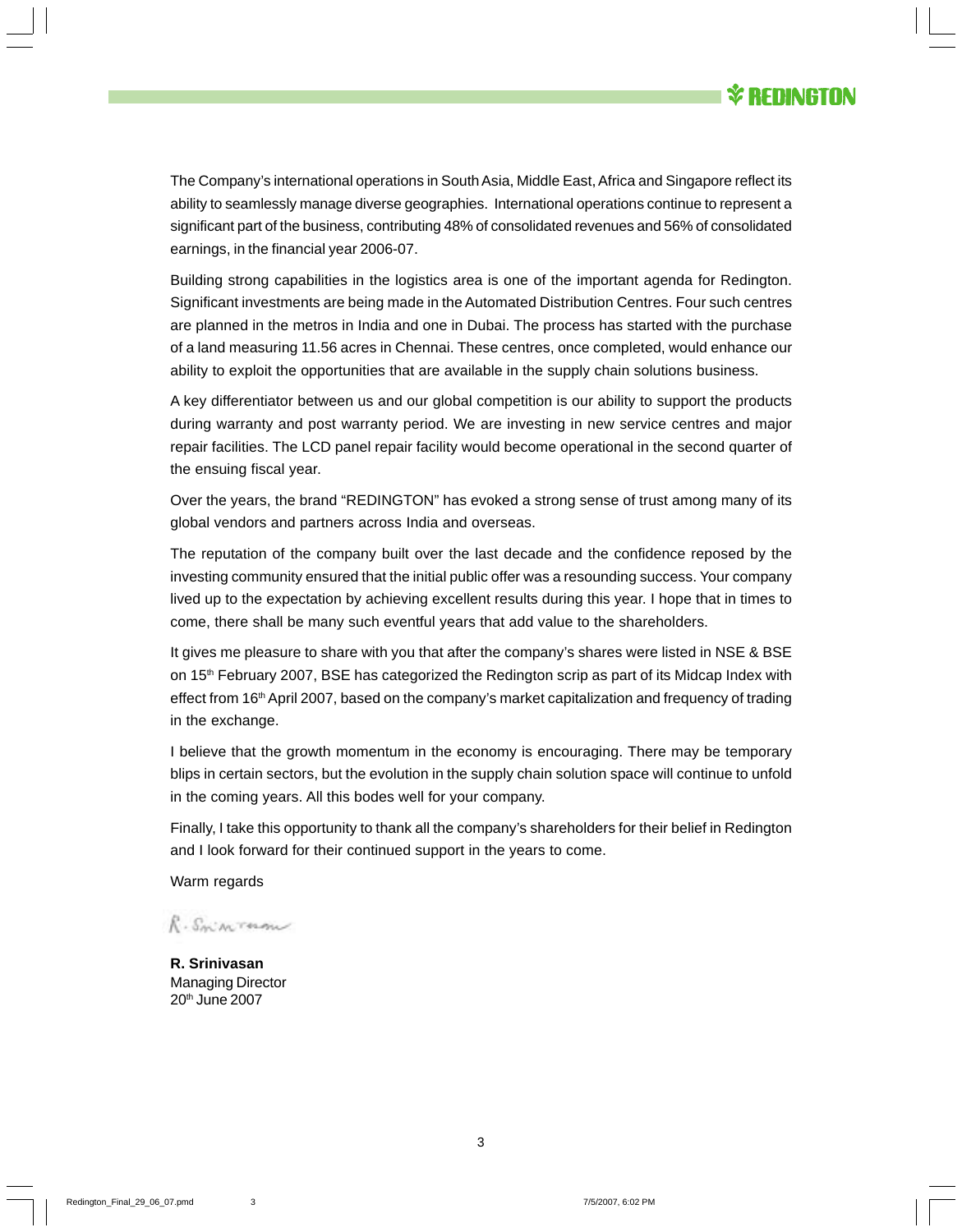The Company's international operations in South Asia, Middle East, Africa and Singapore reflect its ability to seamlessly manage diverse geographies. International operations continue to represent a significant part of the business, contributing 48% of consolidated revenues and 56% of consolidated earnings, in the financial year 2006-07.

Building strong capabilities in the logistics area is one of the important agenda for Redington. Significant investments are being made in the Automated Distribution Centres. Four such centres are planned in the metros in India and one in Dubai. The process has started with the purchase of a land measuring 11.56 acres in Chennai. These centres, once completed, would enhance our ability to exploit the opportunities that are available in the supply chain solutions business.

A key differentiator between us and our global competition is our ability to support the products during warranty and post warranty period. We are investing in new service centres and major repair facilities. The LCD panel repair facility would become operational in the second quarter of the ensuing fiscal year.

Over the years, the brand "REDINGTON" has evoked a strong sense of trust among many of its global vendors and partners across India and overseas.

The reputation of the company built over the last decade and the confidence reposed by the investing community ensured that the initial public offer was a resounding success. Your company lived up to the expectation by achieving excellent results during this year. I hope that in times to come, there shall be many such eventful years that add value to the shareholders.

It gives me pleasure to share with you that after the company's shares were listed in NSE & BSE on 15th February 2007, BSE has categorized the Redington scrip as part of its Midcap Index with effect from 16th April 2007, based on the company's market capitalization and frequency of trading in the exchange.

I believe that the growth momentum in the economy is encouraging. There may be temporary blips in certain sectors, but the evolution in the supply chain solution space will continue to unfold in the coming years. All this bodes well for your company.

Finally, I take this opportunity to thank all the company's shareholders for their belief in Redington and I look forward for their continued support in the years to come.

Warm regards

R. Srinivasan

**R. Srinivasan**
Managing Director
20th June 2007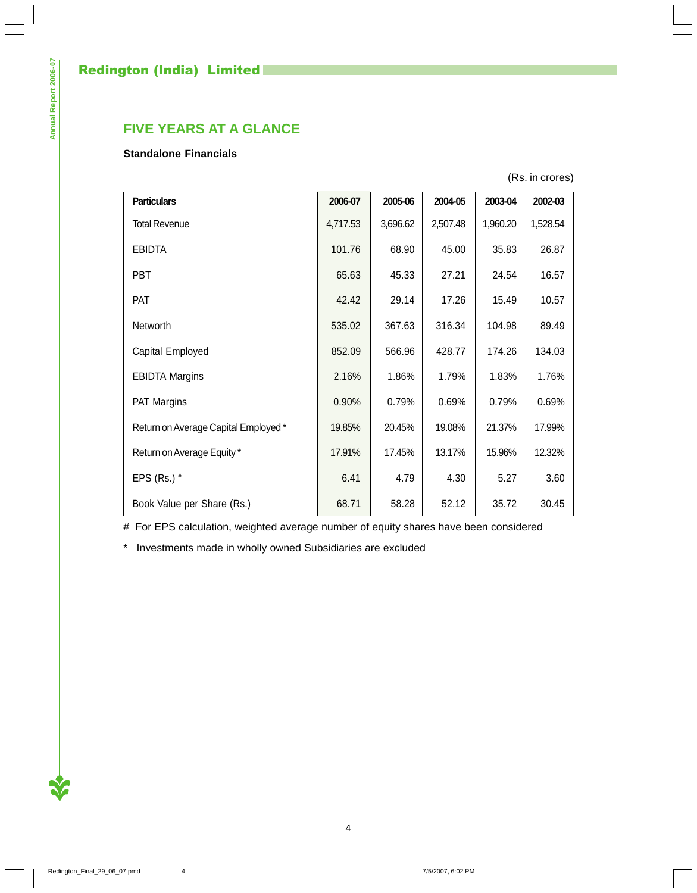# FIVE YEARS AT A GLANCE

**Standalone Financials**

(Rs. in crores)

| Particulars | 2006-07 | 2005-06 | 2004-05 | 2003-04 | 2002-03 |
|---|---|---|---|---|---|
| Total Revenue | 4,717.53 | 3,696.62 | 2,507.48 | 1,960.20 | 1,528.54 |
| EBIDTA | 101.76 | 68.90 | 45.00 | 35.83 | 26.87 |
| PBT | 65.63 | 45.33 | 27.21 | 24.54 | 16.57 |
| PAT | 42.42 | 29.14 | 17.26 | 15.49 | 10.57 |
| Networth | 535.02 | 367.63 | 316.34 | 104.98 | 89.49 |
| Capital Employed | 852.09 | 566.96 | 428.77 | 174.26 | 134.03 |
| EBIDTA Margins | 2.16% | 1.86% | 1.79% | 1.83% | 1.76% |
| PAT Margins | 0.90% | 0.79% | 0.69% | 0.79% | 0.69% |
| Return on Average Capital Employed * | 19.85% | 20.45% | 19.08% | 21.37% | 17.99% |
| Return on Average Equity * | 17.91% | 17.45% | 13.17% | 15.96% | 12.32% |
| EPS (Rs.) # | 6.41 | 4.79 | 4.30 | 5.27 | 3.60 |
| Book Value per Share (Rs.) | 68.71 | 58.28 | 52.12 | 35.72 | 30.45 |

# For EPS calculation, weighted average number of equity shares have been considered

* Investments made in wholly owned Subsidiaries are excluded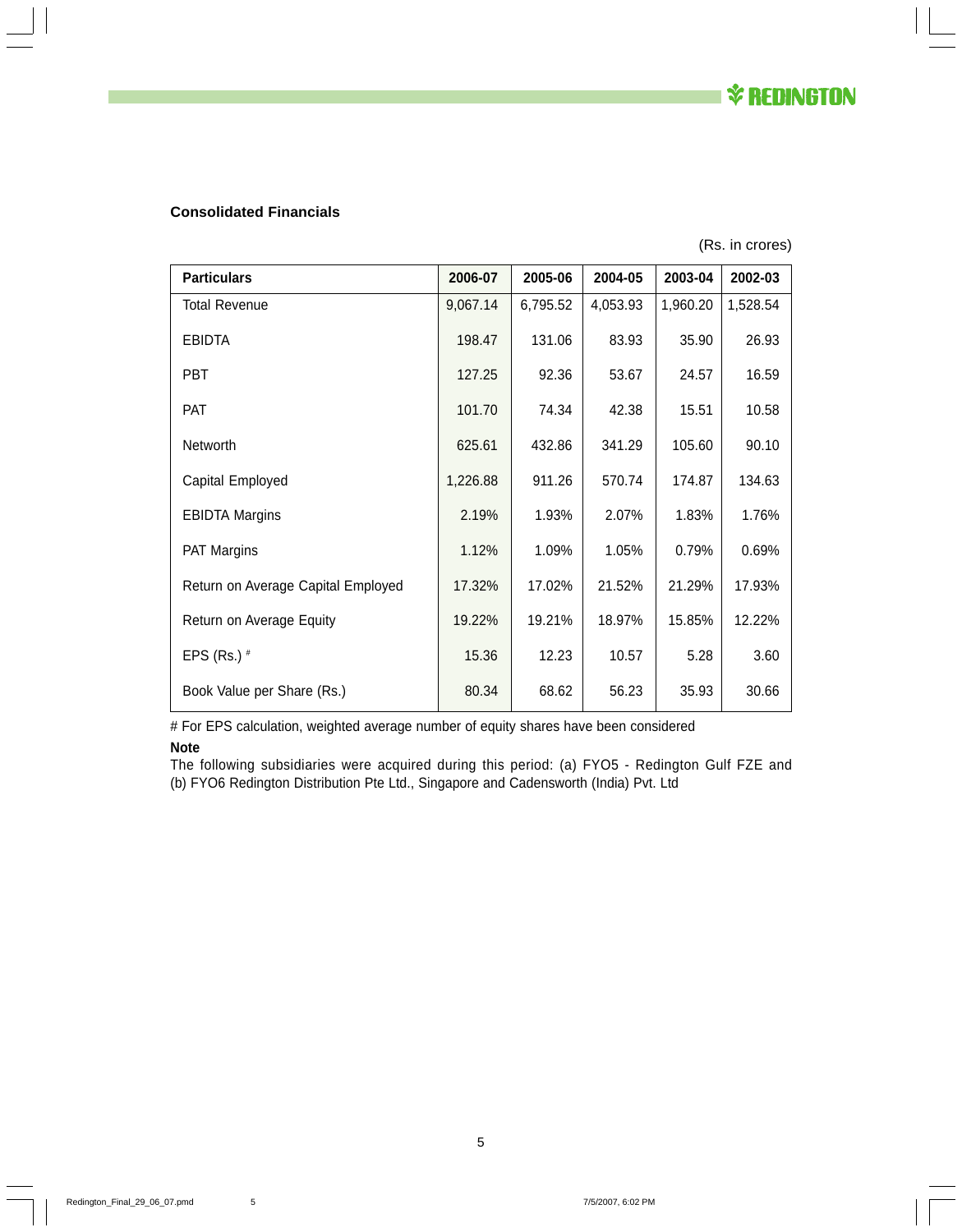## Consolidated Financials

(Rs. in crores)

| Particulars | 2006-07 | 2005-06 | 2004-05 | 2003-04 | 2002-03 |
|---|---|---|---|---|---|
| Total Revenue | 9,067.14 | 6,795.52 | 4,053.93 | 1,960.20 | 1,528.54 |
| EBIDTA | 198.47 | 131.06 | 83.93 | 35.90 | 26.93 |
| PBT | 127.25 | 92.36 | 53.67 | 24.57 | 16.59 |
| PAT | 101.70 | 74.34 | 42.38 | 15.51 | 10.58 |
| Networth | 625.61 | 432.86 | 341.29 | 105.60 | 90.10 |
| Capital Employed | 1,226.88 | 911.26 | 570.74 | 174.87 | 134.63 |
| EBIDTA Margins | 2.19% | 1.93% | 2.07% | 1.83% | 1.76% |
| PAT Margins | 1.12% | 1.09% | 1.05% | 0.79% | 0.69% |
| Return on Average Capital Employed | 17.32% | 17.02% | 21.52% | 21.29% | 17.93% |
| Return on Average Equity | 19.22% | 19.21% | 18.97% | 15.85% | 12.22% |
| EPS (Rs.) # | 15.36 | 12.23 | 10.57 | 5.28 | 3.60 |
| Book Value per Share (Rs.) | 80.34 | 68.62 | 56.23 | 35.93 | 30.66 |

# For EPS calculation, weighted average number of equity shares have been considered

**Note**

The following subsidiaries were acquired during this period: (a) FYO5 - Redington Gulf FZE and (b) FYO6 Redington Distribution Pte Ltd., Singapore and Cadensworth (India) Pvt. Ltd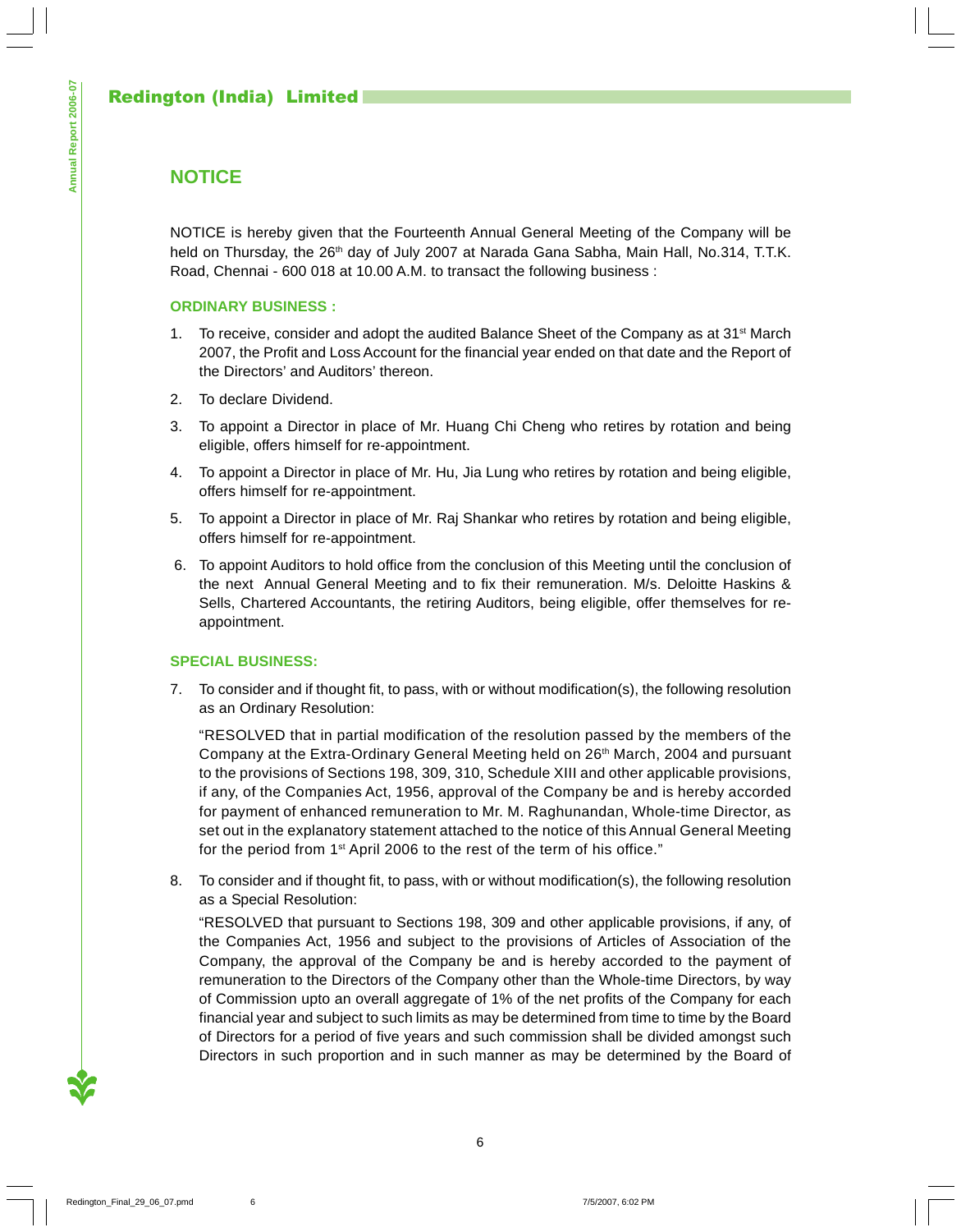## NOTICE

NOTICE is hereby given that the Fourteenth Annual General Meeting of the Company will be held on Thursday, the 26th day of July 2007 at Narada Gana Sabha, Main Hall, No.314, T.T.K. Road, Chennai - 600 018 at 10.00 A.M. to transact the following business :

### ORDINARY BUSINESS :

1. To receive, consider and adopt the audited Balance Sheet of the Company as at 31st March 2007, the Profit and Loss Account for the financial year ended on that date and the Report of the Directors' and Auditors' thereon.
2. To declare Dividend.
3. To appoint a Director in place of Mr. Huang Chi Cheng who retires by rotation and being eligible, offers himself for re-appointment.
4. To appoint a Director in place of Mr. Hu, Jia Lung who retires by rotation and being eligible, offers himself for re-appointment.
5. To appoint a Director in place of Mr. Raj Shankar who retires by rotation and being eligible, offers himself for re-appointment.
6. To appoint Auditors to hold office from the conclusion of this Meeting until the conclusion of the next Annual General Meeting and to fix their remuneration. M/s. Deloitte Haskins & Sells, Chartered Accountants, the retiring Auditors, being eligible, offer themselves for re-appointment.

### SPECIAL BUSINESS:

7. To consider and if thought fit, to pass, with or without modification(s), the following resolution as an Ordinary Resolution:

   "RESOLVED that in partial modification of the resolution passed by the members of the Company at the Extra-Ordinary General Meeting held on 26th March, 2004 and pursuant to the provisions of Sections 198, 309, 310, Schedule XIII and other applicable provisions, if any, of the Companies Act, 1956, approval of the Company be and is hereby accorded for payment of enhanced remuneration to Mr. M. Raghunandan, Whole-time Director, as set out in the explanatory statement attached to the notice of this Annual General Meeting for the period from 1st April 2006 to the rest of the term of his office."

8. To consider and if thought fit, to pass, with or without modification(s), the following resolution as a Special Resolution:

   "RESOLVED that pursuant to Sections 198, 309 and other applicable provisions, if any, of the Companies Act, 1956 and subject to the provisions of Articles of Association of the Company, the approval of the Company be and is hereby accorded to the payment of remuneration to the Directors of the Company other than the Whole-time Directors, by way of Commission upto an overall aggregate of 1% of the net profits of the Company for each financial year and subject to such limits as may be determined from time to time by the Board of Directors for a period of five years and such commission shall be divided amongst such Directors in such proportion and in such manner as may be determined by the Board of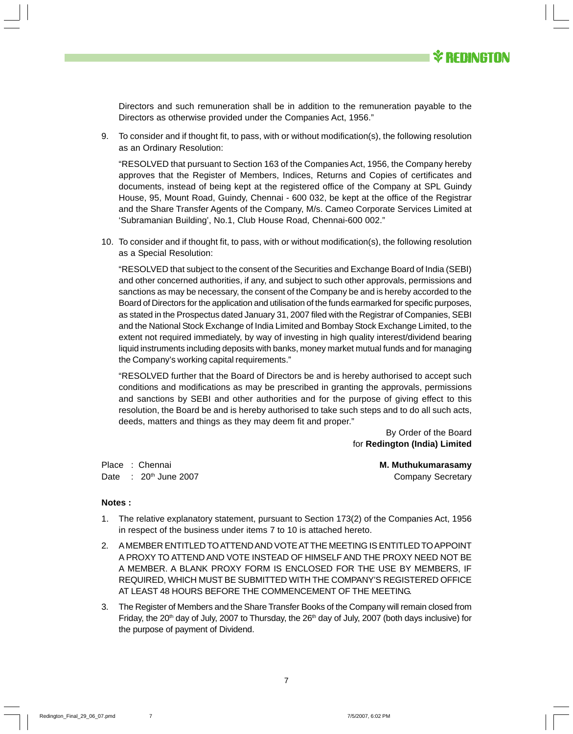Directors and such remuneration shall be in addition to the remuneration payable to the Directors as otherwise provided under the Companies Act, 1956."

9. To consider and if thought fit, to pass, with or without modification(s), the following resolution as an Ordinary Resolution:

   "RESOLVED that pursuant to Section 163 of the Companies Act, 1956, the Company hereby approves that the Register of Members, Indices, Returns and Copies of certificates and documents, instead of being kept at the registered office of the Company at SPL Guindy House, 95, Mount Road, Guindy, Chennai - 600 032, be kept at the office of the Registrar and the Share Transfer Agents of the Company, M/s. Cameo Corporate Services Limited at 'Subramanian Building', No.1, Club House Road, Chennai-600 002."

10. To consider and if thought fit, to pass, with or without modification(s), the following resolution as a Special Resolution:

   "RESOLVED that subject to the consent of the Securities and Exchange Board of India (SEBI) and other concerned authorities, if any, and subject to such other approvals, permissions and sanctions as may be necessary, the consent of the Company be and is hereby accorded to the Board of Directors for the application and utilisation of the funds earmarked for specific purposes, as stated in the Prospectus dated January 31, 2007 filed with the Registrar of Companies, SEBI and the National Stock Exchange of India Limited and Bombay Stock Exchange Limited, to the extent not required immediately, by way of investing in high quality interest/dividend bearing liquid instruments including deposits with banks, money market mutual funds and for managing the Company's working capital requirements."

   "RESOLVED further that the Board of Directors be and is hereby authorised to accept such conditions and modifications as may be prescribed in granting the approvals, permissions and sanctions by SEBI and other authorities and for the purpose of giving effect to this resolution, the Board be and is hereby authorised to take such steps and to do all such acts, deeds, matters and things as they may deem fit and proper."

By Order of the Board
for **Redington (India) Limited**

Place : Chennai
Date : 20th June 2007

**M. Muthukumarasamy**
Company Secretary

**Notes :**

1. The relative explanatory statement, pursuant to Section 173(2) of the Companies Act, 1956 in respect of the business under items 7 to 10 is attached hereto.
2. A MEMBER ENTITLED TO ATTEND AND VOTE AT THE MEETING IS ENTITLED TO APPOINT A PROXY TO ATTEND AND VOTE INSTEAD OF HIMSELF AND THE PROXY NEED NOT BE A MEMBER. A BLANK PROXY FORM IS ENCLOSED FOR THE USE BY MEMBERS, IF REQUIRED, WHICH MUST BE SUBMITTED WITH THE COMPANY'S REGISTERED OFFICE AT LEAST 48 HOURS BEFORE THE COMMENCEMENT OF THE MEETING.
3. The Register of Members and the Share Transfer Books of the Company will remain closed from Friday, the 20th day of July, 2007 to Thursday, the 26th day of July, 2007 (both days inclusive) for the purpose of payment of Dividend.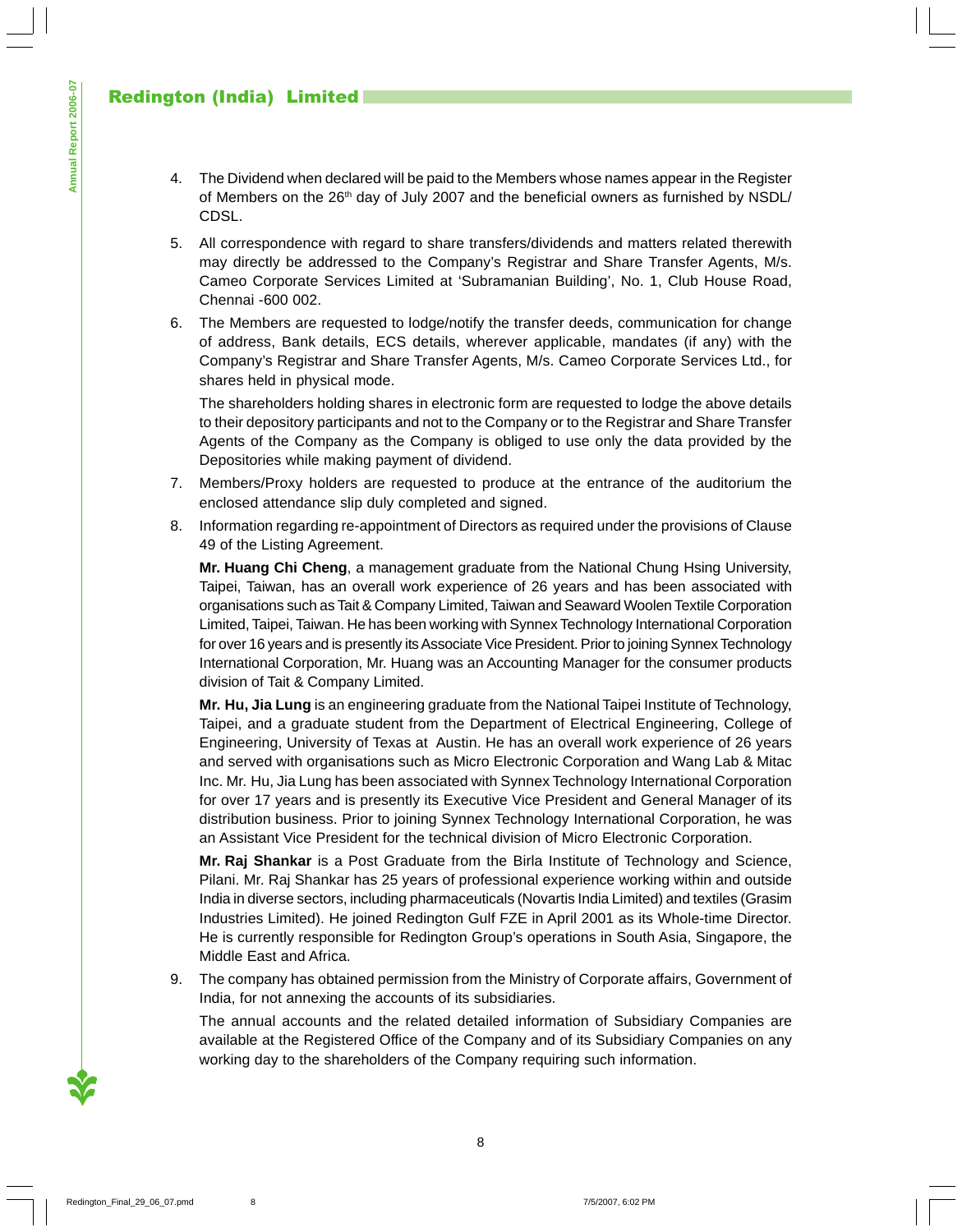4. The Dividend when declared will be paid to the Members whose names appear in the Register of Members on the 26th day of July 2007 and the beneficial owners as furnished by NSDL/ CDSL.

5. All correspondence with regard to share transfers/dividends and matters related therewith may directly be addressed to the Company's Registrar and Share Transfer Agents, M/s. Cameo Corporate Services Limited at 'Subramanian Building', No. 1, Club House Road, Chennai -600 002.

6. The Members are requested to lodge/notify the transfer deeds, communication for change of address, Bank details, ECS details, wherever applicable, mandates (if any) with the Company's Registrar and Share Transfer Agents, M/s. Cameo Corporate Services Ltd., for shares held in physical mode.

   The shareholders holding shares in electronic form are requested to lodge the above details to their depository participants and not to the Company or to the Registrar and Share Transfer Agents of the Company as the Company is obliged to use only the data provided by the Depositories while making payment of dividend.

7. Members/Proxy holders are requested to produce at the entrance of the auditorium the enclosed attendance slip duly completed and signed.

8. Information regarding re-appointment of Directors as required under the provisions of Clause 49 of the Listing Agreement.

   **Mr. Huang Chi Cheng**, a management graduate from the National Chung Hsing University, Taipei, Taiwan, has an overall work experience of 26 years and has been associated with organisations such as Tait & Company Limited, Taiwan and Seaward Woolen Textile Corporation Limited, Taipei, Taiwan. He has been working with Synnex Technology International Corporation for over 16 years and is presently its Associate Vice President. Prior to joining Synnex Technology International Corporation, Mr. Huang was an Accounting Manager for the consumer products division of Tait & Company Limited.

   **Mr. Hu, Jia Lung** is an engineering graduate from the National Taipei Institute of Technology, Taipei, and a graduate student from the Department of Electrical Engineering, College of Engineering, University of Texas at Austin. He has an overall work experience of 26 years and served with organisations such as Micro Electronic Corporation and Wang Lab & Mitac Inc. Mr. Hu, Jia Lung has been associated with Synnex Technology International Corporation for over 17 years and is presently its Executive Vice President and General Manager of its distribution business. Prior to joining Synnex Technology International Corporation, he was an Assistant Vice President for the technical division of Micro Electronic Corporation.

   **Mr. Raj Shankar** is a Post Graduate from the Birla Institute of Technology and Science, Pilani. Mr. Raj Shankar has 25 years of professional experience working within and outside India in diverse sectors, including pharmaceuticals (Novartis India Limited) and textiles (Grasim Industries Limited). He joined Redington Gulf FZE in April 2001 as its Whole-time Director. He is currently responsible for Redington Group's operations in South Asia, Singapore, the Middle East and Africa.

9. The company has obtained permission from the Ministry of Corporate affairs, Government of India, for not annexing the accounts of its subsidiaries.

   The annual accounts and the related detailed information of Subsidiary Companies are available at the Registered Office of the Company and of its Subsidiary Companies on any working day to the shareholders of the Company requiring such information.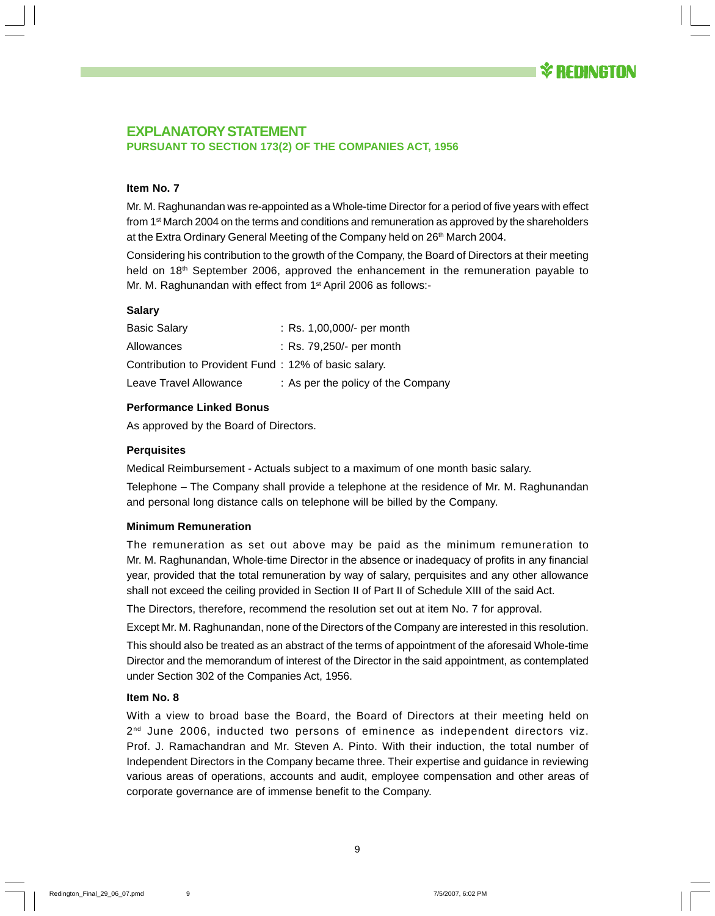# EXPLANATORY STATEMENT

## PURSUANT TO SECTION 173(2) OF THE COMPANIES ACT, 1956

### Item No. 7

Mr. M. Raghunandan was re-appointed as a Whole-time Director for a period of five years with effect from 1st March 2004 on the terms and conditions and remuneration as approved by the shareholders at the Extra Ordinary General Meeting of the Company held on 26th March 2004.

Considering his contribution to the growth of the Company, the Board of Directors at their meeting held on 18th September 2006, approved the enhancement in the remuneration payable to Mr. M. Raghunandan with effect from 1st April 2006 as follows:-

**Salary**

| | |
|---|---|
| Basic Salary | : Rs. 1,00,000/- per month |
| Allowances | : Rs. 79,250/- per month |
| Contribution to Provident Fund | : 12% of basic salary. |
| Leave Travel Allowance | : As per the policy of the Company |

**Performance Linked Bonus**

As approved by the Board of Directors.

**Perquisites**

Medical Reimbursement - Actuals subject to a maximum of one month basic salary.

Telephone – The Company shall provide a telephone at the residence of Mr. M. Raghunandan and personal long distance calls on telephone will be billed by the Company.

**Minimum Remuneration**

The remuneration as set out above may be paid as the minimum remuneration to Mr. M. Raghunandan, Whole-time Director in the absence or inadequacy of profits in any financial year, provided that the total remuneration by way of salary, perquisites and any other allowance shall not exceed the ceiling provided in Section II of Part II of Schedule XIII of the said Act.

The Directors, therefore, recommend the resolution set out at item No. 7 for approval.

Except Mr. M. Raghunandan, none of the Directors of the Company are interested in this resolution.

This should also be treated as an abstract of the terms of appointment of the aforesaid Whole-time Director and the memorandum of interest of the Director in the said appointment, as contemplated under Section 302 of the Companies Act, 1956.

### Item No. 8

With a view to broad base the Board, the Board of Directors at their meeting held on 2nd June 2006, inducted two persons of eminence as independent directors viz. Prof. J. Ramachandran and Mr. Steven A. Pinto. With their induction, the total number of Independent Directors in the Company became three. Their expertise and guidance in reviewing various areas of operations, accounts and audit, employee compensation and other areas of corporate governance are of immense benefit to the Company.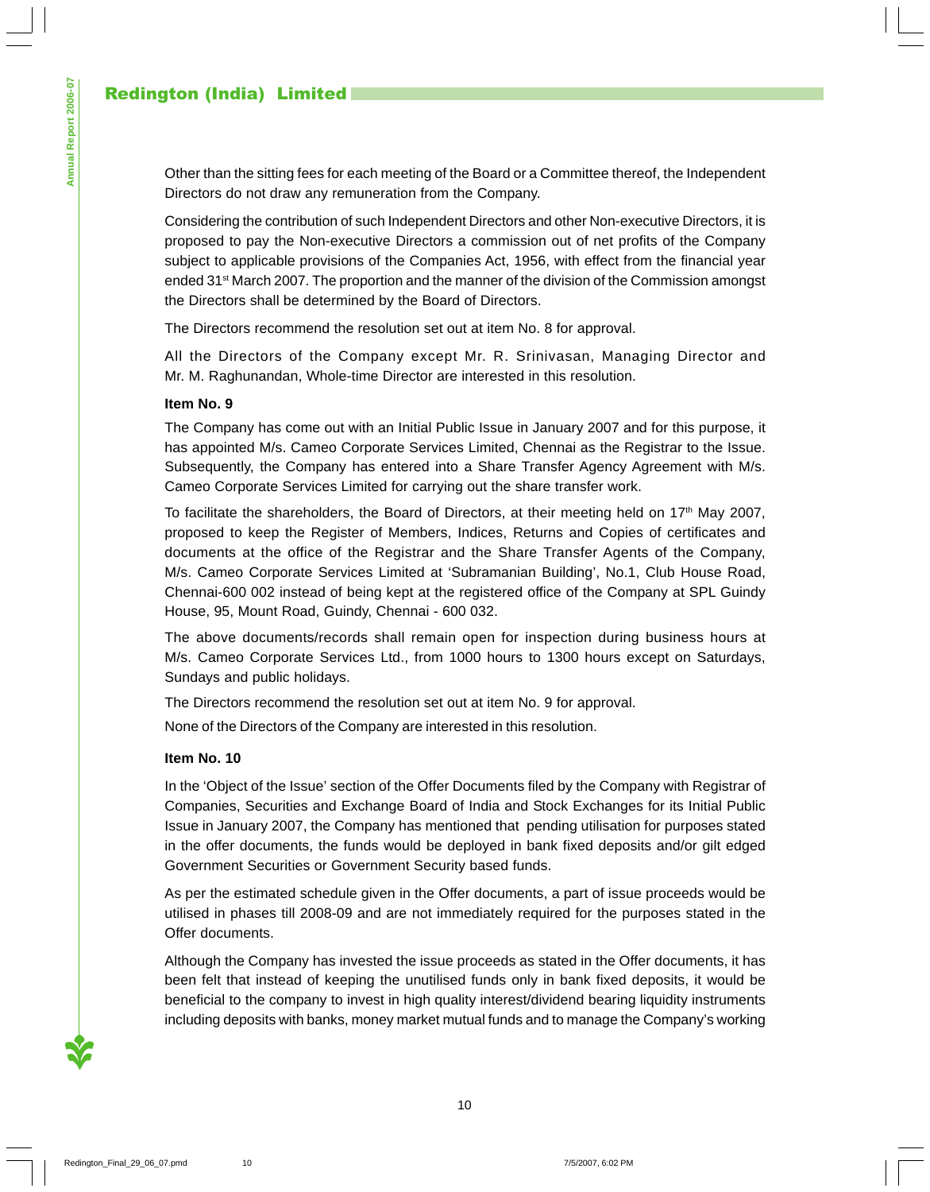Other than the sitting fees for each meeting of the Board or a Committee thereof, the Independent Directors do not draw any remuneration from the Company.

Considering the contribution of such Independent Directors and other Non-executive Directors, it is proposed to pay the Non-executive Directors a commission out of net profits of the Company subject to applicable provisions of the Companies Act, 1956, with effect from the financial year ended 31st March 2007. The proportion and the manner of the division of the Commission amongst the Directors shall be determined by the Board of Directors.

The Directors recommend the resolution set out at item No. 8 for approval.

All the Directors of the Company except Mr. R. Srinivasan, Managing Director and Mr. M. Raghunandan, Whole-time Director are interested in this resolution.

**Item No. 9**

The Company has come out with an Initial Public Issue in January 2007 and for this purpose, it has appointed M/s. Cameo Corporate Services Limited, Chennai as the Registrar to the Issue. Subsequently, the Company has entered into a Share Transfer Agency Agreement with M/s. Cameo Corporate Services Limited for carrying out the share transfer work.

To facilitate the shareholders, the Board of Directors, at their meeting held on 17th May 2007, proposed to keep the Register of Members, Indices, Returns and Copies of certificates and documents at the office of the Registrar and the Share Transfer Agents of the Company, M/s. Cameo Corporate Services Limited at 'Subramanian Building', No.1, Club House Road, Chennai-600 002 instead of being kept at the registered office of the Company at SPL Guindy House, 95, Mount Road, Guindy, Chennai - 600 032.

The above documents/records shall remain open for inspection during business hours at M/s. Cameo Corporate Services Ltd., from 1000 hours to 1300 hours except on Saturdays, Sundays and public holidays.

The Directors recommend the resolution set out at item No. 9 for approval.

None of the Directors of the Company are interested in this resolution.

**Item No. 10**

In the 'Object of the Issue' section of the Offer Documents filed by the Company with Registrar of Companies, Securities and Exchange Board of India and Stock Exchanges for its Initial Public Issue in January 2007, the Company has mentioned that pending utilisation for purposes stated in the offer documents, the funds would be deployed in bank fixed deposits and/or gilt edged Government Securities or Government Security based funds.

As per the estimated schedule given in the Offer documents, a part of issue proceeds would be utilised in phases till 2008-09 and are not immediately required for the purposes stated in the Offer documents.

Although the Company has invested the issue proceeds as stated in the Offer documents, it has been felt that instead of keeping the unutilised funds only in bank fixed deposits, it would be beneficial to the company to invest in high quality interest/dividend bearing liquidity instruments including deposits with banks, money market mutual funds and to manage the Company's working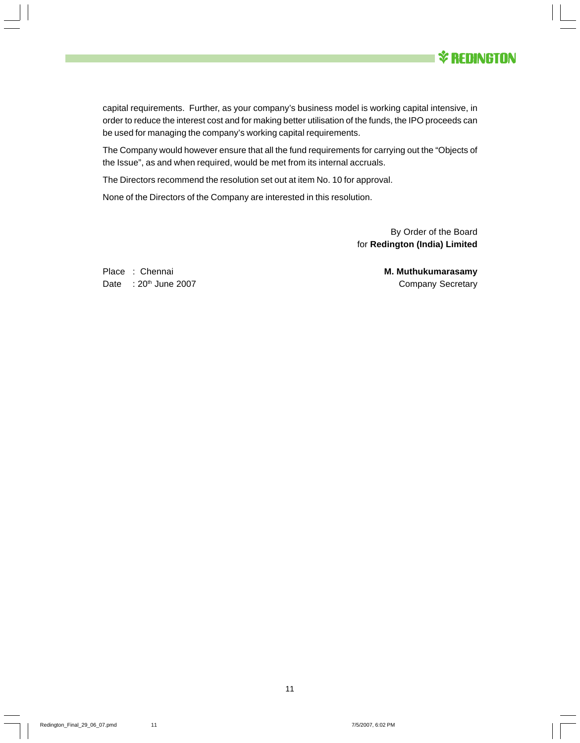capital requirements. Further, as your company's business model is working capital intensive, in order to reduce the interest cost and for making better utilisation of the funds, the IPO proceeds can be used for managing the company's working capital requirements.

The Company would however ensure that all the fund requirements for carrying out the "Objects of the Issue", as and when required, would be met from its internal accruals.

The Directors recommend the resolution set out at item No. 10 for approval.

None of the Directors of the Company are interested in this resolution.

By Order of the Board
for **Redington (India) Limited**

Place : Chennai
Date : 20th June 2007

**M. Muthukumarasamy**
Company Secretary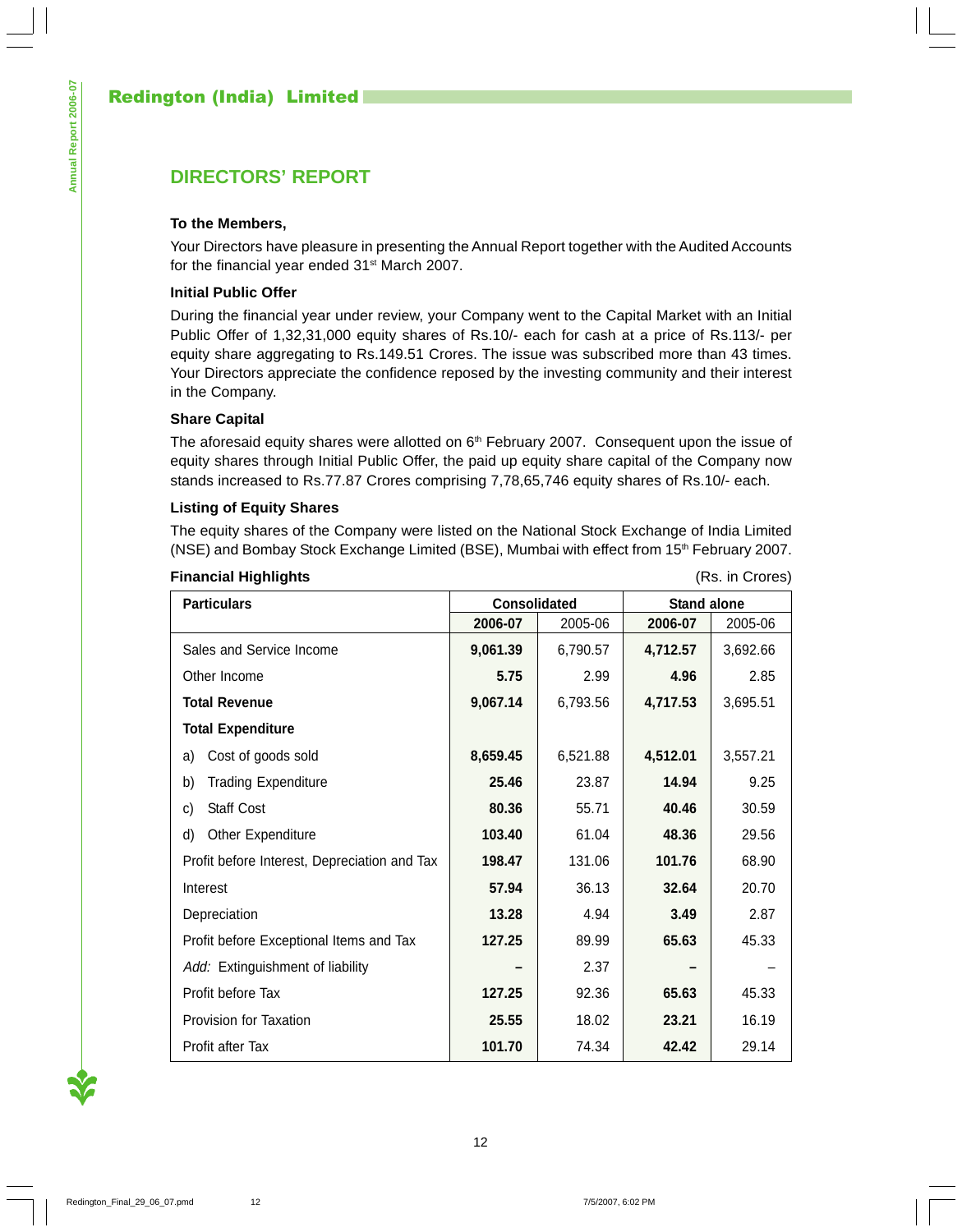## DIRECTORS' REPORT

**To the Members,**

Your Directors have pleasure in presenting the Annual Report together with the Audited Accounts for the financial year ended 31st March 2007.

**Initial Public Offer**

During the financial year under review, your Company went to the Capital Market with an Initial Public Offer of 1,32,31,000 equity shares of Rs.10/- each for cash at a price of Rs.113/- per equity share aggregating to Rs.149.51 Crores. The issue was subscribed more than 43 times. Your Directors appreciate the confidence reposed by the investing community and their interest in the Company.

**Share Capital**

The aforesaid equity shares were allotted on 6th February 2007. Consequent upon the issue of equity shares through Initial Public Offer, the paid up equity share capital of the Company now stands increased to Rs.77.87 Crores comprising 7,78,65,746 equity shares of Rs.10/- each.

**Listing of Equity Shares**

The equity shares of the Company were listed on the National Stock Exchange of India Limited (NSE) and Bombay Stock Exchange Limited (BSE), Mumbai with effect from 15th February 2007.

**Financial Highlights** (Rs. in Crores)

| Particulars | Consolidated | | Stand alone | |
|---|---|---|---|---|
| | **2006-07** | 2005-06 | **2006-07** | 2005-06 |
| Sales and Service Income | **9,061.39** | 6,790.57 | **4,712.57** | 3,692.66 |
| Other Income | **5.75** | 2.99 | **4.96** | 2.85 |
| **Total Revenue** | **9,067.14** | 6,793.56 | **4,717.53** | 3,695.51 |
| **Total Expenditure** | | | | |
| a) Cost of goods sold | **8,659.45** | 6,521.88 | **4,512.01** | 3,557.21 |
| b) Trading Expenditure | **25.46** | 23.87 | **14.94** | 9.25 |
| c) Staff Cost | **80.36** | 55.71 | **40.46** | 30.59 |
| d) Other Expenditure | **103.40** | 61.04 | **48.36** | 29.56 |
| Profit before Interest, Depreciation and Tax | **198.47** | 131.06 | **101.76** | 68.90 |
| Interest | **57.94** | 36.13 | **32.64** | 20.70 |
| Depreciation | **13.28** | 4.94 | **3.49** | 2.87 |
| Profit before Exceptional Items and Tax | **127.25** | 89.99 | **65.63** | 45.33 |
| *Add:* Extinguishment of liability | **–** | 2.37 | **–** | – |
| Profit before Tax | **127.25** | 92.36 | **65.63** | 45.33 |
| Provision for Taxation | **25.55** | 18.02 | **23.21** | 16.19 |
| Profit after Tax | **101.70** | 74.34 | **42.42** | 29.14 |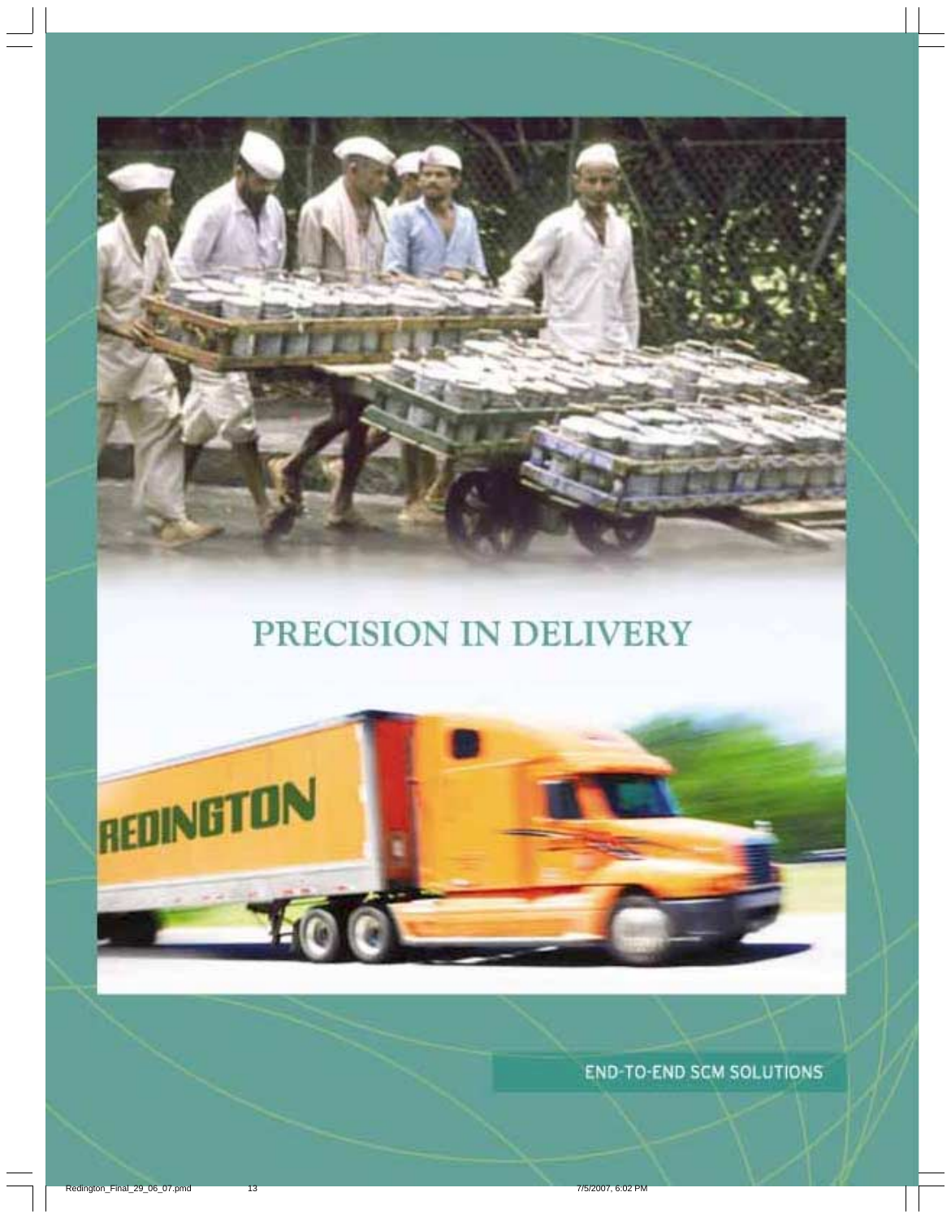# PRECISION IN DELIVERY

END-TO-END SCM SOLUTIONS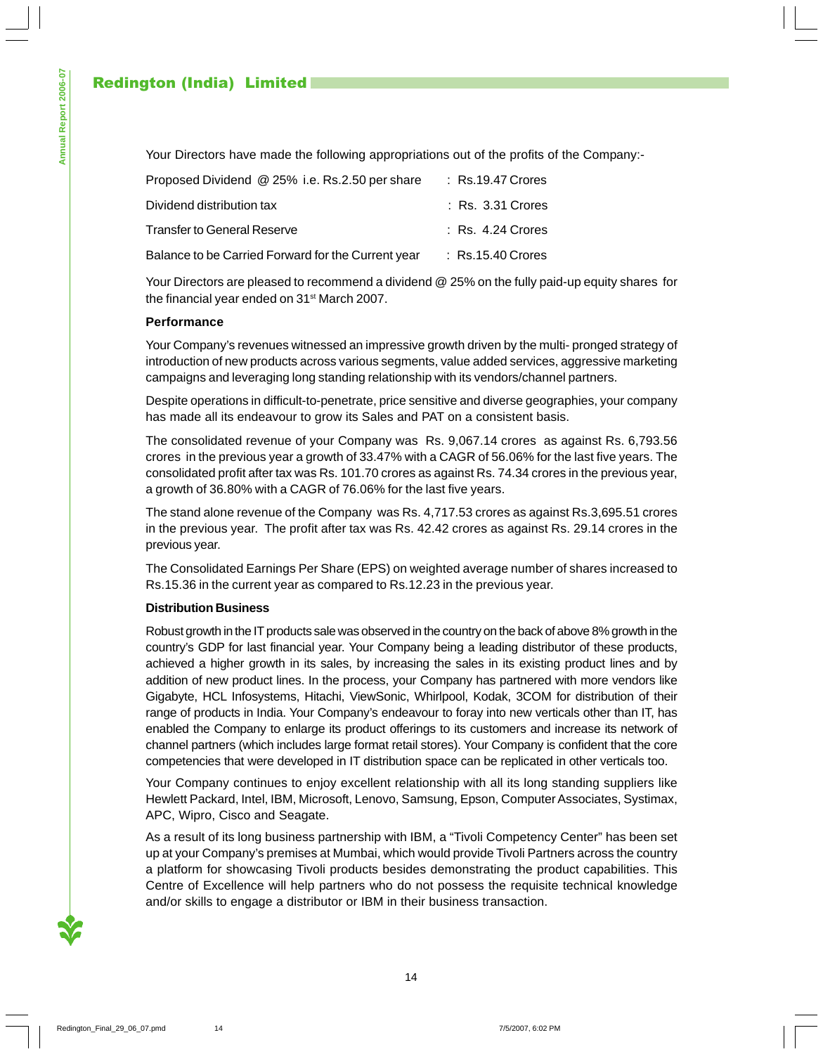Your Directors have made the following appropriations out of the profits of the Company:-

| | |
|---|---|
| Proposed Dividend @ 25% i.e. Rs.2.50 per share | : Rs.19.47 Crores |
| Dividend distribution tax | : Rs. 3.31 Crores |
| Transfer to General Reserve | : Rs. 4.24 Crores |
| Balance to be Carried Forward for the Current year | : Rs.15.40 Crores |

Your Directors are pleased to recommend a dividend @ 25% on the fully paid-up equity shares for the financial year ended on 31st March 2007.

**Performance**

Your Company's revenues witnessed an impressive growth driven by the multi- pronged strategy of introduction of new products across various segments, value added services, aggressive marketing campaigns and leveraging long standing relationship with its vendors/channel partners.

Despite operations in difficult-to-penetrate, price sensitive and diverse geographies, your company has made all its endeavour to grow its Sales and PAT on a consistent basis.

The consolidated revenue of your Company was Rs. 9,067.14 crores as against Rs. 6,793.56 crores in the previous year a growth of 33.47% with a CAGR of 56.06% for the last five years. The consolidated profit after tax was Rs. 101.70 crores as against Rs. 74.34 crores in the previous year, a growth of 36.80% with a CAGR of 76.06% for the last five years.

The stand alone revenue of the Company was Rs. 4,717.53 crores as against Rs.3,695.51 crores in the previous year. The profit after tax was Rs. 42.42 crores as against Rs. 29.14 crores in the previous year.

The Consolidated Earnings Per Share (EPS) on weighted average number of shares increased to Rs.15.36 in the current year as compared to Rs.12.23 in the previous year.

**Distribution Business**

Robust growth in the IT products sale was observed in the country on the back of above 8% growth in the country's GDP for last financial year. Your Company being a leading distributor of these products, achieved a higher growth in its sales, by increasing the sales in its existing product lines and by addition of new product lines. In the process, your Company has partnered with more vendors like Gigabyte, HCL Infosystems, Hitachi, ViewSonic, Whirlpool, Kodak, 3COM for distribution of their range of products in India. Your Company's endeavour to foray into new verticals other than IT, has enabled the Company to enlarge its product offerings to its customers and increase its network of channel partners (which includes large format retail stores). Your Company is confident that the core competencies that were developed in IT distribution space can be replicated in other verticals too.

Your Company continues to enjoy excellent relationship with all its long standing suppliers like Hewlett Packard, Intel, IBM, Microsoft, Lenovo, Samsung, Epson, Computer Associates, Systimax, APC, Wipro, Cisco and Seagate.

As a result of its long business partnership with IBM, a "Tivoli Competency Center" has been set up at your Company's premises at Mumbai, which would provide Tivoli Partners across the country a platform for showcasing Tivoli products besides demonstrating the product capabilities. This Centre of Excellence will help partners who do not possess the requisite technical knowledge and/or skills to engage a distributor or IBM in their business transaction.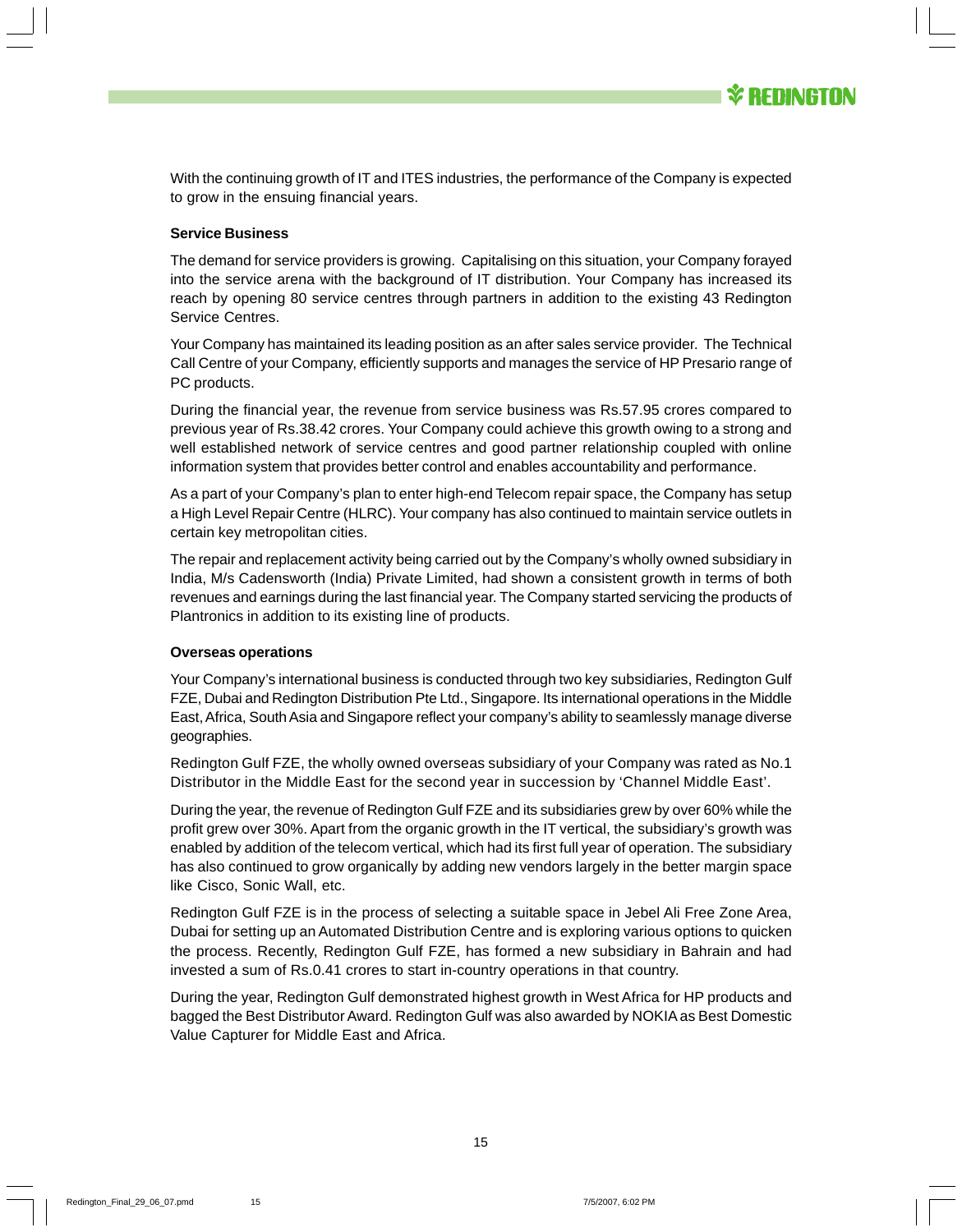With the continuing growth of IT and ITES industries, the performance of the Company is expected to grow in the ensuing financial years.

**Service Business**

The demand for service providers is growing. Capitalising on this situation, your Company forayed into the service arena with the background of IT distribution. Your Company has increased its reach by opening 80 service centres through partners in addition to the existing 43 Redington Service Centres.

Your Company has maintained its leading position as an after sales service provider. The Technical Call Centre of your Company, efficiently supports and manages the service of HP Presario range of PC products.

During the financial year, the revenue from service business was Rs.57.95 crores compared to previous year of Rs.38.42 crores. Your Company could achieve this growth owing to a strong and well established network of service centres and good partner relationship coupled with online information system that provides better control and enables accountability and performance.

As a part of your Company's plan to enter high-end Telecom repair space, the Company has setup a High Level Repair Centre (HLRC). Your company has also continued to maintain service outlets in certain key metropolitan cities.

The repair and replacement activity being carried out by the Company's wholly owned subsidiary in India, M/s Cadensworth (India) Private Limited, had shown a consistent growth in terms of both revenues and earnings during the last financial year. The Company started servicing the products of Plantronics in addition to its existing line of products.

**Overseas operations**

Your Company's international business is conducted through two key subsidiaries, Redington Gulf FZE, Dubai and Redington Distribution Pte Ltd., Singapore. Its international operations in the Middle East, Africa, South Asia and Singapore reflect your company's ability to seamlessly manage diverse geographies.

Redington Gulf FZE, the wholly owned overseas subsidiary of your Company was rated as No.1 Distributor in the Middle East for the second year in succession by 'Channel Middle East'.

During the year, the revenue of Redington Gulf FZE and its subsidiaries grew by over 60% while the profit grew over 30%. Apart from the organic growth in the IT vertical, the subsidiary's growth was enabled by addition of the telecom vertical, which had its first full year of operation. The subsidiary has also continued to grow organically by adding new vendors largely in the better margin space like Cisco, Sonic Wall, etc.

Redington Gulf FZE is in the process of selecting a suitable space in Jebel Ali Free Zone Area, Dubai for setting up an Automated Distribution Centre and is exploring various options to quicken the process. Recently, Redington Gulf FZE, has formed a new subsidiary in Bahrain and had invested a sum of Rs.0.41 crores to start in-country operations in that country.

During the year, Redington Gulf demonstrated highest growth in West Africa for HP products and bagged the Best Distributor Award. Redington Gulf was also awarded by NOKIA as Best Domestic Value Capturer for Middle East and Africa.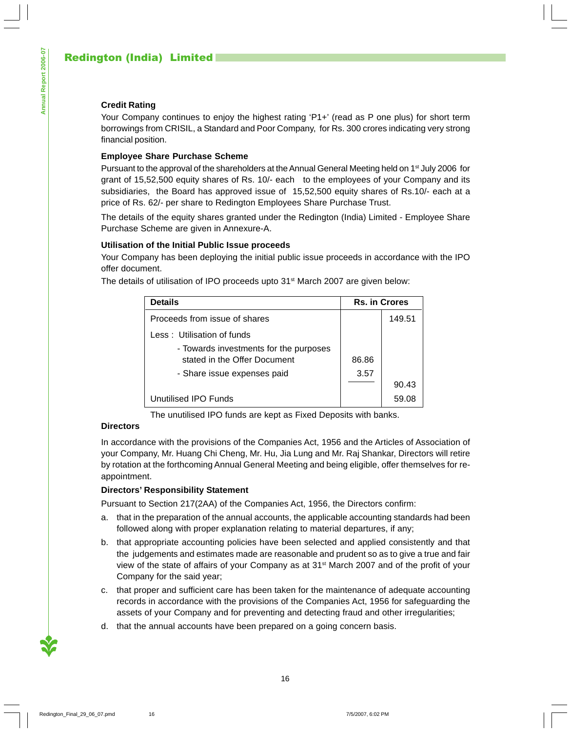### Credit Rating

Your Company continues to enjoy the highest rating 'P1+' (read as P one plus) for short term borrowings from CRISIL, a Standard and Poor Company, for Rs. 300 crores indicating very strong financial position.

### Employee Share Purchase Scheme

Pursuant to the approval of the shareholders at the Annual General Meeting held on 1st July 2006 for grant of 15,52,500 equity shares of Rs. 10/- each to the employees of your Company and its subsidiaries, the Board has approved issue of 15,52,500 equity shares of Rs.10/- each at a price of Rs. 62/- per share to Redington Employees Share Purchase Trust.

The details of the equity shares granted under the Redington (India) Limited - Employee Share Purchase Scheme are given in Annexure-A.

### Utilisation of the Initial Public Issue proceeds

Your Company has been deploying the initial public issue proceeds in accordance with the IPO offer document.

The details of utilisation of IPO proceeds upto 31st March 2007 are given below:

| Details | Rs. in Crores | |
|---|---|---|
| Proceeds from issue of shares | | 149.51 |
| Less : Utilisation of funds | | |
| - Towards investments for the purposes stated in the Offer Document | 86.86 | |
| - Share issue expenses paid | 3.57 | |
| | | 90.43 |
| Unutilised IPO Funds | | 59.08 |

The unutilised IPO funds are kept as Fixed Deposits with banks.

### Directors

In accordance with the provisions of the Companies Act, 1956 and the Articles of Association of your Company, Mr. Huang Chi Cheng, Mr. Hu, Jia Lung and Mr. Raj Shankar, Directors will retire by rotation at the forthcoming Annual General Meeting and being eligible, offer themselves for re-appointment.

### Directors' Responsibility Statement

Pursuant to Section 217(2AA) of the Companies Act, 1956, the Directors confirm:

a. that in the preparation of the annual accounts, the applicable accounting standards had been followed along with proper explanation relating to material departures, if any;

b. that appropriate accounting policies have been selected and applied consistently and that the judgements and estimates made are reasonable and prudent so as to give a true and fair view of the state of affairs of your Company as at 31st March 2007 and of the profit of your Company for the said year;

c. that proper and sufficient care has been taken for the maintenance of adequate accounting records in accordance with the provisions of the Companies Act, 1956 for safeguarding the assets of your Company and for preventing and detecting fraud and other irregularities;

d. that the annual accounts have been prepared on a going concern basis.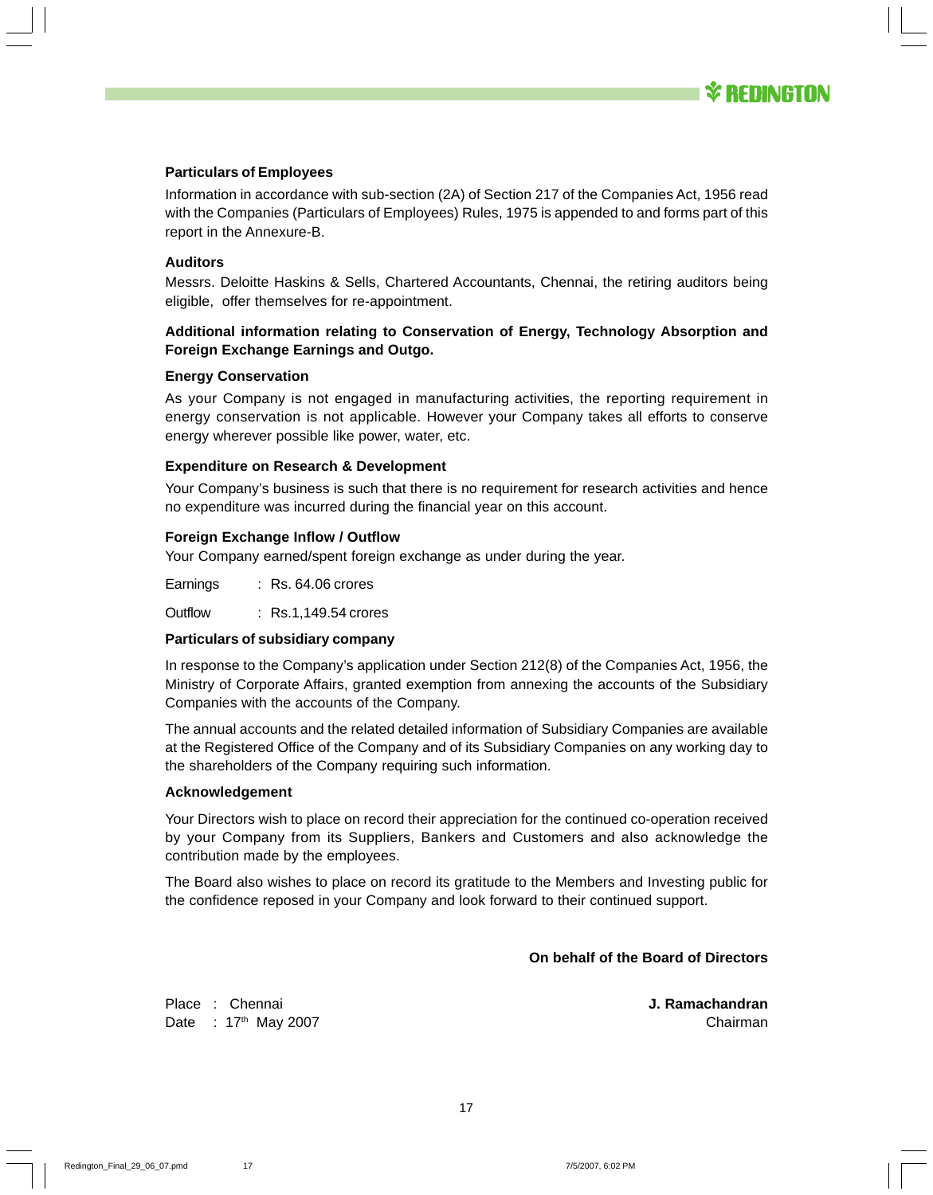**Particulars of Employees**

Information in accordance with sub-section (2A) of Section 217 of the Companies Act, 1956 read with the Companies (Particulars of Employees) Rules, 1975 is appended to and forms part of this report in the Annexure-B.

**Auditors**

Messrs. Deloitte Haskins & Sells, Chartered Accountants, Chennai, the retiring auditors being eligible, offer themselves for re-appointment.

**Additional information relating to Conservation of Energy, Technology Absorption and Foreign Exchange Earnings and Outgo.**

**Energy Conservation**

As your Company is not engaged in manufacturing activities, the reporting requirement in energy conservation is not applicable. However your Company takes all efforts to conserve energy wherever possible like power, water, etc.

**Expenditure on Research & Development**

Your Company's business is such that there is no requirement for research activities and hence no expenditure was incurred during the financial year on this account.

**Foreign Exchange Inflow / Outflow**

Your Company earned/spent foreign exchange as under during the year.

Earnings : Rs. 64.06 crores

Outflow : Rs.1,149.54 crores

**Particulars of subsidiary company**

In response to the Company's application under Section 212(8) of the Companies Act, 1956, the Ministry of Corporate Affairs, granted exemption from annexing the accounts of the Subsidiary Companies with the accounts of the Company.

The annual accounts and the related detailed information of Subsidiary Companies are available at the Registered Office of the Company and of its Subsidiary Companies on any working day to the shareholders of the Company requiring such information.

**Acknowledgement**

Your Directors wish to place on record their appreciation for the continued co-operation received by your Company from its Suppliers, Bankers and Customers and also acknowledge the contribution made by the employees.

The Board also wishes to place on record its gratitude to the Members and Investing public for the confidence reposed in your Company and look forward to their continued support.

**On behalf of the Board of Directors**

Place : Chennai
Date : 17th May 2007

**J. Ramachandran**
Chairman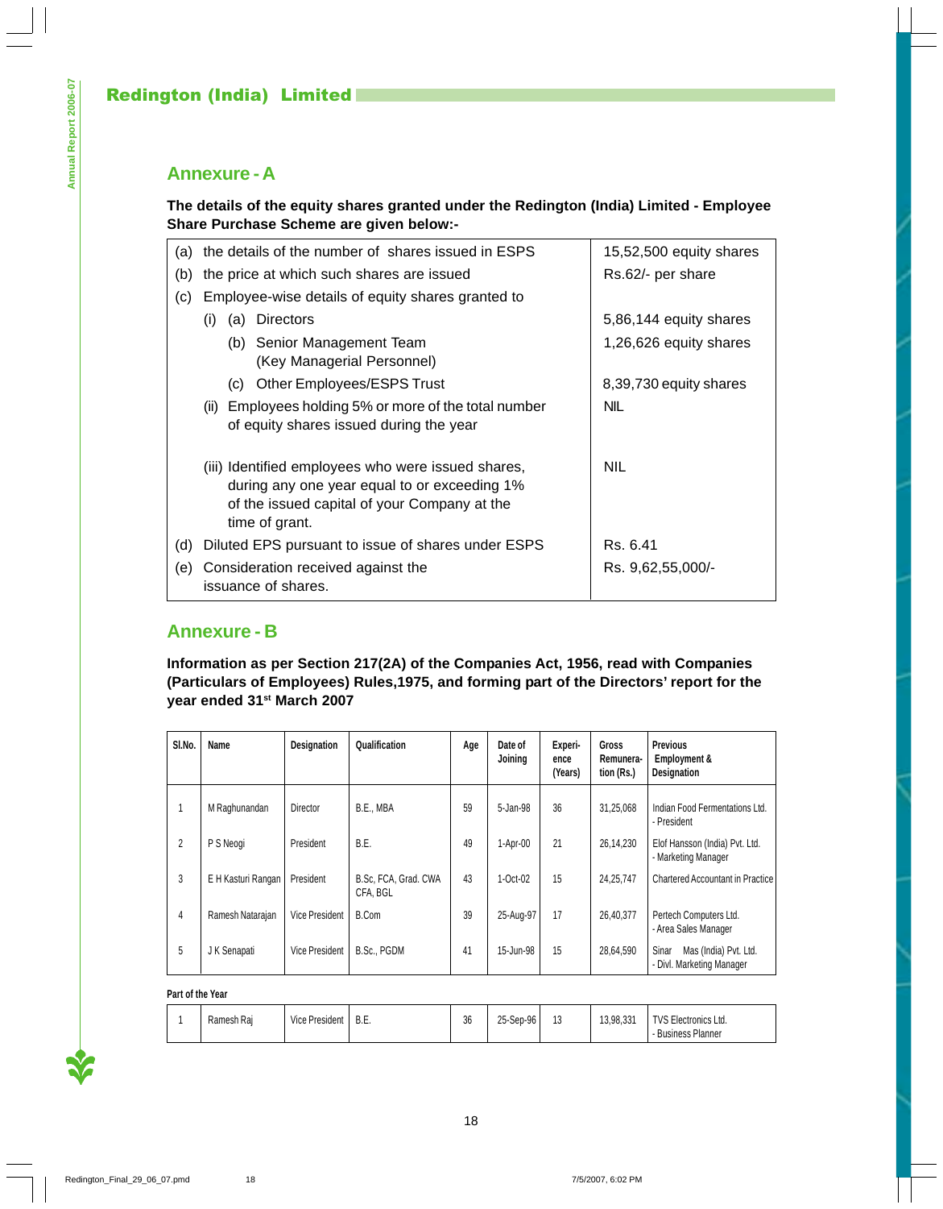## Annexure - A

**The details of the equity shares granted under the Redington (India) Limited - Employee Share Purchase Scheme are given below:-**

| | |
|---|---|
| (a) the details of the number of shares issued in ESPS | 15,52,500 equity shares |
| (b) the price at which such shares are issued | Rs.62/- per share |
| (c) Employee-wise details of equity shares granted to | |
| (i) (a) Directors | 5,86,144 equity shares |
| (b) Senior Management Team (Key Managerial Personnel) | 1,26,626 equity shares |
| (c) Other Employees/ESPS Trust | 8,39,730 equity shares |
| (ii) Employees holding 5% or more of the total number of equity shares issued during the year | NIL |
| (iii) Identified employees who were issued shares, during any one year equal to or exceeding 1% of the issued capital of your Company at the time of grant. | NIL |
| (d) Diluted EPS pursuant to issue of shares under ESPS | Rs. 6.41 |
| (e) Consideration received against the issuance of shares. | Rs. 9,62,55,000/- |

## Annexure - B

**Information as per Section 217(2A) of the Companies Act, 1956, read with Companies (Particulars of Employees) Rules,1975, and forming part of the Directors' report for the year ended 31st March 2007**

| Sl.No. | Name | Designation | Qualification | Age | Date of Joining | Experience (Years) | Gross Remuneration (Rs.) | Previous Employment & Designation |
|---|---|---|---|---|---|---|---|---|
| 1 | M Raghunandan | Director | B.E., MBA | 59 | 5-Jan-98 | 36 | 31,25,068 | Indian Food Fermentations Ltd. - President |
| 2 | P S Neogi | President | B.E. | 49 | 1-Apr-00 | 21 | 26,14,230 | Elof Hansson (India) Pvt. Ltd. - Marketing Manager |
| 3 | E H Kasturi Rangan | President | B.Sc, FCA, Grad. CWA CFA, BGL | 43 | 1-Oct-02 | 15 | 24,25,747 | Chartered Accountant in Practice |
| 4 | Ramesh Natarajan | Vice President | B.Com | 39 | 25-Aug-97 | 17 | 26,40,377 | Pertech Computers Ltd. - Area Sales Manager |
| 5 | J K Senapati | Vice President | B.Sc., PGDM | 41 | 15-Jun-98 | 15 | 28,64,590 | Sinar Mas (India) Pvt. Ltd. - Divl. Marketing Manager |

**Part of the Year**

| Sl.No. | Name | Designation | Qualification | Age | Date of Joining | Experience (Years) | Gross Remuneration (Rs.) | Previous Employment & Designation |
|---|---|---|---|---|---|---|---|---|
| 1 | Ramesh Raj | Vice President | B.E. | 36 | 25-Sep-96 | 13 | 13,98,331 | TVS Electronics Ltd. - Business Planner |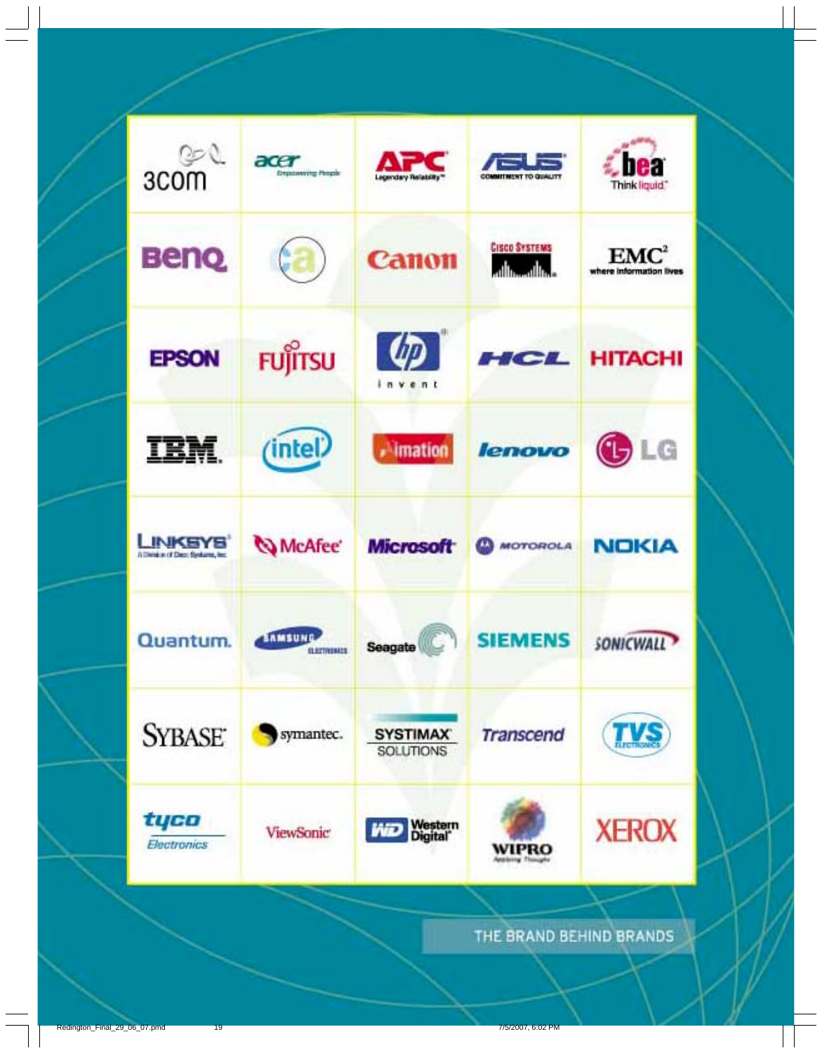| | | | | |
|---|---|---|---|---|
| 3com | acer Empowering People | APC Legendary Reliability™ | ASUS COMMITMENT TO QUALITY | bea Think liquid. |
| BenQ | ca | Canon | Cisco Systems | EMC² where information lives |
| EPSON | FUJITSU | hp invent | HCL | HITACHI |
| IBM. | intel | imation | lenovo | LG |
| LINKSYS A Division of Cisco Systems, Inc. | McAfee | Microsoft | MOTOROLA | NOKIA |
| Quantum. | SAMSUNG ELECTRONICS | Seagate | SIEMENS | SONICWALL |
| SYBASE | symantec. | SYSTIMAX SOLUTIONS | Transcend | TVS ELECTRONICS |
| tyco Electronics | ViewSonic | WD Western Digital | WIPRO Applying Thought | XEROX |

THE BRAND BEHIND BRANDS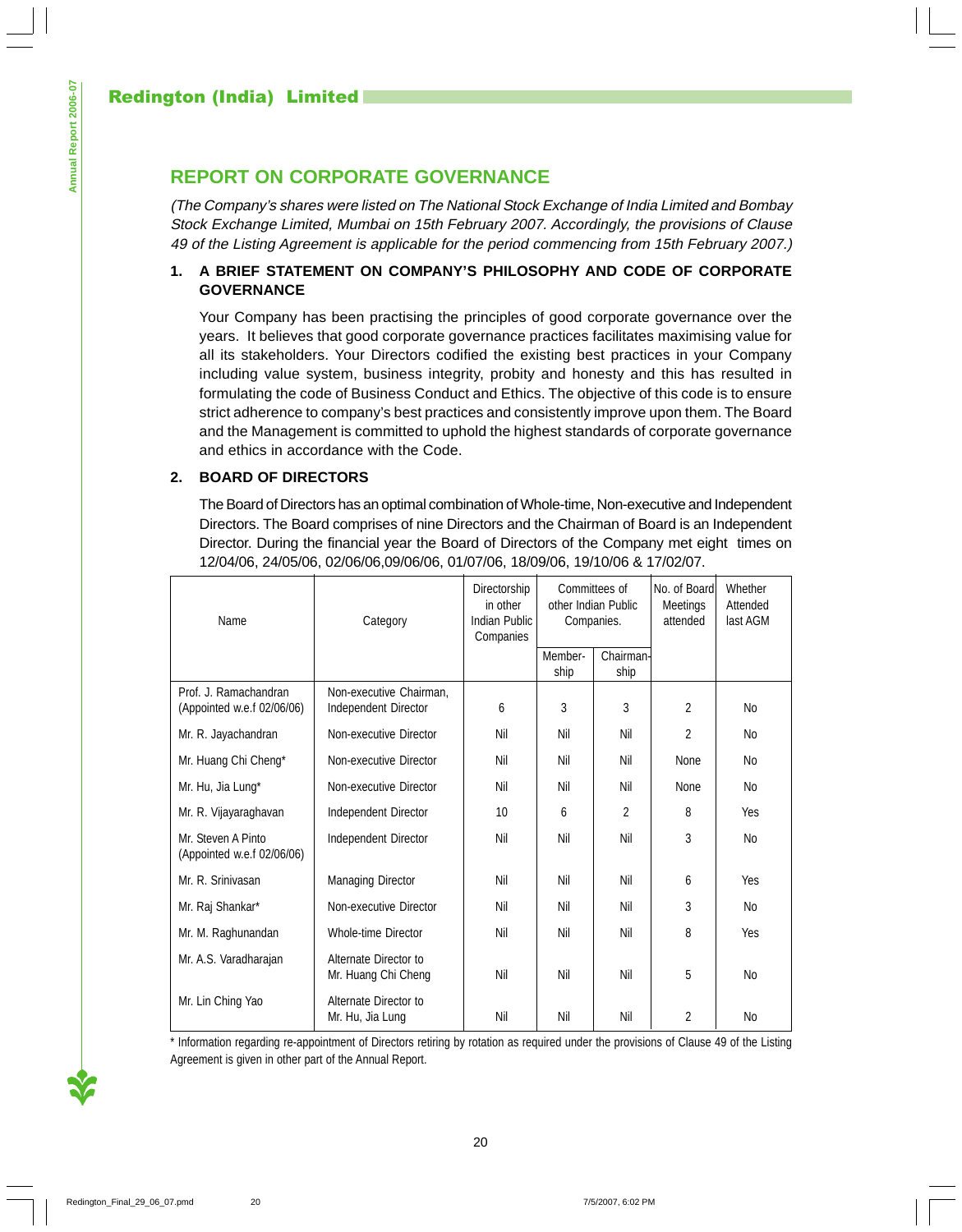## REPORT ON CORPORATE GOVERNANCE

*(The Company's shares were listed on The National Stock Exchange of India Limited and Bombay Stock Exchange Limited, Mumbai on 15th February 2007. Accordingly, the provisions of Clause 49 of the Listing Agreement is applicable for the period commencing from 15th February 2007.)*

### 1. A BRIEF STATEMENT ON COMPANY'S PHILOSOPHY AND CODE OF CORPORATE GOVERNANCE

Your Company has been practising the principles of good corporate governance over the years. It believes that good corporate governance practices facilitates maximising value for all its stakeholders. Your Directors codified the existing best practices in your Company including value system, business integrity, probity and honesty and this has resulted in formulating the code of Business Conduct and Ethics. The objective of this code is to ensure strict adherence to company's best practices and consistently improve upon them. The Board and the Management is committed to uphold the highest standards of corporate governance and ethics in accordance with the Code.

### 2. BOARD OF DIRECTORS

The Board of Directors has an optimal combination of Whole-time, Non-executive and Independent Directors. The Board comprises of nine Directors and the Chairman of Board is an Independent Director. During the financial year the Board of Directors of the Company met eight times on 12/04/06, 24/05/06, 02/06/06,09/06/06, 01/07/06, 18/09/06, 19/10/06 & 17/02/07.

| Name | Category | Directorship in other Indian Public Companies | Committees of other Indian Public Companies. | | No. of Board Meetings attended | Whether Attended last AGM |
|---|---|---|---|---|---|---|
| | | | Member-ship | Chairman-ship | | |
| Prof. J. Ramachandran (Appointed w.e.f 02/06/06) | Non-executive Chairman, Independent Director | 6 | 3 | 3 | 2 | No |
| Mr. R. Jayachandran | Non-executive Director | Nil | Nil | Nil | 2 | No |
| Mr. Huang Chi Cheng* | Non-executive Director | Nil | Nil | Nil | None | No |
| Mr. Hu, Jia Lung* | Non-executive Director | Nil | Nil | Nil | None | No |
| Mr. R. Vijayaraghavan | Independent Director | 10 | 6 | 2 | 8 | Yes |
| Mr. Steven A Pinto (Appointed w.e.f 02/06/06) | Independent Director | Nil | Nil | Nil | 3 | No |
| Mr. R. Srinivasan | Managing Director | Nil | Nil | Nil | 6 | Yes |
| Mr. Raj Shankar* | Non-executive Director | Nil | Nil | Nil | 3 | No |
| Mr. M. Raghunandan | Whole-time Director | Nil | Nil | Nil | 8 | Yes |
| Mr. A.S. Varadharajan | Alternate Director to Mr. Huang Chi Cheng | Nil | Nil | Nil | 5 | No |
| Mr. Lin Ching Yao | Alternate Director to Mr. Hu, Jia Lung | Nil | Nil | Nil | 2 | No |

\* Information regarding re-appointment of Directors retiring by rotation as required under the provisions of Clause 49 of the Listing Agreement is given in other part of the Annual Report.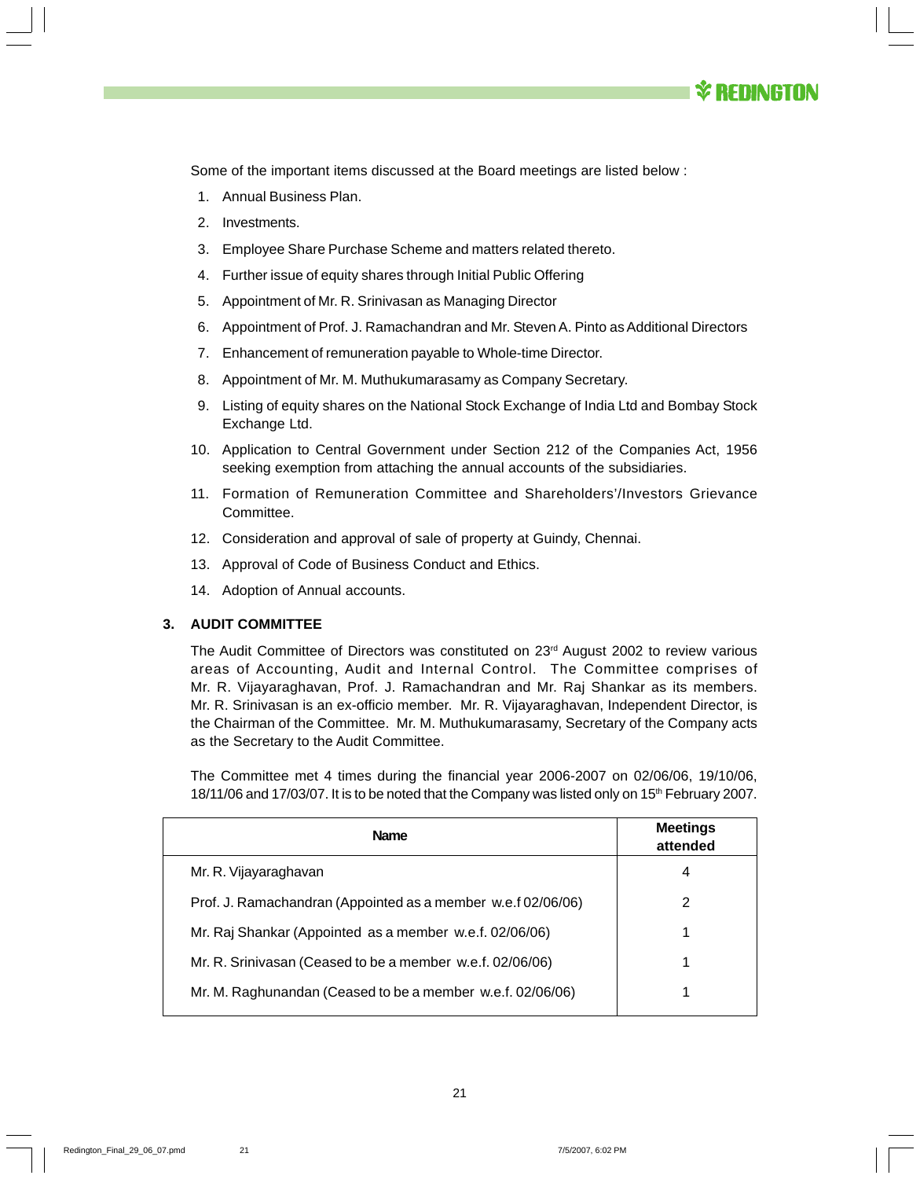Some of the important items discussed at the Board meetings are listed below :

1. Annual Business Plan.
2. Investments.
3. Employee Share Purchase Scheme and matters related thereto.
4. Further issue of equity shares through Initial Public Offering
5. Appointment of Mr. R. Srinivasan as Managing Director
6. Appointment of Prof. J. Ramachandran and Mr. Steven A. Pinto as Additional Directors
7. Enhancement of remuneration payable to Whole-time Director.
8. Appointment of Mr. M. Muthukumarasamy as Company Secretary.
9. Listing of equity shares on the National Stock Exchange of India Ltd and Bombay Stock Exchange Ltd.
10. Application to Central Government under Section 212 of the Companies Act, 1956 seeking exemption from attaching the annual accounts of the subsidiaries.
11. Formation of Remuneration Committee and Shareholders'/Investors Grievance Committee.
12. Consideration and approval of sale of property at Guindy, Chennai.
13. Approval of Code of Business Conduct and Ethics.
14. Adoption of Annual accounts.

## 3. AUDIT COMMITTEE

The Audit Committee of Directors was constituted on 23rd August 2002 to review various areas of Accounting, Audit and Internal Control. The Committee comprises of Mr. R. Vijayaraghavan, Prof. J. Ramachandran and Mr. Raj Shankar as its members. Mr. R. Srinivasan is an ex-officio member. Mr. R. Vijayaraghavan, Independent Director, is the Chairman of the Committee. Mr. M. Muthukumarasamy, Secretary of the Company acts as the Secretary to the Audit Committee.

The Committee met 4 times during the financial year 2006-2007 on 02/06/06, 19/10/06, 18/11/06 and 17/03/07. It is to be noted that the Company was listed only on 15th February 2007.

| Name | Meetings attended |
|---|---|
| Mr. R. Vijayaraghavan | 4 |
| Prof. J. Ramachandran (Appointed as a member w.e.f 02/06/06) | 2 |
| Mr. Raj Shankar (Appointed as a member w.e.f. 02/06/06) | 1 |
| Mr. R. Srinivasan (Ceased to be a member w.e.f. 02/06/06) | 1 |
| Mr. M. Raghunandan (Ceased to be a member w.e.f. 02/06/06) | 1 |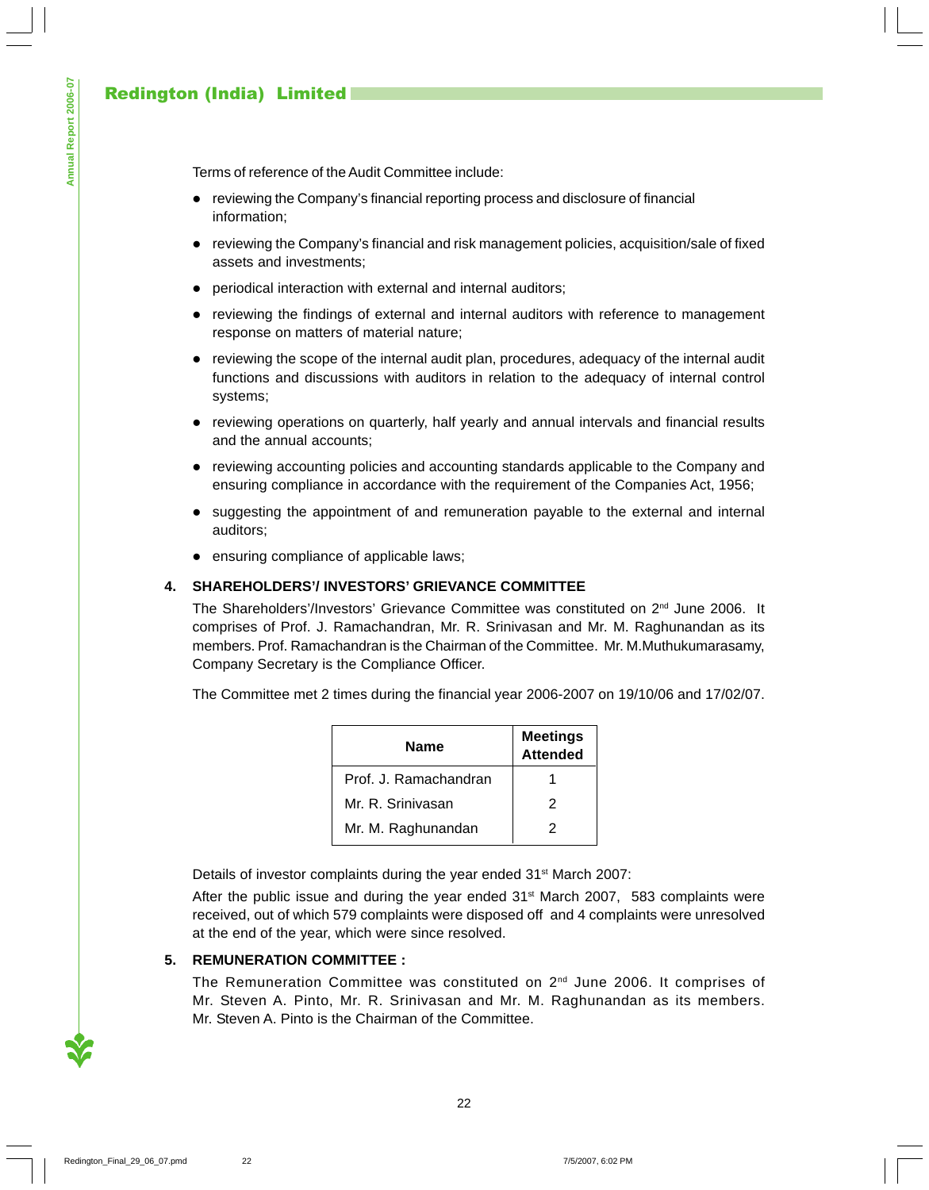Terms of reference of the Audit Committee include:

- reviewing the Company's financial reporting process and disclosure of financial information;
- reviewing the Company's financial and risk management policies, acquisition/sale of fixed assets and investments;
- periodical interaction with external and internal auditors;
- reviewing the findings of external and internal auditors with reference to management response on matters of material nature;
- reviewing the scope of the internal audit plan, procedures, adequacy of the internal audit functions and discussions with auditors in relation to the adequacy of internal control systems;
- reviewing operations on quarterly, half yearly and annual intervals and financial results and the annual accounts;
- reviewing accounting policies and accounting standards applicable to the Company and ensuring compliance in accordance with the requirement of the Companies Act, 1956;
- suggesting the appointment of and remuneration payable to the external and internal auditors;
- ensuring compliance of applicable laws;

**4. SHAREHOLDERS'/ INVESTORS' GRIEVANCE COMMITTEE**

The Shareholders'/Investors' Grievance Committee was constituted on 2nd June 2006. It comprises of Prof. J. Ramachandran, Mr. R. Srinivasan and Mr. M. Raghunandan as its members. Prof. Ramachandran is the Chairman of the Committee. Mr. M.Muthukumarasamy, Company Secretary is the Compliance Officer.

The Committee met 2 times during the financial year 2006-2007 on 19/10/06 and 17/02/07.

| Name | Meetings Attended |
|---|---|
| Prof. J. Ramachandran | 1 |
| Mr. R. Srinivasan | 2 |
| Mr. M. Raghunandan | 2 |

Details of investor complaints during the year ended 31st March 2007:

After the public issue and during the year ended 31st March 2007, 583 complaints were received, out of which 579 complaints were disposed off and 4 complaints were unresolved at the end of the year, which were since resolved.

**5. REMUNERATION COMMITTEE :**

The Remuneration Committee was constituted on 2nd June 2006. It comprises of Mr. Steven A. Pinto, Mr. R. Srinivasan and Mr. M. Raghunandan as its members. Mr. Steven A. Pinto is the Chairman of the Committee.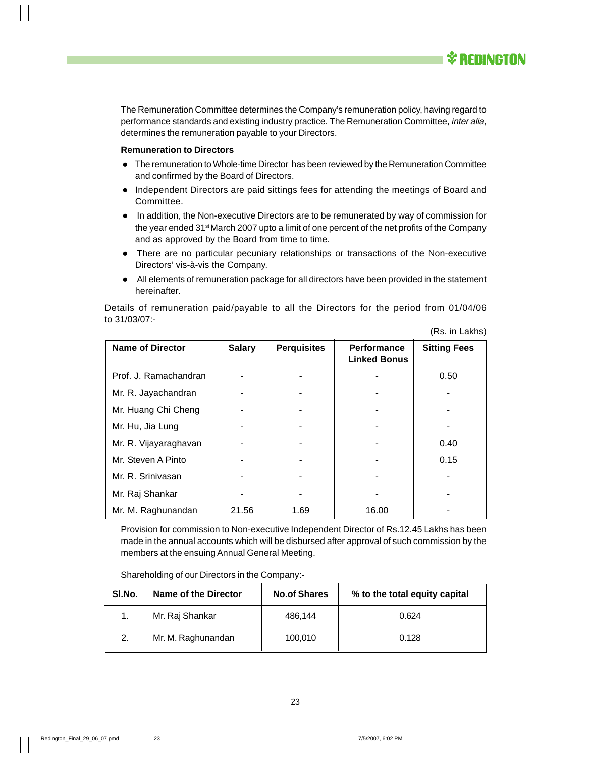The Remuneration Committee determines the Company's remuneration policy, having regard to performance standards and existing industry practice. The Remuneration Committee, *inter alia*, determines the remuneration payable to your Directors.

**Remuneration to Directors**

- The remuneration to Whole-time Director has been reviewed by the Remuneration Committee and confirmed by the Board of Directors.
- Independent Directors are paid sittings fees for attending the meetings of Board and Committee.
- In addition, the Non-executive Directors are to be remunerated by way of commission for the year ended 31st March 2007 upto a limit of one percent of the net profits of the Company and as approved by the Board from time to time.
- There are no particular pecuniary relationships or transactions of the Non-executive Directors' vis-à-vis the Company.
- All elements of remuneration package for all directors have been provided in the statement hereinafter.

Details of remuneration paid/payable to all the Directors for the period from 01/04/06 to 31/03/07:-

(Rs. in Lakhs)

| Name of Director | Salary | Perquisites | Performance Linked Bonus | Sitting Fees |
|---|---|---|---|---|
| Prof. J. Ramachandran | - | - | - | 0.50 |
| Mr. R. Jayachandran | - | - | - | - |
| Mr. Huang Chi Cheng | - | - | - | - |
| Mr. Hu, Jia Lung | - | - | - | - |
| Mr. R. Vijayaraghavan | - | - | - | 0.40 |
| Mr. Steven A Pinto | - | - | - | 0.15 |
| Mr. R. Srinivasan | - | - | - | - |
| Mr. Raj Shankar | - | - | - | - |
| Mr. M. Raghunandan | 21.56 | 1.69 | 16.00 | - |

Provision for commission to Non-executive Independent Director of Rs.12.45 Lakhs has been made in the annual accounts which will be disbursed after approval of such commission by the members at the ensuing Annual General Meeting.

Shareholding of our Directors in the Company:-

| Sl.No. | Name of the Director | No.of Shares | % to the total equity capital |
|---|---|---|---|
| 1. | Mr. Raj Shankar | 486,144 | 0.624 |
| 2. | Mr. M. Raghunandan | 100,010 | 0.128 |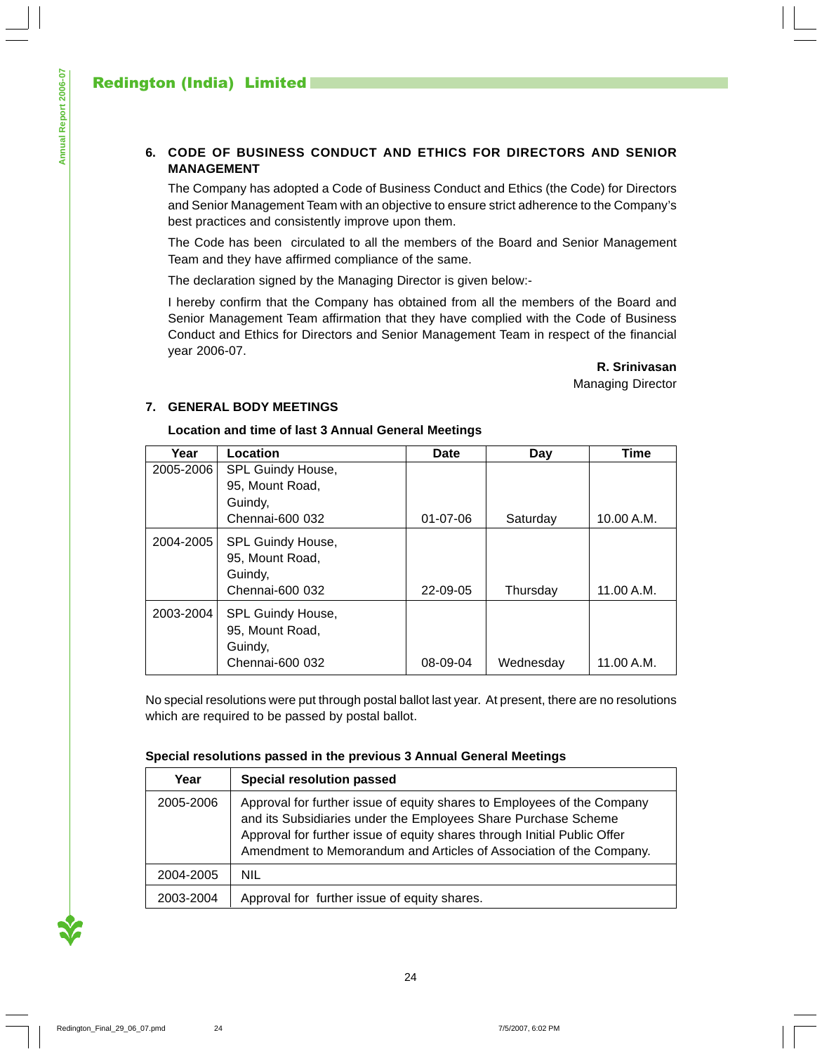## 6. CODE OF BUSINESS CONDUCT AND ETHICS FOR DIRECTORS AND SENIOR MANAGEMENT

The Company has adopted a Code of Business Conduct and Ethics (the Code) for Directors and Senior Management Team with an objective to ensure strict adherence to the Company's best practices and consistently improve upon them.

The Code has been circulated to all the members of the Board and Senior Management Team and they have affirmed compliance of the same.

The declaration signed by the Managing Director is given below:-

I hereby confirm that the Company has obtained from all the members of the Board and Senior Management Team affirmation that they have complied with the Code of Business Conduct and Ethics for Directors and Senior Management Team in respect of the financial year 2006-07.

**R. Srinivasan**
Managing Director

## 7. GENERAL BODY MEETINGS

**Location and time of last 3 Annual General Meetings**

| Year | Location | Date | Day | Time |
|---|---|---|---|---|
| 2005-2006 | SPL Guindy House, 95, Mount Road, Guindy, Chennai-600 032 | 01-07-06 | Saturday | 10.00 A.M. |
| 2004-2005 | SPL Guindy House, 95, Mount Road, Guindy, Chennai-600 032 | 22-09-05 | Thursday | 11.00 A.M. |
| 2003-2004 | SPL Guindy House, 95, Mount Road, Guindy, Chennai-600 032 | 08-09-04 | Wednesday | 11.00 A.M. |

No special resolutions were put through postal ballot last year. At present, there are no resolutions which are required to be passed by postal ballot.

**Special resolutions passed in the previous 3 Annual General Meetings**

| Year | Special resolution passed |
|---|---|
| 2005-2006 | Approval for further issue of equity shares to Employees of the Company and its Subsidiaries under the Employees Share Purchase Scheme<br>Approval for further issue of equity shares through Initial Public Offer<br>Amendment to Memorandum and Articles of Association of the Company. |
| 2004-2005 | NIL |
| 2003-2004 | Approval for further issue of equity shares. |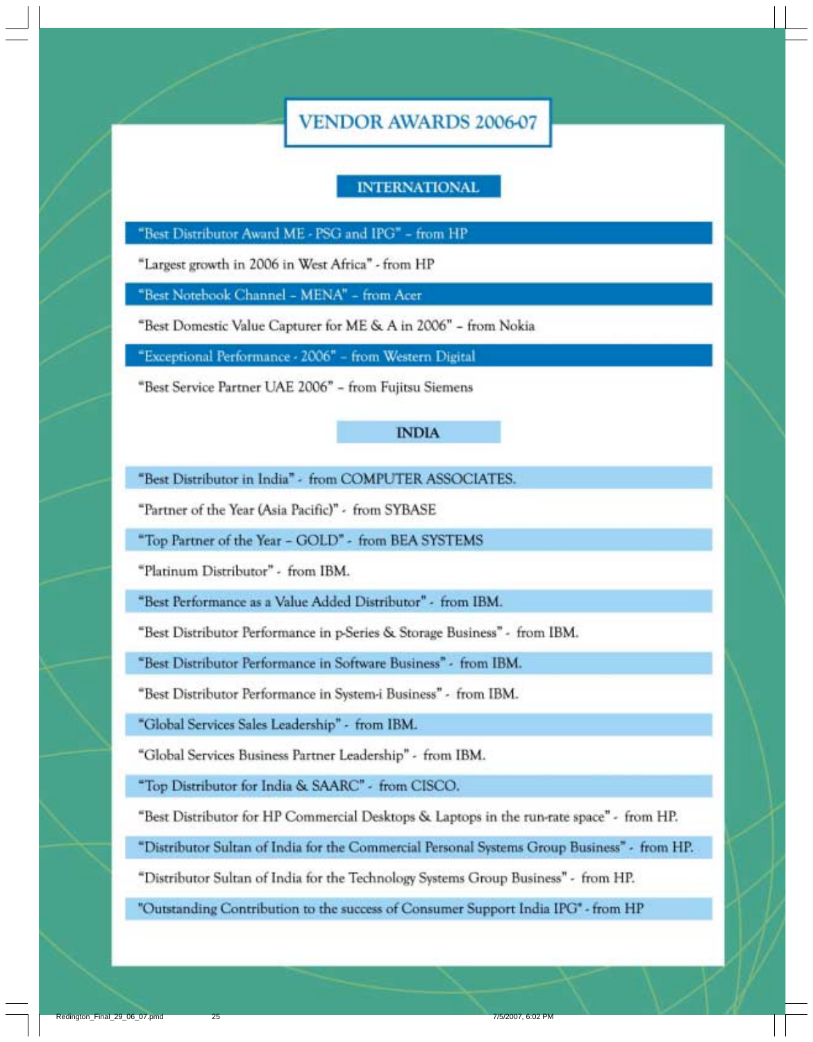# VENDOR AWARDS 2006-07

## INTERNATIONAL

"Best Distributor Award ME - PSG and IPG" – from HP

"Largest growth in 2006 in West Africa" - from HP

"Best Notebook Channel – MENA" – from Acer

"Best Domestic Value Capturer for ME & A in 2006" – from Nokia

"Exceptional Performance - 2006" – from Western Digital

"Best Service Partner UAE 2006" – from Fujitsu Siemens

## INDIA

"Best Distributor in India" - from COMPUTER ASSOCIATES.

"Partner of the Year (Asia Pacific)" - from SYBASE

"Top Partner of the Year – GOLD" - from BEA SYSTEMS

"Platinum Distributor" - from IBM.

"Best Performance as a Value Added Distributor" - from IBM.

"Best Distributor Performance in p-Series & Storage Business" - from IBM.

"Best Distributor Performance in Software Business" - from IBM.

"Best Distributor Performance in System-i Business" - from IBM.

"Global Services Sales Leadership" - from IBM.

"Global Services Business Partner Leadership" - from IBM.

"Top Distributor for India & SAARC" - from CISCO.

"Best Distributor for HP Commercial Desktops & Laptops in the run-rate space" - from HP.

"Distributor Sultan of India for the Commercial Personal Systems Group Business" - from HP.

"Distributor Sultan of India for the Technology Systems Group Business" - from HP.

"Outstanding Contribution to the success of Consumer Support India IPG" - from HP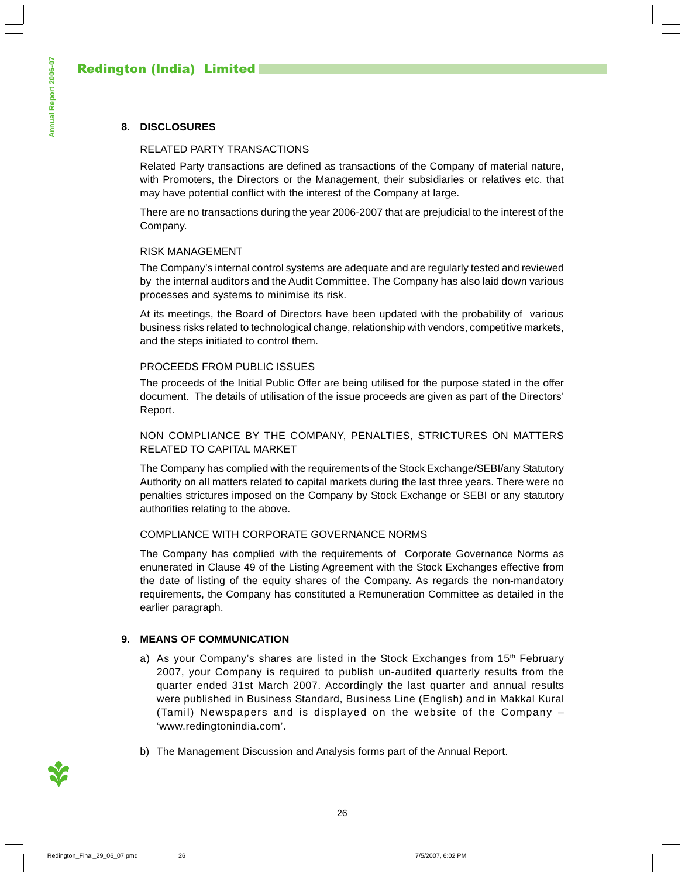## 8. DISCLOSURES

RELATED PARTY TRANSACTIONS

Related Party transactions are defined as transactions of the Company of material nature, with Promoters, the Directors or the Management, their subsidiaries or relatives etc. that may have potential conflict with the interest of the Company at large.

There are no transactions during the year 2006-2007 that are prejudicial to the interest of the Company.

RISK MANAGEMENT

The Company's internal control systems are adequate and are regularly tested and reviewed by the internal auditors and the Audit Committee. The Company has also laid down various processes and systems to minimise its risk.

At its meetings, the Board of Directors have been updated with the probability of various business risks related to technological change, relationship with vendors, competitive markets, and the steps initiated to control them.

PROCEEDS FROM PUBLIC ISSUES

The proceeds of the Initial Public Offer are being utilised for the purpose stated in the offer document. The details of utilisation of the issue proceeds are given as part of the Directors' Report.

NON COMPLIANCE BY THE COMPANY, PENALTIES, STRICTURES ON MATTERS RELATED TO CAPITAL MARKET

The Company has complied with the requirements of the Stock Exchange/SEBI/any Statutory Authority on all matters related to capital markets during the last three years. There were no penalties strictures imposed on the Company by Stock Exchange or SEBI or any statutory authorities relating to the above.

COMPLIANCE WITH CORPORATE GOVERNANCE NORMS

The Company has complied with the requirements of Corporate Governance Norms as enunerated in Clause 49 of the Listing Agreement with the Stock Exchanges effective from the date of listing of the equity shares of the Company. As regards the non-mandatory requirements, the Company has constituted a Remuneration Committee as detailed in the earlier paragraph.

## 9. MEANS OF COMMUNICATION

a) As your Company's shares are listed in the Stock Exchanges from 15th February 2007, your Company is required to publish un-audited quarterly results from the quarter ended 31st March 2007. Accordingly the last quarter and annual results were published in Business Standard, Business Line (English) and in Makkal Kural (Tamil) Newspapers and is displayed on the website of the Company – 'www.redingtonindia.com'.

b) The Management Discussion and Analysis forms part of the Annual Report.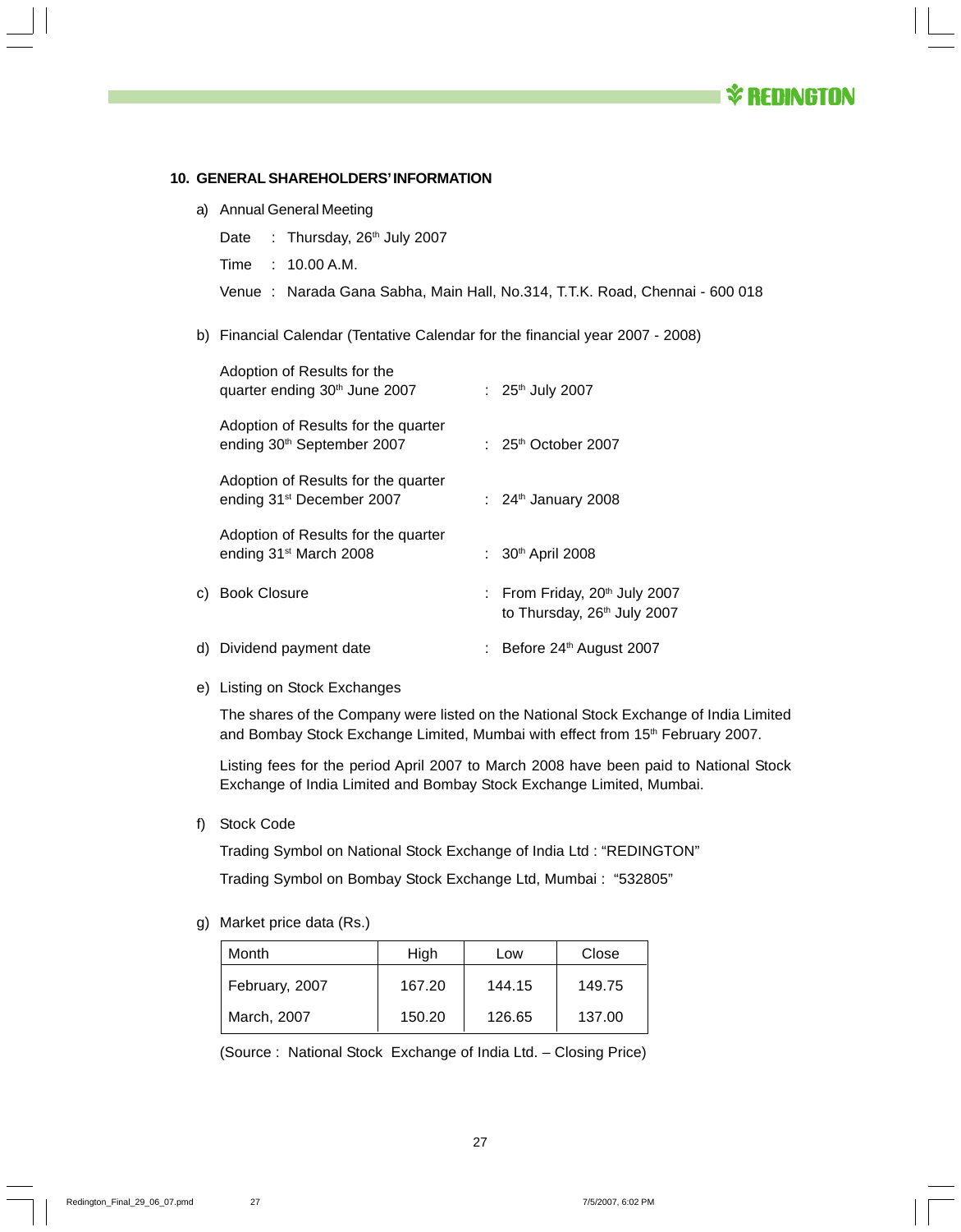## 10. GENERAL SHAREHOLDERS' INFORMATION

a) Annual General Meeting

Date : Thursday, 26th July 2007

Time : 10.00 A.M.

Venue : Narada Gana Sabha, Main Hall, No.314, T.T.K. Road, Chennai - 600 018

b) Financial Calendar (Tentative Calendar for the financial year 2007 - 2008)

Adoption of Results for the quarter ending 30th June 2007 : 25th July 2007

Adoption of Results for the quarter ending 30th September 2007 : 25th October 2007

Adoption of Results for the quarter ending 31st December 2007 : 24th January 2008

Adoption of Results for the quarter ending 31st March 2008 : 30th April 2008

c) Book Closure : From Friday, 20th July 2007 to Thursday, 26th July 2007

d) Dividend payment date : Before 24th August 2007

e) Listing on Stock Exchanges

The shares of the Company were listed on the National Stock Exchange of India Limited and Bombay Stock Exchange Limited, Mumbai with effect from 15th February 2007.

Listing fees for the period April 2007 to March 2008 have been paid to National Stock Exchange of India Limited and Bombay Stock Exchange Limited, Mumbai.

f) Stock Code

Trading Symbol on National Stock Exchange of India Ltd : "REDINGTON"

Trading Symbol on Bombay Stock Exchange Ltd, Mumbai : "532805"

g) Market price data (Rs.)

| Month | High | Low | Close |
|---|---|---|---|
| February, 2007 | 167.20 | 144.15 | 149.75 |
| March, 2007 | 150.20 | 126.65 | 137.00 |

(Source : National Stock Exchange of India Ltd. – Closing Price)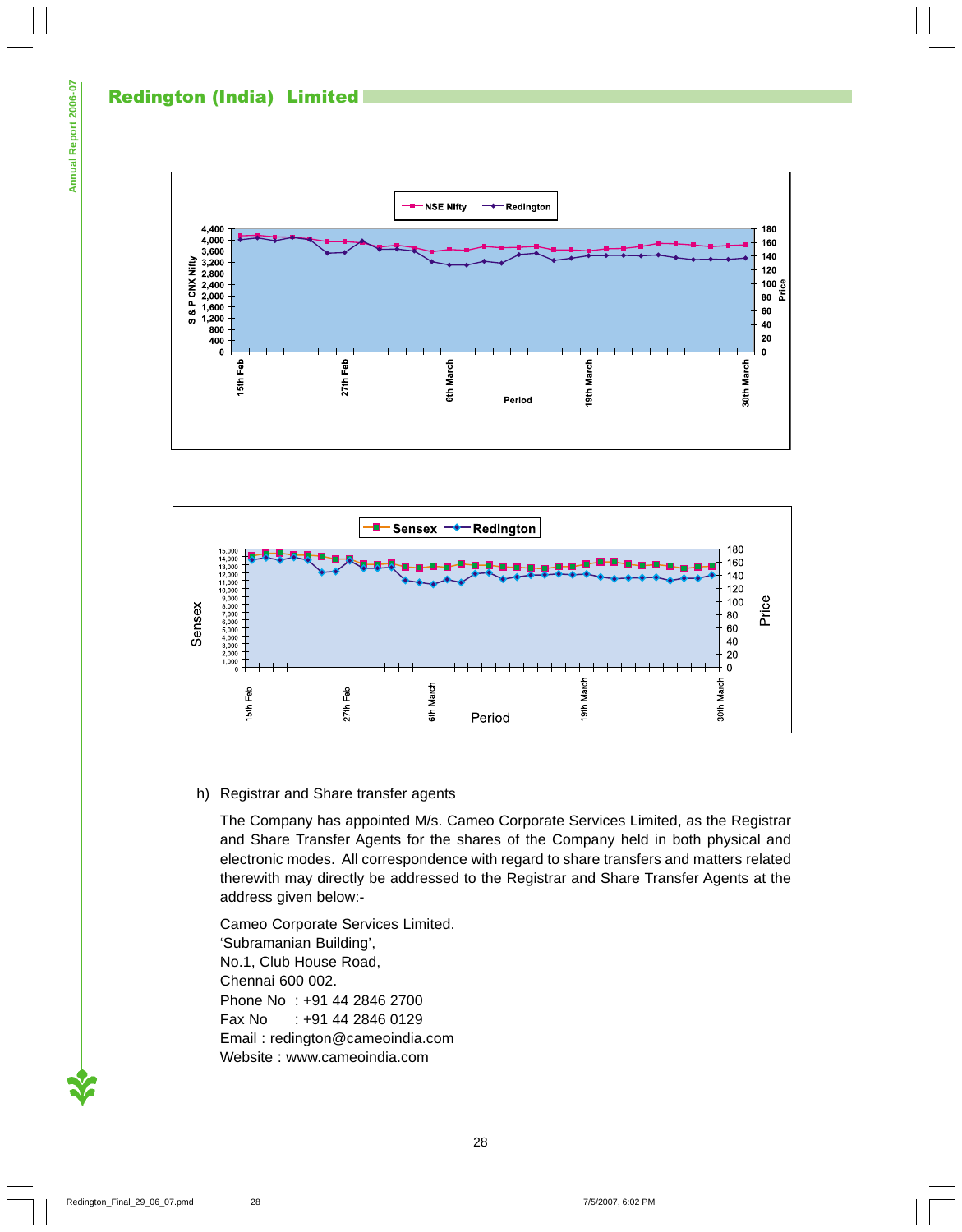h) Registrar and Share transfer agents

The Company has appointed M/s. Cameo Corporate Services Limited, as the Registrar and Share Transfer Agents for the shares of the Company held in both physical and electronic modes. All correspondence with regard to share transfers and matters related therewith may directly be addressed to the Registrar and Share Transfer Agents at the address given below:-

Cameo Corporate Services Limited.
'Subramanian Building',
No.1, Club House Road,
Chennai 600 002.
Phone No : +91 44 2846 2700
Fax No : +91 44 2846 0129
Email : redington@cameoindia.com
Website : www.cameoindia.com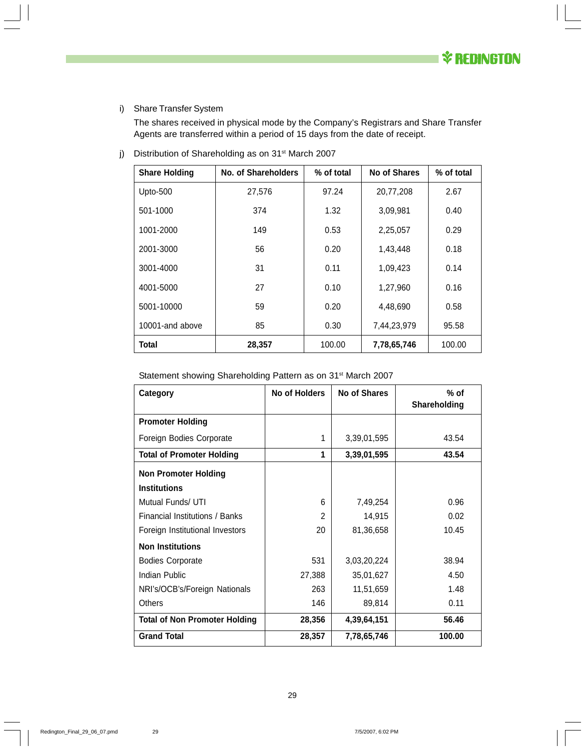i) Share Transfer System

The shares received in physical mode by the Company's Registrars and Share Transfer Agents are transferred within a period of 15 days from the date of receipt.

j) Distribution of Shareholding as on 31st March 2007

| Share Holding | No. of Shareholders | % of total | No of Shares | % of total |
|---|---|---|---|---|
| Upto-500 | 27,576 | 97.24 | 20,77,208 | 2.67 |
| 501-1000 | 374 | 1.32 | 3,09,981 | 0.40 |
| 1001-2000 | 149 | 0.53 | 2,25,057 | 0.29 |
| 2001-3000 | 56 | 0.20 | 1,43,448 | 0.18 |
| 3001-4000 | 31 | 0.11 | 1,09,423 | 0.14 |
| 4001-5000 | 27 | 0.10 | 1,27,960 | 0.16 |
| 5001-10000 | 59 | 0.20 | 4,48,690 | 0.58 |
| 10001-and above | 85 | 0.30 | 7,44,23,979 | 95.58 |
| **Total** | **28,357** | 100.00 | **7,78,65,746** | 100.00 |

Statement showing Shareholding Pattern as on 31st March 2007

| Category | No of Holders | No of Shares | % of Shareholding |
|---|---|---|---|
| **Promoter Holding** | | | |
| Foreign Bodies Corporate | 1 | 3,39,01,595 | 43.54 |
| **Total of Promoter Holding** | **1** | **3,39,01,595** | **43.54** |
| **Non Promoter Holding** | | | |
| **Institutions** | | | |
| Mutual Funds/ UTI | 6 | 7,49,254 | 0.96 |
| Financial Institutions / Banks | 2 | 14,915 | 0.02 |
| Foreign Institutional Investors | 20 | 81,36,658 | 10.45 |
| **Non Institutions** | | | |
| Bodies Corporate | 531 | 3,03,20,224 | 38.94 |
| Indian Public | 27,388 | 35,01,627 | 4.50 |
| NRI's/OCB's/Foreign Nationals | 263 | 11,51,659 | 1.48 |
| Others | 146 | 89,814 | 0.11 |
| **Total of Non Promoter Holding** | **28,356** | **4,39,64,151** | **56.46** |
| **Grand Total** | **28,357** | **7,78,65,746** | **100.00** |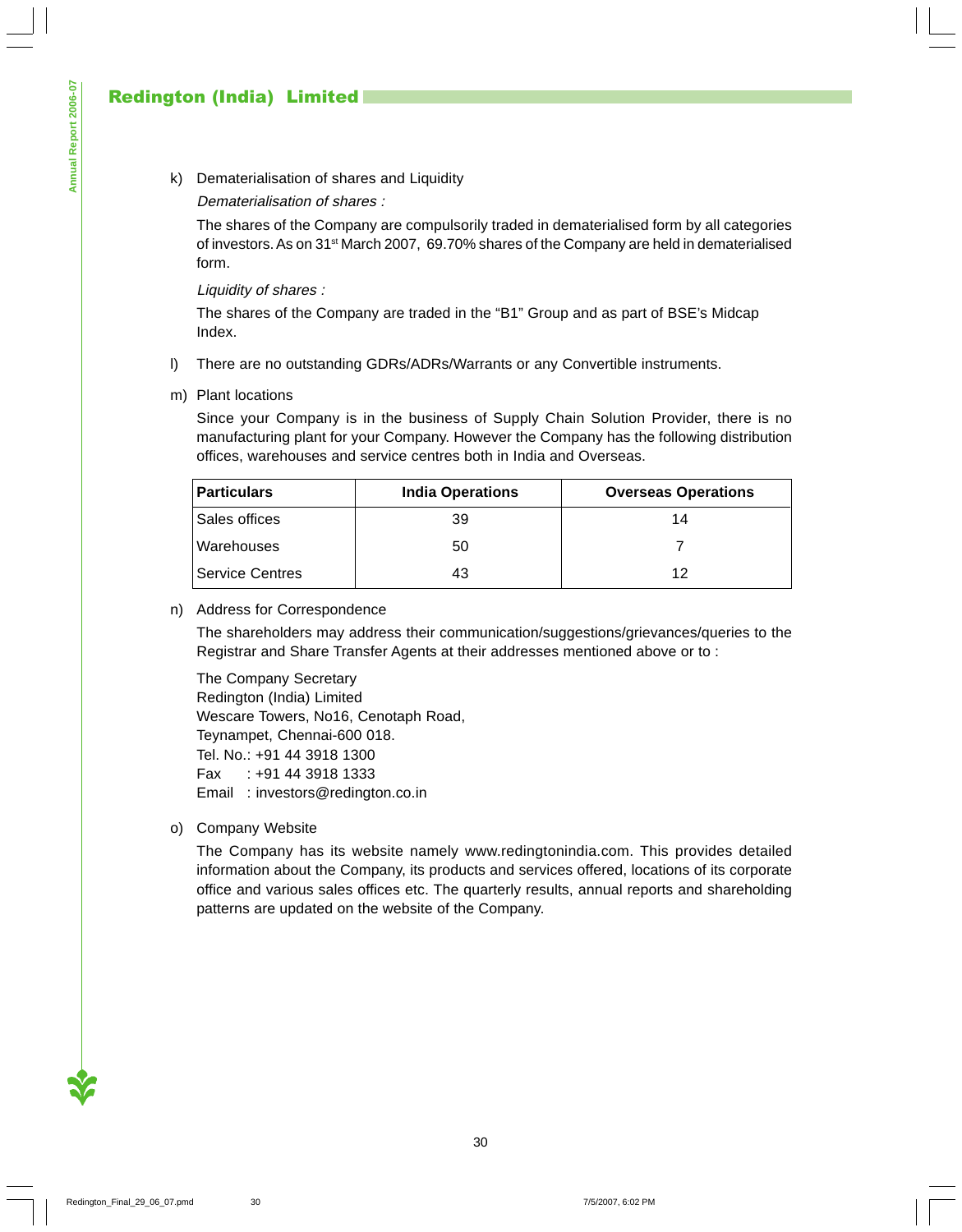k) Dematerialisation of shares and Liquidity

*Dematerialisation of shares :*

The shares of the Company are compulsorily traded in dematerialised form by all categories of investors. As on 31st March 2007, 69.70% shares of the Company are held in dematerialised form.

*Liquidity of shares :*

The shares of the Company are traded in the "B1" Group and as part of BSE's Midcap Index.

l) There are no outstanding GDRs/ADRs/Warrants or any Convertible instruments.

m) Plant locations

Since your Company is in the business of Supply Chain Solution Provider, there is no manufacturing plant for your Company. However the Company has the following distribution offices, warehouses and service centres both in India and Overseas.

| Particulars | India Operations | Overseas Operations |
|---|---|---|
| Sales offices | 39 | 14 |
| Warehouses | 50 | 7 |
| Service Centres | 43 | 12 |

n) Address for Correspondence

The shareholders may address their communication/suggestions/grievances/queries to the Registrar and Share Transfer Agents at their addresses mentioned above or to :

The Company Secretary
Redington (India) Limited
Wescare Towers, No16, Cenotaph Road,
Teynampet, Chennai-600 018.
Tel. No.: +91 44 3918 1300
Fax : +91 44 3918 1333
Email : investors@redington.co.in

o) Company Website

The Company has its website namely www.redingtonindia.com. This provides detailed information about the Company, its products and services offered, locations of its corporate office and various sales offices etc. The quarterly results, annual reports and shareholding patterns are updated on the website of the Company.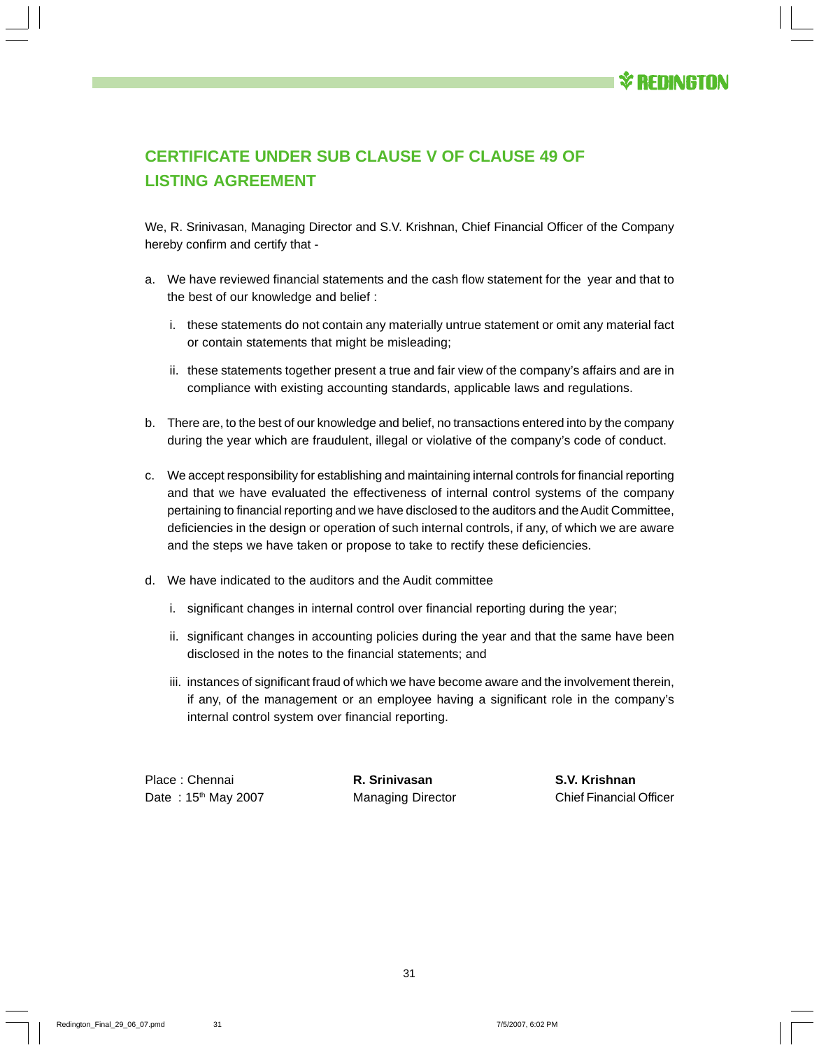# CERTIFICATE UNDER SUB CLAUSE V OF CLAUSE 49 OF LISTING AGREEMENT

We, R. Srinivasan, Managing Director and S.V. Krishnan, Chief Financial Officer of the Company hereby confirm and certify that -

a. We have reviewed financial statements and the cash flow statement for the year and that to the best of our knowledge and belief :

   i. these statements do not contain any materially untrue statement or omit any material fact or contain statements that might be misleading;

   ii. these statements together present a true and fair view of the company's affairs and are in compliance with existing accounting standards, applicable laws and regulations.

b. There are, to the best of our knowledge and belief, no transactions entered into by the company during the year which are fraudulent, illegal or violative of the company's code of conduct.

c. We accept responsibility for establishing and maintaining internal controls for financial reporting and that we have evaluated the effectiveness of internal control systems of the company pertaining to financial reporting and we have disclosed to the auditors and the Audit Committee, deficiencies in the design or operation of such internal controls, if any, of which we are aware and the steps we have taken or propose to take to rectify these deficiencies.

d. We have indicated to the auditors and the Audit committee

   i. significant changes in internal control over financial reporting during the year;

   ii. significant changes in accounting policies during the year and that the same have been disclosed in the notes to the financial statements; and

   iii. instances of significant fraud of which we have become aware and the involvement therein, if any, of the management or an employee having a significant role in the company's internal control system over financial reporting.

Place : Chennai
Date : 15th May 2007

**R. Srinivasan**
Managing Director

**S.V. Krishnan**
Chief Financial Officer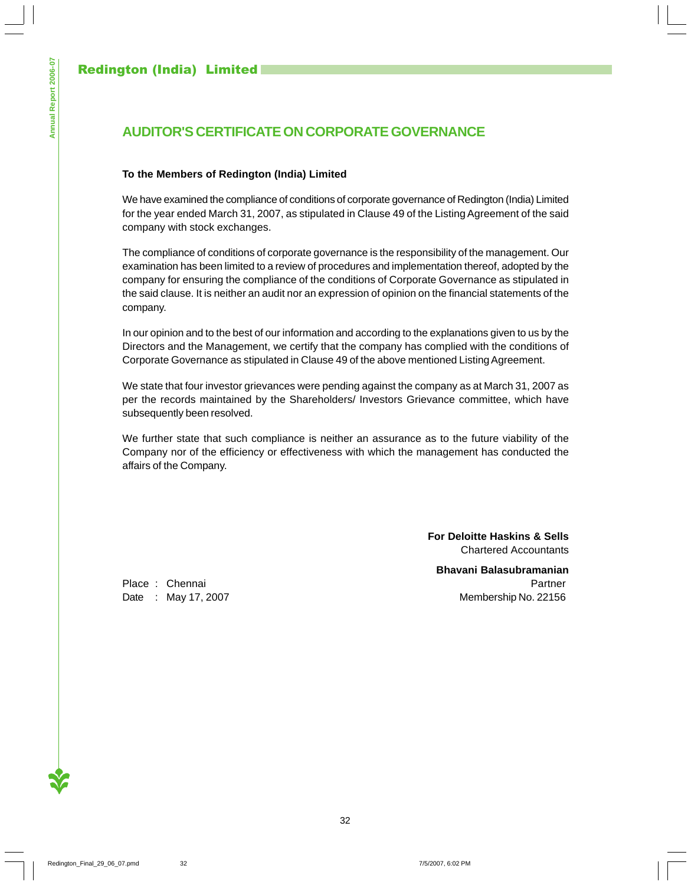# AUDITOR'S CERTIFICATE ON CORPORATE GOVERNANCE

**To the Members of Redington (India) Limited**

We have examined the compliance of conditions of corporate governance of Redington (India) Limited for the year ended March 31, 2007, as stipulated in Clause 49 of the Listing Agreement of the said company with stock exchanges.

The compliance of conditions of corporate governance is the responsibility of the management. Our examination has been limited to a review of procedures and implementation thereof, adopted by the company for ensuring the compliance of the conditions of Corporate Governance as stipulated in the said clause. It is neither an audit nor an expression of opinion on the financial statements of the company.

In our opinion and to the best of our information and according to the explanations given to us by the Directors and the Management, we certify that the company has complied with the conditions of Corporate Governance as stipulated in Clause 49 of the above mentioned Listing Agreement.

We state that four investor grievances were pending against the company as at March 31, 2007 as per the records maintained by the Shareholders/ Investors Grievance committee, which have subsequently been resolved.

We further state that such compliance is neither an assurance as to the future viability of the Company nor of the efficiency or effectiveness with which the management has conducted the affairs of the Company.

**For Deloitte Haskins & Sells**
Chartered Accountants

**Bhavani Balasubramanian**
Partner
Membership No. 22156

Place : Chennai
Date : May 17, 2007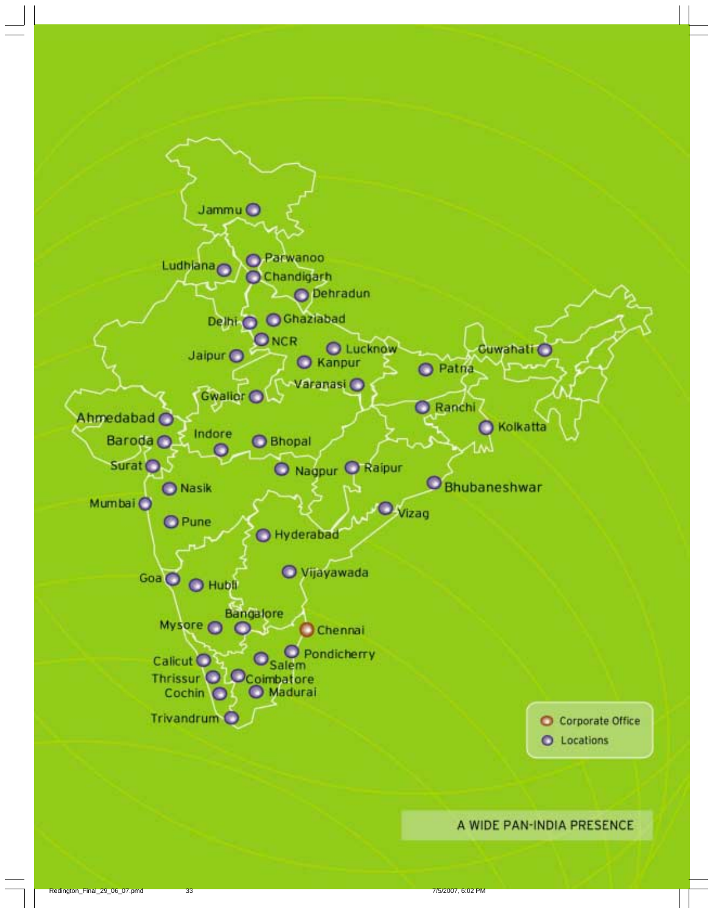# A WIDE PAN-INDIA PRESENCE

Jammu
Parwanoo
Ludhiana
Chandigarh
Dehradun
Delhi
Ghaziabad
NCR
Lucknow
Jaipur
Kanpur
Guwahati
Patna
Varanasi
Gwalior
Ranchi
Ahmedabad
Kolkatta
Baroda
Indore
Bhopal
Surat
Nagpur
Raipur
Bhubaneshwar
Nasik
Mumbai
Vizag
Pune
Hyderabad
Vijayawada
Goa
Hubli
Bangalore
Mysore
Chennai
Pondicherry
Calicut
Salem
Thrissur
Coimbatore
Cochin
Madurai
Trivandrum

- Corporate Office
- Locations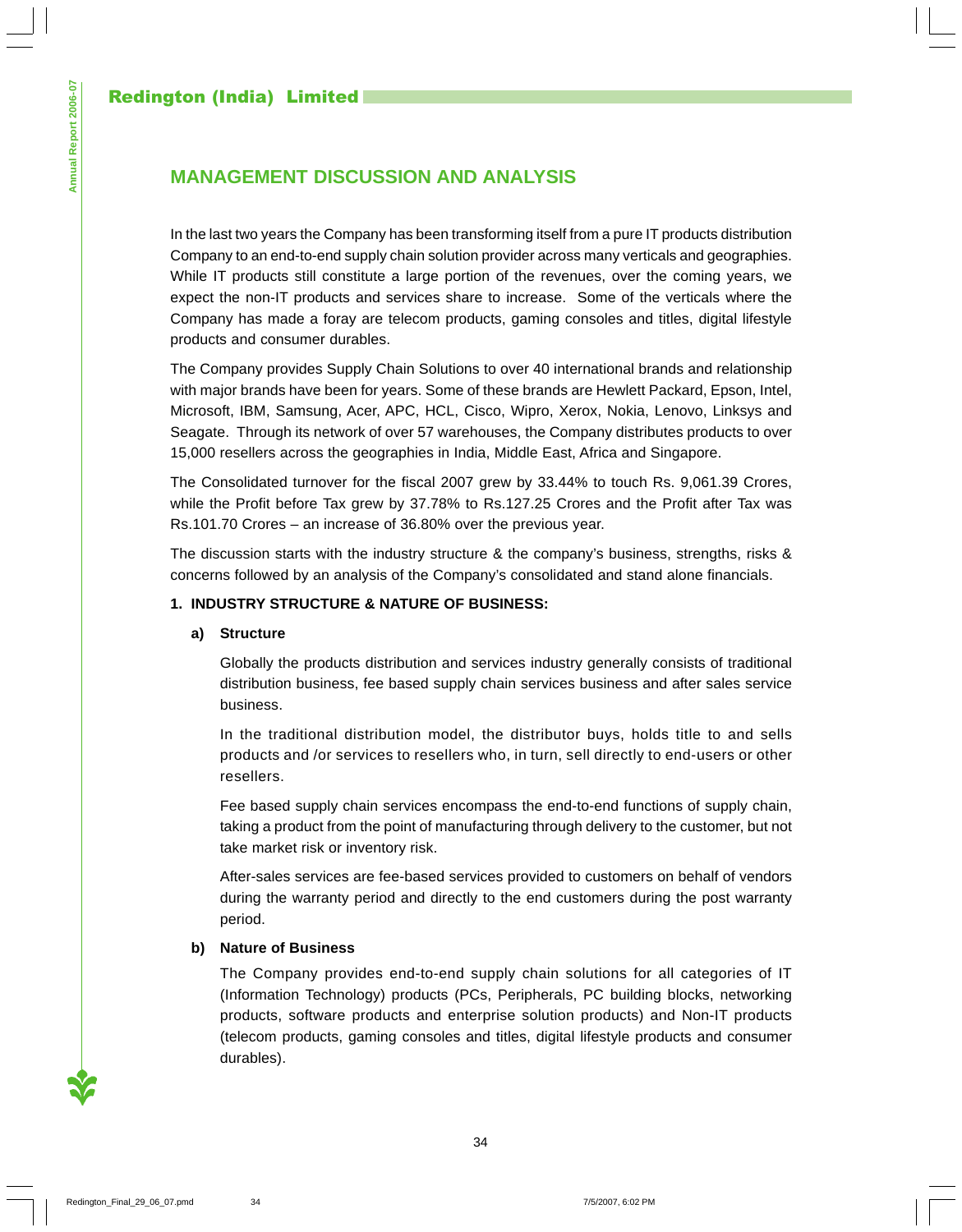## MANAGEMENT DISCUSSION AND ANALYSIS

In the last two years the Company has been transforming itself from a pure IT products distribution Company to an end-to-end supply chain solution provider across many verticals and geographies. While IT products still constitute a large portion of the revenues, over the coming years, we expect the non-IT products and services share to increase. Some of the verticals where the Company has made a foray are telecom products, gaming consoles and titles, digital lifestyle products and consumer durables.

The Company provides Supply Chain Solutions to over 40 international brands and relationship with major brands have been for years. Some of these brands are Hewlett Packard, Epson, Intel, Microsoft, IBM, Samsung, Acer, APC, HCL, Cisco, Wipro, Xerox, Nokia, Lenovo, Linksys and Seagate. Through its network of over 57 warehouses, the Company distributes products to over 15,000 resellers across the geographies in India, Middle East, Africa and Singapore.

The Consolidated turnover for the fiscal 2007 grew by 33.44% to touch Rs. 9,061.39 Crores, while the Profit before Tax grew by 37.78% to Rs.127.25 Crores and the Profit after Tax was Rs.101.70 Crores – an increase of 36.80% over the previous year.

The discussion starts with the industry structure & the company's business, strengths, risks & concerns followed by an analysis of the Company's consolidated and stand alone financials.

### 1. INDUSTRY STRUCTURE & NATURE OF BUSINESS:

**a) Structure**

Globally the products distribution and services industry generally consists of traditional distribution business, fee based supply chain services business and after sales service business.

In the traditional distribution model, the distributor buys, holds title to and sells products and /or services to resellers who, in turn, sell directly to end-users or other resellers.

Fee based supply chain services encompass the end-to-end functions of supply chain, taking a product from the point of manufacturing through delivery to the customer, but not take market risk or inventory risk.

After-sales services are fee-based services provided to customers on behalf of vendors during the warranty period and directly to the end customers during the post warranty period.

**b) Nature of Business**

The Company provides end-to-end supply chain solutions for all categories of IT (Information Technology) products (PCs, Peripherals, PC building blocks, networking products, software products and enterprise solution products) and Non-IT products (telecom products, gaming consoles and titles, digital lifestyle products and consumer durables).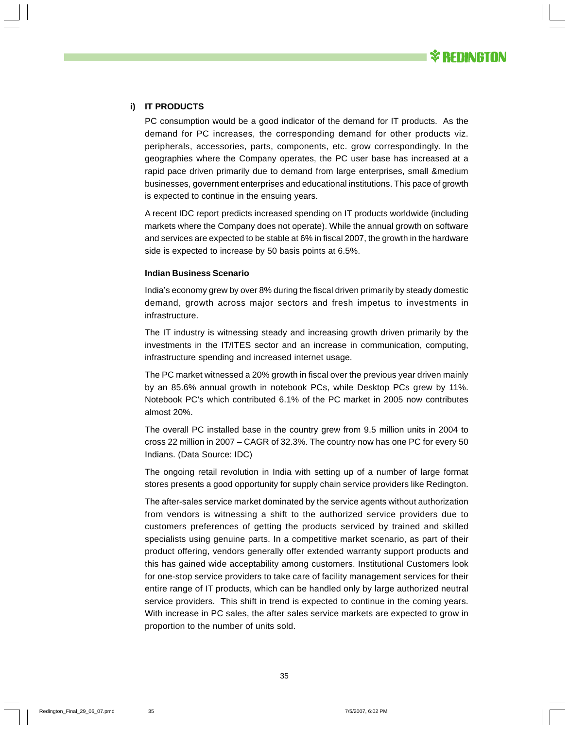### i) IT PRODUCTS

PC consumption would be a good indicator of the demand for IT products. As the demand for PC increases, the corresponding demand for other products viz. peripherals, accessories, parts, components, etc. grow correspondingly. In the geographies where the Company operates, the PC user base has increased at a rapid pace driven primarily due to demand from large enterprises, small &medium businesses, government enterprises and educational institutions. This pace of growth is expected to continue in the ensuing years.

A recent IDC report predicts increased spending on IT products worldwide (including markets where the Company does not operate). While the annual growth on software and services are expected to be stable at 6% in fiscal 2007, the growth in the hardware side is expected to increase by 50 basis points at 6.5%.

**Indian Business Scenario**

India's economy grew by over 8% during the fiscal driven primarily by steady domestic demand, growth across major sectors and fresh impetus to investments in infrastructure.

The IT industry is witnessing steady and increasing growth driven primarily by the investments in the IT/ITES sector and an increase in communication, computing, infrastructure spending and increased internet usage.

The PC market witnessed a 20% growth in fiscal over the previous year driven mainly by an 85.6% annual growth in notebook PCs, while Desktop PCs grew by 11%. Notebook PC's which contributed 6.1% of the PC market in 2005 now contributes almost 20%.

The overall PC installed base in the country grew from 9.5 million units in 2004 to cross 22 million in 2007 – CAGR of 32.3%. The country now has one PC for every 50 Indians. (Data Source: IDC)

The ongoing retail revolution in India with setting up of a number of large format stores presents a good opportunity for supply chain service providers like Redington.

The after-sales service market dominated by the service agents without authorization from vendors is witnessing a shift to the authorized service providers due to customers preferences of getting the products serviced by trained and skilled specialists using genuine parts. In a competitive market scenario, as part of their product offering, vendors generally offer extended warranty support products and this has gained wide acceptability among customers. Institutional Customers look for one-stop service providers to take care of facility management services for their entire range of IT products, which can be handled only by large authorized neutral service providers. This shift in trend is expected to continue in the coming years. With increase in PC sales, the after sales service markets are expected to grow in proportion to the number of units sold.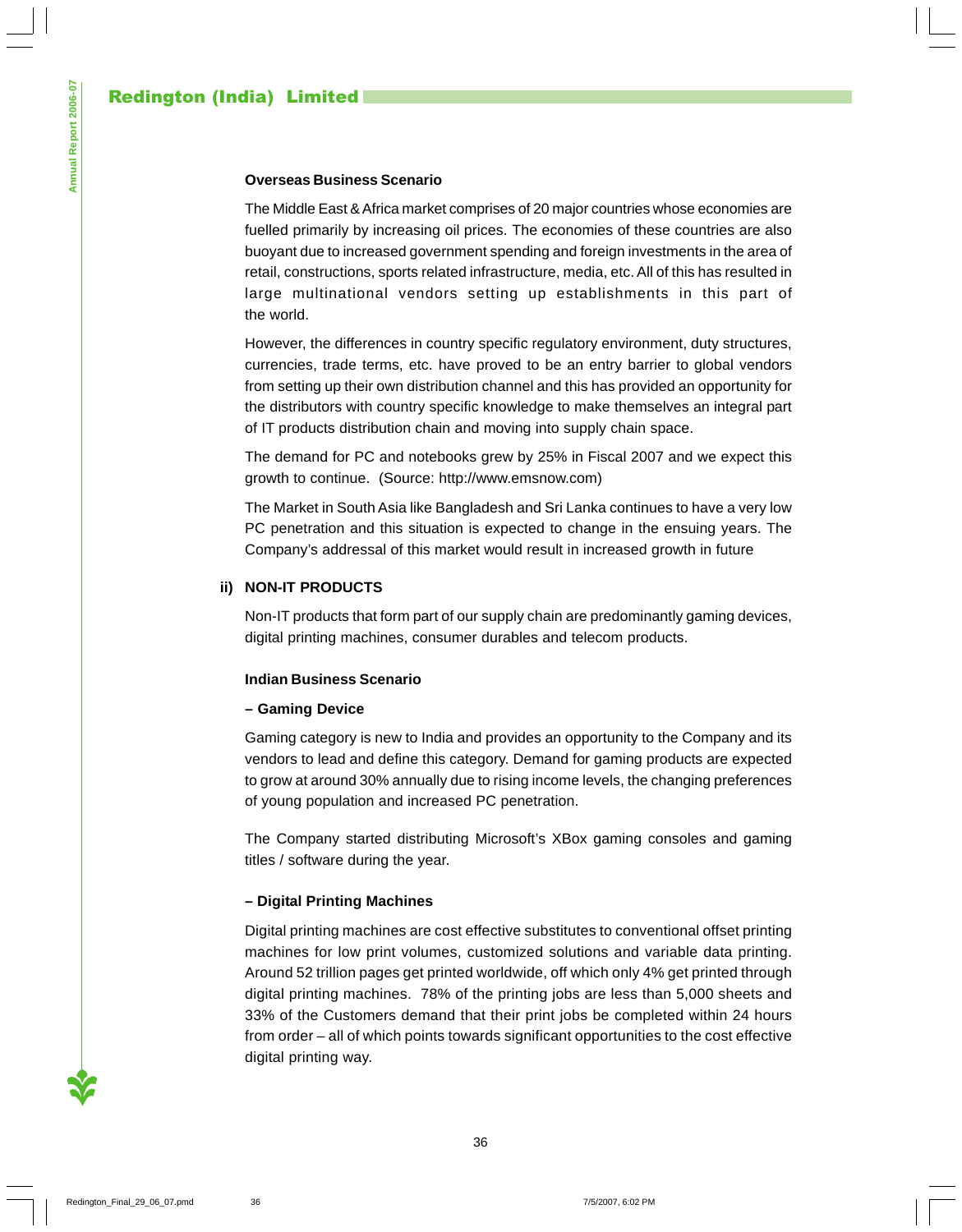**Overseas Business Scenario**

The Middle East & Africa market comprises of 20 major countries whose economies are fuelled primarily by increasing oil prices. The economies of these countries are also buoyant due to increased government spending and foreign investments in the area of retail, constructions, sports related infrastructure, media, etc. All of this has resulted in large multinational vendors setting up establishments in this part of the world.

However, the differences in country specific regulatory environment, duty structures, currencies, trade terms, etc. have proved to be an entry barrier to global vendors from setting up their own distribution channel and this has provided an opportunity for the distributors with country specific knowledge to make themselves an integral part of IT products distribution chain and moving into supply chain space.

The demand for PC and notebooks grew by 25% in Fiscal 2007 and we expect this growth to continue. (Source: http://www.emsnow.com)

The Market in South Asia like Bangladesh and Sri Lanka continues to have a very low PC penetration and this situation is expected to change in the ensuing years. The Company's addressal of this market would result in increased growth in future

**ii) NON-IT PRODUCTS**

Non-IT products that form part of our supply chain are predominantly gaming devices, digital printing machines, consumer durables and telecom products.

**Indian Business Scenario**

**– Gaming Device**

Gaming category is new to India and provides an opportunity to the Company and its vendors to lead and define this category. Demand for gaming products are expected to grow at around 30% annually due to rising income levels, the changing preferences of young population and increased PC penetration.

The Company started distributing Microsoft's XBox gaming consoles and gaming titles / software during the year.

**– Digital Printing Machines**

Digital printing machines are cost effective substitutes to conventional offset printing machines for low print volumes, customized solutions and variable data printing. Around 52 trillion pages get printed worldwide, off which only 4% get printed through digital printing machines. 78% of the printing jobs are less than 5,000 sheets and 33% of the Customers demand that their print jobs be completed within 24 hours from order – all of which points towards significant opportunities to the cost effective digital printing way.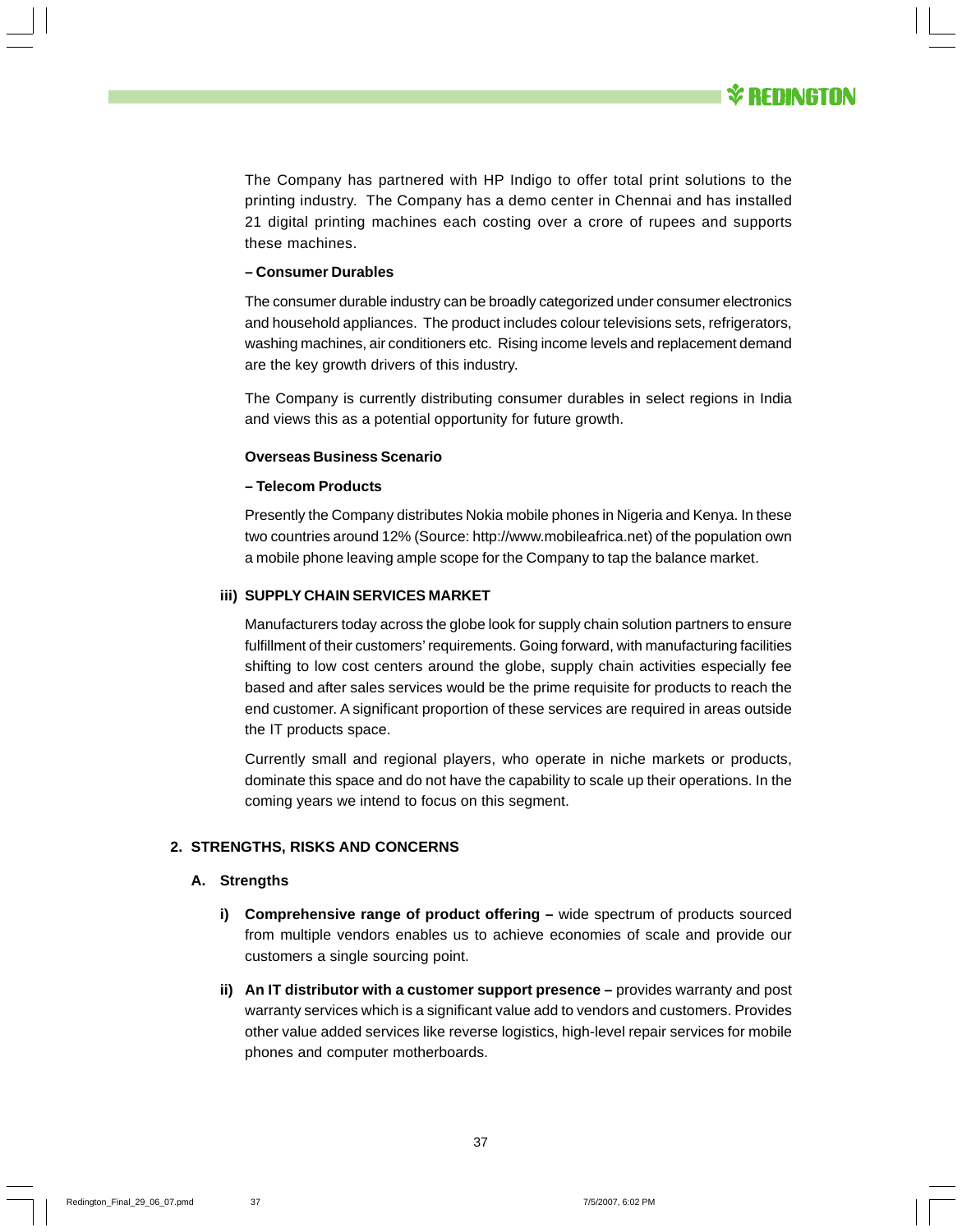The Company has partnered with HP Indigo to offer total print solutions to the printing industry. The Company has a demo center in Chennai and has installed 21 digital printing machines each costing over a crore of rupees and supports these machines.

**– Consumer Durables**

The consumer durable industry can be broadly categorized under consumer electronics and household appliances. The product includes colour televisions sets, refrigerators, washing machines, air conditioners etc. Rising income levels and replacement demand are the key growth drivers of this industry.

The Company is currently distributing consumer durables in select regions in India and views this as a potential opportunity for future growth.

**Overseas Business Scenario**

**– Telecom Products**

Presently the Company distributes Nokia mobile phones in Nigeria and Kenya. In these two countries around 12% (Source: http://www.mobileafrica.net) of the population own a mobile phone leaving ample scope for the Company to tap the balance market.

### iii) SUPPLY CHAIN SERVICES MARKET

Manufacturers today across the globe look for supply chain solution partners to ensure fulfillment of their customers' requirements. Going forward, with manufacturing facilities shifting to low cost centers around the globe, supply chain activities especially fee based and after sales services would be the prime requisite for products to reach the end customer. A significant proportion of these services are required in areas outside the IT products space.

Currently small and regional players, who operate in niche markets or products, dominate this space and do not have the capability to scale up their operations. In the coming years we intend to focus on this segment.

## 2. STRENGTHS, RISKS AND CONCERNS

### A. Strengths

i) **Comprehensive range of product offering –** wide spectrum of products sourced from multiple vendors enables us to achieve economies of scale and provide our customers a single sourcing point.

ii) **An IT distributor with a customer support presence –** provides warranty and post warranty services which is a significant value add to vendors and customers. Provides other value added services like reverse logistics, high-level repair services for mobile phones and computer motherboards.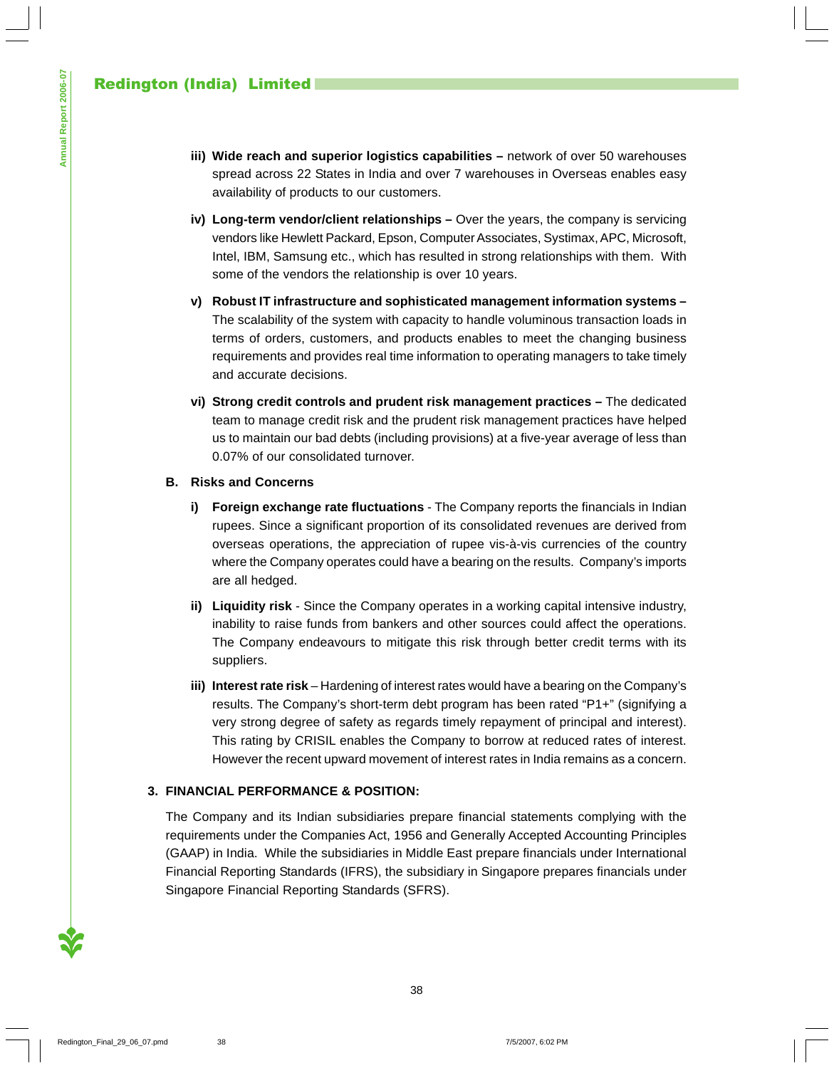iii) **Wide reach and superior logistics capabilities –** network of over 50 warehouses spread across 22 States in India and over 7 warehouses in Overseas enables easy availability of products to our customers.

iv) **Long-term vendor/client relationships –** Over the years, the company is servicing vendors like Hewlett Packard, Epson, Computer Associates, Systimax, APC, Microsoft, Intel, IBM, Samsung etc., which has resulted in strong relationships with them. With some of the vendors the relationship is over 10 years.

v) **Robust IT infrastructure and sophisticated management information systems –** The scalability of the system with capacity to handle voluminous transaction loads in terms of orders, customers, and products enables to meet the changing business requirements and provides real time information to operating managers to take timely and accurate decisions.

vi) **Strong credit controls and prudent risk management practices –** The dedicated team to manage credit risk and the prudent risk management practices have helped us to maintain our bad debts (including provisions) at a five-year average of less than 0.07% of our consolidated turnover.

**B. Risks and Concerns**

i) **Foreign exchange rate fluctuations** - The Company reports the financials in Indian rupees. Since a significant proportion of its consolidated revenues are derived from overseas operations, the appreciation of rupee vis-à-vis currencies of the country where the Company operates could have a bearing on the results. Company's imports are all hedged.

ii) **Liquidity risk** - Since the Company operates in a working capital intensive industry, inability to raise funds from bankers and other sources could affect the operations. The Company endeavours to mitigate this risk through better credit terms with its suppliers.

iii) **Interest rate risk** – Hardening of interest rates would have a bearing on the Company's results. The Company's short-term debt program has been rated "P1+" (signifying a very strong degree of safety as regards timely repayment of principal and interest). This rating by CRISIL enables the Company to borrow at reduced rates of interest. However the recent upward movement of interest rates in India remains as a concern.

**3. FINANCIAL PERFORMANCE & POSITION:**

The Company and its Indian subsidiaries prepare financial statements complying with the requirements under the Companies Act, 1956 and Generally Accepted Accounting Principles (GAAP) in India. While the subsidiaries in Middle East prepare financials under International Financial Reporting Standards (IFRS), the subsidiary in Singapore prepares financials under Singapore Financial Reporting Standards (SFRS).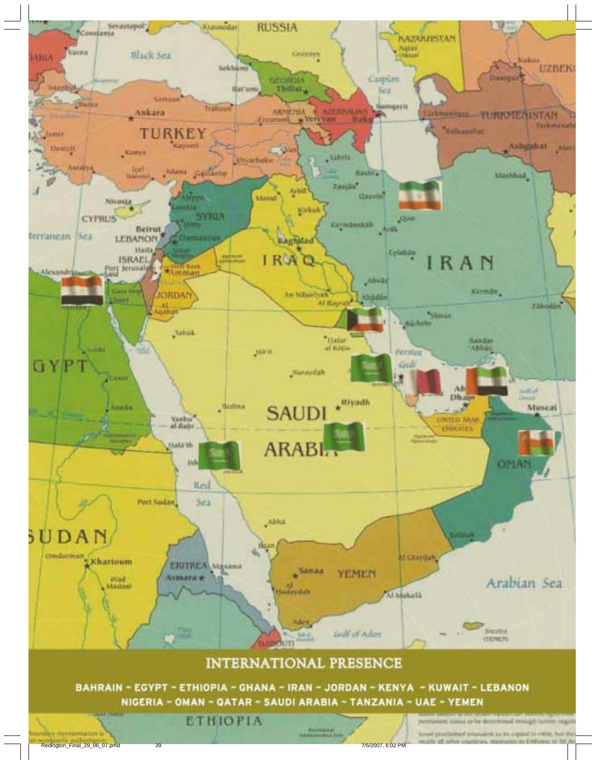## INTERNATIONAL PRESENCE

BAHRAIN ~ EGYPT ~ ETHIOPIA ~ GHANA ~ IRAN ~ JORDAN ~ KENYA ~ KUWAIT ~ LEBANON
NIGERIA ~ OMAN ~ QATAR ~ SAUDI ARABIA ~ TANZANIA ~ UAE ~ YEMEN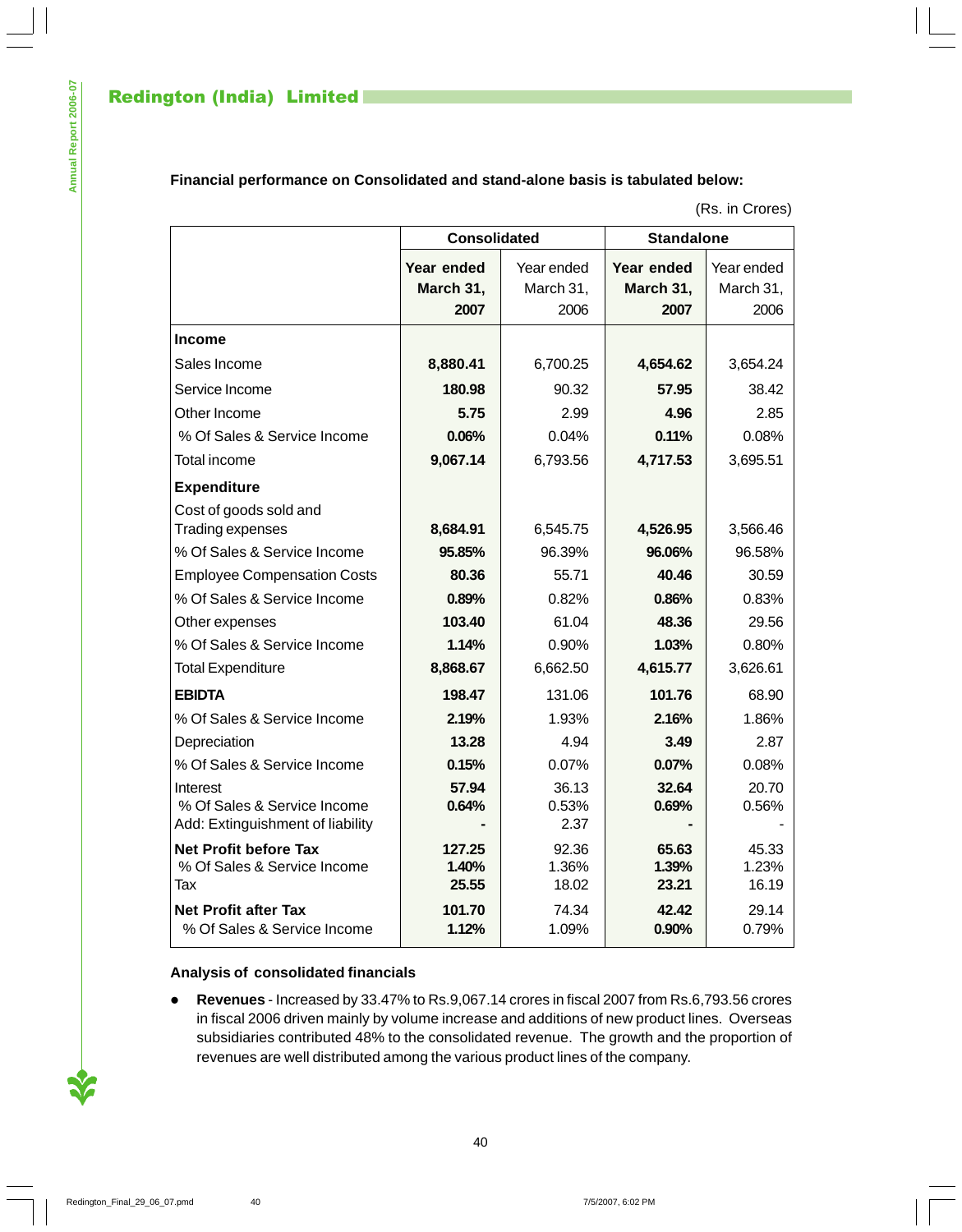**Financial performance on Consolidated and stand-alone basis is tabulated below:**

(Rs. in Crores)

| | Consolidated | | Standalone | |
|---|---|---|---|---|
| | **Year ended March 31, 2007** | Year ended March 31, 2006 | **Year ended March 31, 2007** | Year ended March 31, 2006 |
| **Income** | | | | |
| Sales Income | **8,880.41** | 6,700.25 | **4,654.62** | 3,654.24 |
| Service Income | **180.98** | 90.32 | **57.95** | 38.42 |
| Other Income | **5.75** | 2.99 | **4.96** | 2.85 |
| % Of Sales & Service Income | **0.06%** | 0.04% | **0.11%** | 0.08% |
| Total income | **9,067.14** | 6,793.56 | **4,717.53** | 3,695.51 |
| **Expenditure** | | | | |
| Cost of goods sold and Trading expenses | **8,684.91** | 6,545.75 | **4,526.95** | 3,566.46 |
| % Of Sales & Service Income | **95.85%** | 96.39% | **96.06%** | 96.58% |
| Employee Compensation Costs | **80.36** | 55.71 | **40.46** | 30.59 |
| % Of Sales & Service Income | **0.89%** | 0.82% | **0.86%** | 0.83% |
| Other expenses | **103.40** | 61.04 | **48.36** | 29.56 |
| % Of Sales & Service Income | **1.14%** | 0.90% | **1.03%** | 0.80% |
| Total Expenditure | **8,868.67** | 6,662.50 | **4,615.77** | 3,626.61 |
| **EBIDTA** | **198.47** | 131.06 | **101.76** | 68.90 |
| % Of Sales & Service Income | **2.19%** | 1.93% | **2.16%** | 1.86% |
| Depreciation | **13.28** | 4.94 | **3.49** | 2.87 |
| % Of Sales & Service Income | **0.15%** | 0.07% | **0.07%** | 0.08% |
| Interest | **57.94** | 36.13 | **32.64** | 20.70 |
| % Of Sales & Service Income | **0.64%** | 0.53% | **0.69%** | 0.56% |
| Add: Extinguishment of liability | **-** | 2.37 | **-** | - |
| **Net Profit before Tax** | **127.25** | 92.36 | **65.63** | 45.33 |
| % Of Sales & Service Income | **1.40%** | 1.36% | **1.39%** | 1.23% |
| Tax | **25.55** | 18.02 | **23.21** | 16.19 |
| **Net Profit after Tax** | **101.70** | 74.34 | **42.42** | 29.14 |
| % Of Sales & Service Income | **1.12%** | 1.09% | **0.90%** | 0.79% |

**Analysis of consolidated financials**

- **Revenues** - Increased by 33.47% to Rs.9,067.14 crores in fiscal 2007 from Rs.6,793.56 crores in fiscal 2006 driven mainly by volume increase and additions of new product lines. Overseas subsidiaries contributed 48% to the consolidated revenue. The growth and the proportion of revenues are well distributed among the various product lines of the company.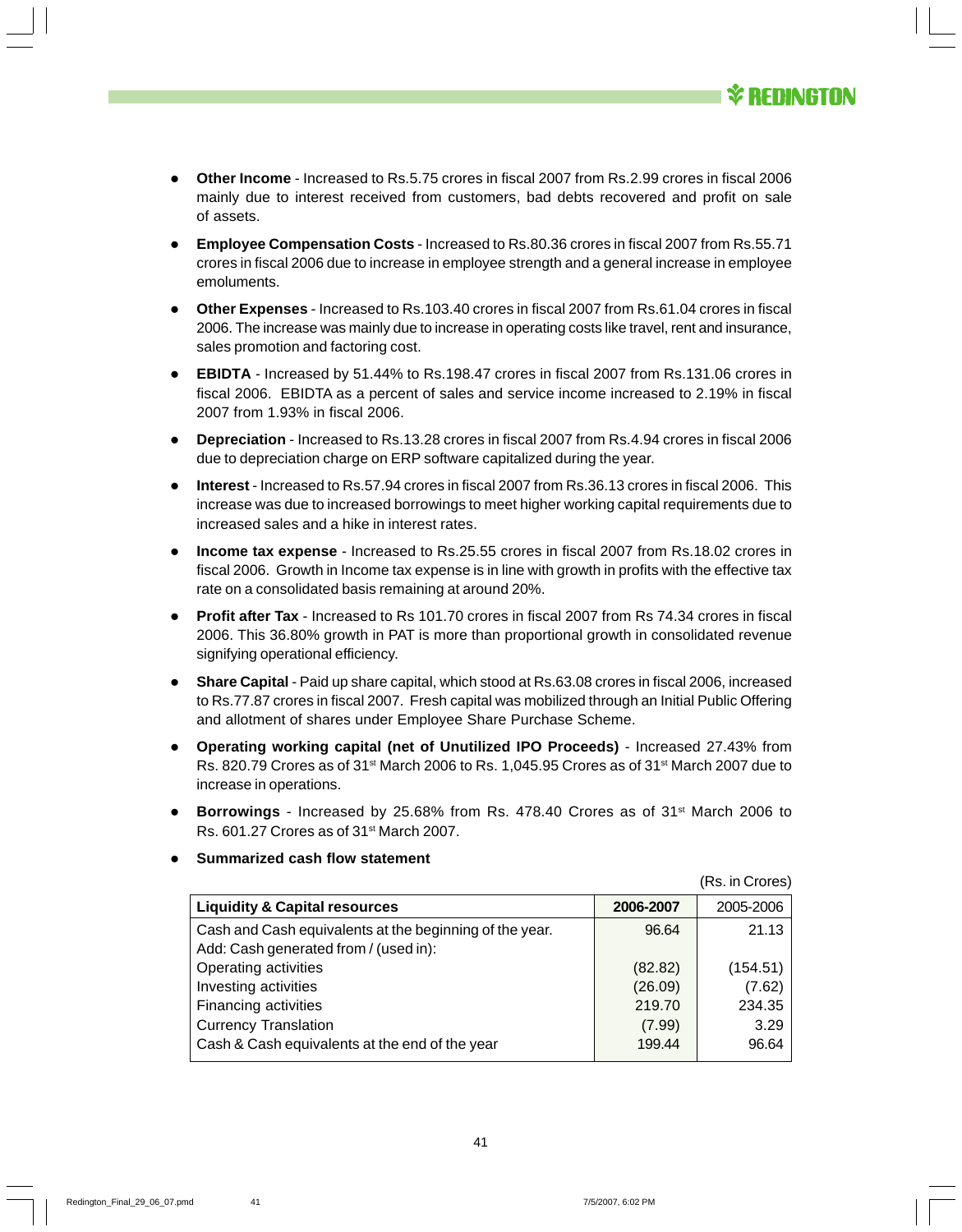- **Other Income** - Increased to Rs.5.75 crores in fiscal 2007 from Rs.2.99 crores in fiscal 2006 mainly due to interest received from customers, bad debts recovered and profit on sale of assets.
- **Employee Compensation Costs** - Increased to Rs.80.36 crores in fiscal 2007 from Rs.55.71 crores in fiscal 2006 due to increase in employee strength and a general increase in employee emoluments.
- **Other Expenses** - Increased to Rs.103.40 crores in fiscal 2007 from Rs.61.04 crores in fiscal 2006. The increase was mainly due to increase in operating costs like travel, rent and insurance, sales promotion and factoring cost.
- **EBIDTA** - Increased by 51.44% to Rs.198.47 crores in fiscal 2007 from Rs.131.06 crores in fiscal 2006. EBIDTA as a percent of sales and service income increased to 2.19% in fiscal 2007 from 1.93% in fiscal 2006.
- **Depreciation** - Increased to Rs.13.28 crores in fiscal 2007 from Rs.4.94 crores in fiscal 2006 due to depreciation charge on ERP software capitalized during the year.
- **Interest** - Increased to Rs.57.94 crores in fiscal 2007 from Rs.36.13 crores in fiscal 2006. This increase was due to increased borrowings to meet higher working capital requirements due to increased sales and a hike in interest rates.
- **Income tax expense** - Increased to Rs.25.55 crores in fiscal 2007 from Rs.18.02 crores in fiscal 2006. Growth in Income tax expense is in line with growth in profits with the effective tax rate on a consolidated basis remaining at around 20%.
- **Profit after Tax** - Increased to Rs 101.70 crores in fiscal 2007 from Rs 74.34 crores in fiscal 2006. This 36.80% growth in PAT is more than proportional growth in consolidated revenue signifying operational efficiency.
- **Share Capital** - Paid up share capital, which stood at Rs.63.08 crores in fiscal 2006, increased to Rs.77.87 crores in fiscal 2007. Fresh capital was mobilized through an Initial Public Offering and allotment of shares under Employee Share Purchase Scheme.
- **Operating working capital (net of Unutilized IPO Proceeds)** - Increased 27.43% from Rs. 820.79 Crores as of 31st March 2006 to Rs. 1,045.95 Crores as of 31st March 2007 due to increase in operations.
- **Borrowings** - Increased by 25.68% from Rs. 478.40 Crores as of 31st March 2006 to Rs. 601.27 Crores as of 31st March 2007.
- **Summarized cash flow statement**

(Rs. in Crores)

| Liquidity & Capital resources | 2006-2007 | 2005-2006 |
|---|---|---|
| Cash and Cash equivalents at the beginning of the year. | 96.64 | 21.13 |
| Add: Cash generated from / (used in): | | |
| Operating activities | (82.82) | (154.51) |
| Investing activities | (26.09) | (7.62) |
| Financing activities | 219.70 | 234.35 |
| Currency Translation | (7.99) | 3.29 |
| Cash & Cash equivalents at the end of the year | 199.44 | 96.64 |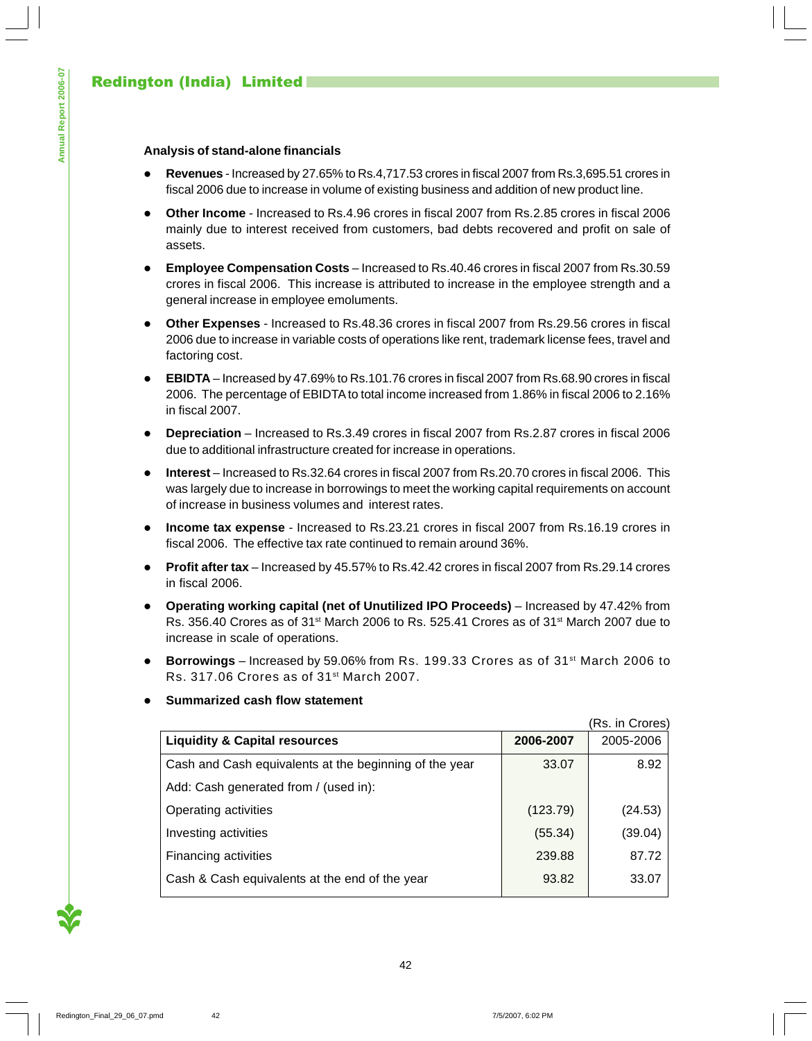### Analysis of stand-alone financials

- **Revenues** - Increased by 27.65% to Rs.4,717.53 crores in fiscal 2007 from Rs.3,695.51 crores in fiscal 2006 due to increase in volume of existing business and addition of new product line.
- **Other Income** - Increased to Rs.4.96 crores in fiscal 2007 from Rs.2.85 crores in fiscal 2006 mainly due to interest received from customers, bad debts recovered and profit on sale of assets.
- **Employee Compensation Costs** – Increased to Rs.40.46 crores in fiscal 2007 from Rs.30.59 crores in fiscal 2006. This increase is attributed to increase in the employee strength and a general increase in employee emoluments.
- **Other Expenses** - Increased to Rs.48.36 crores in fiscal 2007 from Rs.29.56 crores in fiscal 2006 due to increase in variable costs of operations like rent, trademark license fees, travel and factoring cost.
- **EBIDTA** – Increased by 47.69% to Rs.101.76 crores in fiscal 2007 from Rs.68.90 crores in fiscal 2006. The percentage of EBIDTA to total income increased from 1.86% in fiscal 2006 to 2.16% in fiscal 2007.
- **Depreciation** – Increased to Rs.3.49 crores in fiscal 2007 from Rs.2.87 crores in fiscal 2006 due to additional infrastructure created for increase in operations.
- **Interest** – Increased to Rs.32.64 crores in fiscal 2007 from Rs.20.70 crores in fiscal 2006. This was largely due to increase in borrowings to meet the working capital requirements on account of increase in business volumes and interest rates.
- **Income tax expense** - Increased to Rs.23.21 crores in fiscal 2007 from Rs.16.19 crores in fiscal 2006. The effective tax rate continued to remain around 36%.
- **Profit after tax** – Increased by 45.57% to Rs.42.42 crores in fiscal 2007 from Rs.29.14 crores in fiscal 2006.
- **Operating working capital (net of Unutilized IPO Proceeds)** – Increased by 47.42% from Rs. 356.40 Crores as of 31st March 2006 to Rs. 525.41 Crores as of 31st March 2007 due to increase in scale of operations.
- **Borrowings** – Increased by 59.06% from Rs. 199.33 Crores as of 31st March 2006 to Rs. 317.06 Crores as of 31st March 2007.
- **Summarized cash flow statement**

(Rs. in Crores)

| Liquidity & Capital resources | 2006-2007 | 2005-2006 |
|---|---|---|
| Cash and Cash equivalents at the beginning of the year | 33.07 | 8.92 |
| Add: Cash generated from / (used in): | | |
| Operating activities | (123.79) | (24.53) |
| Investing activities | (55.34) | (39.04) |
| Financing activities | 239.88 | 87.72 |
| Cash & Cash equivalents at the end of the year | 93.82 | 33.07 |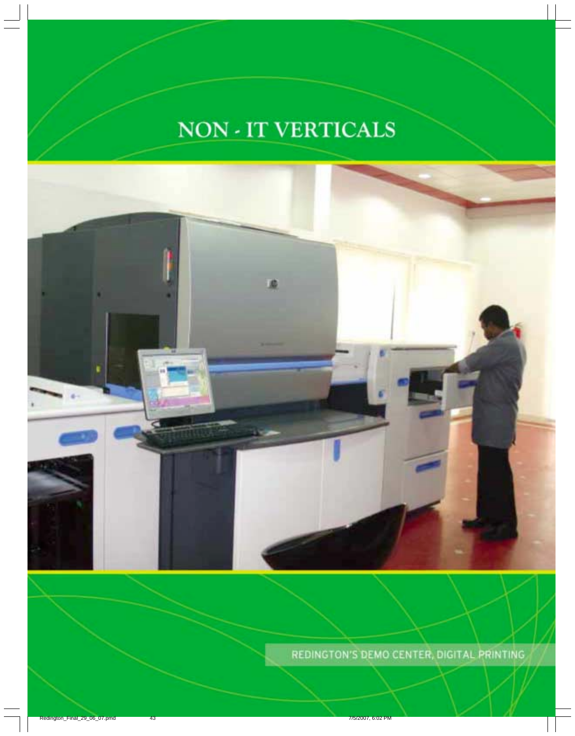# NON - IT VERTICALS

REDINGTON'S DEMO CENTER, DIGITAL PRINTING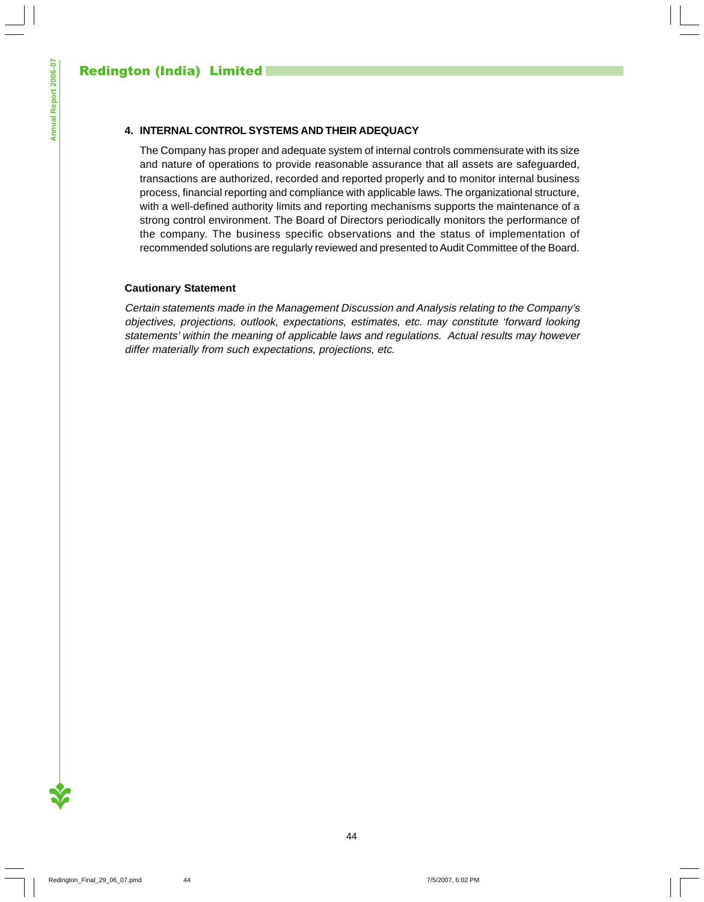### 4. INTERNAL CONTROL SYSTEMS AND THEIR ADEQUACY

The Company has proper and adequate system of internal controls commensurate with its size and nature of operations to provide reasonable assurance that all assets are safeguarded, transactions are authorized, recorded and reported properly and to monitor internal business process, financial reporting and compliance with applicable laws. The organizational structure, with a well-defined authority limits and reporting mechanisms supports the maintenance of a strong control environment. The Board of Directors periodically monitors the performance of the company. The business specific observations and the status of implementation of recommended solutions are regularly reviewed and presented to Audit Committee of the Board.

**Cautionary Statement**

*Certain statements made in the Management Discussion and Analysis relating to the Company's objectives, projections, outlook, expectations, estimates, etc. may constitute 'forward looking statements' within the meaning of applicable laws and regulations. Actual results may however differ materially from such expectations, projections, etc.*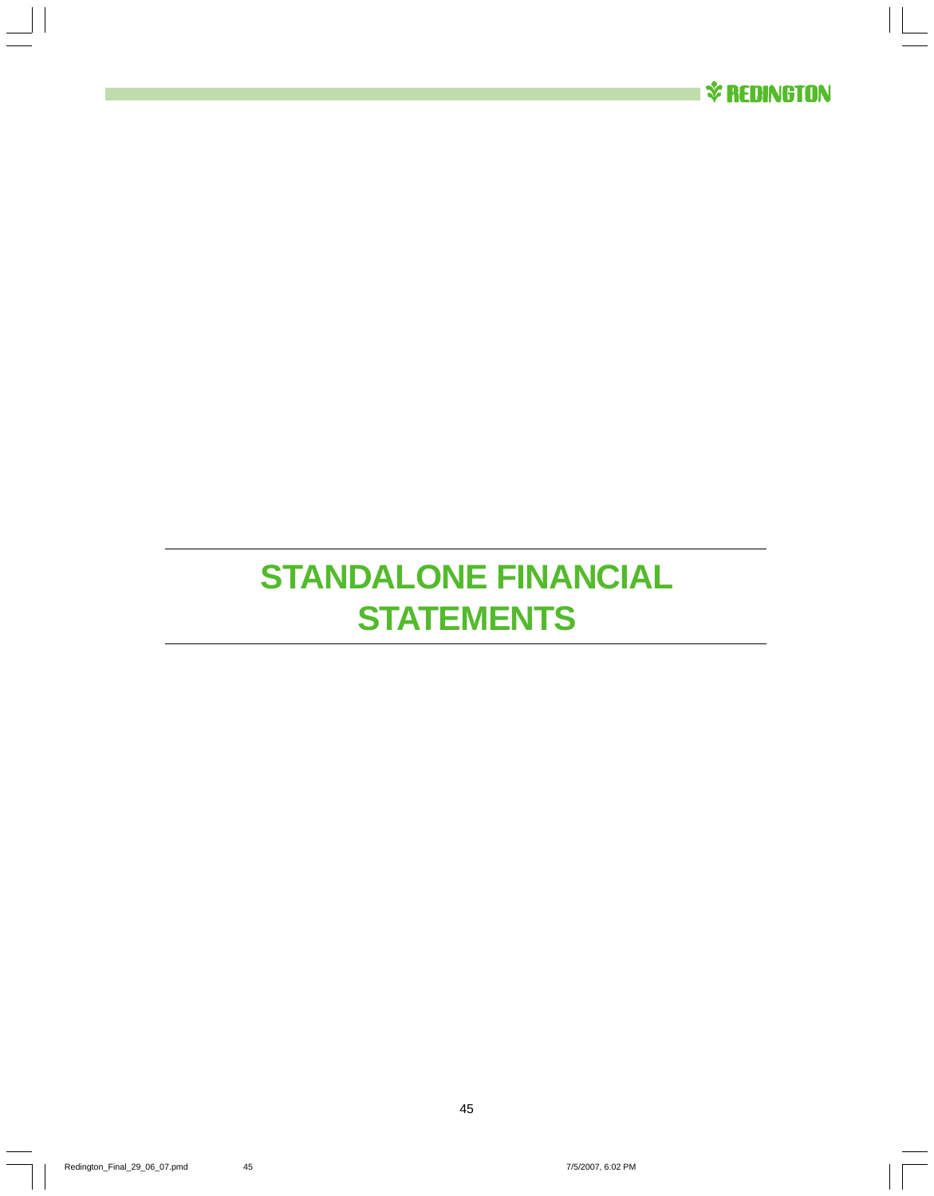# STANDALONE FINANCIAL STATEMENTS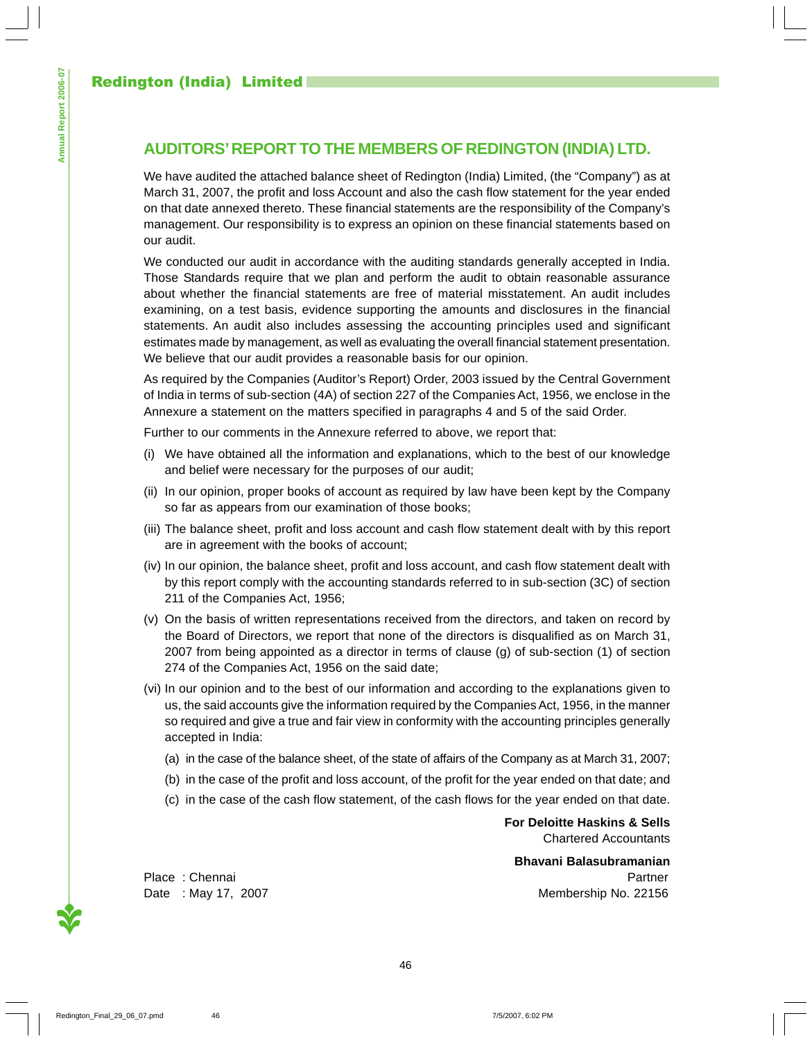## AUDITORS' REPORT TO THE MEMBERS OF REDINGTON (INDIA) LTD.

We have audited the attached balance sheet of Redington (India) Limited, (the "Company") as at March 31, 2007, the profit and loss Account and also the cash flow statement for the year ended on that date annexed thereto. These financial statements are the responsibility of the Company's management. Our responsibility is to express an opinion on these financial statements based on our audit.

We conducted our audit in accordance with the auditing standards generally accepted in India. Those Standards require that we plan and perform the audit to obtain reasonable assurance about whether the financial statements are free of material misstatement. An audit includes examining, on a test basis, evidence supporting the amounts and disclosures in the financial statements. An audit also includes assessing the accounting principles used and significant estimates made by management, as well as evaluating the overall financial statement presentation. We believe that our audit provides a reasonable basis for our opinion.

As required by the Companies (Auditor's Report) Order, 2003 issued by the Central Government of India in terms of sub-section (4A) of section 227 of the Companies Act, 1956, we enclose in the Annexure a statement on the matters specified in paragraphs 4 and 5 of the said Order.

Further to our comments in the Annexure referred to above, we report that:

(i) We have obtained all the information and explanations, which to the best of our knowledge and belief were necessary for the purposes of our audit;

(ii) In our opinion, proper books of account as required by law have been kept by the Company so far as appears from our examination of those books;

(iii) The balance sheet, profit and loss account and cash flow statement dealt with by this report are in agreement with the books of account;

(iv) In our opinion, the balance sheet, profit and loss account, and cash flow statement dealt with by this report comply with the accounting standards referred to in sub-section (3C) of section 211 of the Companies Act, 1956;

(v) On the basis of written representations received from the directors, and taken on record by the Board of Directors, we report that none of the directors is disqualified as on March 31, 2007 from being appointed as a director in terms of clause (g) of sub-section (1) of section 274 of the Companies Act, 1956 on the said date;

(vi) In our opinion and to the best of our information and according to the explanations given to us, the said accounts give the information required by the Companies Act, 1956, in the manner so required and give a true and fair view in conformity with the accounting principles generally accepted in India:

   (a) in the case of the balance sheet, of the state of affairs of the Company as at March 31, 2007;

   (b) in the case of the profit and loss account, of the profit for the year ended on that date; and

   (c) in the case of the cash flow statement, of the cash flows for the year ended on that date.

**For Deloitte Haskins & Sells**
Chartered Accountants

**Bhavani Balasubramanian**
Partner
Membership No. 22156

Place : Chennai
Date : May 17, 2007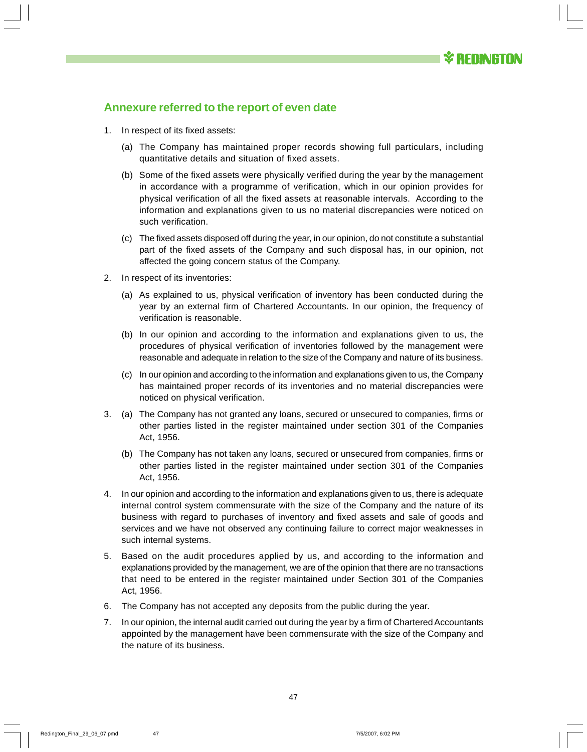## Annexure referred to the report of even date

1. In respect of its fixed assets:

   (a) The Company has maintained proper records showing full particulars, including quantitative details and situation of fixed assets.

   (b) Some of the fixed assets were physically verified during the year by the management in accordance with a programme of verification, which in our opinion provides for physical verification of all the fixed assets at reasonable intervals. According to the information and explanations given to us no material discrepancies were noticed on such verification.

   (c) The fixed assets disposed off during the year, in our opinion, do not constitute a substantial part of the fixed assets of the Company and such disposal has, in our opinion, not affected the going concern status of the Company.

2. In respect of its inventories:

   (a) As explained to us, physical verification of inventory has been conducted during the year by an external firm of Chartered Accountants. In our opinion, the frequency of verification is reasonable.

   (b) In our opinion and according to the information and explanations given to us, the procedures of physical verification of inventories followed by the management were reasonable and adequate in relation to the size of the Company and nature of its business.

   (c) In our opinion and according to the information and explanations given to us, the Company has maintained proper records of its inventories and no material discrepancies were noticed on physical verification.

3. (a) The Company has not granted any loans, secured or unsecured to companies, firms or other parties listed in the register maintained under section 301 of the Companies Act, 1956.

   (b) The Company has not taken any loans, secured or unsecured from companies, firms or other parties listed in the register maintained under section 301 of the Companies Act, 1956.

4. In our opinion and according to the information and explanations given to us, there is adequate internal control system commensurate with the size of the Company and the nature of its business with regard to purchases of inventory and fixed assets and sale of goods and services and we have not observed any continuing failure to correct major weaknesses in such internal systems.

5. Based on the audit procedures applied by us, and according to the information and explanations provided by the management, we are of the opinion that there are no transactions that need to be entered in the register maintained under Section 301 of the Companies Act, 1956.

6. The Company has not accepted any deposits from the public during the year.

7. In our opinion, the internal audit carried out during the year by a firm of Chartered Accountants appointed by the management have been commensurate with the size of the Company and the nature of its business.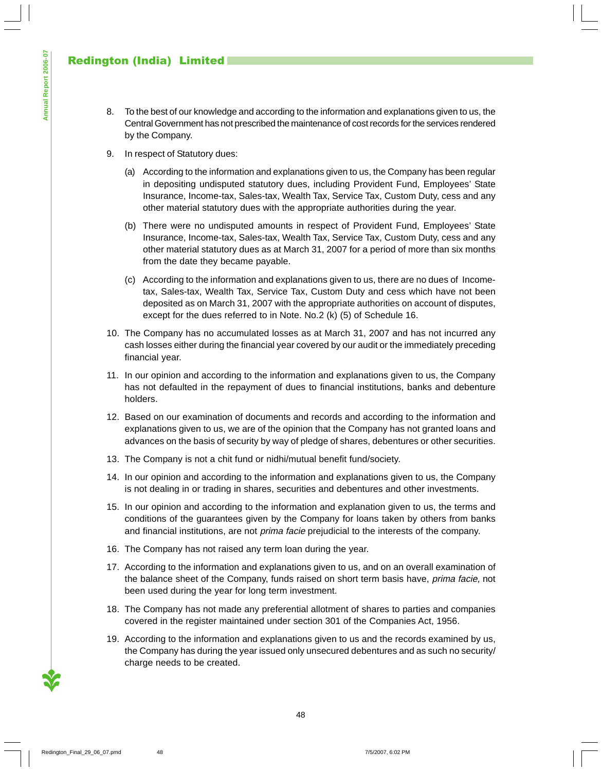8. To the best of our knowledge and according to the information and explanations given to us, the Central Government has not prescribed the maintenance of cost records for the services rendered by the Company.

9. In respect of Statutory dues:

   (a) According to the information and explanations given to us, the Company has been regular in depositing undisputed statutory dues, including Provident Fund, Employees' State Insurance, Income-tax, Sales-tax, Wealth Tax, Service Tax, Custom Duty, cess and any other material statutory dues with the appropriate authorities during the year.

   (b) There were no undisputed amounts in respect of Provident Fund, Employees' State Insurance, Income-tax, Sales-tax, Wealth Tax, Service Tax, Custom Duty, cess and any other material statutory dues as at March 31, 2007 for a period of more than six months from the date they became payable.

   (c) According to the information and explanations given to us, there are no dues of Income-tax, Sales-tax, Wealth Tax, Service Tax, Custom Duty and cess which have not been deposited as on March 31, 2007 with the appropriate authorities on account of disputes, except for the dues referred to in Note. No.2 (k) (5) of Schedule 16.

10. The Company has no accumulated losses as at March 31, 2007 and has not incurred any cash losses either during the financial year covered by our audit or the immediately preceding financial year.

11. In our opinion and according to the information and explanations given to us, the Company has not defaulted in the repayment of dues to financial institutions, banks and debenture holders.

12. Based on our examination of documents and records and according to the information and explanations given to us, we are of the opinion that the Company has not granted loans and advances on the basis of security by way of pledge of shares, debentures or other securities.

13. The Company is not a chit fund or nidhi/mutual benefit fund/society.

14. In our opinion and according to the information and explanations given to us, the Company is not dealing in or trading in shares, securities and debentures and other investments.

15. In our opinion and according to the information and explanation given to us, the terms and conditions of the guarantees given by the Company for loans taken by others from banks and financial institutions, are not *prima facie* prejudicial to the interests of the company.

16. The Company has not raised any term loan during the year.

17. According to the information and explanations given to us, and on an overall examination of the balance sheet of the Company, funds raised on short term basis have, *prima facie,* not been used during the year for long term investment.

18. The Company has not made any preferential allotment of shares to parties and companies covered in the register maintained under section 301 of the Companies Act, 1956.

19. According to the information and explanations given to us and the records examined by us, the Company has during the year issued only unsecured debentures and as such no security/ charge needs to be created.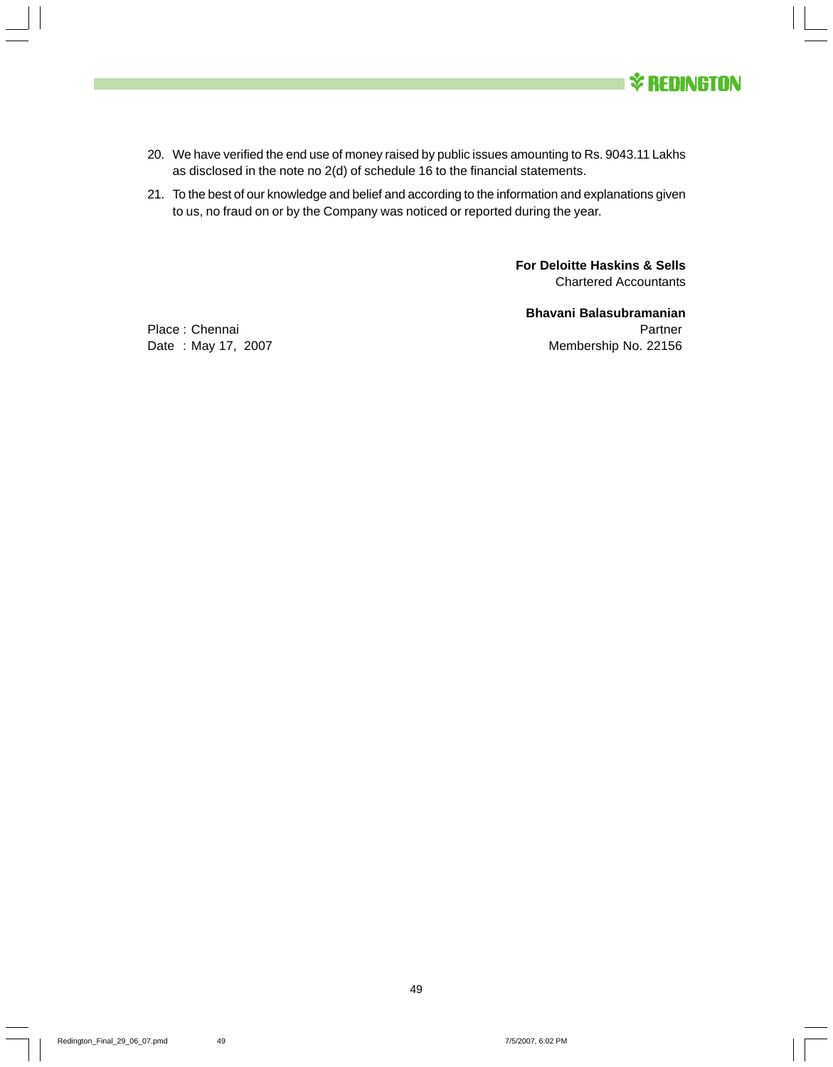20. We have verified the end use of money raised by public issues amounting to Rs. 9043.11 Lakhs as disclosed in the note no 2(d) of schedule 16 to the financial statements.

21. To the best of our knowledge and belief and according to the information and explanations given to us, no fraud on or by the Company was noticed or reported during the year.

**For Deloitte Haskins & Sells**
Chartered Accountants

**Bhavani Balasubramanian**
Partner
Membership No. 22156

Place : Chennai
Date : May 17, 2007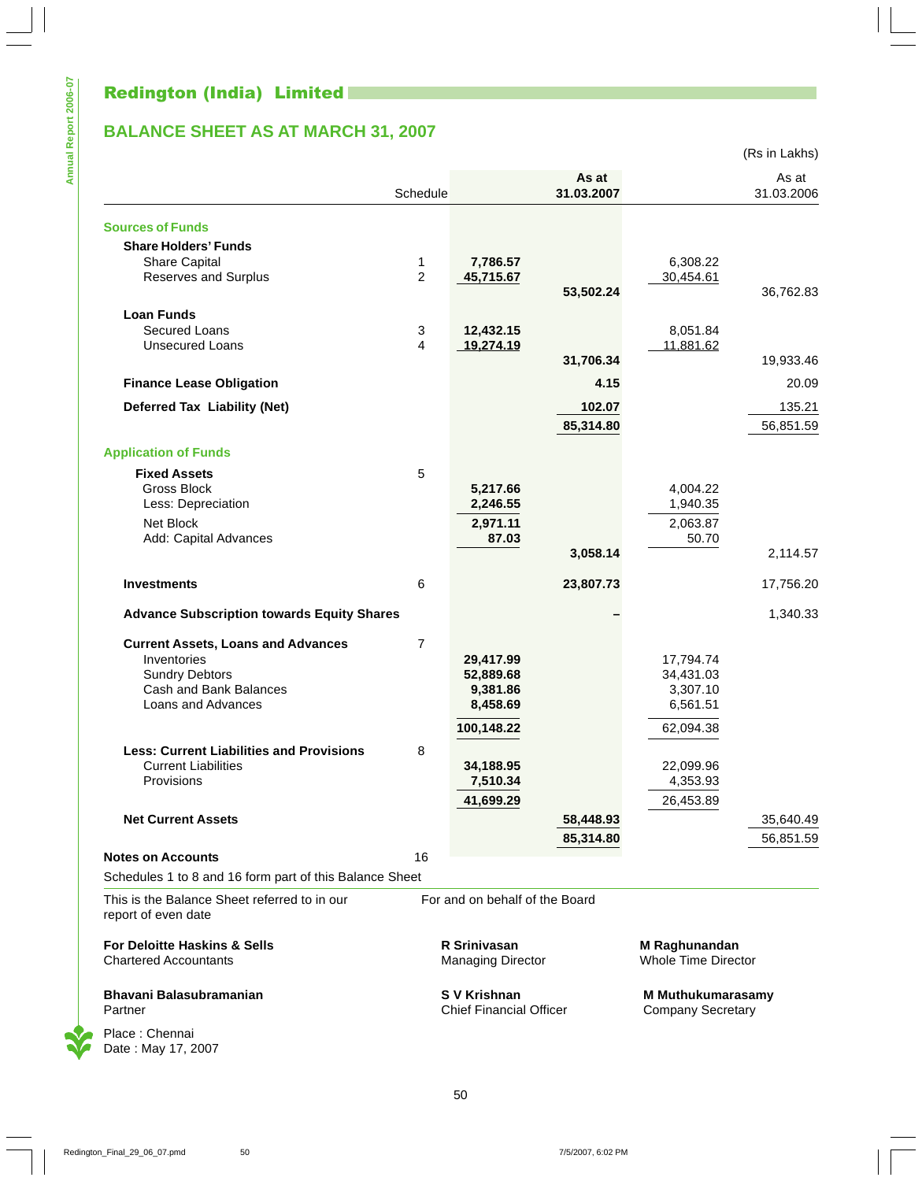# Redington (India) Limited

## BALANCE SHEET AS AT MARCH 31, 2007

(Rs in Lakhs)

| | Schedule | | As at 31.03.2007 | | As at 31.03.2006 |
|---|---|---|---|---|---|
| **Sources of Funds** | | | | | |
| **Share Holders' Funds** | | | | | |
| Share Capital | 1 | **7,786.57** | | 6,308.22 | |
| Reserves and Surplus | 2 | **45,715.67** | | 30,454.61 | |
| | | | **53,502.24** | | 36,762.83 |
| **Loan Funds** | | | | | |
| Secured Loans | 3 | **12,432.15** | | 8,051.84 | |
| Unsecured Loans | 4 | **19,274.19** | | 11,881.62 | |
| | | | **31,706.34** | | 19,933.46 |
| **Finance Lease Obligation** | | | **4.15** | | 20.09 |
| **Deferred Tax Liability (Net)** | | | **102.07** | | 135.21 |
| | | | **85,314.80** | | 56,851.59 |
| **Application of Funds** | | | | | |
| **Fixed Assets** | 5 | | | | |
| Gross Block | | **5,217.66** | | 4,004.22 | |
| Less: Depreciation | | **2,246.55** | | 1,940.35 | |
| Net Block | | **2,971.11** | | 2,063.87 | |
| Add: Capital Advances | | **87.03** | | 50.70 | |
| | | | **3,058.14** | | 2,114.57 |
| **Investments** | 6 | | **23,807.73** | | 17,756.20 |
| **Advance Subscription towards Equity Shares** | | | **–** | | 1,340.33 |
| **Current Assets, Loans and Advances** | 7 | | | | |
| Inventories | | **29,417.99** | | 17,794.74 | |
| Sundry Debtors | | **52,889.68** | | 34,431.03 | |
| Cash and Bank Balances | | **9,381.86** | | 3,307.10 | |
| Loans and Advances | | **8,458.69** | | 6,561.51 | |
| | | **100,148.22** | | 62,094.38 | |
| **Less: Current Liabilities and Provisions** | 8 | | | | |
| Current Liabilities | | **34,188.95** | | 22,099.96 | |
| Provisions | | **7,510.34** | | 4,353.93 | |
| | | **41,699.29** | | 26,453.89 | |
| **Net Current Assets** | | | **58,448.93** | | 35,640.49 |
| | | | **85,314.80** | | 56,851.59 |
| **Notes on Accounts** | 16 | | | | |

Schedules 1 to 8 and 16 form part of this Balance Sheet

This is the Balance Sheet referred to in our report of even date

For and on behalf of the Board

**For Deloitte Haskins & Sells**
Chartered Accountants

**R Srinivasan**
Managing Director

**M Raghunandan**
Whole Time Director

**Bhavani Balasubramanian**
Partner

**S V Krishnan**
Chief Financial Officer

**M Muthukumarasamy**
Company Secretary

Place : Chennai
Date : May 17, 2007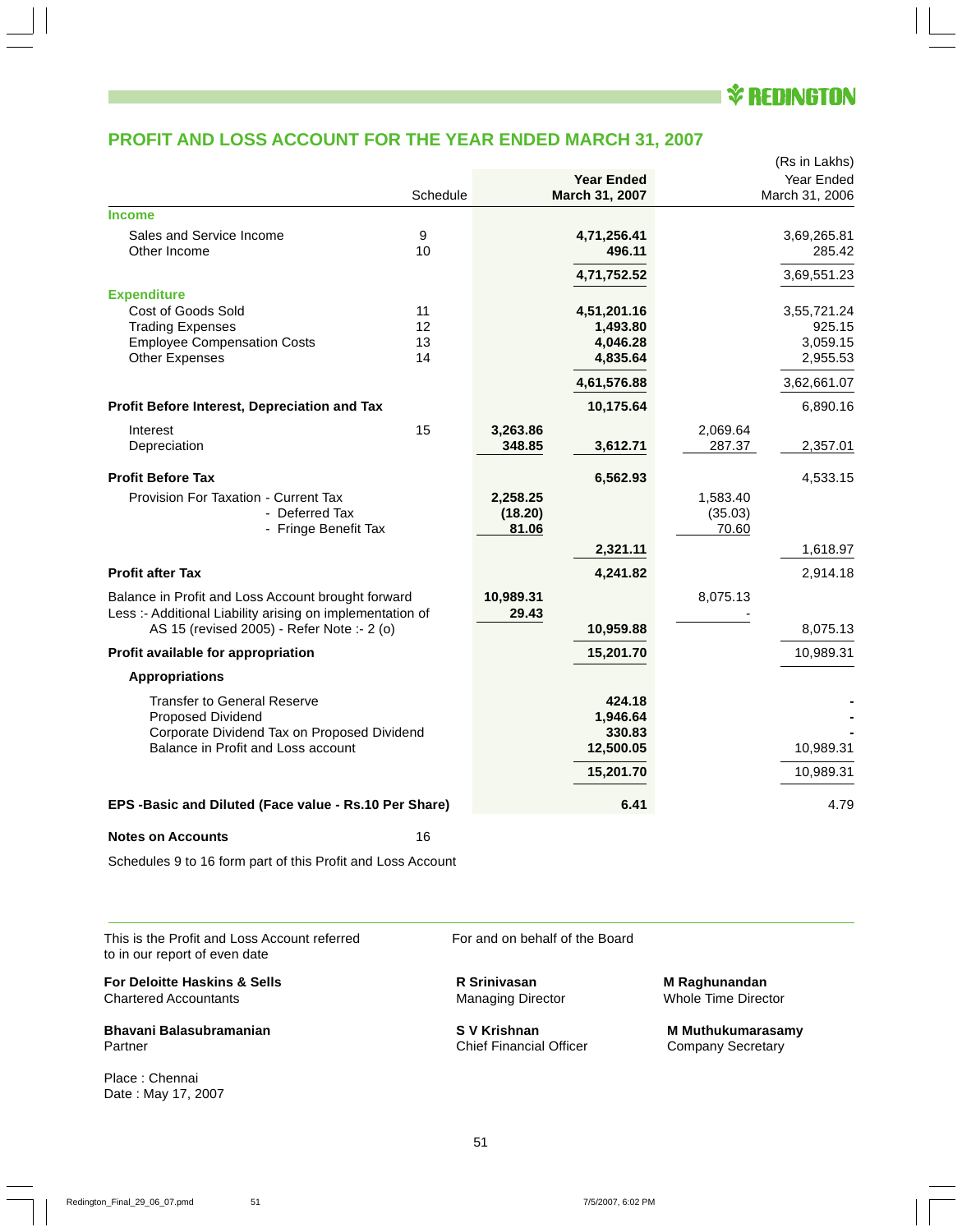## PROFIT AND LOSS ACCOUNT FOR THE YEAR ENDED MARCH 31, 2007

(Rs in Lakhs)

| | Schedule | | **Year Ended March 31, 2007** | | Year Ended March 31, 2006 |
|---|---|---|---|---|---|
| **Income** | | | | | |
| Sales and Service Income | 9 | | **4,71,256.41** | | 3,69,265.81 |
| Other Income | 10 | | **496.11** | | 285.42 |
| | | | **4,71,752.52** | | 3,69,551.23 |
| **Expenditure** | | | | | |
| Cost of Goods Sold | 11 | | **4,51,201.16** | | 3,55,721.24 |
| Trading Expenses | 12 | | **1,493.80** | | 925.15 |
| Employee Compensation Costs | 13 | | **4,046.28** | | 3,059.15 |
| Other Expenses | 14 | | **4,835.64** | | 2,955.53 |
| | | | **4,61,576.88** | | 3,62,661.07 |
| **Profit Before Interest, Depreciation and Tax** | | | **10,175.64** | | 6,890.16 |
| Interest | 15 | **3,263.86** | | 2,069.64 | |
| Depreciation | | **348.85** | **3,612.71** | 287.37 | 2,357.01 |
| **Profit Before Tax** | | | **6,562.93** | | 4,533.15 |
| Provision For Taxation - Current Tax | | **2,258.25** | | 1,583.40 | |
| - Deferred Tax | | **(18.20)** | | (35.03) | |
| - Fringe Benefit Tax | | **81.06** | | 70.60 | |
| | | | **2,321.11** | | 1,618.97 |
| **Profit after Tax** | | | **4,241.82** | | 2,914.18 |
| Balance in Profit and Loss Account brought forward | | **10,989.31** | | 8,075.13 | |
| Less :- Additional Liability arising on implementation of AS 15 (revised 2005) - Refer Note :- 2 (o) | | **29.43** | **10,959.88** | - | 8,075.13 |
| **Profit available for appropriation** | | | **15,201.70** | | 10,989.31 |
| **Appropriations** | | | | | |
| Transfer to General Reserve | | | **424.18** | | - |
| Proposed Dividend | | | **1,946.64** | | - |
| Corporate Dividend Tax on Proposed Dividend | | | **330.83** | | - |
| Balance in Profit and Loss account | | | **12,500.05** | | 10,989.31 |
| | | | **15,201.70** | | 10,989.31 |
| **EPS -Basic and Diluted (Face value - Rs.10 Per Share)** | | | **6.41** | | 4.79 |
| **Notes on Accounts** | 16 | | | | |

Schedules 9 to 16 form part of this Profit and Loss Account

This is the Profit and Loss Account referred to in our report of even date

**For Deloitte Haskins & Sells**
Chartered Accountants

**Bhavani Balasubramanian**
Partner

Place : Chennai
Date : May 17, 2007

For and on behalf of the Board

**R Srinivasan**
Managing Director

**M Raghunandan**
Whole Time Director

**S V Krishnan**
Chief Financial Officer

**M Muthukumarasamy**
Company Secretary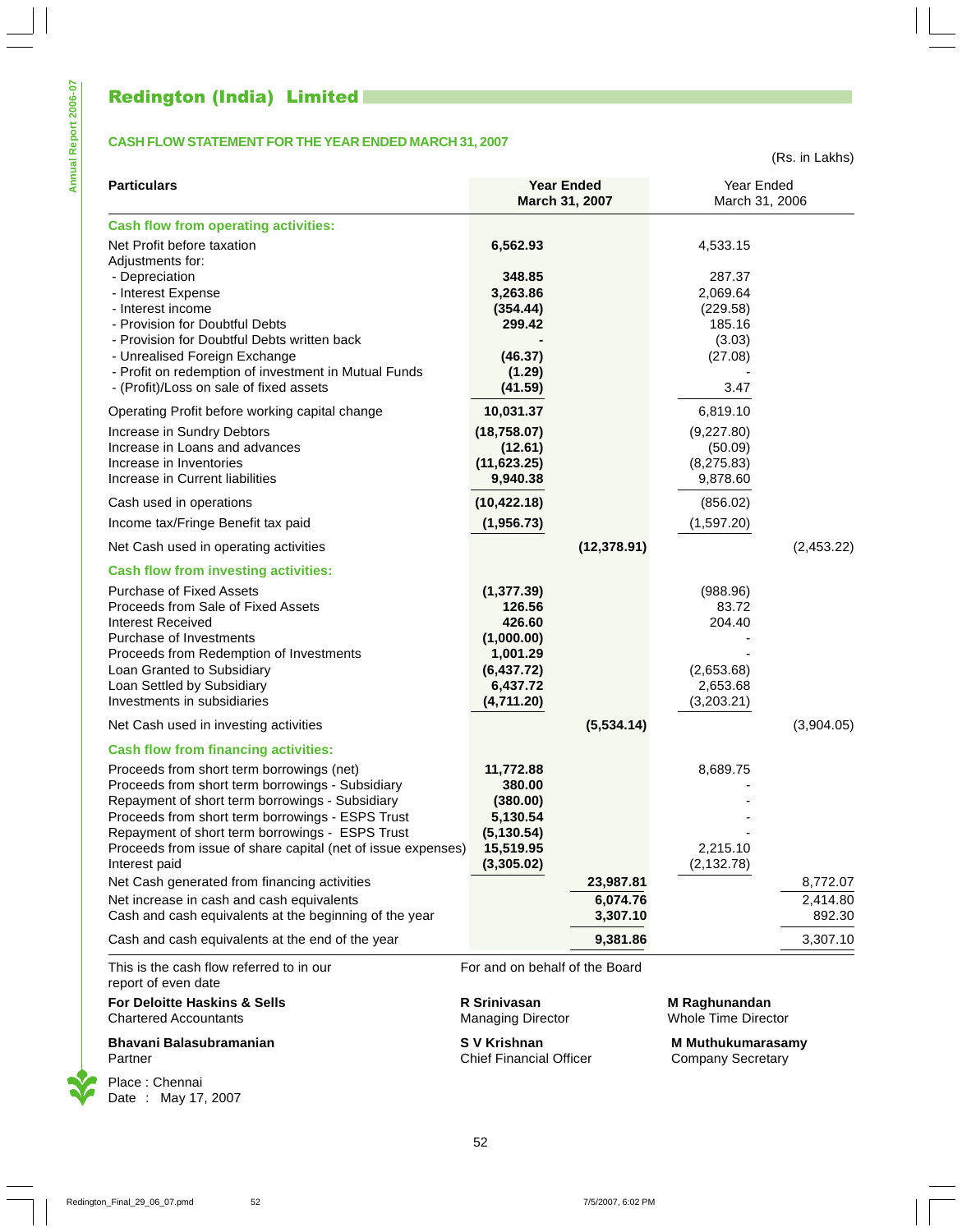## Redington (India) Limited

### CASH FLOW STATEMENT FOR THE YEAR ENDED MARCH 31, 2007

(Rs. in Lakhs)

| Particulars | Year Ended March 31, 2007 | | Year Ended March 31, 2006 | |
|---|---|---|---|---|
| **Cash flow from operating activities:** | | | | |
| Net Profit before taxation | **6,562.93** | | 4,533.15 | |
| Adjustments for: | | | | |
| - Depreciation | **348.85** | | 287.37 | |
| - Interest Expense | **3,263.86** | | 2,069.64 | |
| - Interest income | **(354.44)** | | (229.58) | |
| - Provision for Doubtful Debts | **299.42** | | 185.16 | |
| - Provision for Doubtful Debts written back | **-** | | (3.03) | |
| - Unrealised Foreign Exchange | **(46.37)** | | (27.08) | |
| - Profit on redemption of investment in Mutual Funds | **(1.29)** | | - | |
| - (Profit)/Loss on sale of fixed assets | **(41.59)** | | 3.47 | |
| Operating Profit before working capital change | **10,031.37** | | 6,819.10 | |
| Increase in Sundry Debtors | **(18,758.07)** | | (9,227.80) | |
| Increase in Loans and advances | **(12.61)** | | (50.09) | |
| Increase in Inventories | **(11,623.25)** | | (8,275.83) | |
| Increase in Current liabilities | **9,940.38** | | 9,878.60 | |
| Cash used in operations | **(10,422.18)** | | (856.02) | |
| Income tax/Fringe Benefit tax paid | **(1,956.73)** | | (1,597.20) | |
| Net Cash used in operating activities | | **(12,378.91)** | | (2,453.22) |
| **Cash flow from investing activities:** | | | | |
| Purchase of Fixed Assets | **(1,377.39)** | | (988.96) | |
| Proceeds from Sale of Fixed Assets | **126.56** | | 83.72 | |
| Interest Received | **426.60** | | 204.40 | |
| Purchase of Investments | **(1,000.00)** | | - | |
| Proceeds from Redemption of Investments | **1,001.29** | | - | |
| Loan Granted to Subsidiary | **(6,437.72)** | | (2,653.68) | |
| Loan Settled by Subsidiary | **6,437.72** | | 2,653.68 | |
| Investments in subsidiaries | **(4,711.20)** | | (3,203.21) | |
| Net Cash used in investing activities | | **(5,534.14)** | | (3,904.05) |
| **Cash flow from financing activities:** | | | | |
| Proceeds from short term borrowings (net) | **11,772.88** | | 8,689.75 | |
| Proceeds from short term borrowings - Subsidiary | **380.00** | | - | |
| Repayment of short term borrowings - Subsidiary | **(380.00)** | | - | |
| Proceeds from short term borrowings - ESPS Trust | **5,130.54** | | - | |
| Repayment of short term borrowings - ESPS Trust | **(5,130.54)** | | - | |
| Proceeds from issue of share capital (net of issue expenses) | **15,519.95** | | 2,215.10 | |
| Interest paid | **(3,305.02)** | | (2,132.78) | |
| Net Cash generated from financing activities | | **23,987.81** | | 8,772.07 |
| Net increase in cash and cash equivalents | | **6,074.76** | | 2,414.80 |
| Cash and cash equivalents at the beginning of the year | | **3,307.10** | | 892.30 |
| Cash and cash equivalents at the end of the year | | **9,381.86** | | 3,307.10 |

This is the cash flow referred to in our report of even date

For and on behalf of the Board

**For Deloitte Haskins & Sells**
Chartered Accountants

**Bhavani Balasubramanian**
Partner

Place : Chennai
Date : May 17, 2007

**R Srinivasan**
Managing Director

**S V Krishnan**
Chief Financial Officer

**M Raghunandan**
Whole Time Director

**M Muthukumarasamy**
Company Secretary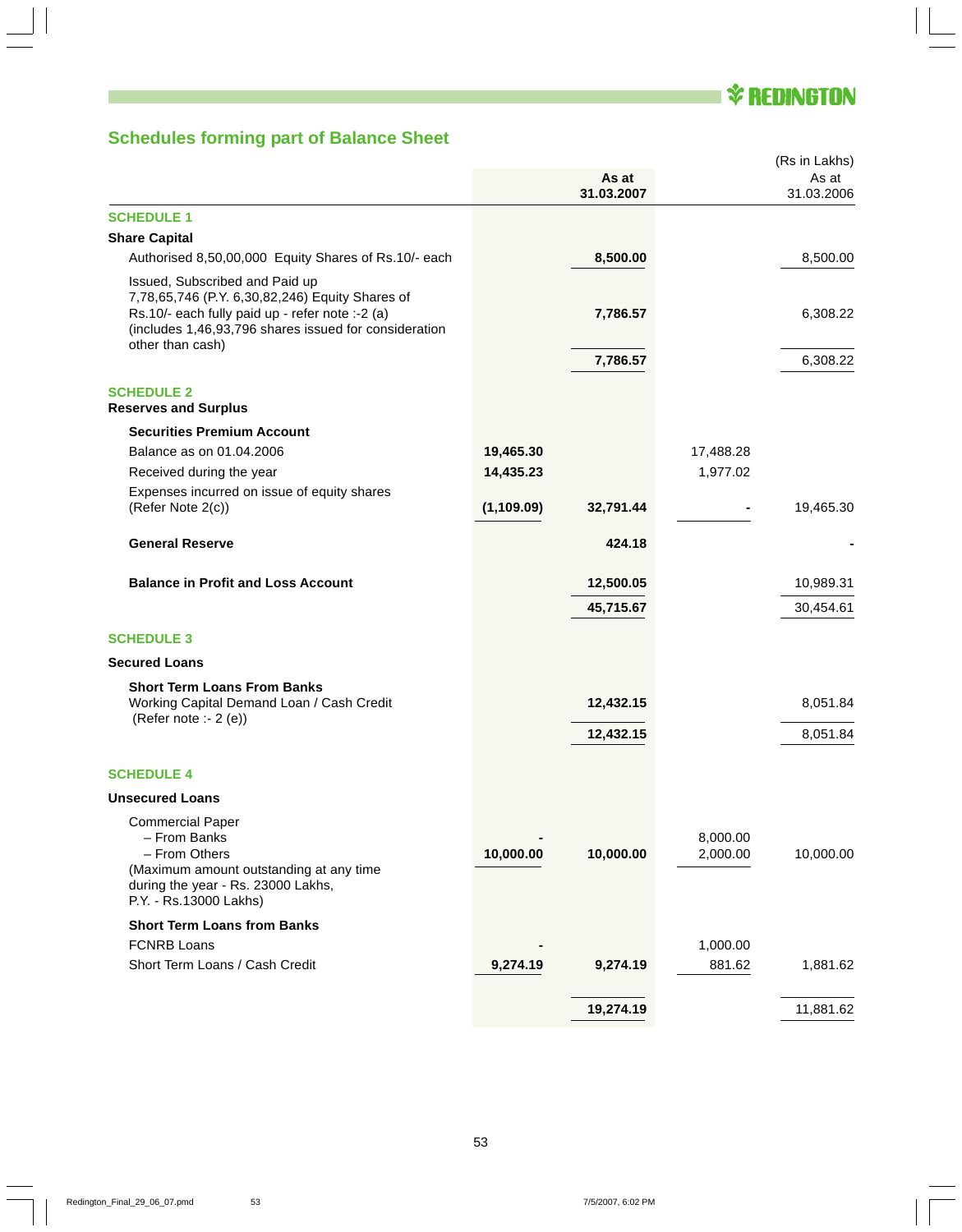## Schedules forming part of Balance Sheet

(Rs in Lakhs)

| | | As at 31.03.2007 | | As at 31.03.2006 |
|---|---|---|---|---|
| **SCHEDULE 1** | | | | |
| **Share Capital** | | | | |
| Authorised 8,50,00,000 Equity Shares of Rs.10/- each | | **8,500.00** | | 8,500.00 |
| Issued, Subscribed and Paid up 7,78,65,746 (P.Y. 6,30,82,246) Equity Shares of Rs.10/- each fully paid up - refer note :-2 (a) (includes 1,46,93,796 shares issued for consideration other than cash) | | **7,786.57** | | 6,308.22 |
| | | **7,786.57** | | 6,308.22 |
| **SCHEDULE 2** | | | | |
| **Reserves and Surplus** | | | | |
| **Securities Premium Account** | | | | |
| Balance as on 01.04.2006 | **19,465.30** | | 17,488.28 | |
| Received during the year | **14,435.23** | | 1,977.02 | |
| Expenses incurred on issue of equity shares (Refer Note 2(c)) | **(1,109.09)** | **32,791.44** | - | 19,465.30 |
| **General Reserve** | | **424.18** | | - |
| **Balance in Profit and Loss Account** | | **12,500.05** | | 10,989.31 |
| | | **45,715.67** | | 30,454.61 |
| **SCHEDULE 3** | | | | |
| **Secured Loans** | | | | |
| **Short Term Loans From Banks** Working Capital Demand Loan / Cash Credit (Refer note :- 2 (e)) | | **12,432.15** | | 8,051.84 |
| | | **12,432.15** | | 8,051.84 |
| **SCHEDULE 4** | | | | |
| **Unsecured Loans** | | | | |
| Commercial Paper | | | | |
| – From Banks | **-** | | 8,000.00 | |
| – From Others | **10,000.00** | **10,000.00** | 2,000.00 | 10,000.00 |
| (Maximum amount outstanding at any time during the year - Rs. 23000 Lakhs, P.Y. - Rs.13000 Lakhs) | | | | |
| **Short Term Loans from Banks** | | | | |
| FCNRB Loans | **-** | | 1,000.00 | |
| Short Term Loans / Cash Credit | **9,274.19** | **9,274.19** | 881.62 | 1,881.62 |
| | | **19,274.19** | | 11,881.62 |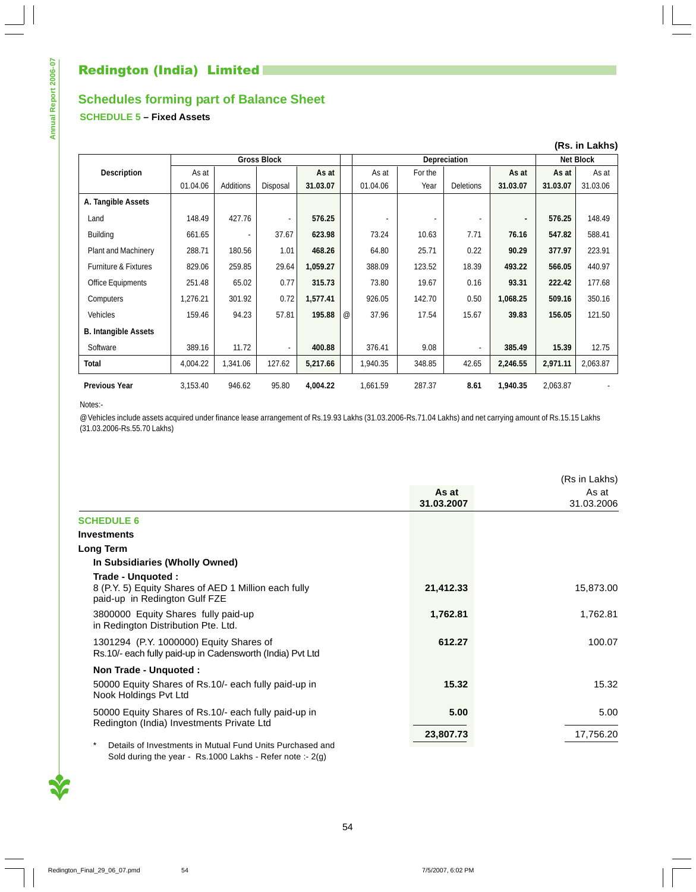## Redington (India) Limited

## Schedules forming part of Balance Sheet

### SCHEDULE 5 – Fixed Assets

(Rs. in Lakhs)

| Description | Gross Block | | | | | Depreciation | | | | Net Block | |
|---|---|---|---|---|---|---|---|---|---|---|---|
| | As at 01.04.06 | Additions | Disposal | As at 31.03.07 | | As at 01.04.06 | For the Year | Deletions | As at 31.03.07 | As at 31.03.07 | As at 31.03.06 |
| **A. Tangible Assets** | | | | | | | | | | | |
| Land | 148.49 | 427.76 | - | **576.25** | | - | - | - | **-** | **576.25** | 148.49 |
| Building | 661.65 | - | 37.67 | **623.98** | | 73.24 | 10.63 | 7.71 | **76.16** | **547.82** | 588.41 |
| Plant and Machinery | 288.71 | 180.56 | 1.01 | **468.26** | | 64.80 | 25.71 | 0.22 | **90.29** | **377.97** | 223.91 |
| Furniture & Fixtures | 829.06 | 259.85 | 29.64 | **1,059.27** | | 388.09 | 123.52 | 18.39 | **493.22** | **566.05** | 440.97 |
| Office Equipments | 251.48 | 65.02 | 0.77 | **315.73** | | 73.80 | 19.67 | 0.16 | **93.31** | **222.42** | 177.68 |
| Computers | 1,276.21 | 301.92 | 0.72 | **1,577.41** | | 926.05 | 142.70 | 0.50 | **1,068.25** | **509.16** | 350.16 |
| Vehicles | 159.46 | 94.23 | 57.81 | **195.88** | @ | 37.96 | 17.54 | 15.67 | **39.83** | **156.05** | 121.50 |
| **B. Intangible Assets** | | | | | | | | | | | |
| Software | 389.16 | 11.72 | - | **400.88** | | 376.41 | 9.08 | - | **385.49** | **15.39** | 12.75 |
| **Total** | 4,004.22 | 1,341.06 | 127.62 | **5,217.66** | | 1,940.35 | 348.85 | 42.65 | **2,246.55** | **2,971.11** | 2,063.87 |
| **Previous Year** | 3,153.40 | 946.62 | 95.80 | **4,004.22** | | 1,661.59 | 287.37 | **8.61** | **1,940.35** | 2,063.87 | - |

Notes:-

@Vehicles include assets acquired under finance lease arrangement of Rs.19.93 Lakhs (31.03.2006-Rs.71.04 Lakhs) and net carrying amount of Rs.15.15 Lakhs (31.03.2006-Rs.55.70 Lakhs)

(Rs in Lakhs)

| | As at 31.03.2007 | As at 31.03.2006 |
|---|---|---|
| **SCHEDULE 6** | | |
| **Investments** | | |
| **Long Term** | | |
| **In Subsidiaries (Wholly Owned)** | | |
| **Trade - Unquoted :** | | |
| 8 (P.Y. 5) Equity Shares of AED 1 Million each fully paid-up in Redington Gulf FZE | **21,412.33** | 15,873.00 |
| 3800000 Equity Shares fully paid-up in Redington Distribution Pte. Ltd. | **1,762.81** | 1,762.81 |
| 1301294 (P.Y. 1000000) Equity Shares of Rs.10/- each fully paid-up in Cadensworth (India) Pvt Ltd | **612.27** | 100.07 |
| **Non Trade - Unquoted :** | | |
| 50000 Equity Shares of Rs.10/- each fully paid-up in Nook Holdings Pvt Ltd | **15.32** | 15.32 |
| 50000 Equity Shares of Rs.10/- each fully paid-up in Redington (India) Investments Private Ltd | **5.00** | 5.00 |
| | **23,807.73** | 17,756.20 |

\* Details of Investments in Mutual Fund Units Purchased and Sold during the year - Rs.1000 Lakhs - Refer note :- 2(g)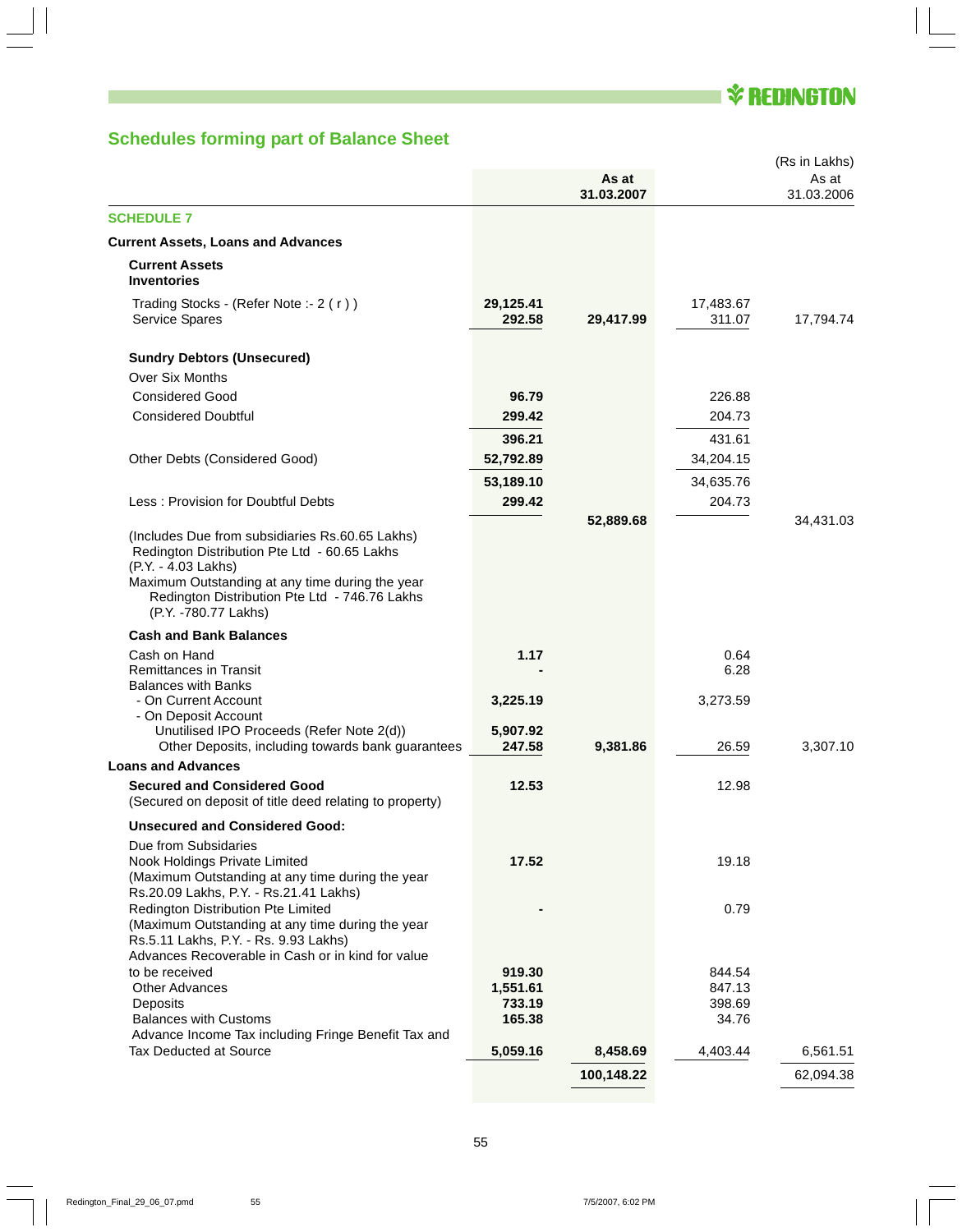## Schedules forming part of Balance Sheet

(Rs in Lakhs)

| | | As at 31.03.2007 | | As at 31.03.2006 |
|---|---|---|---|---|
| **SCHEDULE 7** | | | | |
| **Current Assets, Loans and Advances** | | | | |
| **Current Assets** | | | | |
| **Inventories** | | | | |
| Trading Stocks - (Refer Note :- 2 ( r ) ) | 29,125.41 | | 17,483.67 | |
| Service Spares | 292.58 | 29,417.99 | 311.07 | 17,794.74 |
| **Sundry Debtors (Unsecured)** | | | | |
| Over Six Months | | | | |
| Considered Good | 96.79 | | 226.88 | |
| Considered Doubtful | 299.42 | | 204.73 | |
| | 396.21 | | 431.61 | |
| Other Debts (Considered Good) | 52,792.89 | | 34,204.15 | |
| | 53,189.10 | | 34,635.76 | |
| Less : Provision for Doubtful Debts | 299.42 | | 204.73 | |
| | | 52,889.68 | | 34,431.03 |
| (Includes Due from subsidiaries Rs.60.65 Lakhs) Redington Distribution Pte Ltd - 60.65 Lakhs (P.Y. - 4.03 Lakhs) Maximum Outstanding at any time during the year Redington Distribution Pte Ltd - 746.76 Lakhs (P.Y. -780.77 Lakhs) | | | | |
| **Cash and Bank Balances** | | | | |
| Cash on Hand | 1.17 | | 0.64 | |
| Remittances in Transit | - | | 6.28 | |
| Balances with Banks | | | | |
| - On Current Account | 3,225.19 | | 3,273.59 | |
| - On Deposit Account | | | | |
| Unutilised IPO Proceeds (Refer Note 2(d)) | 5,907.92 | | | |
| Other Deposits, including towards bank guarantees | 247.58 | 9,381.86 | 26.59 | 3,307.10 |
| **Loans and Advances** | | | | |
| **Secured and Considered Good** (Secured on deposit of title deed relating to property) | 12.53 | | 12.98 | |
| **Unsecured and Considered Good:** | | | | |
| Due from Subsidaries | | | | |
| Nook Holdings Private Limited (Maximum Outstanding at any time during the year Rs.20.09 Lakhs, P.Y. - Rs.21.41 Lakhs) | 17.52 | | 19.18 | |
| Redington Distribution Pte Limited (Maximum Outstanding at any time during the year Rs.5.11 Lakhs, P.Y. - Rs. 9.93 Lakhs) | - | | 0.79 | |
| Advances Recoverable in Cash or in kind for value to be received | 919.30 | | 844.54 | |
| Other Advances | 1,551.61 | | 847.13 | |
| Deposits | 733.19 | | 398.69 | |
| Balances with Customs | 165.38 | | 34.76 | |
| Advance Income Tax including Fringe Benefit Tax and Tax Deducted at Source | 5,059.16 | 8,458.69 | 4,403.44 | 6,561.51 |
| | | 100,148.22 | | 62,094.38 |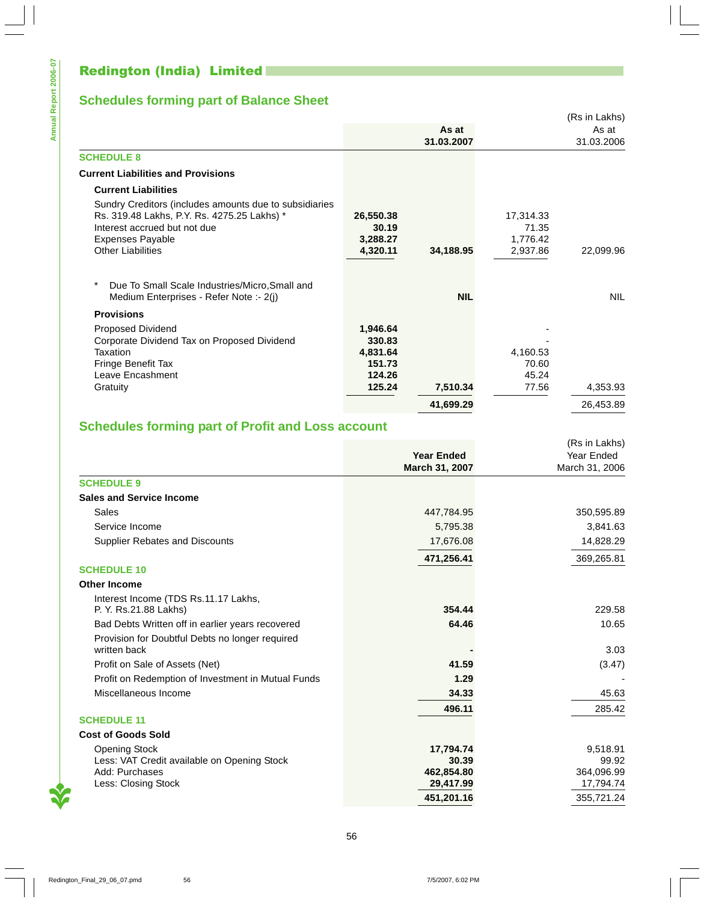## Redington (India) Limited

### Schedules forming part of Balance Sheet

(Rs in Lakhs)

| | | As at 31.03.2007 | | As at 31.03.2006 |
|---|---|---|---|---|
| **SCHEDULE 8** | | | | |
| **Current Liabilities and Provisions** | | | | |
| **Current Liabilities** | | | | |
| Sundry Creditors (includes amounts due to subsidiaries Rs. 319.48 Lakhs, P.Y. Rs. 4275.25 Lakhs) * | 26,550.38 | | 17,314.33 | |
| Interest accrued but not due | 30.19 | | 71.35 | |
| Expenses Payable | 3,288.27 | | 1,776.42 | |
| Other Liabilities | 4,320.11 | 34,188.95 | 2,937.86 | 22,099.96 |
| * Due To Small Scale Industries/Micro,Small and Medium Enterprises - Refer Note :- 2(j) | | NIL | | NIL |
| **Provisions** | | | | |
| Proposed Dividend | 1,946.64 | | - | |
| Corporate Dividend Tax on Proposed Dividend | 330.83 | | - | |
| Taxation | 4,831.64 | | 4,160.53 | |
| Fringe Benefit Tax | 151.73 | | 70.60 | |
| Leave Encashment | 124.26 | | 45.24 | |
| Gratuity | 125.24 | 7,510.34 | 77.56 | 4,353.93 |
| | | 41,699.29 | | 26,453.89 |

### Schedules forming part of Profit and Loss account

(Rs in Lakhs)

| | Year Ended March 31, 2007 | Year Ended March 31, 2006 |
|---|---|---|
| **SCHEDULE 9** | | |
| **Sales and Service Income** | | |
| Sales | 447,784.95 | 350,595.89 |
| Service Income | 5,795.38 | 3,841.63 |
| Supplier Rebates and Discounts | 17,676.08 | 14,828.29 |
| | 471,256.41 | 369,265.81 |
| **SCHEDULE 10** | | |
| **Other Income** | | |
| Interest Income (TDS Rs.11.17 Lakhs, P. Y. Rs.21.88 Lakhs) | 354.44 | 229.58 |
| Bad Debts Written off in earlier years recovered | 64.46 | 10.65 |
| Provision for Doubtful Debts no longer required written back | - | 3.03 |
| Profit on Sale of Assets (Net) | 41.59 | (3.47) |
| Profit on Redemption of Investment in Mutual Funds | 1.29 | - |
| Miscellaneous Income | 34.33 | 45.63 |
| | 496.11 | 285.42 |
| **SCHEDULE 11** | | |
| **Cost of Goods Sold** | | |
| Opening Stock | 17,794.74 | 9,518.91 |
| Less: VAT Credit available on Opening Stock | 30.39 | 99.92 |
| Add: Purchases | 462,854.80 | 364,096.99 |
| Less: Closing Stock | 29,417.99 | 17,794.74 |
| | 451,201.16 | 355,721.24 |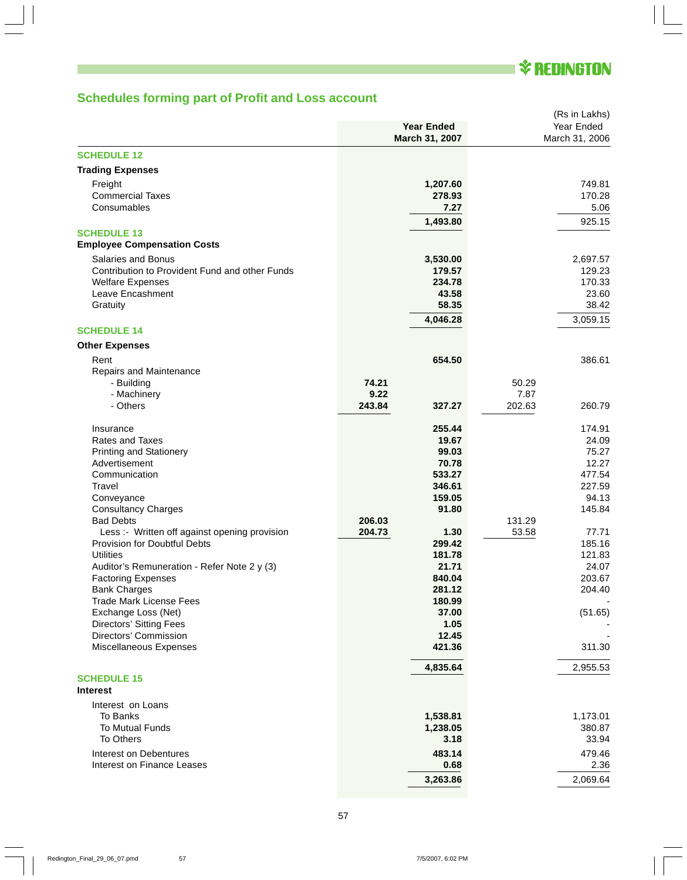## Schedules forming part of Profit and Loss account

(Rs in Lakhs)

| | | Year Ended March 31, 2007 | | Year Ended March 31, 2006 |
|---|---|---|---|---|
| **SCHEDULE 12** | | | | |
| **Trading Expenses** | | | | |
| Freight | | **1,207.60** | | 749.81 |
| Commercial Taxes | | **278.93** | | 170.28 |
| Consumables | | **7.27** | | 5.06 |
| | | **1,493.80** | | 925.15 |
| **SCHEDULE 13** | | | | |
| **Employee Compensation Costs** | | | | |
| Salaries and Bonus | | **3,530.00** | | 2,697.57 |
| Contribution to Provident Fund and other Funds | | **179.57** | | 129.23 |
| Welfare Expenses | | **234.78** | | 170.33 |
| Leave Encashment | | **43.58** | | 23.60 |
| Gratuity | | **58.35** | | 38.42 |
| | | **4,046.28** | | 3,059.15 |
| **SCHEDULE 14** | | | | |
| **Other Expenses** | | | | |
| Rent | | **654.50** | | 386.61 |
| Repairs and Maintenance | | | | |
| - Building | **74.21** | | 50.29 | |
| - Machinery | **9.22** | | 7.87 | |
| - Others | **243.84** | **327.27** | 202.63 | 260.79 |
| Insurance | | **255.44** | | 174.91 |
| Rates and Taxes | | **19.67** | | 24.09 |
| Printing and Stationery | | **99.03** | | 75.27 |
| Advertisement | | **70.78** | | 12.27 |
| Communication | | **533.27** | | 477.54 |
| Travel | | **346.61** | | 227.59 |
| Conveyance | | **159.05** | | 94.13 |
| Consultancy Charges | | **91.80** | | 145.84 |
| Bad Debts | **206.03** | | 131.29 | |
| Less :- Written off against opening provision | **204.73** | **1.30** | 53.58 | 77.71 |
| Provision for Doubtful Debts | | **299.42** | | 185.16 |
| Utilities | | **181.78** | | 121.83 |
| Auditor's Remuneration - Refer Note 2 y (3) | | **21.71** | | 24.07 |
| Factoring Expenses | | **840.04** | | 203.67 |
| Bank Charges | | **281.12** | | 204.40 |
| Trade Mark License Fees | | **180.99** | | - |
| Exchange Loss (Net) | | **37.00** | | (51.65) |
| Directors' Sitting Fees | | **1.05** | | - |
| Directors' Commission | | **12.45** | | - |
| Miscellaneous Expenses | | **421.36** | | 311.30 |
| | | **4,835.64** | | 2,955.53 |
| **SCHEDULE 15** | | | | |
| **Interest** | | | | |
| Interest on Loans | | | | |
| To Banks | | **1,538.81** | | 1,173.01 |
| To Mutual Funds | | **1,238.05** | | 380.87 |
| To Others | | **3.18** | | 33.94 |
| Interest on Debentures | | **483.14** | | 479.46 |
| Interest on Finance Leases | | **0.68** | | 2.36 |
| | | **3,263.86** | | 2,069.64 |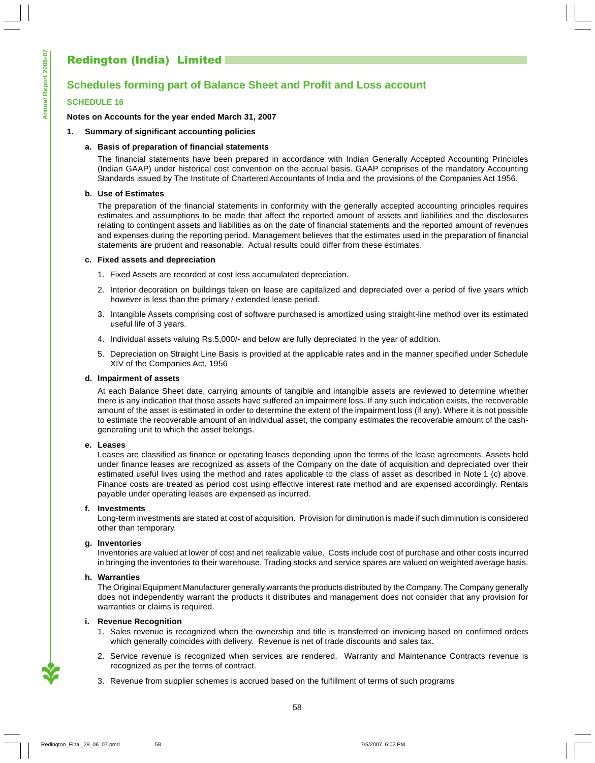# Redington (India) Limited

## Schedules forming part of Balance Sheet and Profit and Loss account

### SCHEDULE 16

**Notes on Accounts for the year ended March 31, 2007**

**1. Summary of significant accounting policies**

**a. Basis of preparation of financial statements**

The financial statements have been prepared in accordance with Indian Generally Accepted Accounting Principles (Indian GAAP) under historical cost convention on the accrual basis. GAAP comprises of the mandatory Accounting Standards issued by The Institute of Chartered Accountants of India and the provisions of the Companies Act 1956.

**b. Use of Estimates**

The preparation of the financial statements in conformity with the generally accepted accounting principles requires estimates and assumptions to be made that affect the reported amount of assets and liabilities and the disclosures relating to contingent assets and liabilities as on the date of financial statements and the reported amount of revenues and expenses during the reporting period. Management believes that the estimates used in the preparation of financial statements are prudent and reasonable. Actual results could differ from these estimates.

**c. Fixed assets and depreciation**

1. Fixed Assets are recorded at cost less accumulated depreciation.
2. Interior decoration on buildings taken on lease are capitalized and depreciated over a period of five years which however is less than the primary / extended lease period.
3. Intangible Assets comprising cost of software purchased is amortized using straight-line method over its estimated useful life of 3 years.
4. Individual assets valuing Rs.5,000/- and below are fully depreciated in the year of addition.
5. Depreciation on Straight Line Basis is provided at the applicable rates and in the manner specified under Schedule XIV of the Companies Act, 1956

**d. Impairment of assets**

At each Balance Sheet date, carrying amounts of tangible and intangible assets are reviewed to determine whether there is any indication that those assets have suffered an impairment loss. If any such indication exists, the recoverable amount of the asset is estimated in order to determine the extent of the impairment loss (if any). Where it is not possible to estimate the recoverable amount of an individual asset, the company estimates the recoverable amount of the cash-generating unit to which the asset belongs.

**e. Leases**

Leases are classified as finance or operating leases depending upon the terms of the lease agreements. Assets held under finance leases are recognized as assets of the Company on the date of acquisition and depreciated over their estimated useful lives using the method and rates applicable to the class of asset as described in Note 1 (c) above. Finance costs are treated as period cost using effective interest rate method and are expensed accordingly. Rentals payable under operating leases are expensed as incurred.

**f. Investments**

Long-term investments are stated at cost of acquisition. Provision for diminution is made if such diminution is considered other than temporary.

**g. Inventories**

Inventories are valued at lower of cost and net realizable value. Costs include cost of purchase and other costs incurred in bringing the inventories to their warehouse. Trading stocks and service spares are valued on weighted average basis.

**h. Warranties**

The Original Equipment Manufacturer generally warrants the products distributed by the Company. The Company generally does not independently warrant the products it distributes and management does not consider that any provision for warranties or claims is required.

**i. Revenue Recognition**

1. Sales revenue is recognized when the ownership and title is transferred on invoicing based on confirmed orders which generally coincides with delivery. Revenue is net of trade discounts and sales tax.
2. Service revenue is recognized when services are rendered. Warranty and Maintenance Contracts revenue is recognized as per the terms of contract.
3. Revenue from supplier schemes is accrued based on the fulfillment of terms of such programs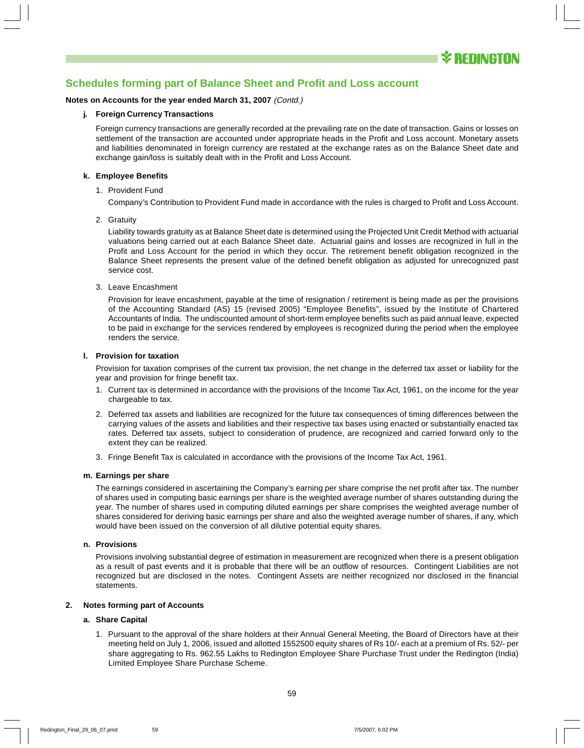## Schedules forming part of Balance Sheet and Profit and Loss account

**Notes on Accounts for the year ended March 31, 2007** *(Contd.)*

**j. Foreign Currency Transactions**

Foreign currency transactions are generally recorded at the prevailing rate on the date of transaction. Gains or losses on settlement of the transaction are accounted under appropriate heads in the Profit and Loss account. Monetary assets and liabilities denominated in foreign currency are restated at the exchange rates as on the Balance Sheet date and exchange gain/loss is suitably dealt with in the Profit and Loss Account.

**k. Employee Benefits**

1. Provident Fund

   Company's Contribution to Provident Fund made in accordance with the rules is charged to Profit and Loss Account.

2. Gratuity

   Liability towards gratuity as at Balance Sheet date is determined using the Projected Unit Credit Method with actuarial valuations being carried out at each Balance Sheet date. Actuarial gains and losses are recognized in full in the Profit and Loss Account for the period in which they occur. The retirement benefit obligation recognized in the Balance Sheet represents the present value of the defined benefit obligation as adjusted for unrecognized past service cost.

3. Leave Encashment

   Provision for leave encashment, payable at the time of resignation / retirement is being made as per the provisions of the Accounting Standard (AS) 15 (revised 2005) "Employee Benefits", issued by the Institute of Chartered Accountants of India. The undiscounted amount of short-term employee benefits such as paid annual leave, expected to be paid in exchange for the services rendered by employees is recognized during the period when the employee renders the service.

**l. Provision for taxation**

Provision for taxation comprises of the current tax provision, the net change in the deferred tax asset or liability for the year and provision for fringe benefit tax.

1. Current tax is determined in accordance with the provisions of the Income Tax Act, 1961, on the income for the year chargeable to tax.
2. Deferred tax assets and liabilities are recognized for the future tax consequences of timing differences between the carrying values of the assets and liabilities and their respective tax bases using enacted or substantially enacted tax rates. Deferred tax assets, subject to consideration of prudence, are recognized and carried forward only to the extent they can be realized.
3. Fringe Benefit Tax is calculated in accordance with the provisions of the Income Tax Act, 1961.

**m. Earnings per share**

The earnings considered in ascertaining the Company's earning per share comprise the net profit after tax. The number of shares used in computing basic earnings per share is the weighted average number of shares outstanding during the year. The number of shares used in computing diluted earnings per share comprises the weighted average number of shares considered for deriving basic earnings per share and also the weighted average number of shares, if any, which would have been issued on the conversion of all dilutive potential equity shares.

**n. Provisions**

Provisions involving substantial degree of estimation in measurement are recognized when there is a present obligation as a result of past events and it is probable that there will be an outflow of resources. Contingent Liabilities are not recognized but are disclosed in the notes. Contingent Assets are neither recognized nor disclosed in the financial statements.

### 2. Notes forming part of Accounts

**a. Share Capital**

1. Pursuant to the approval of the share holders at their Annual General Meeting, the Board of Directors have at their meeting held on July 1, 2006, issued and allotted 1552500 equity shares of Rs 10/- each at a premium of Rs. 52/- per share aggregating to Rs. 962.55 Lakhs to Redington Employee Share Purchase Trust under the Redington (India) Limited Employee Share Purchase Scheme.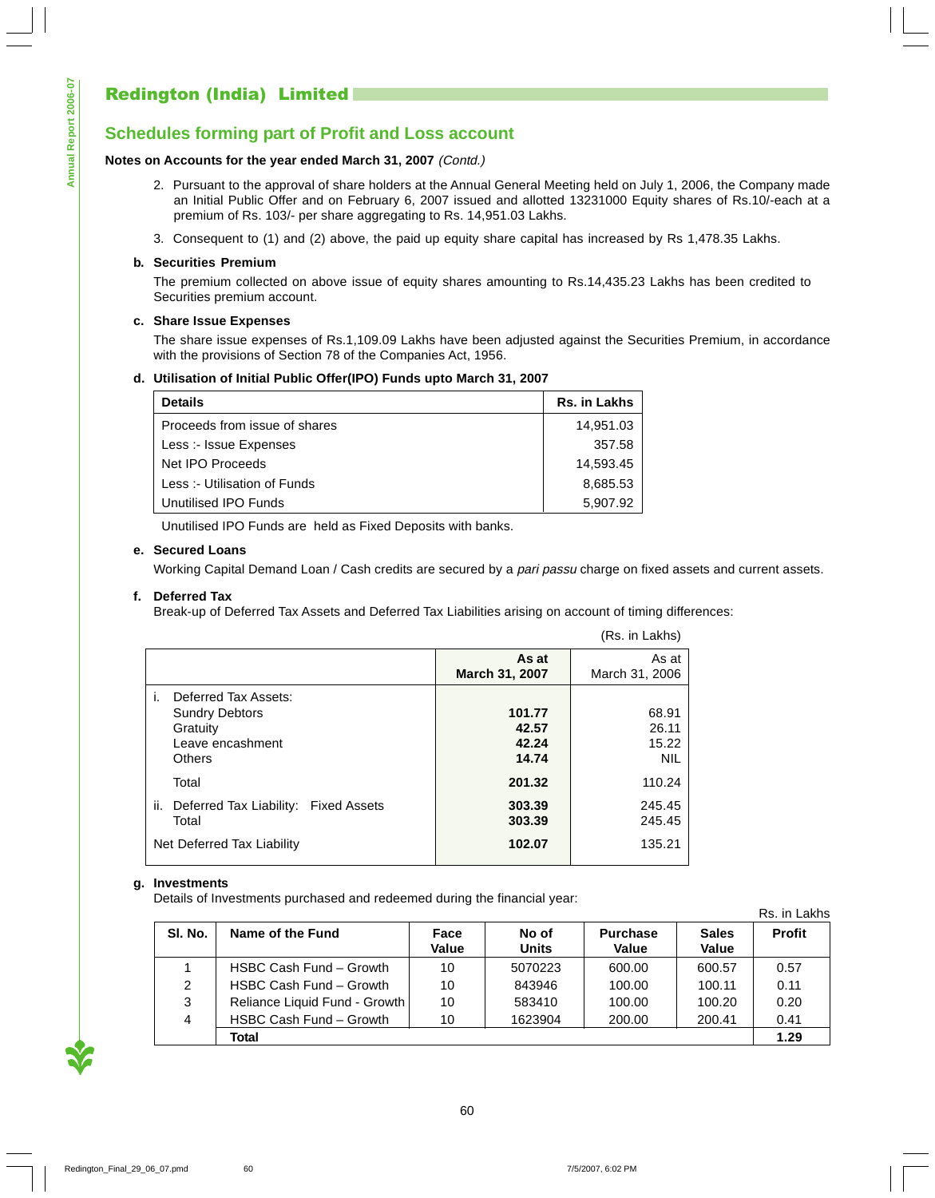# Schedules forming part of Profit and Loss account

**Notes on Accounts for the year ended March 31, 2007** *(Contd.)*

2. Pursuant to the approval of share holders at the Annual General Meeting held on July 1, 2006, the Company made an Initial Public Offer and on February 6, 2007 issued and allotted 13231000 Equity shares of Rs.10/-each at a premium of Rs. 103/- per share aggregating to Rs. 14,951.03 Lakhs.
3. Consequent to (1) and (2) above, the paid up equity share capital has increased by Rs 1,478.35 Lakhs.

**b. Securities Premium**

The premium collected on above issue of equity shares amounting to Rs.14,435.23 Lakhs has been credited to Securities premium account.

**c. Share Issue Expenses**

The share issue expenses of Rs.1,109.09 Lakhs have been adjusted against the Securities Premium, in accordance with the provisions of Section 78 of the Companies Act, 1956.

**d. Utilisation of Initial Public Offer(IPO) Funds upto March 31, 2007**

| Details | Rs. in Lakhs |
|---|---|
| Proceeds from issue of shares | 14,951.03 |
| Less :- Issue Expenses | 357.58 |
| Net IPO Proceeds | 14,593.45 |
| Less :- Utilisation of Funds | 8,685.53 |
| Unutilised IPO Funds | 5,907.92 |

Unutilised IPO Funds are held as Fixed Deposits with banks.

**e. Secured Loans**

Working Capital Demand Loan / Cash credits are secured by a *pari passu* charge on fixed assets and current assets.

**f. Deferred Tax**

Break-up of Deferred Tax Assets and Deferred Tax Liabilities arising on account of timing differences:

(Rs. in Lakhs)

| | As at March 31, 2007 | As at March 31, 2006 |
|---|---|---|
| i. Deferred Tax Assets: | | |
| Sundry Debtors | **101.77** | 68.91 |
| Gratuity | **42.57** | 26.11 |
| Leave encashment | **42.24** | 15.22 |
| Others | **14.74** | NIL |
| Total | **201.32** | 110.24 |
| ii. Deferred Tax Liability: Fixed Assets | **303.39** | 245.45 |
| Total | **303.39** | 245.45 |
| Net Deferred Tax Liability | **102.07** | 135.21 |

**g. Investments**

Details of Investments purchased and redeemed during the financial year:

Rs. in Lakhs

| Sl. No. | Name of the Fund | Face Value | No of Units | Purchase Value | Sales Value | Profit |
|---|---|---|---|---|---|---|
| 1 | HSBC Cash Fund – Growth | 10 | 5070223 | 600.00 | 600.57 | 0.57 |
| 2 | HSBC Cash Fund – Growth | 10 | 843946 | 100.00 | 100.11 | 0.11 |
| 3 | Reliance Liquid Fund - Growth | 10 | 583410 | 100.00 | 100.20 | 0.20 |
| 4 | HSBC Cash Fund – Growth | 10 | 1623904 | 200.00 | 200.41 | 0.41 |
| | **Total** | | | | | **1.29** |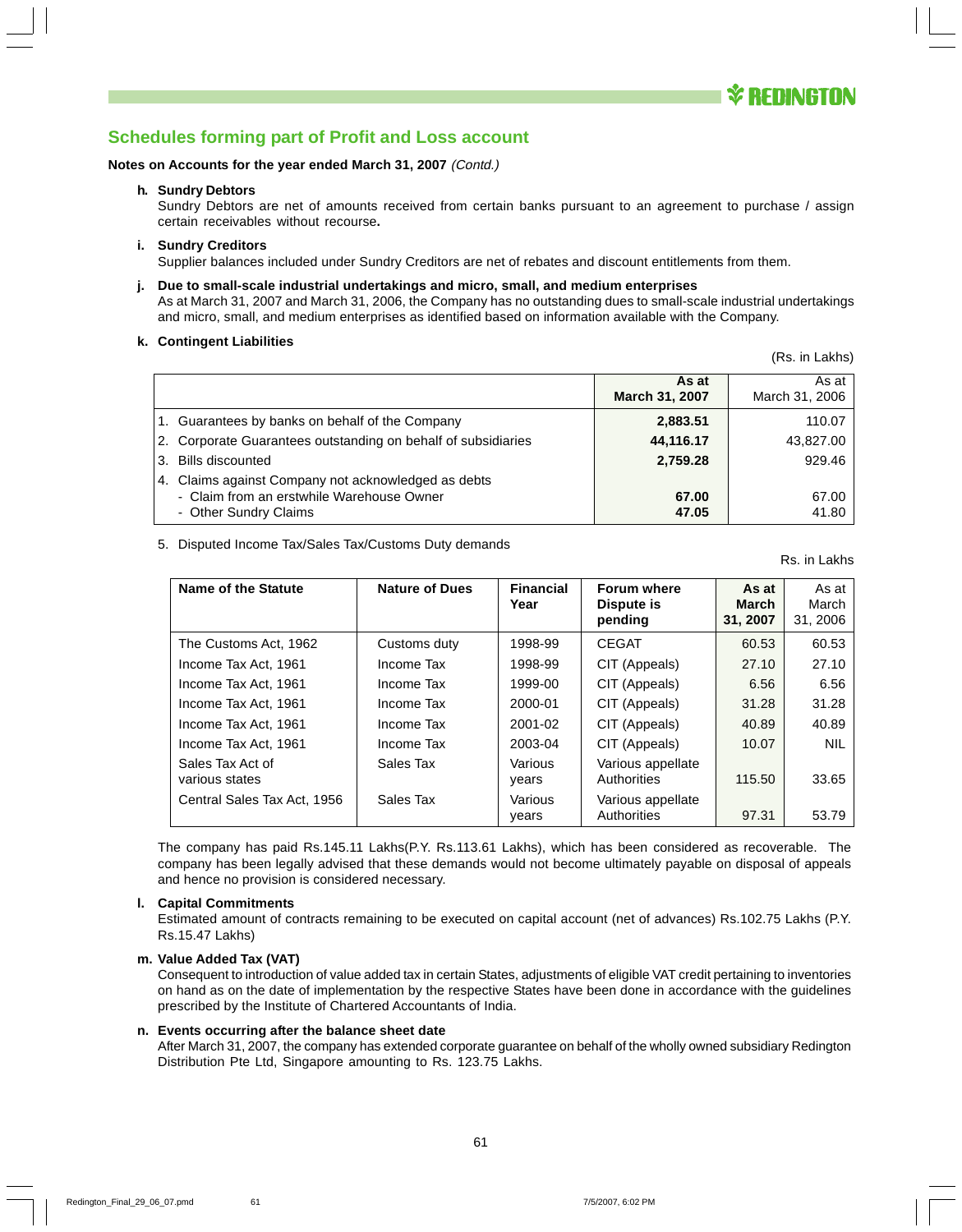## Schedules forming part of Profit and Loss account

**Notes on Accounts for the year ended March 31, 2007** *(Contd.)*

**h. Sundry Debtors**

Sundry Debtors are net of amounts received from certain banks pursuant to an agreement to purchase / assign certain receivables without recourse**.**

**i. Sundry Creditors**

Supplier balances included under Sundry Creditors are net of rebates and discount entitlements from them.

**j. Due to small-scale industrial undertakings and micro, small, and medium enterprises**

As at March 31, 2007 and March 31, 2006, the Company has no outstanding dues to small-scale industrial undertakings and micro, small, and medium enterprises as identified based on information available with the Company.

**k. Contingent Liabilities**

(Rs. in Lakhs)

| | **As at March 31, 2007** | As at March 31, 2006 |
|---|---|---|
| 1. Guarantees by banks on behalf of the Company | **2,883.51** | 110.07 |
| 2. Corporate Guarantees outstanding on behalf of subsidiaries | **44,116.17** | 43,827.00 |
| 3. Bills discounted | **2,759.28** | 929.46 |
| 4. Claims against Company not acknowledged as debts | | |
| - Claim from an erstwhile Warehouse Owner | **67.00** | 67.00 |
| - Other Sundry Claims | **47.05** | 41.80 |

5. Disputed Income Tax/Sales Tax/Customs Duty demands

Rs. in Lakhs

| Name of the Statute | Nature of Dues | Financial Year | Forum where Dispute is pending | As at March 31, 2007 | As at March 31, 2006 |
|---|---|---|---|---|---|
| The Customs Act, 1962 | Customs duty | 1998-99 | CEGAT | 60.53 | 60.53 |
| Income Tax Act, 1961 | Income Tax | 1998-99 | CIT (Appeals) | 27.10 | 27.10 |
| Income Tax Act, 1961 | Income Tax | 1999-00 | CIT (Appeals) | 6.56 | 6.56 |
| Income Tax Act, 1961 | Income Tax | 2000-01 | CIT (Appeals) | 31.28 | 31.28 |
| Income Tax Act, 1961 | Income Tax | 2001-02 | CIT (Appeals) | 40.89 | 40.89 |
| Income Tax Act, 1961 | Income Tax | 2003-04 | CIT (Appeals) | 10.07 | NIL |
| Sales Tax Act of various states | Sales Tax | Various years | Various appellate Authorities | 115.50 | 33.65 |
| Central Sales Tax Act, 1956 | Sales Tax | Various years | Various appellate Authorities | 97.31 | 53.79 |

The company has paid Rs.145.11 Lakhs(P.Y. Rs.113.61 Lakhs), which has been considered as recoverable. The company has been legally advised that these demands would not become ultimately payable on disposal of appeals and hence no provision is considered necessary.

**l. Capital Commitments**

Estimated amount of contracts remaining to be executed on capital account (net of advances) Rs.102.75 Lakhs (P.Y. Rs.15.47 Lakhs)

**m. Value Added Tax (VAT)**

Consequent to introduction of value added tax in certain States, adjustments of eligible VAT credit pertaining to inventories on hand as on the date of implementation by the respective States have been done in accordance with the guidelines prescribed by the Institute of Chartered Accountants of India.

**n. Events occurring after the balance sheet date**

After March 31, 2007, the company has extended corporate guarantee on behalf of the wholly owned subsidiary Redington Distribution Pte Ltd, Singapore amounting to Rs. 123.75 Lakhs.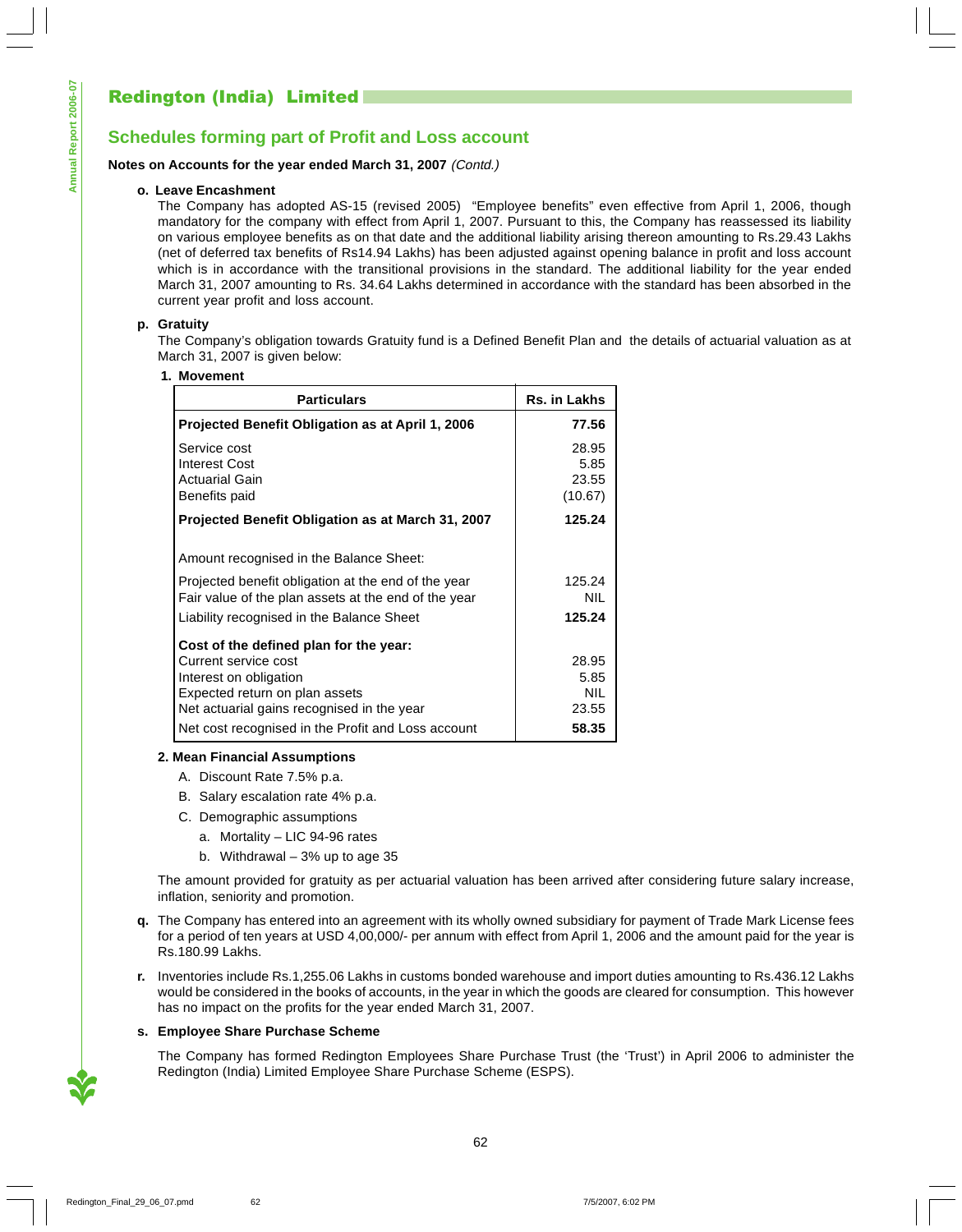## Schedules forming part of Profit and Loss account

**Notes on Accounts for the year ended March 31, 2007** *(Contd.)*

**o. Leave Encashment**

The Company has adopted AS-15 (revised 2005) "Employee benefits" even effective from April 1, 2006, though mandatory for the company with effect from April 1, 2007. Pursuant to this, the Company has reassessed its liability on various employee benefits as on that date and the additional liability arising thereon amounting to Rs.29.43 Lakhs (net of deferred tax benefits of Rs14.94 Lakhs) has been adjusted against opening balance in profit and loss account which is in accordance with the transitional provisions in the standard. The additional liability for the year ended March 31, 2007 amounting to Rs. 34.64 Lakhs determined in accordance with the standard has been absorbed in the current year profit and loss account.

**p. Gratuity**

The Company's obligation towards Gratuity fund is a Defined Benefit Plan and the details of actuarial valuation as at March 31, 2007 is given below:

**1. Movement**

| Particulars | Rs. in Lakhs |
|---|---|
| **Projected Benefit Obligation as at April 1, 2006** | **77.56** |
| Service cost | 28.95 |
| Interest Cost | 5.85 |
| Actuarial Gain | 23.55 |
| Benefits paid | (10.67) |
| **Projected Benefit Obligation as at March 31, 2007** | **125.24** |
| Amount recognised in the Balance Sheet: | |
| Projected benefit obligation at the end of the year | 125.24 |
| Fair value of the plan assets at the end of the year | NIL |
| Liability recognised in the Balance Sheet | **125.24** |
| **Cost of the defined plan for the year:** | |
| Current service cost | 28.95 |
| Interest on obligation | 5.85 |
| Expected return on plan assets | NIL |
| Net actuarial gains recognised in the year | 23.55 |
| Net cost recognised in the Profit and Loss account | **58.35** |

**2. Mean Financial Assumptions**

A. Discount Rate 7.5% p.a.

B. Salary escalation rate 4% p.a.

C. Demographic assumptions

a. Mortality – LIC 94-96 rates

b. Withdrawal – 3% up to age 35

The amount provided for gratuity as per actuarial valuation has been arrived after considering future salary increase, inflation, seniority and promotion.

**q.** The Company has entered into an agreement with its wholly owned subsidiary for payment of Trade Mark License fees for a period of ten years at USD 4,00,000/- per annum with effect from April 1, 2006 and the amount paid for the year is Rs.180.99 Lakhs.

**r.** Inventories include Rs.1,255.06 Lakhs in customs bonded warehouse and import duties amounting to Rs.436.12 Lakhs would be considered in the books of accounts, in the year in which the goods are cleared for consumption. This however has no impact on the profits for the year ended March 31, 2007.

**s. Employee Share Purchase Scheme**

The Company has formed Redington Employees Share Purchase Trust (the 'Trust') in April 2006 to administer the Redington (India) Limited Employee Share Purchase Scheme (ESPS).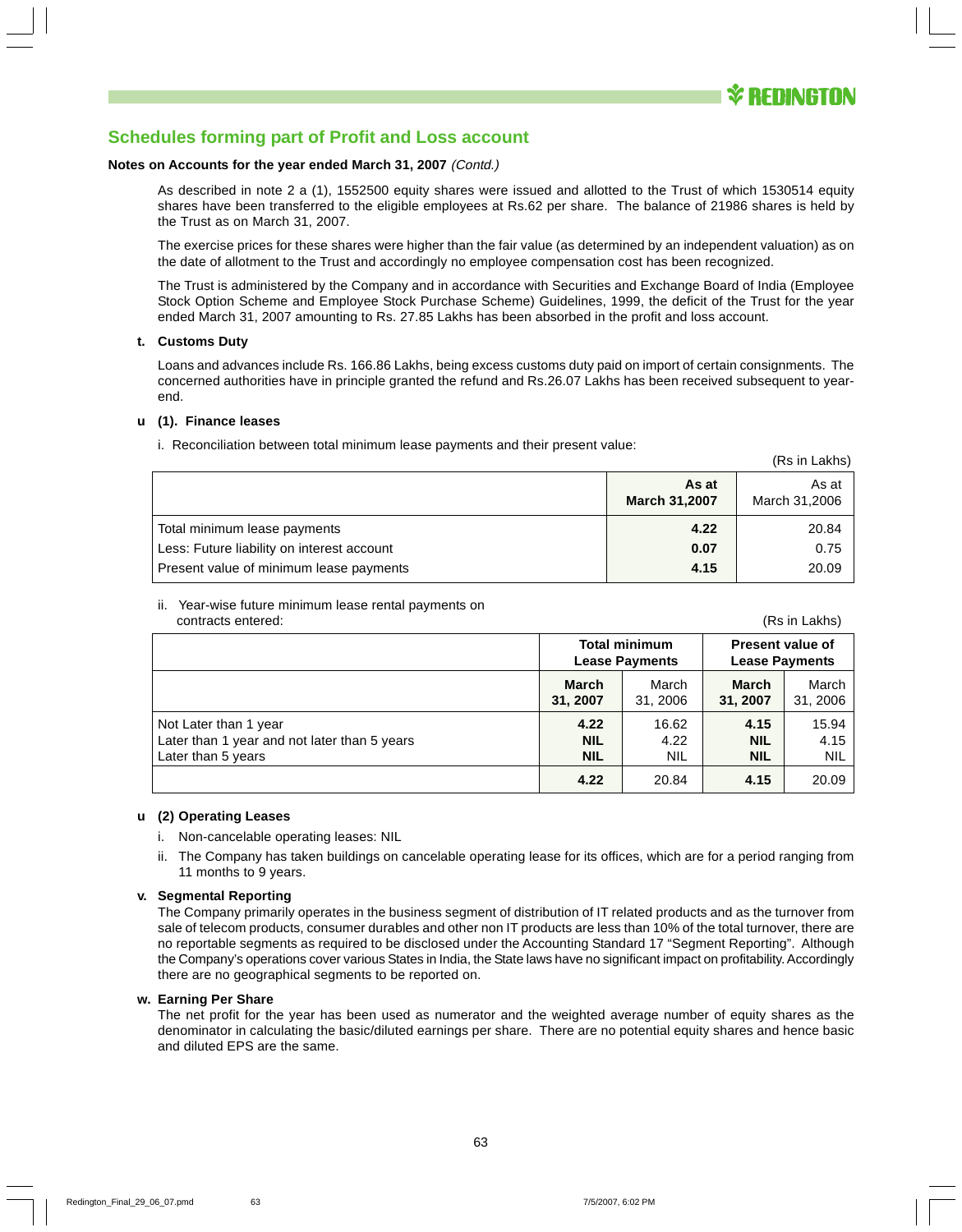## Schedules forming part of Profit and Loss account

**Notes on Accounts for the year ended March 31, 2007** *(Contd.)*

As described in note 2 a (1), 1552500 equity shares were issued and allotted to the Trust of which 1530514 equity shares have been transferred to the eligible employees at Rs.62 per share. The balance of 21986 shares is held by the Trust as on March 31, 2007.

The exercise prices for these shares were higher than the fair value (as determined by an independent valuation) as on the date of allotment to the Trust and accordingly no employee compensation cost has been recognized.

The Trust is administered by the Company and in accordance with Securities and Exchange Board of India (Employee Stock Option Scheme and Employee Stock Purchase Scheme) Guidelines, 1999, the deficit of the Trust for the year ended March 31, 2007 amounting to Rs. 27.85 Lakhs has been absorbed in the profit and loss account.

**t. Customs Duty**

Loans and advances include Rs. 166.86 Lakhs, being excess customs duty paid on import of certain consignments. The concerned authorities have in principle granted the refund and Rs.26.07 Lakhs has been received subsequent to year-end.

**u (1). Finance leases**

i. Reconciliation between total minimum lease payments and their present value:

(Rs in Lakhs)

| | **As at March 31,2007** | As at March 31,2006 |
|---|---|---|
| Total minimum lease payments | **4.22** | 20.84 |
| Less: Future liability on interest account | **0.07** | 0.75 |
| Present value of minimum lease payments | **4.15** | 20.09 |

ii. Year-wise future minimum lease rental payments on contracts entered:

(Rs in Lakhs)

| | **Total minimum Lease Payments** | | **Present value of Lease Payments** | |
|---|---|---|---|---|
| | **March 31, 2007** | March 31, 2006 | **March 31, 2007** | March 31, 2006 |
| Not Later than 1 year | **4.22** | 16.62 | **4.15** | 15.94 |
| Later than 1 year and not later than 5 years | **NIL** | 4.22 | **NIL** | 4.15 |
| Later than 5 years | **NIL** | NIL | **NIL** | NIL |
| | **4.22** | 20.84 | **4.15** | 20.09 |

**u (2) Operating Leases**

i. Non-cancelable operating leases: NIL

ii. The Company has taken buildings on cancelable operating lease for its offices, which are for a period ranging from 11 months to 9 years.

**v. Segmental Reporting**

The Company primarily operates in the business segment of distribution of IT related products and as the turnover from sale of telecom products, consumer durables and other non IT products are less than 10% of the total turnover, there are no reportable segments as required to be disclosed under the Accounting Standard 17 "Segment Reporting". Although the Company's operations cover various States in India, the State laws have no significant impact on profitability. Accordingly there are no geographical segments to be reported on.

**w. Earning Per Share**

The net profit for the year has been used as numerator and the weighted average number of equity shares as the denominator in calculating the basic/diluted earnings per share. There are no potential equity shares and hence basic and diluted EPS are the same.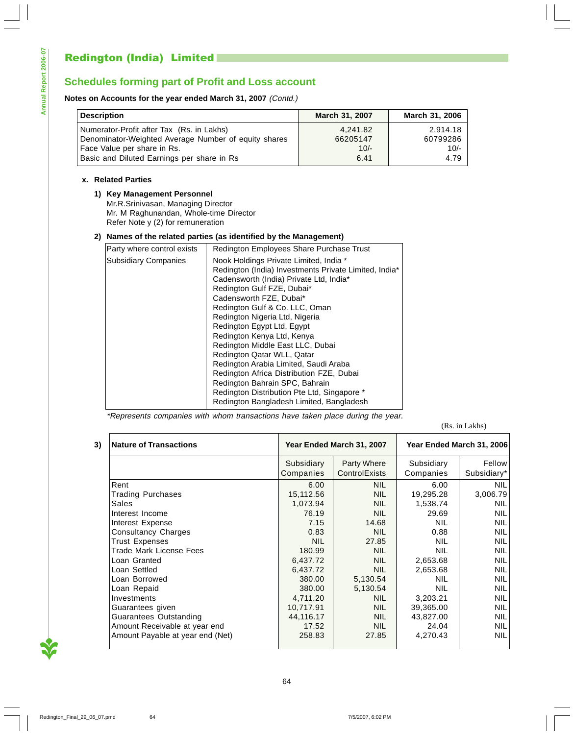# Redington (India) Limited

## Schedules forming part of Profit and Loss account

**Notes on Accounts for the year ended March 31, 2007** *(Contd.)*

| Description | March 31, 2007 | March 31, 2006 |
|---|---|---|
| Numerator-Profit after Tax (Rs. in Lakhs) | 4,241.82 | 2,914.18 |
| Denominator-Weighted Average Number of equity shares | 66205147 | 60799286 |
| Face Value per share in Rs. | 10/- | 10/- |
| Basic and Diluted Earnings per share in Rs | 6.41 | 4.79 |

**x. Related Parties**

**1) Key Management Personnel**

Mr.R.Srinivasan, Managing Director
Mr. M Raghunandan, Whole-time Director
Refer Note y (2) for remuneration

**2) Names of the related parties (as identified by the Management)**

| Party where control exists | Redington Employees Share Purchase Trust |
|---|---|
| Subsidiary Companies | Nook Holdings Private Limited, India *<br>Redington (India) Investments Private Limited, India*<br>Cadensworth (India) Private Ltd, India*<br>Redington Gulf FZE, Dubai*<br>Cadensworth FZE, Dubai*<br>Redington Gulf & Co. LLC, Oman<br>Redington Nigeria Ltd, Nigeria<br>Redington Egypt Ltd, Egypt<br>Redington Kenya Ltd, Kenya<br>Redington Middle East LLC, Dubai<br>Redington Qatar WLL, Qatar<br>Redington Arabia Limited, Saudi Araba<br>Redington Africa Distribution FZE, Dubai<br>Redington Bahrain SPC, Bahrain<br>Redington Distribution Pte Ltd, Singapore *<br>Redington Bangladesh Limited, Bangladesh |

*\*Represents companies with whom transactions have taken place during the year.*

(Rs. in Lakhs)

**3)**

| Nature of Transactions | Year Ended March 31, 2007 | | Year Ended March 31, 2006 | |
|---|---|---|---|---|
| | Subsidiary Companies | Party Where ControlExists | Subsidiary Companies | Fellow Subsidiary* |
| Rent | 6.00 | NIL | 6.00 | NIL |
| Trading Purchases | 15,112.56 | NIL | 19,295.28 | 3,006.79 |
| Sales | 1,073.94 | NIL | 1,538.74 | NIL |
| Interest Income | 76.19 | NIL | 29.69 | NIL |
| Interest Expense | 7.15 | 14.68 | NIL | NIL |
| Consultancy Charges | 0.83 | NIL | 0.88 | NIL |
| Trust Expenses | NIL | 27.85 | NIL | NIL |
| Trade Mark License Fees | 180.99 | NIL | NIL | NIL |
| Loan Granted | 6,437.72 | NIL | 2,653.68 | NIL |
| Loan Settled | 6,437.72 | NIL | 2,653.68 | NIL |
| Loan Borrowed | 380.00 | 5,130.54 | NIL | NIL |
| Loan Repaid | 380.00 | 5,130.54 | NIL | NIL |
| Investments | 4,711.20 | NIL | 3,203.21 | NIL |
| Guarantees given | 10,717.91 | NIL | 39,365.00 | NIL |
| Guarantees Outstanding | 44,116.17 | NIL | 43,827.00 | NIL |
| Amount Receivable at year end | 17.52 | NIL | 24.04 | NIL |
| Amount Payable at year end (Net) | 258.83 | 27.85 | 4,270.43 | NIL |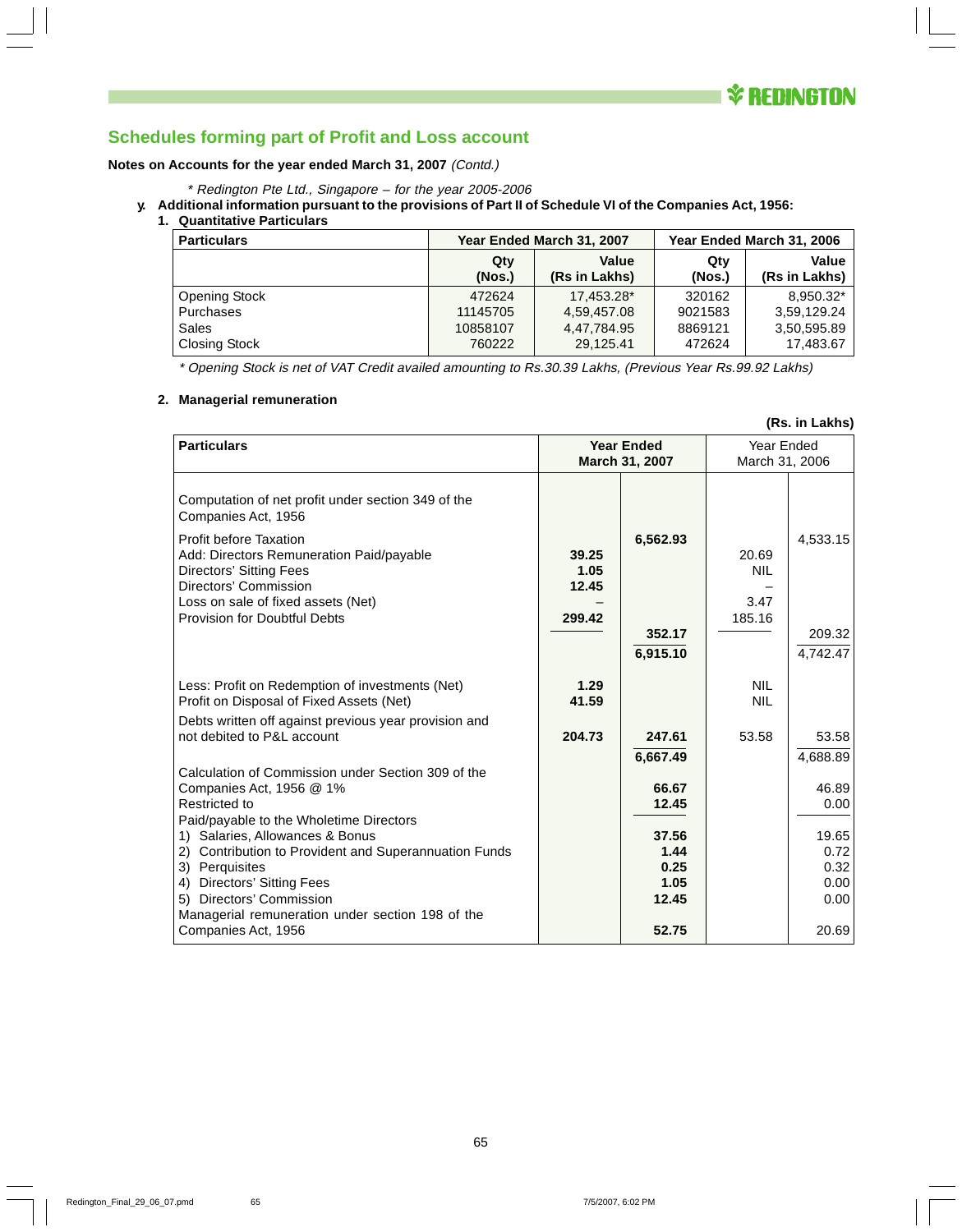## Schedules forming part of Profit and Loss account

**Notes on Accounts for the year ended March 31, 2007** *(Contd.)*

*\* Redington Pte Ltd., Singapore – for the year 2005-2006*

**y. Additional information pursuant to the provisions of Part II of Schedule VI of the Companies Act, 1956:**

**1. Quantitative Particulars**

| Particulars | Year Ended March 31, 2007 | | Year Ended March 31, 2006 | |
|---|---|---|---|---|
| | Qty (Nos.) | Value (Rs in Lakhs) | Qty (Nos.) | Value (Rs in Lakhs) |
| Opening Stock | 472624 | 17,453.28* | 320162 | 8,950.32* |
| Purchases | 11145705 | 4,59,457.08 | 9021583 | 3,59,129.24 |
| Sales | 10858107 | 4,47,784.95 | 8869121 | 3,50,595.89 |
| Closing Stock | 760222 | 29,125.41 | 472624 | 17,483.67 |

*\* Opening Stock is net of VAT Credit availed amounting to Rs.30.39 Lakhs, (Previous Year Rs.99.92 Lakhs)*

**2. Managerial remuneration**

**(Rs. in Lakhs)**

| Particulars | Year Ended March 31, 2007 | | Year Ended March 31, 2006 | |
|---|---|---|---|---|
| Computation of net profit under section 349 of the Companies Act, 1956 | | | | |
| Profit before Taxation | | **6,562.93** | | 4,533.15 |
| Add: Directors Remuneration Paid/payable | **39.25** | | 20.69 | |
| Directors' Sitting Fees | **1.05** | | NIL | |
| Directors' Commission | **12.45** | | – | |
| Loss on sale of fixed assets (Net) | – | | 3.47 | |
| Provision for Doubtful Debts | **299.42** | | 185.16 | |
| | | **352.17** | | 209.32 |
| | | **6,915.10** | | 4,742.47 |
| Less: Profit on Redemption of investments (Net) | **1.29** | | NIL | |
| Profit on Disposal of Fixed Assets (Net) | **41.59** | | NIL | |
| Debts written off against previous year provision and not debited to P&L account | **204.73** | **247.61** | 53.58 | 53.58 |
| | | **6,667.49** | | 4,688.89 |
| Calculation of Commission under Section 309 of the Companies Act, 1956 @ 1% | | **66.67** | | 46.89 |
| Restricted to | | **12.45** | | 0.00 |
| Paid/payable to the Wholetime Directors | | | | |
| 1) Salaries, Allowances & Bonus | | **37.56** | | 19.65 |
| 2) Contribution to Provident and Superannuation Funds | | **1.44** | | 0.72 |
| 3) Perquisites | | **0.25** | | 0.32 |
| 4) Directors' Sitting Fees | | **1.05** | | 0.00 |
| 5) Directors' Commission | | **12.45** | | 0.00 |
| Managerial remuneration under section 198 of the Companies Act, 1956 | | **52.75** | | 20.69 |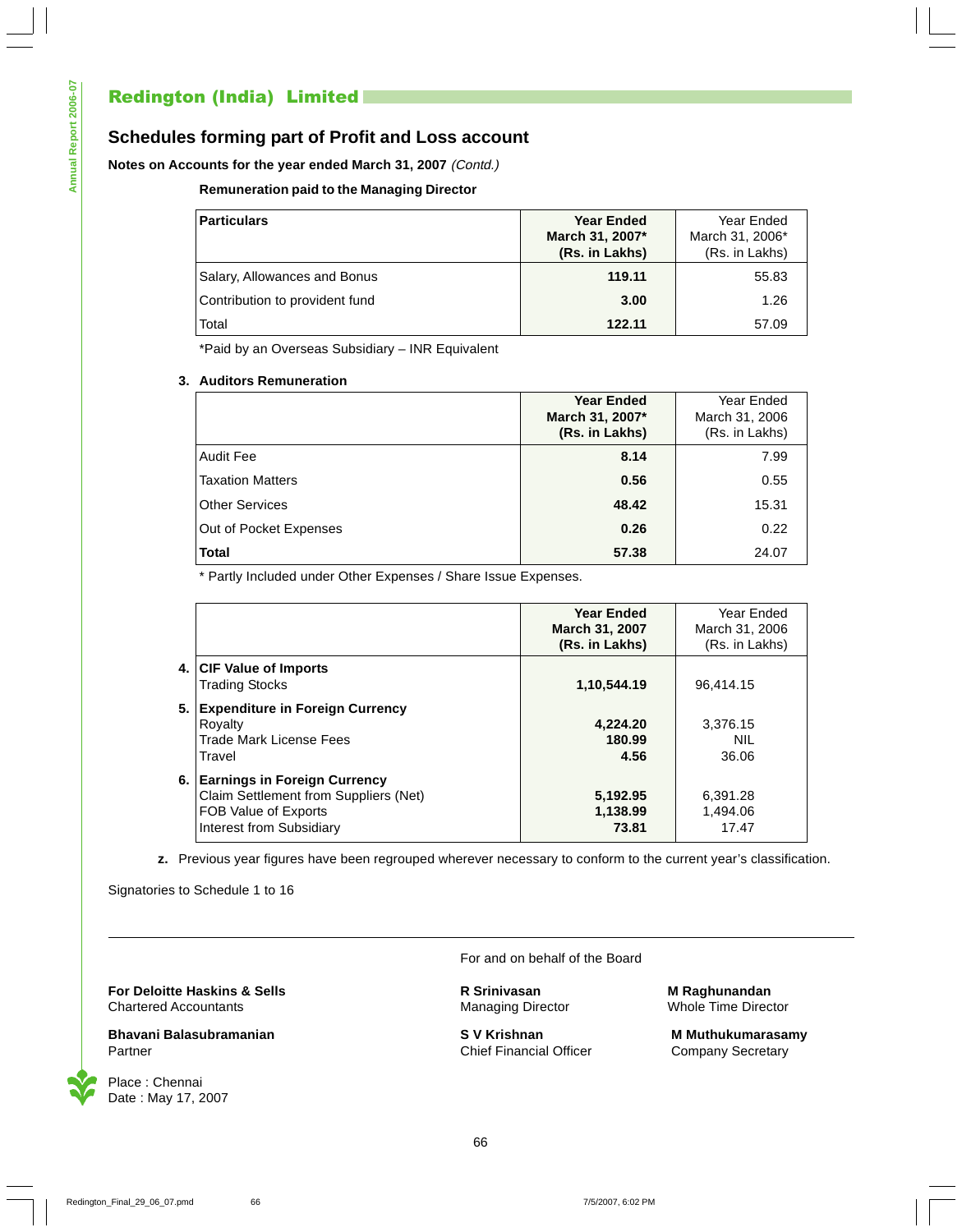## Schedules forming part of Profit and Loss account

**Notes on Accounts for the year ended March 31, 2007** *(Contd.)*

**Remuneration paid to the Managing Director**

| Particulars | **Year Ended March 31, 2007* (Rs. in Lakhs)** | Year Ended March 31, 2006* (Rs. in Lakhs) |
|---|---|---|
| Salary, Allowances and Bonus | **119.11** | 55.83 |
| Contribution to provident fund | **3.00** | 1.26 |
| Total | **122.11** | 57.09 |

*Paid by an Overseas Subsidiary – INR Equivalent

**3. Auditors Remuneration**

| | **Year Ended March 31, 2007* (Rs. in Lakhs)** | Year Ended March 31, 2006 (Rs. in Lakhs) |
|---|---|---|
| Audit Fee | **8.14** | 7.99 |
| Taxation Matters | **0.56** | 0.55 |
| Other Services | **48.42** | 15.31 |
| Out of Pocket Expenses | **0.26** | 0.22 |
| **Total** | **57.38** | 24.07 |

* Partly Included under Other Expenses / Share Issue Expenses.

| | **Year Ended March 31, 2007 (Rs. in Lakhs)** | Year Ended March 31, 2006 (Rs. in Lakhs) |
|---|---|---|
| **4. CIF Value of Imports** | | |
| Trading Stocks | **1,10,544.19** | 96,414.15 |
| **5. Expenditure in Foreign Currency** | | |
| Royalty | **4,224.20** | 3,376.15 |
| Trade Mark License Fees | **180.99** | NIL |
| Travel | **4.56** | 36.06 |
| **6. Earnings in Foreign Currency** | | |
| Claim Settlement from Suppliers (Net) | **5,192.95** | 6,391.28 |
| FOB Value of Exports | **1,138.99** | 1,494.06 |
| Interest from Subsidiary | **73.81** | 17.47 |

**z.** Previous year figures have been regrouped wherever necessary to conform to the current year's classification.

Signatories to Schedule 1 to 16

For and on behalf of the Board

**For Deloitte Haskins & Sells**
Chartered Accountants

**Bhavani Balasubramanian**
Partner

Place : Chennai
Date : May 17, 2007

**R Srinivasan**
Managing Director

**S V Krishnan**
Chief Financial Officer

**M Raghunandan**
Whole Time Director

**M Muthukumarasamy**
Company Secretary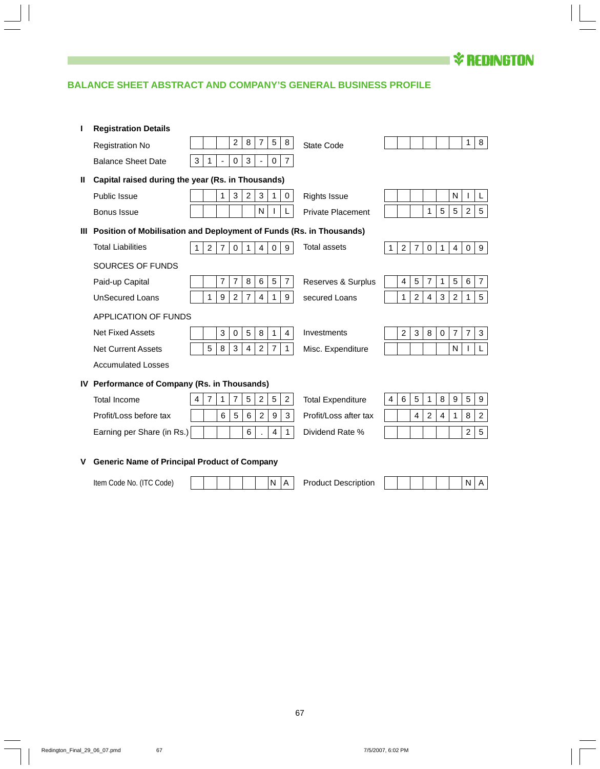## BALANCE SHEET ABSTRACT AND COMPANY'S GENERAL BUSINESS PROFILE

**I Registration Details**

| | | | |
|---|---|---|---|
| Registration No | 28758 | State Code | 18 |
| Balance Sheet Date | 31-03-07 | | |

**II Capital raised during the year (Rs. in Thousands)**

| | | | |
|---|---|---|---|
| Public Issue | 13230 | Rights Issue | NIL |
| Bonus Issue | NIL | Private Placement | 15525 |

**III Position of Mobilisation and Deployment of Funds (Rs. in Thousands)**

| | | | |
|---|---|---|---|
| Total Liabilities | 12701409 | Total assets | 12701409 |
| SOURCES OF FUNDS | | | |
| Paid-up Capital | 778657 | Reserves & Surplus | 4571567 |
| UnSecured Loans | 1927419 | secured Loans | 1243215 |
| APPLICATION OF FUNDS | | | |
| Net Fixed Assets | 305814 | Investments | 2380773 |
| Net Current Assets | 5834271 | Misc. Expenditure | NIL |
| Accumulated Losses | | | |

**IV Performance of Company (Rs. in Thousands)**

| | | | |
|---|---|---|---|
| Total Income | 47175252 | Total Expenditure | 46518959 |
| Profit/Loss before tax | 656293 | Profit/Loss after tax | 424182 |
| Earning per Share (in Rs.) | 6.41 | Dividend Rate % | 25 |

**V Generic Name of Principal Product of Company**

| | | | |
|---|---|---|---|
| Item Code No. (ITC Code) | NA | Product Description | NA |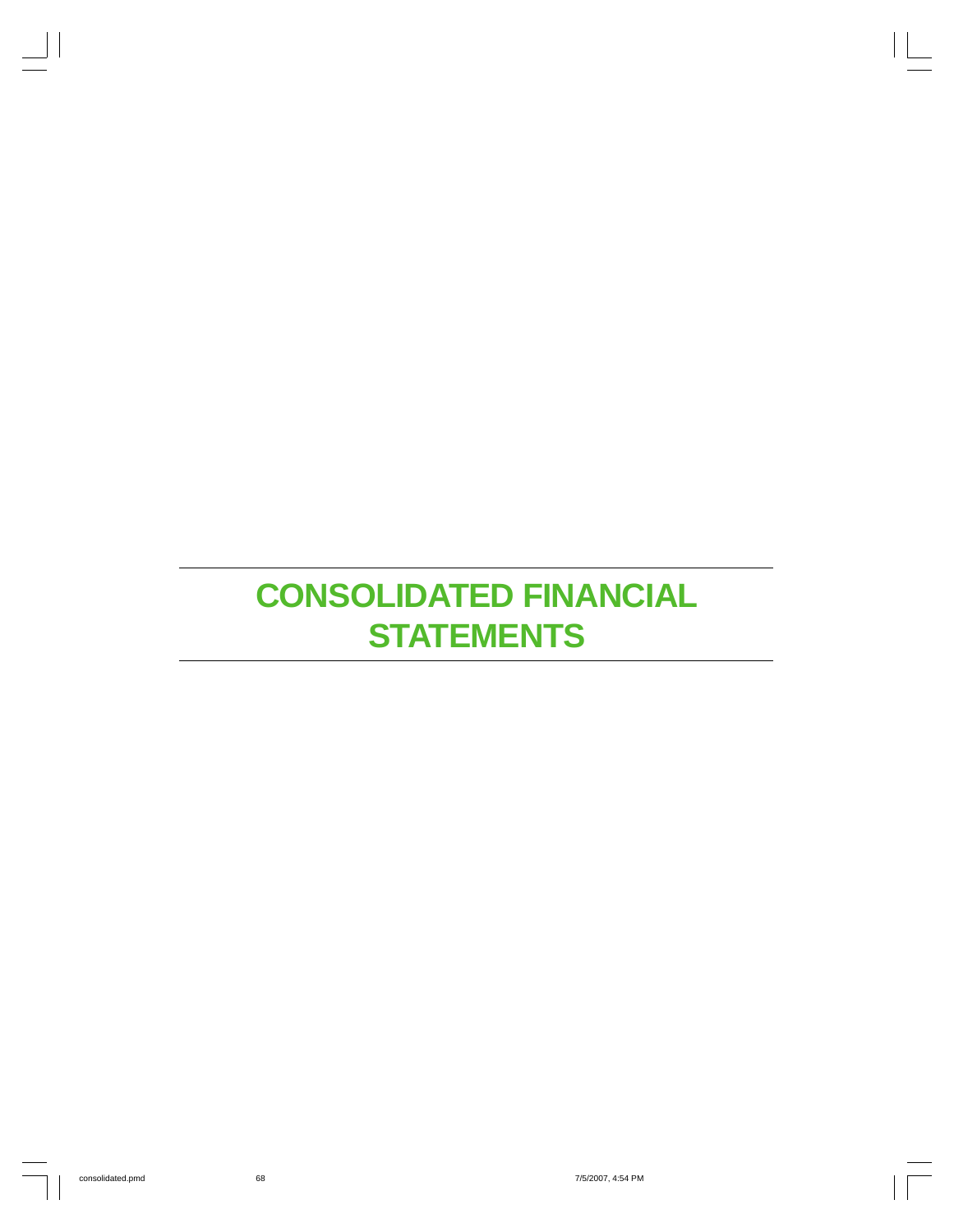# CONSOLIDATED FINANCIAL STATEMENTS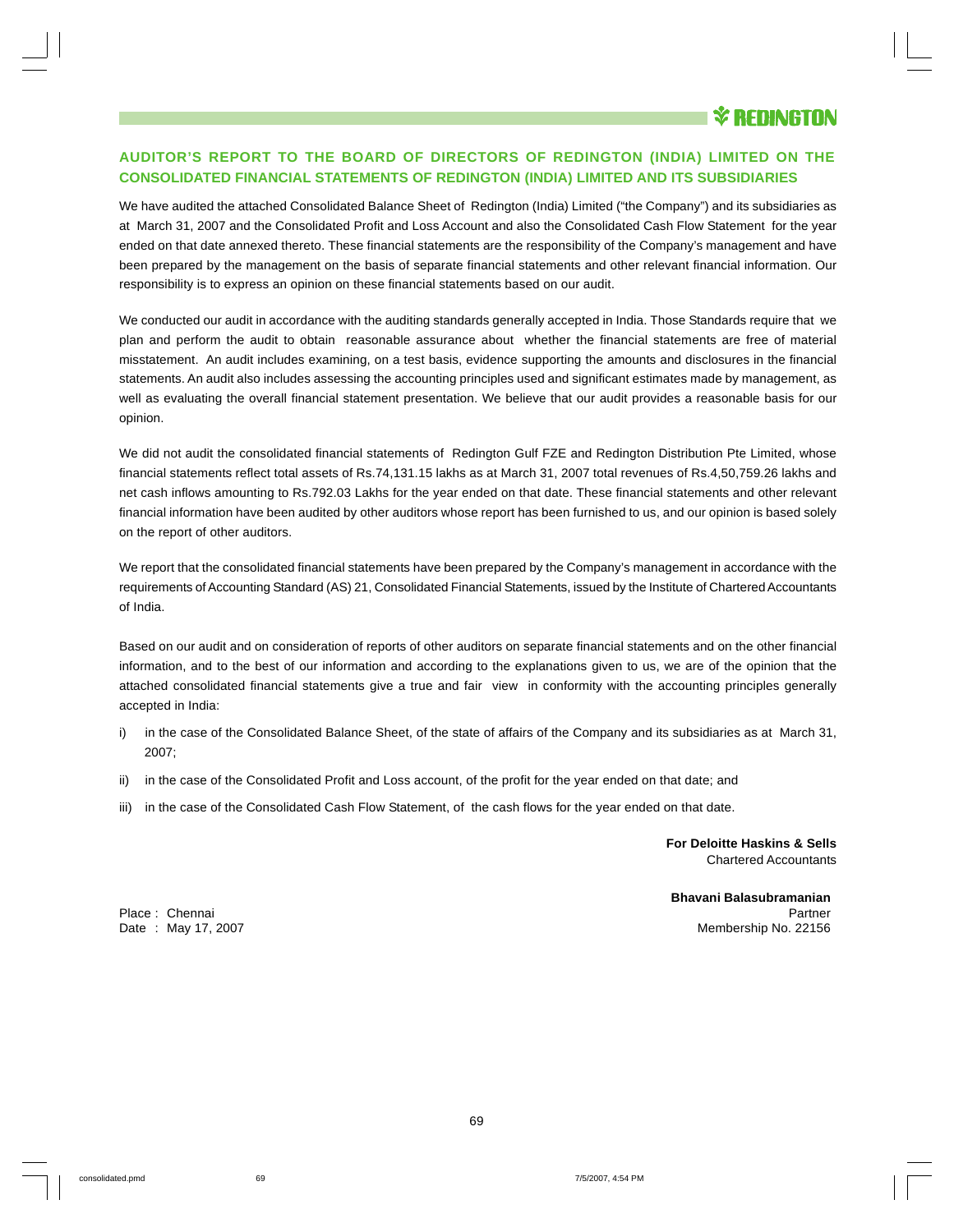## AUDITOR'S REPORT TO THE BOARD OF DIRECTORS OF REDINGTON (INDIA) LIMITED ON THE CONSOLIDATED FINANCIAL STATEMENTS OF REDINGTON (INDIA) LIMITED AND ITS SUBSIDIARIES

We have audited the attached Consolidated Balance Sheet of Redington (India) Limited ("the Company") and its subsidiaries as at March 31, 2007 and the Consolidated Profit and Loss Account and also the Consolidated Cash Flow Statement for the year ended on that date annexed thereto. These financial statements are the responsibility of the Company's management and have been prepared by the management on the basis of separate financial statements and other relevant financial information. Our responsibility is to express an opinion on these financial statements based on our audit.

We conducted our audit in accordance with the auditing standards generally accepted in India. Those Standards require that we plan and perform the audit to obtain reasonable assurance about whether the financial statements are free of material misstatement. An audit includes examining, on a test basis, evidence supporting the amounts and disclosures in the financial statements. An audit also includes assessing the accounting principles used and significant estimates made by management, as well as evaluating the overall financial statement presentation. We believe that our audit provides a reasonable basis for our opinion.

We did not audit the consolidated financial statements of Redington Gulf FZE and Redington Distribution Pte Limited, whose financial statements reflect total assets of Rs.74,131.15 lakhs as at March 31, 2007 total revenues of Rs.4,50,759.26 lakhs and net cash inflows amounting to Rs.792.03 Lakhs for the year ended on that date. These financial statements and other relevant financial information have been audited by other auditors whose report has been furnished to us, and our opinion is based solely on the report of other auditors.

We report that the consolidated financial statements have been prepared by the Company's management in accordance with the requirements of Accounting Standard (AS) 21, Consolidated Financial Statements, issued by the Institute of Chartered Accountants of India.

Based on our audit and on consideration of reports of other auditors on separate financial statements and on the other financial information, and to the best of our information and according to the explanations given to us, we are of the opinion that the attached consolidated financial statements give a true and fair view in conformity with the accounting principles generally accepted in India:

i) in the case of the Consolidated Balance Sheet, of the state of affairs of the Company and its subsidiaries as at March 31, 2007;

ii) in the case of the Consolidated Profit and Loss account, of the profit for the year ended on that date; and

iii) in the case of the Consolidated Cash Flow Statement, of the cash flows for the year ended on that date.

**For Deloitte Haskins & Sells**
Chartered Accountants

**Bhavani Balasubramanian**
Partner
Membership No. 22156

Place : Chennai
Date : May 17, 2007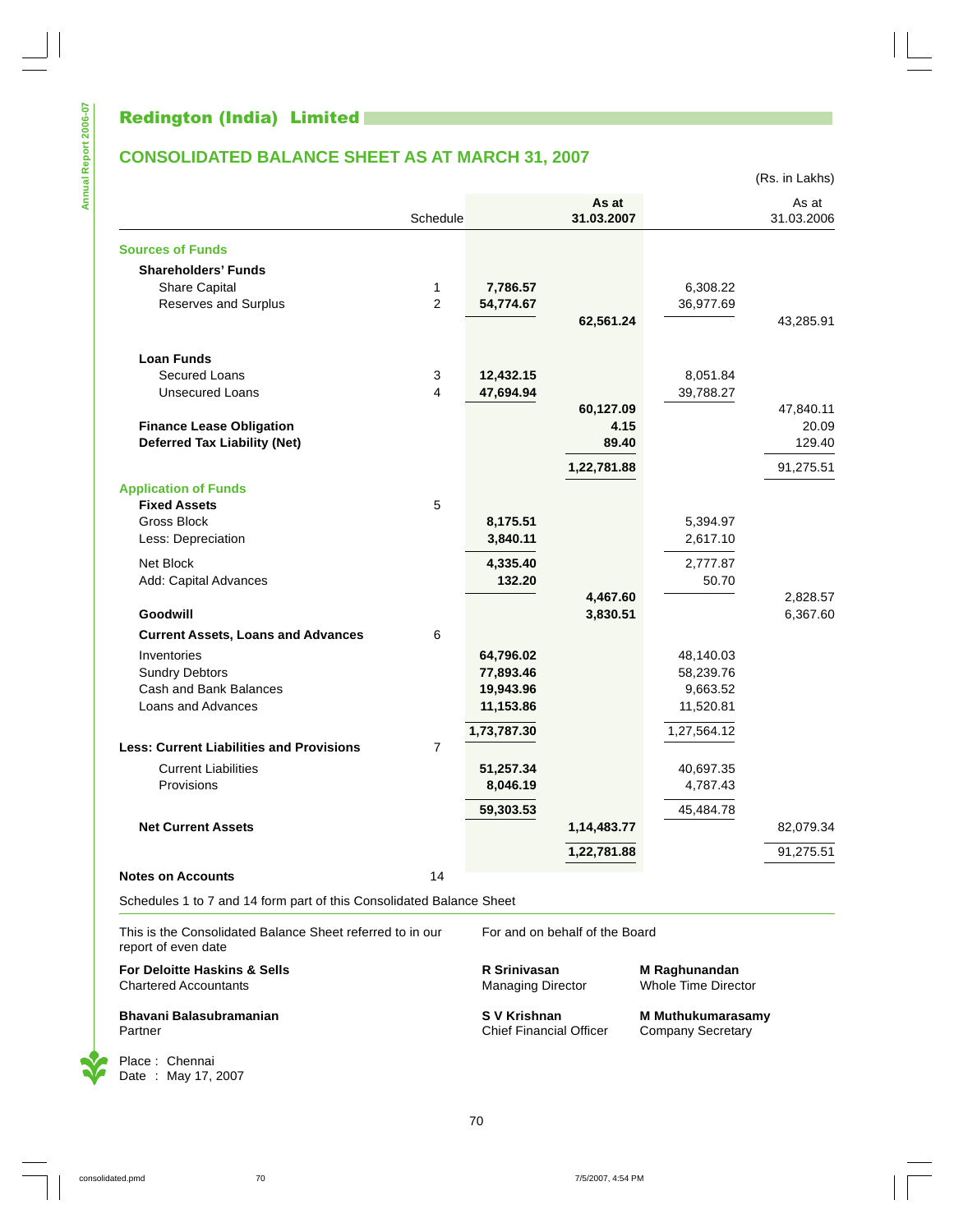## Redington (India) Limited

# CONSOLIDATED BALANCE SHEET AS AT MARCH 31, 2007

(Rs. in Lakhs)

| | Schedule | | As at 31.03.2007 | | As at 31.03.2006 |
|---|---|---|---|---|---|
| **Sources of Funds** | | | | | |
| **Shareholders' Funds** | | | | | |
| Share Capital | 1 | **7,786.57** | | 6,308.22 | |
| Reserves and Surplus | 2 | **54,774.67** | | 36,977.69 | |
| | | | **62,561.24** | | 43,285.91 |
| **Loan Funds** | | | | | |
| Secured Loans | 3 | **12,432.15** | | 8,051.84 | |
| Unsecured Loans | 4 | **47,694.94** | | 39,788.27 | |
| | | | **60,127.09** | | 47,840.11 |
| **Finance Lease Obligation** | | | **4.15** | | 20.09 |
| **Deferred Tax Liability (Net)** | | | **89.40** | | 129.40 |
| | | | **1,22,781.88** | | 91,275.51 |
| **Application of Funds** | | | | | |
| **Fixed Assets** | 5 | | | | |
| Gross Block | | **8,175.51** | | 5,394.97 | |
| Less: Depreciation | | **3,840.11** | | 2,617.10 | |
| Net Block | | **4,335.40** | | 2,777.87 | |
| Add: Capital Advances | | **132.20** | | 50.70 | |
| | | | **4,467.60** | | 2,828.57 |
| **Goodwill** | | | **3,830.51** | | 6,367.60 |
| **Current Assets, Loans and Advances** | 6 | | | | |
| Inventories | | **64,796.02** | | 48,140.03 | |
| Sundry Debtors | | **77,893.46** | | 58,239.76 | |
| Cash and Bank Balances | | **19,943.96** | | 9,663.52 | |
| Loans and Advances | | **11,153.86** | | 11,520.81 | |
| | | **1,73,787.30** | | 1,27,564.12 | |
| **Less: Current Liabilities and Provisions** | 7 | | | | |
| Current Liabilities | | **51,257.34** | | 40,697.35 | |
| Provisions | | **8,046.19** | | 4,787.43 | |
| | | **59,303.53** | | 45,484.78 | |
| **Net Current Assets** | | | **1,14,483.77** | | 82,079.34 |
| | | | **1,22,781.88** | | 91,275.51 |
| **Notes on Accounts** | 14 | | | | |

Schedules 1 to 7 and 14 form part of this Consolidated Balance Sheet

This is the Consolidated Balance Sheet referred to in our report of even date

**For Deloitte Haskins & Sells**
Chartered Accountants

**Bhavani Balasubramanian**
Partner

Place : Chennai
Date : May 17, 2007

For and on behalf of the Board

**R Srinivasan**
Managing Director

**M Raghunandan**
Whole Time Director

**S V Krishnan**
Chief Financial Officer

**M Muthukumarasamy**
Company Secretary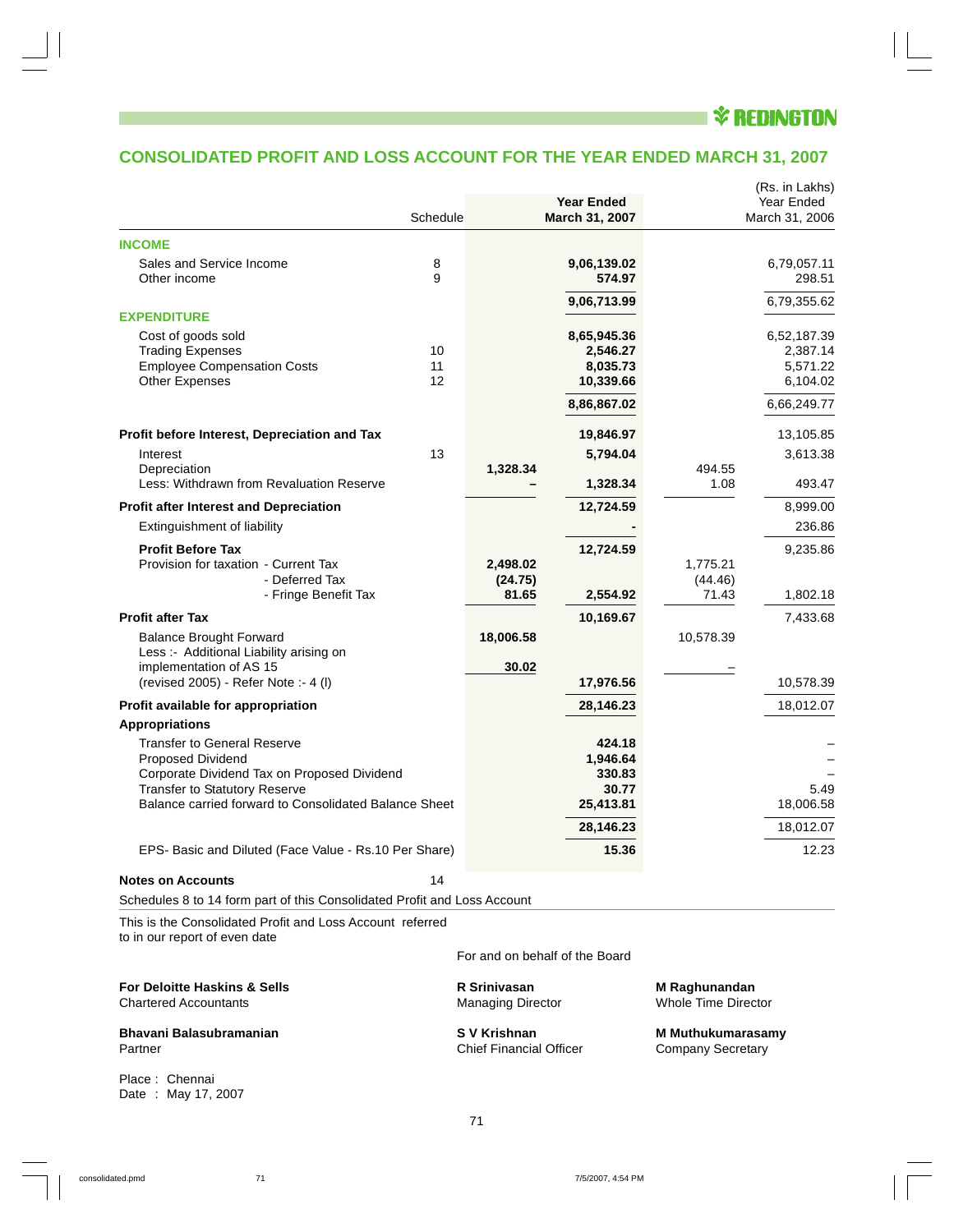## CONSOLIDATED PROFIT AND LOSS ACCOUNT FOR THE YEAR ENDED MARCH 31, 2007

(Rs. in Lakhs)

| | Schedule | | Year Ended March 31, 2007 | | Year Ended March 31, 2006 |
|---|---|---|---|---|---|
| **INCOME** | | | | | |
| Sales and Service Income | 8 | | **9,06,139.02** | | 6,79,057.11 |
| Other income | 9 | | **574.97** | | 298.51 |
| | | | **9,06,713.99** | | 6,79,355.62 |
| **EXPENDITURE** | | | | | |
| Cost of goods sold | | | **8,65,945.36** | | 6,52,187.39 |
| Trading Expenses | 10 | | **2,546.27** | | 2,387.14 |
| Employee Compensation Costs | 11 | | **8,035.73** | | 5,571.22 |
| Other Expenses | 12 | | **10,339.66** | | 6,104.02 |
| | | | **8,86,867.02** | | 6,66,249.77 |
| **Profit before Interest, Depreciation and Tax** | | | **19,846.97** | | 13,105.85 |
| Interest | 13 | | **5,794.04** | | 3,613.38 |
| Depreciation | | **1,328.34** | | 494.55 | |
| Less: Withdrawn from Revaluation Reserve | | **–** | **1,328.34** | 1.08 | 493.47 |
| **Profit after Interest and Depreciation** | | | **12,724.59** | | 8,999.00 |
| Extinguishment of liability | | | **-** | | 236.86 |
| **Profit Before Tax** | | | **12,724.59** | | 9,235.86 |
| Provision for taxation - Current Tax | | **2,498.02** | | 1,775.21 | |
| - Deferred Tax | | **(24.75)** | | (44.46) | |
| - Fringe Benefit Tax | | **81.65** | **2,554.92** | 71.43 | 1,802.18 |
| **Profit after Tax** | | | **10,169.67** | | 7,433.68 |
| Balance Brought Forward | | **18,006.58** | | 10,578.39 | |
| Less :- Additional Liability arising on implementation of AS 15 (revised 2005) - Refer Note :- 4 (l) | | **30.02** | **17,976.56** | – | 10,578.39 |
| **Profit available for appropriation** | | | **28,146.23** | | 18,012.07 |
| **Appropriations** | | | | | |
| Transfer to General Reserve | | | **424.18** | | – |
| Proposed Dividend | | | **1,946.64** | | – |
| Corporate Dividend Tax on Proposed Dividend | | | **330.83** | | – |
| Transfer to Statutory Reserve | | | **30.77** | | 5.49 |
| Balance carried forward to Consolidated Balance Sheet | | | **25,413.81** | | 18,006.58 |
| | | | **28,146.23** | | 18,012.07 |
| EPS- Basic and Diluted (Face Value - Rs.10 Per Share) | | | **15.36** | | 12.23 |

**Notes on Accounts** 14

Schedules 8 to 14 form part of this Consolidated Profit and Loss Account

This is the Consolidated Profit and Loss Account referred to in our report of even date

For and on behalf of the Board

**For Deloitte Haskins & Sells**
Chartered Accountants

**Bhavani Balasubramanian**
Partner

**R Srinivasan**
Managing Director

**M Raghunandan**
Whole Time Director

**S V Krishnan**
Chief Financial Officer

**M Muthukumarasamy**
Company Secretary

Place : Chennai
Date : May 17, 2007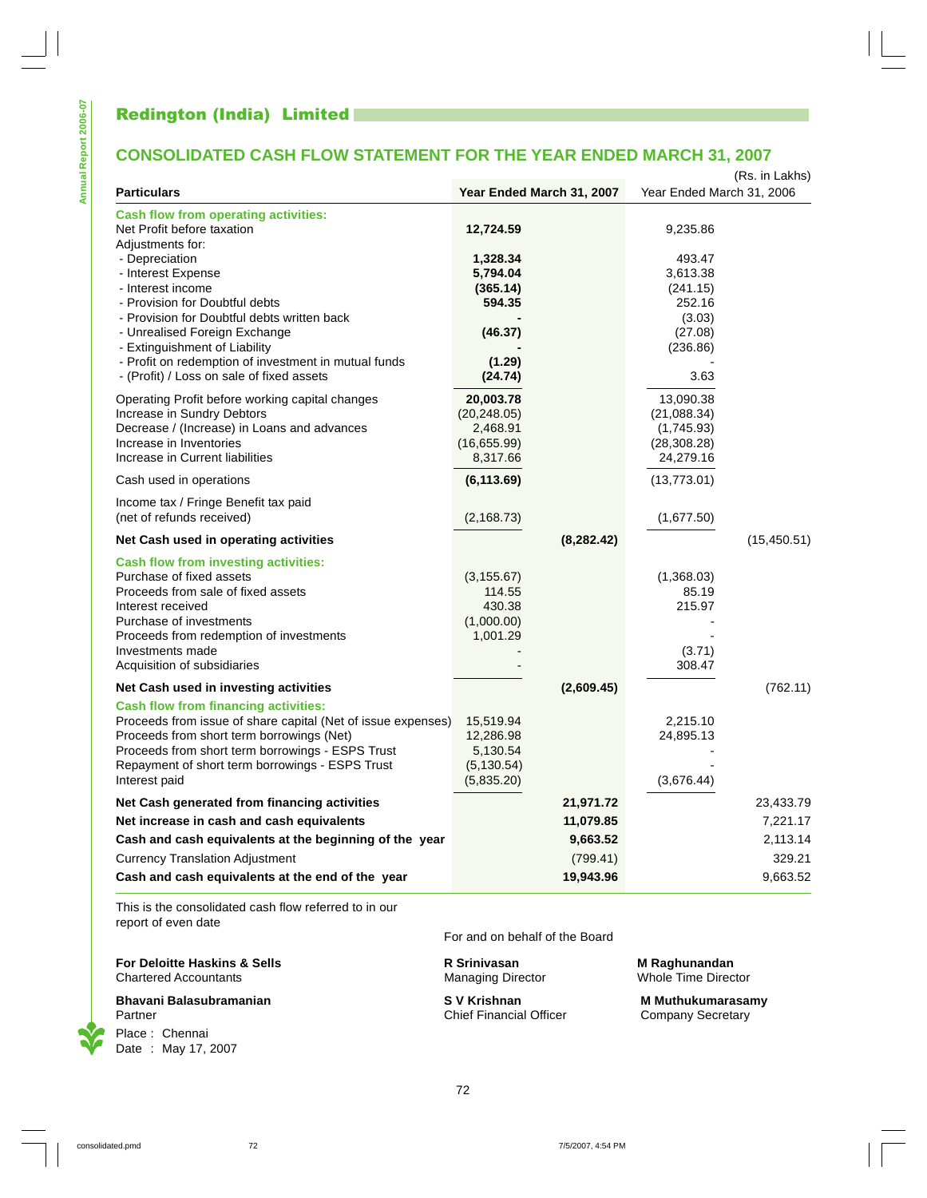## Redington (India) Limited

# CONSOLIDATED CASH FLOW STATEMENT FOR THE YEAR ENDED MARCH 31, 2007

(Rs. in Lakhs)

| Particulars | Year Ended March 31, 2007 | | Year Ended March 31, 2006 | |
|---|---|---|---|---|
| **Cash flow from operating activities:** | | | | |
| Net Profit before taxation | **12,724.59** | | 9,235.86 | |
| Adjustments for: | | | | |
| - Depreciation | **1,328.34** | | 493.47 | |
| - Interest Expense | **5,794.04** | | 3,613.38 | |
| - Interest income | **(365.14)** | | (241.15) | |
| - Provision for Doubtful debts | **594.35** | | 252.16 | |
| - Provision for Doubtful debts written back | **-** | | (3.03) | |
| - Unrealised Foreign Exchange | **(46.37)** | | (27.08) | |
| - Extinguishment of Liability | **-** | | (236.86) | |
| - Profit on redemption of investment in mutual funds | **(1.29)** | | - | |
| - (Profit) / Loss on sale of fixed assets | **(24.74)** | | 3.63 | |
| Operating Profit before working capital changes | **20,003.78** | | 13,090.38 | |
| Increase in Sundry Debtors | (20,248.05) | | (21,088.34) | |
| Decrease / (Increase) in Loans and advances | 2,468.91 | | (1,745.93) | |
| Increase in Inventories | (16,655.99) | | (28,308.28) | |
| Increase in Current liabilities | 8,317.66 | | 24,279.16 | |
| Cash used in operations | **(6,113.69)** | | (13,773.01) | |
| Income tax / Fringe Benefit tax paid (net of refunds received) | (2,168.73) | | (1,677.50) | |
| **Net Cash used in operating activities** | | **(8,282.42)** | | (15,450.51) |
| **Cash flow from investing activities:** | | | | |
| Purchase of fixed assets | (3,155.67) | | (1,368.03) | |
| Proceeds from sale of fixed assets | 114.55 | | 85.19 | |
| Interest received | 430.38 | | 215.97 | |
| Purchase of investments | (1,000.00) | | - | |
| Proceeds from redemption of investments | 1,001.29 | | - | |
| Investments made | - | | (3.71) | |
| Acquisition of subsidiaries | - | | 308.47 | |
| **Net Cash used in investing activities** | | **(2,609.45)** | | (762.11) |
| **Cash flow from financing activities:** | | | | |
| Proceeds from issue of share capital (Net of issue expenses) | 15,519.94 | | 2,215.10 | |
| Proceeds from short term borrowings (Net) | 12,286.98 | | 24,895.13 | |
| Proceeds from short term borrowings - ESPS Trust | 5,130.54 | | - | |
| Repayment of short term borrowings - ESPS Trust | (5,130.54) | | - | |
| Interest paid | (5,835.20) | | (3,676.44) | |
| **Net Cash generated from financing activities** | | **21,971.72** | | 23,433.79 |
| **Net increase in cash and cash equivalents** | | **11,079.85** | | 7,221.17 |
| **Cash and cash equivalents at the beginning of the year** | | **9,663.52** | | 2,113.14 |
| Currency Translation Adjustment | | (799.41) | | 329.21 |
| **Cash and cash equivalents at the end of the year** | | **19,943.96** | | 9,663.52 |

This is the consolidated cash flow referred to in our report of even date

For and on behalf of the Board

**For Deloitte Haskins & Sells**
Chartered Accountants

**Bhavani Balasubramanian**
Partner

Place : Chennai
Date : May 17, 2007

**R Srinivasan**
Managing Director

**S V Krishnan**
Chief Financial Officer

**M Raghunandan**
Whole Time Director

**M Muthukumarasamy**
Company Secretary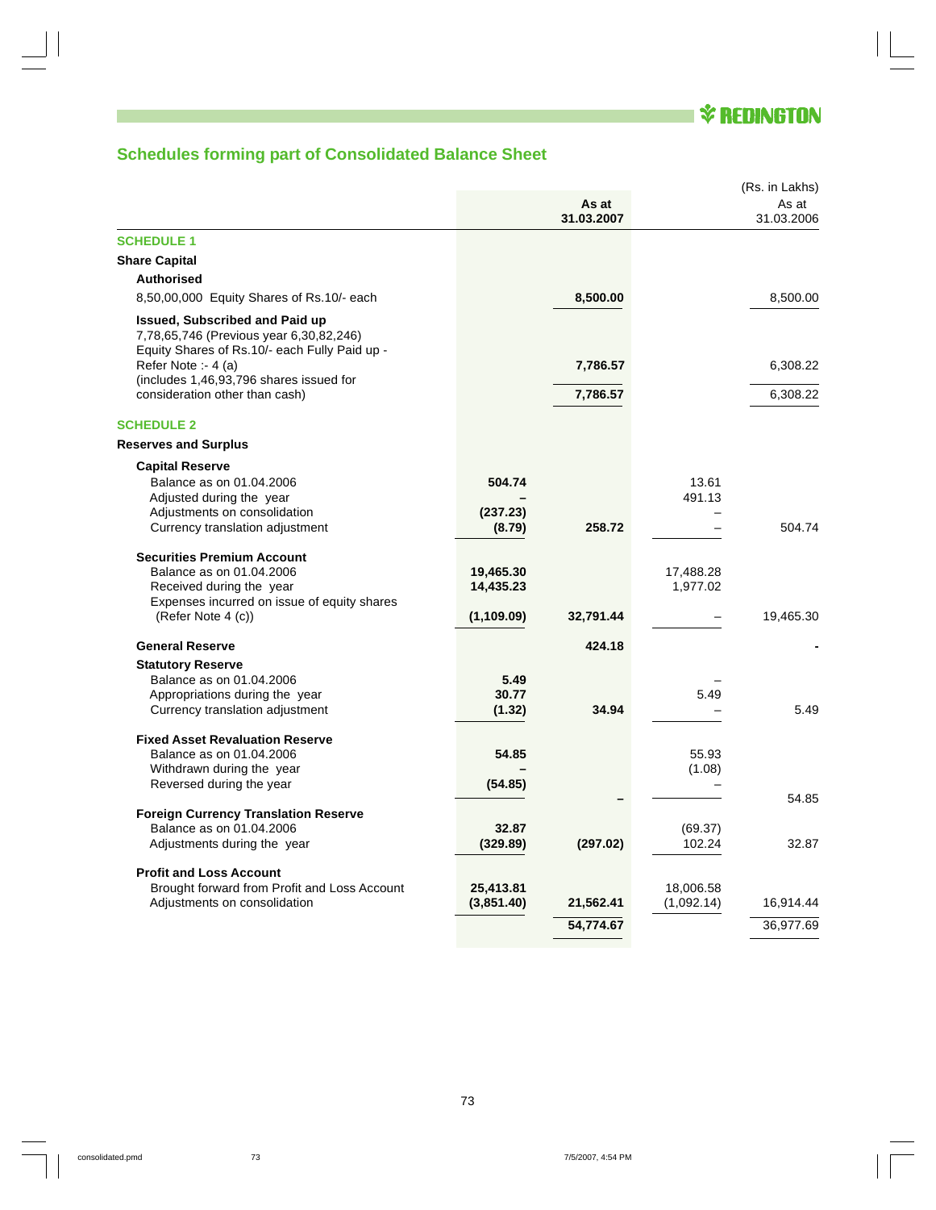## Schedules forming part of Consolidated Balance Sheet

(Rs. in Lakhs)

| | | As at 31.03.2007 | | As at 31.03.2006 |
|---|---|---|---|---|
| **SCHEDULE 1** | | | | |
| **Share Capital** | | | | |
| **Authorised** | | | | |
| 8,50,00,000 Equity Shares of Rs.10/- each | | **8,500.00** | | 8,500.00 |
| **Issued, Subscribed and Paid up** 7,78,65,746 (Previous year 6,30,82,246) Equity Shares of Rs.10/- each Fully Paid up - Refer Note :- 4 (a) | | **7,786.57** | | 6,308.22 |
| (includes 1,46,93,796 shares issued for consideration other than cash) | | **7,786.57** | | 6,308.22 |
| **SCHEDULE 2** | | | | |
| **Reserves and Surplus** | | | | |
| **Capital Reserve** | | | | |
| Balance as on 01.04.2006 | **504.74** | | 13.61 | |
| Adjusted during the year | **–** | | 491.13 | |
| Adjustments on consolidation | **(237.23)** | | – | |
| Currency translation adjustment | **(8.79)** | **258.72** | – | 504.74 |
| **Securities Premium Account** | | | | |
| Balance as on 01.04.2006 | **19,465.30** | | 17,488.28 | |
| Received during the year | **14,435.23** | | 1,977.02 | |
| Expenses incurred on issue of equity shares (Refer Note 4 (c)) | **(1,109.09)** | **32,791.44** | – | 19,465.30 |
| **General Reserve** | | **424.18** | | - |
| **Statutory Reserve** | | | | |
| Balance as on 01.04.2006 | **5.49** | | – | |
| Appropriations during the year | **30.77** | | 5.49 | |
| Currency translation adjustment | **(1.32)** | **34.94** | – | 5.49 |
| **Fixed Asset Revaluation Reserve** | | | | |
| Balance as on 01.04.2006 | **54.85** | | 55.93 | |
| Withdrawn during the year | **–** | | (1.08) | |
| Reversed during the year | **(54.85)** | **–** | – | 54.85 |
| **Foreign Currency Translation Reserve** | | | | |
| Balance as on 01.04.2006 | **32.87** | | (69.37) | |
| Adjustments during the year | **(329.89)** | **(297.02)** | 102.24 | 32.87 |
| **Profit and Loss Account** | | | | |
| Brought forward from Profit and Loss Account | **25,413.81** | | 18,006.58 | |
| Adjustments on consolidation | **(3,851.40)** | **21,562.41** | (1,092.14) | 16,914.44 |
| | | **54,774.67** | | 36,977.69 |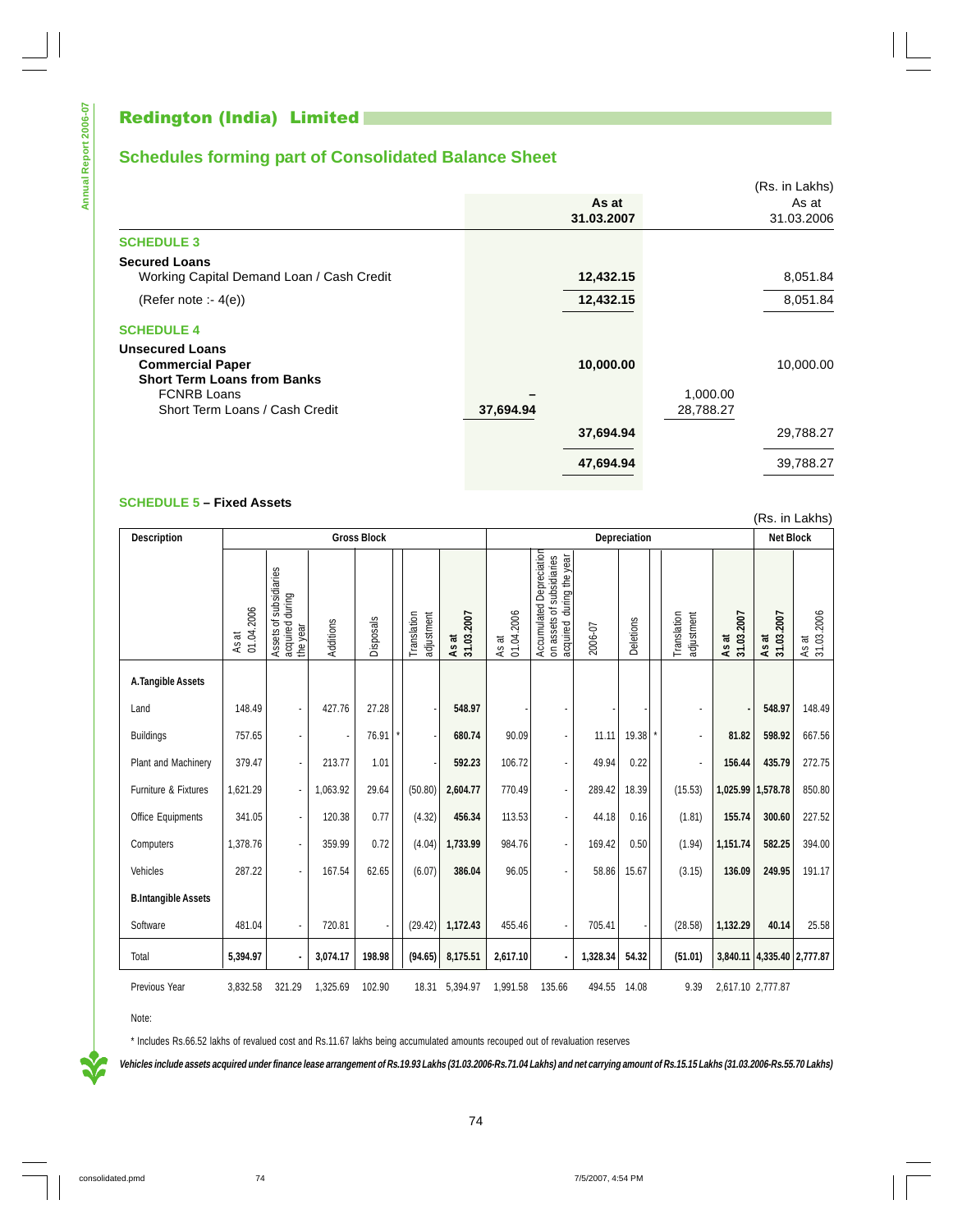## Redington (India) Limited

## Schedules forming part of Consolidated Balance Sheet

(Rs. in Lakhs)

| | | As at 31.03.2007 | | As at 31.03.2006 |
|---|---|---|---|---|
| **SCHEDULE 3** | | | | |
| **Secured Loans** | | | | |
| Working Capital Demand Loan / Cash Credit | | **12,432.15** | | 8,051.84 |
| (Refer note :- 4(e)) | | **12,432.15** | | 8,051.84 |
| **SCHEDULE 4** | | | | |
| **Unsecured Loans** | | | | |
| **Commercial Paper** | | **10,000.00** | | 10,000.00 |
| **Short Term Loans from Banks** | | | | |
| FCNRB Loans | – | | 1,000.00 | |
| Short Term Loans / Cash Credit | **37,694.94** | | 28,788.27 | |
| | | **37,694.94** | | 29,788.27 |
| | | **47,694.94** | | 39,788.27 |

**SCHEDULE 5 – Fixed Assets**

(Rs. in Lakhs)

| Description | Gross Block | | | | | | Depreciation | | | | | | Net Block | |
|---|---|---|---|---|---|---|---|---|---|---|---|---|---|---|
| | As at 01.04.2006 | Assets of subsidiaries acquired during the year | Additions | Disposals | Translation adjustment | **As at 31.03.2007** | As at 01.04.2006 | Accumulated Depreciation on assets of subsidiaries acquired during the year | 2006-07 | Deletions | Translation adjustment | **As at 31.03.2007** | **As at 31.03.2007** | As at 31.03.2006 |
| **A.Tangible Assets** | | | | | | | | | | | | | | |
| Land | 148.49 | - | 427.76 | 27.28 | - | **548.97** | - | - | - | - | - | - | **548.97** | 148.49 |
| Buildings | 757.65 | - | - | 76.91 * | - | **680.74** | 90.09 | - | 11.11 | 19.38 * | - | **81.82** | **598.92** | 667.56 |
| Plant and Machinery | 379.47 | - | 213.77 | 1.01 | - | **592.23** | 106.72 | - | 49.94 | 0.22 | - | **156.44** | **435.79** | 272.75 |
| Furniture & Fixtures | 1,621.29 | - | 1,063.92 | 29.64 | (50.80) | **2,604.77** | 770.49 | - | 289.42 | 18.39 | (15.53) | **1,025.99** | **1,578.78** | 850.80 |
| Office Equipments | 341.05 | - | 120.38 | 0.77 | (4.32) | **456.34** | 113.53 | - | 44.18 | 0.16 | (1.81) | **155.74** | **300.60** | 227.52 |
| Computers | 1,378.76 | - | 359.99 | 0.72 | (4.04) | **1,733.99** | 984.76 | - | 169.42 | 0.50 | (1.94) | **1,151.74** | **582.25** | 394.00 |
| Vehicles | 287.22 | - | 167.54 | 62.65 | (6.07) | **386.04** | 96.05 | - | 58.86 | 15.67 | (3.15) | **136.09** | **249.95** | 191.17 |
| **B.Intangible Assets** | | | | | | | | | | | | | | |
| Software | 481.04 | - | 720.81 | - | (29.42) | **1,172.43** | 455.46 | - | 705.41 | - | (28.58) | **1,132.29** | **40.14** | 25.58 |
| Total | **5,394.97** | **-** | **3,074.17** | **198.98** | **(94.65)** | **8,175.51** | **2,617.10** | **-** | **1,328.34** | **54.32** | **(51.01)** | **3,840.11** | **4,335.40** | **2,777.87** |
| Previous Year | 3,832.58 | 321.29 | 1,325.69 | 102.90 | 18.31 | 5,394.97 | 1,991.58 | 135.66 | 494.55 | 14.08 | 9.39 | 2,617.10 | 2,777.87 | |

Note:

\* Includes Rs.66.52 lakhs of revalued cost and Rs.11.67 lakhs being accumulated amounts recouped out of revaluation reserves

***Vehicles include assets acquired under finance lease arrangement of Rs.19.93 Lakhs (31.03.2006-Rs.71.04 Lakhs) and net carrying amount of Rs.15.15 Lakhs (31.03.2006-Rs.55.70 Lakhs)***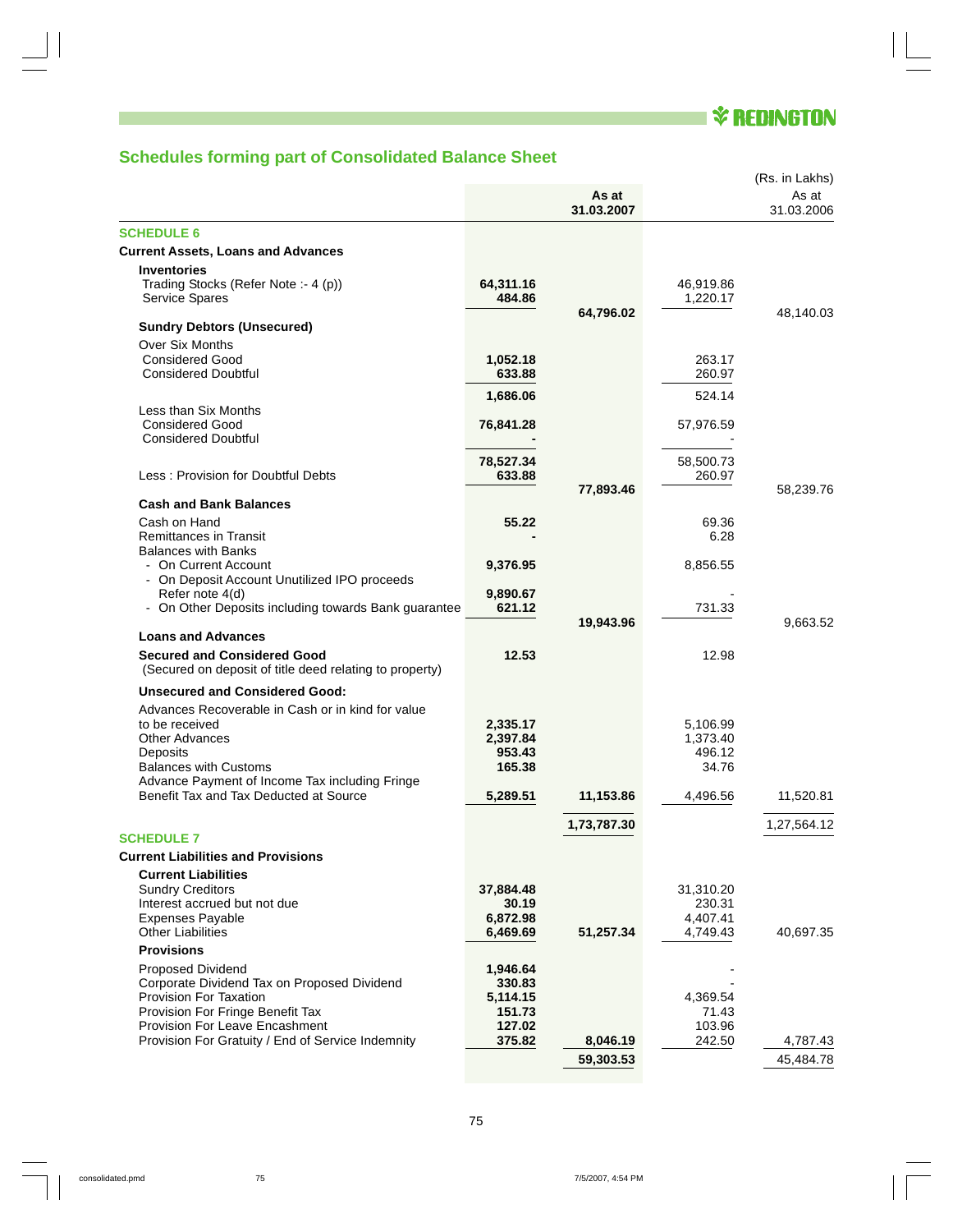## Schedules forming part of Consolidated Balance Sheet

(Rs. in Lakhs)

| | | As at 31.03.2007 | | As at 31.03.2006 |
|---|---|---|---|---|
| **SCHEDULE 6** | | | | |
| **Current Assets, Loans and Advances** | | | | |
| **Inventories** | | | | |
| Trading Stocks (Refer Note :- 4 (p)) | 64,311.16 | | 46,919.86 | |
| Service Spares | 484.86 | 64,796.02 | 1,220.17 | 48,140.03 |
| **Sundry Debtors (Unsecured)** | | | | |
| Over Six Months | | | | |
| Considered Good | 1,052.18 | | 263.17 | |
| Considered Doubtful | 633.88 | | 260.97 | |
| | 1,686.06 | | 524.14 | |
| Less than Six Months | | | | |
| Considered Good | 76,841.28 | | 57,976.59 | |
| Considered Doubtful | - | | - | |
| | 78,527.34 | | 58,500.73 | |
| Less : Provision for Doubtful Debts | 633.88 | 77,893.46 | 260.97 | 58,239.76 |
| **Cash and Bank Balances** | | | | |
| Cash on Hand | 55.22 | | 69.36 | |
| Remittances in Transit | - | | 6.28 | |
| Balances with Banks | | | | |
| - On Current Account | 9,376.95 | | 8,856.55 | |
| - On Deposit Account Unutilized IPO proceeds Refer note 4(d) | 9,890.67 | | - | |
| - On Other Deposits including towards Bank guarantee | 621.12 | 19,943.96 | 731.33 | 9,663.52 |
| **Loans and Advances** | | | | |
| **Secured and Considered Good** (Secured on deposit of title deed relating to property) | 12.53 | | 12.98 | |
| **Unsecured and Considered Good:** | | | | |
| Advances Recoverable in Cash or in kind for value to be received | 2,335.17 | | 5,106.99 | |
| Other Advances | 2,397.84 | | 1,373.40 | |
| Deposits | 953.43 | | 496.12 | |
| Balances with Customs | 165.38 | | 34.76 | |
| Advance Payment of Income Tax including Fringe Benefit Tax and Tax Deducted at Source | 5,289.51 | 11,153.86 | 4,496.56 | 11,520.81 |
| | | 1,73,787.30 | | 1,27,564.12 |
| **SCHEDULE 7** | | | | |
| **Current Liabilities and Provisions** | | | | |
| **Current Liabilities** | | | | |
| Sundry Creditors | 37,884.48 | | 31,310.20 | |
| Interest accrued but not due | 30.19 | | 230.31 | |
| Expenses Payable | 6,872.98 | | 4,407.41 | |
| Other Liabilities | 6,469.69 | 51,257.34 | 4,749.43 | 40,697.35 |
| **Provisions** | | | | |
| Proposed Dividend | 1,946.64 | | - | |
| Corporate Dividend Tax on Proposed Dividend | 330.83 | | - | |
| Provision For Taxation | 5,114.15 | | 4,369.54 | |
| Provision For Fringe Benefit Tax | 151.73 | | 71.43 | |
| Provision For Leave Encashment | 127.02 | | 103.96 | |
| Provision For Gratuity / End of Service Indemnity | 375.82 | 8,046.19 | 242.50 | 4,787.43 |
| | | 59,303.53 | | 45,484.78 |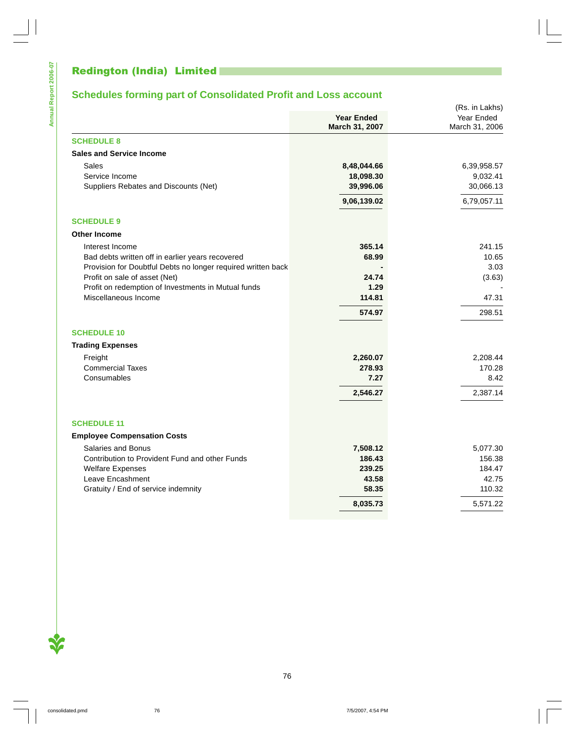## Redington (India) Limited

## Schedules forming part of Consolidated Profit and Loss account

(Rs. in Lakhs)

| | Year Ended March 31, 2007 | Year Ended March 31, 2006 |
|---|---|---|
| **SCHEDULE 8** | | |
| **Sales and Service Income** | | |
| Sales | **8,48,044.66** | 6,39,958.57 |
| Service Income | **18,098.30** | 9,032.41 |
| Suppliers Rebates and Discounts (Net) | **39,996.06** | 30,066.13 |
| | **9,06,139.02** | 6,79,057.11 |
| **SCHEDULE 9** | | |
| **Other Income** | | |
| Interest Income | **365.14** | 241.15 |
| Bad debts written off in earlier years recovered | **68.99** | 10.65 |
| Provision for Doubtful Debts no longer required written back | **-** | 3.03 |
| Profit on sale of asset (Net) | **24.74** | (3.63) |
| Profit on redemption of Investments in Mutual funds | **1.29** | - |
| Miscellaneous Income | **114.81** | 47.31 |
| | **574.97** | 298.51 |
| **SCHEDULE 10** | | |
| **Trading Expenses** | | |
| Freight | **2,260.07** | 2,208.44 |
| Commercial Taxes | **278.93** | 170.28 |
| Consumables | **7.27** | 8.42 |
| | **2,546.27** | 2,387.14 |
| **SCHEDULE 11** | | |
| **Employee Compensation Costs** | | |
| Salaries and Bonus | **7,508.12** | 5,077.30 |
| Contribution to Provident Fund and other Funds | **186.43** | 156.38 |
| Welfare Expenses | **239.25** | 184.47 |
| Leave Encashment | **43.58** | 42.75 |
| Gratuity / End of service indemnity | **58.35** | 110.32 |
| | **8,035.73** | 5,571.22 |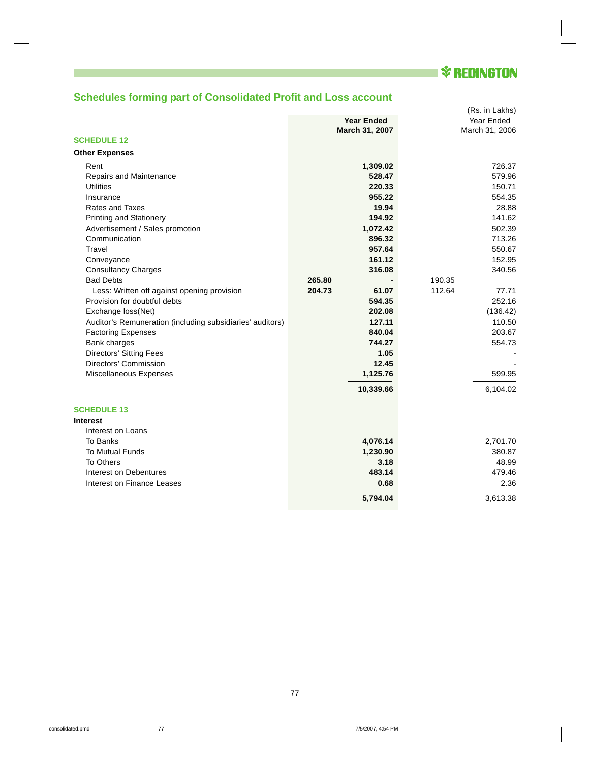## Schedules forming part of Consolidated Profit and Loss account

(Rs. in Lakhs)

| | | Year Ended March 31, 2007 | | Year Ended March 31, 2006 |
|---|---|---|---|---|
| **SCHEDULE 12** | | | | |
| **Other Expenses** | | | | |
| Rent | | **1,309.02** | | 726.37 |
| Repairs and Maintenance | | **528.47** | | 579.96 |
| Utilities | | **220.33** | | 150.71 |
| Insurance | | **955.22** | | 554.35 |
| Rates and Taxes | | **19.94** | | 28.88 |
| Printing and Stationery | | **194.92** | | 141.62 |
| Advertisement / Sales promotion | | **1,072.42** | | 502.39 |
| Communication | | **896.32** | | 713.26 |
| Travel | | **957.64** | | 550.67 |
| Conveyance | | **161.12** | | 152.95 |
| Consultancy Charges | | **316.08** | | 340.56 |
| Bad Debts | **265.80** | **-** | 190.35 | |
| Less: Written off against opening provision | **204.73** | **61.07** | 112.64 | 77.71 |
| Provision for doubtful debts | | **594.35** | | 252.16 |
| Exchange loss(Net) | | **202.08** | | (136.42) |
| Auditor's Remuneration (including subsidiaries' auditors) | | **127.11** | | 110.50 |
| Factoring Expenses | | **840.04** | | 203.67 |
| Bank charges | | **744.27** | | 554.73 |
| Directors' Sitting Fees | | **1.05** | | - |
| Directors' Commission | | **12.45** | | - |
| Miscellaneous Expenses | | **1,125.76** | | 599.95 |
| | | **10,339.66** | | 6,104.02 |
| **SCHEDULE 13** | | | | |
| **Interest** | | | | |
| Interest on Loans | | | | |
| To Banks | | **4,076.14** | | 2,701.70 |
| To Mutual Funds | | **1,230.90** | | 380.87 |
| To Others | | **3.18** | | 48.99 |
| Interest on Debentures | | **483.14** | | 479.46 |
| Interest on Finance Leases | | **0.68** | | 2.36 |
| | | **5,794.04** | | 3,613.38 |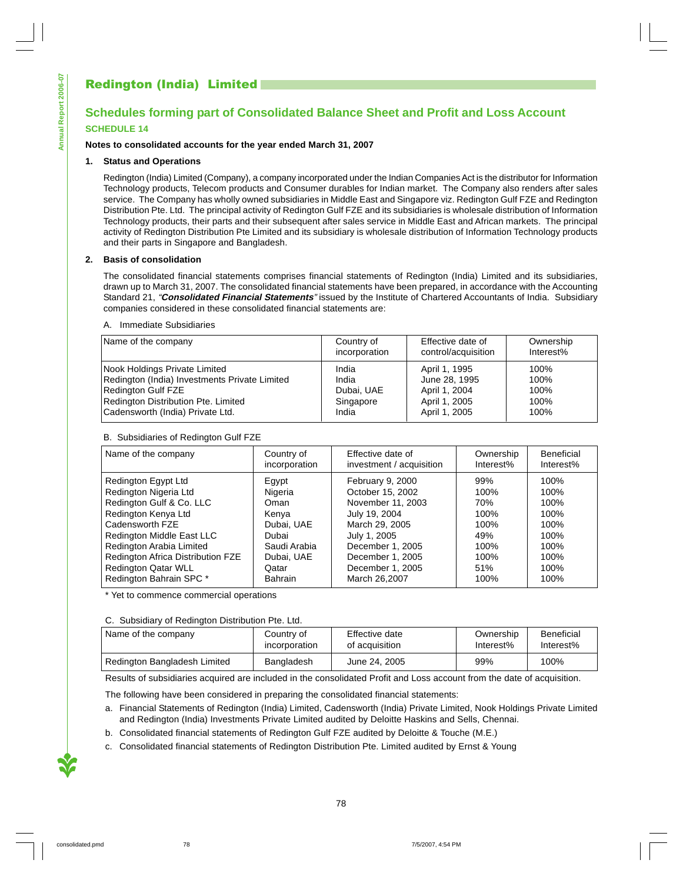# Schedules forming part of Consolidated Balance Sheet and Profit and Loss Account

## SCHEDULE 14

**Notes to consolidated accounts for the year ended March 31, 2007**

**1. Status and Operations**

Redington (India) Limited (Company), a company incorporated under the Indian Companies Act is the distributor for Information Technology products, Telecom products and Consumer durables for Indian market. The Company also renders after sales service. The Company has wholly owned subsidiaries in Middle East and Singapore viz. Redington Gulf FZE and Redington Distribution Pte. Ltd. The principal activity of Redington Gulf FZE and its subsidiaries is wholesale distribution of Information Technology products, their parts and their subsequent after sales service in Middle East and African markets. The principal activity of Redington Distribution Pte Limited and its subsidiary is wholesale distribution of Information Technology products and their parts in Singapore and Bangladesh.

**2. Basis of consolidation**

The consolidated financial statements comprises financial statements of Redington (India) Limited and its subsidiaries, drawn up to March 31, 2007. The consolidated financial statements have been prepared, in accordance with the Accounting Standard 21, *"**Consolidated Financial Statements**"* issued by the Institute of Chartered Accountants of India. Subsidiary companies considered in these consolidated financial statements are:

A. Immediate Subsidiaries

| Name of the company | Country of incorporation | Effective date of control/acquisition | Ownership Interest% |
|---|---|---|---|
| Nook Holdings Private Limited | India | April 1, 1995 | 100% |
| Redington (India) Investments Private Limited | India | June 28, 1995 | 100% |
| Redington Gulf FZE | Dubai, UAE | April 1, 2004 | 100% |
| Redington Distribution Pte. Limited | Singapore | April 1, 2005 | 100% |
| Cadensworth (India) Private Ltd. | India | April 1, 2005 | 100% |

B. Subsidiaries of Redington Gulf FZE

| Name of the company | Country of incorporation | Effective date of investment / acquisition | Ownership Interest% | Beneficial Interest% |
|---|---|---|---|---|
| Redington Egypt Ltd | Egypt | February 9, 2000 | 99% | 100% |
| Redington Nigeria Ltd | Nigeria | October 15, 2002 | 100% | 100% |
| Redington Gulf & Co. LLC | Oman | November 11, 2003 | 70% | 100% |
| Redington Kenya Ltd | Kenya | July 19, 2004 | 100% | 100% |
| Cadensworth FZE | Dubai, UAE | March 29, 2005 | 100% | 100% |
| Redington Middle East LLC | Dubai | July 1, 2005 | 49% | 100% |
| Redington Arabia Limited | Saudi Arabia | December 1, 2005 | 100% | 100% |
| Redington Africa Distribution FZE | Dubai, UAE | December 1, 2005 | 100% | 100% |
| Redington Qatar WLL | Qatar | December 1, 2005 | 51% | 100% |
| Redington Bahrain SPC * | Bahrain | March 26,2007 | 100% | 100% |

\* Yet to commence commercial operations

C. Subsidiary of Redington Distribution Pte. Ltd.

| Name of the company | Country of incorporation | Effective date of acquisition | Ownership Interest% | Beneficial Interest% |
|---|---|---|---|---|
| Redington Bangladesh Limited | Bangladesh | June 24, 2005 | 99% | 100% |

Results of subsidiaries acquired are included in the consolidated Profit and Loss account from the date of acquisition.

The following have been considered in preparing the consolidated financial statements:

a. Financial Statements of Redington (India) Limited, Cadensworth (India) Private Limited, Nook Holdings Private Limited and Redington (India) Investments Private Limited audited by Deloitte Haskins and Sells, Chennai.

b. Consolidated financial statements of Redington Gulf FZE audited by Deloitte & Touche (M.E.)

c. Consolidated financial statements of Redington Distribution Pte. Limited audited by Ernst & Young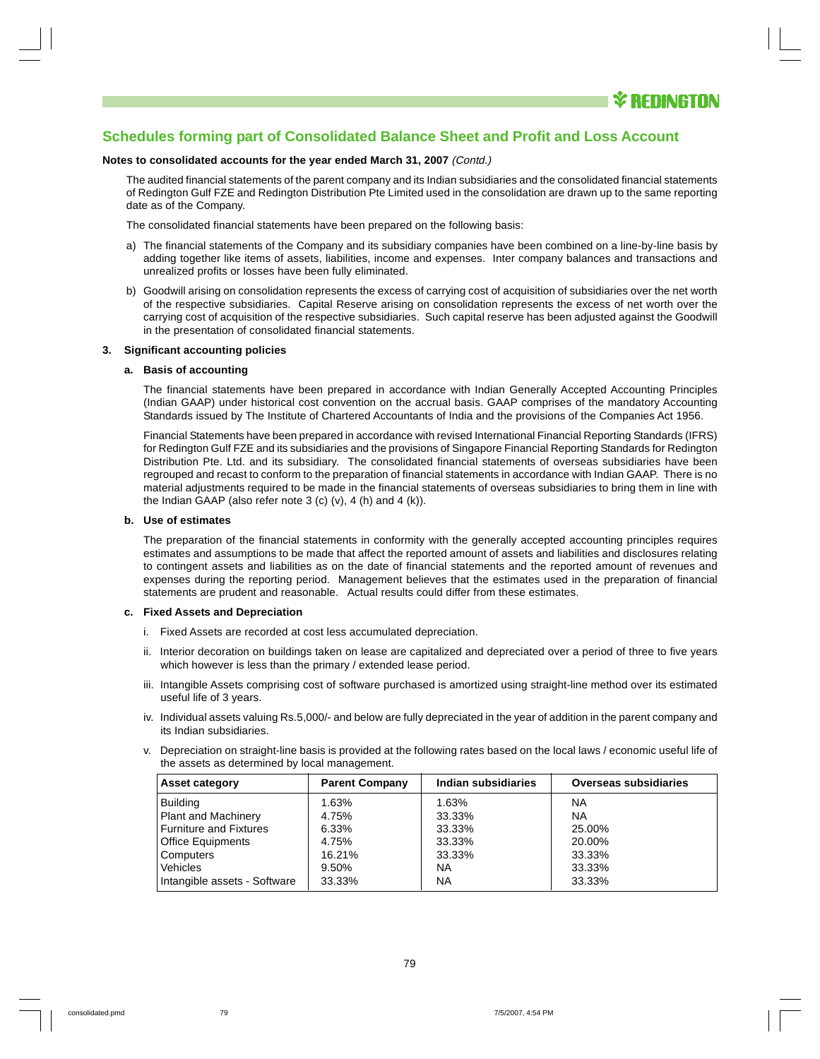## Schedules forming part of Consolidated Balance Sheet and Profit and Loss Account

**Notes to consolidated accounts for the year ended March 31, 2007** *(Contd.)*

The audited financial statements of the parent company and its Indian subsidiaries and the consolidated financial statements of Redington Gulf FZE and Redington Distribution Pte Limited used in the consolidation are drawn up to the same reporting date as of the Company.

The consolidated financial statements have been prepared on the following basis:

a) The financial statements of the Company and its subsidiary companies have been combined on a line-by-line basis by adding together like items of assets, liabilities, income and expenses. Inter company balances and transactions and unrealized profits or losses have been fully eliminated.

b) Goodwill arising on consolidation represents the excess of carrying cost of acquisition of subsidiaries over the net worth of the respective subsidiaries. Capital Reserve arising on consolidation represents the excess of net worth over the carrying cost of acquisition of the respective subsidiaries. Such capital reserve has been adjusted against the Goodwill in the presentation of consolidated financial statements.

**3. Significant accounting policies**

**a. Basis of accounting**

The financial statements have been prepared in accordance with Indian Generally Accepted Accounting Principles (Indian GAAP) under historical cost convention on the accrual basis. GAAP comprises of the mandatory Accounting Standards issued by The Institute of Chartered Accountants of India and the provisions of the Companies Act 1956.

Financial Statements have been prepared in accordance with revised International Financial Reporting Standards (IFRS) for Redington Gulf FZE and its subsidiaries and the provisions of Singapore Financial Reporting Standards for Redington Distribution Pte. Ltd. and its subsidiary. The consolidated financial statements of overseas subsidiaries have been regrouped and recast to conform to the preparation of financial statements in accordance with Indian GAAP. There is no material adjustments required to be made in the financial statements of overseas subsidiaries to bring them in line with the Indian GAAP (also refer note 3 (c) (v), 4 (h) and 4 (k)).

**b. Use of estimates**

The preparation of the financial statements in conformity with the generally accepted accounting principles requires estimates and assumptions to be made that affect the reported amount of assets and liabilities and disclosures relating to contingent assets and liabilities as on the date of financial statements and the reported amount of revenues and expenses during the reporting period. Management believes that the estimates used in the preparation of financial statements are prudent and reasonable. Actual results could differ from these estimates.

**c. Fixed Assets and Depreciation**

i. Fixed Assets are recorded at cost less accumulated depreciation.

ii. Interior decoration on buildings taken on lease are capitalized and depreciated over a period of three to five years which however is less than the primary / extended lease period.

iii. Intangible Assets comprising cost of software purchased is amortized using straight-line method over its estimated useful life of 3 years.

iv. Individual assets valuing Rs.5,000/- and below are fully depreciated in the year of addition in the parent company and its Indian subsidiaries.

v. Depreciation on straight-line basis is provided at the following rates based on the local laws / economic useful life of the assets as determined by local management.

| Asset category | Parent Company | Indian subsidiaries | Overseas subsidiaries |
|---|---|---|---|
| Building | 1.63% | 1.63% | NA |
| Plant and Machinery | 4.75% | 33.33% | NA |
| Furniture and Fixtures | 6.33% | 33.33% | 25.00% |
| Office Equipments | 4.75% | 33.33% | 20.00% |
| Computers | 16.21% | 33.33% | 33.33% |
| Vehicles | 9.50% | NA | 33.33% |
| Intangible assets - Software | 33.33% | NA | 33.33% |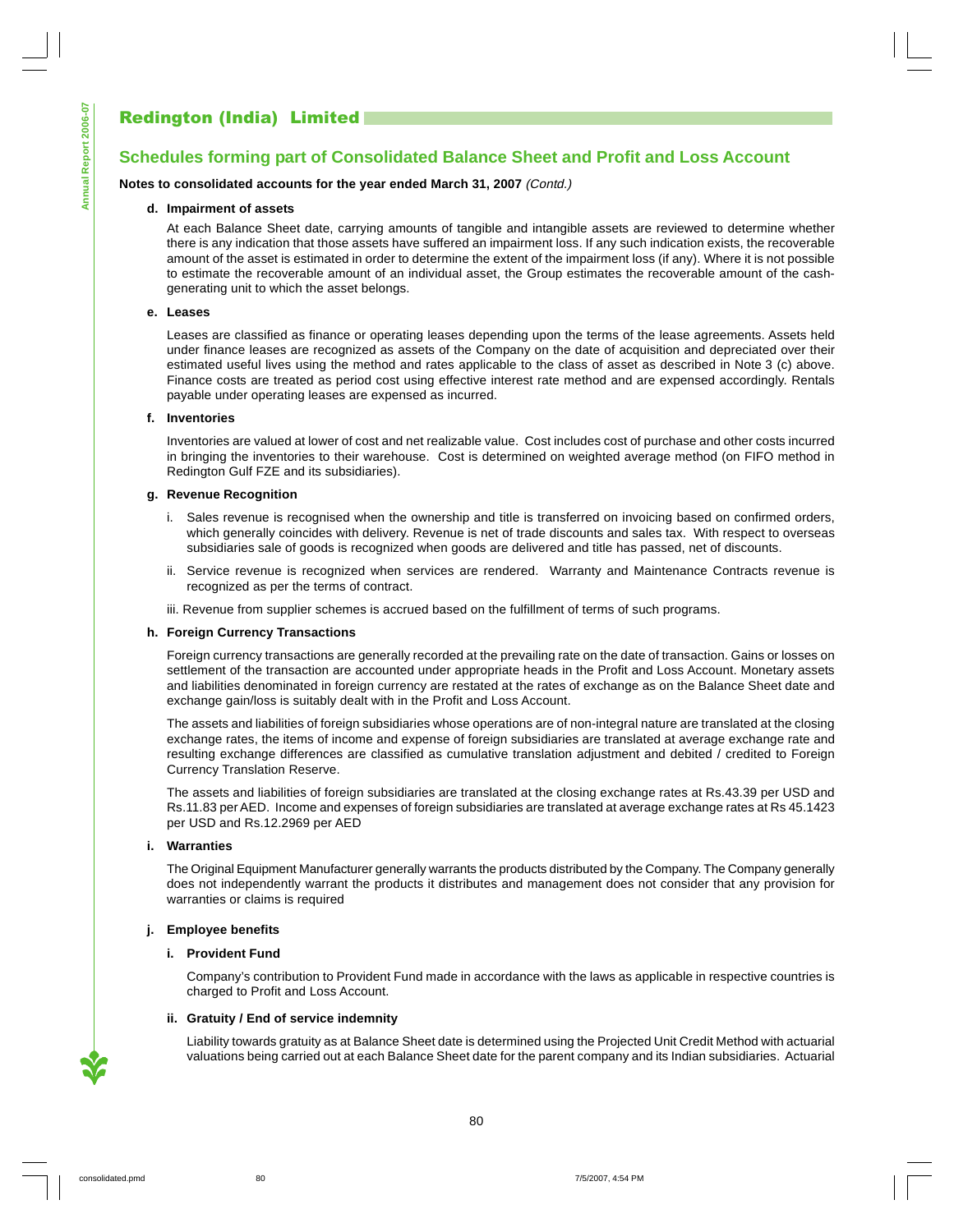## Schedules forming part of Consolidated Balance Sheet and Profit and Loss Account

**Notes to consolidated accounts for the year ended March 31, 2007** *(Contd.)*

**d. Impairment of assets**

At each Balance Sheet date, carrying amounts of tangible and intangible assets are reviewed to determine whether there is any indication that those assets have suffered an impairment loss. If any such indication exists, the recoverable amount of the asset is estimated in order to determine the extent of the impairment loss (if any). Where it is not possible to estimate the recoverable amount of an individual asset, the Group estimates the recoverable amount of the cash-generating unit to which the asset belongs.

**e. Leases**

Leases are classified as finance or operating leases depending upon the terms of the lease agreements. Assets held under finance leases are recognized as assets of the Company on the date of acquisition and depreciated over their estimated useful lives using the method and rates applicable to the class of asset as described in Note 3 (c) above. Finance costs are treated as period cost using effective interest rate method and are expensed accordingly. Rentals payable under operating leases are expensed as incurred.

**f. Inventories**

Inventories are valued at lower of cost and net realizable value. Cost includes cost of purchase and other costs incurred in bringing the inventories to their warehouse. Cost is determined on weighted average method (on FIFO method in Redington Gulf FZE and its subsidiaries).

**g. Revenue Recognition**

i. Sales revenue is recognised when the ownership and title is transferred on invoicing based on confirmed orders, which generally coincides with delivery. Revenue is net of trade discounts and sales tax. With respect to overseas subsidiaries sale of goods is recognized when goods are delivered and title has passed, net of discounts.

ii. Service revenue is recognized when services are rendered. Warranty and Maintenance Contracts revenue is recognized as per the terms of contract.

iii. Revenue from supplier schemes is accrued based on the fulfillment of terms of such programs.

**h. Foreign Currency Transactions**

Foreign currency transactions are generally recorded at the prevailing rate on the date of transaction. Gains or losses on settlement of the transaction are accounted under appropriate heads in the Profit and Loss Account. Monetary assets and liabilities denominated in foreign currency are restated at the rates of exchange as on the Balance Sheet date and exchange gain/loss is suitably dealt with in the Profit and Loss Account.

The assets and liabilities of foreign subsidiaries whose operations are of non-integral nature are translated at the closing exchange rates, the items of income and expense of foreign subsidiaries are translated at average exchange rate and resulting exchange differences are classified as cumulative translation adjustment and debited / credited to Foreign Currency Translation Reserve.

The assets and liabilities of foreign subsidiaries are translated at the closing exchange rates at Rs.43.39 per USD and Rs.11.83 per AED. Income and expenses of foreign subsidiaries are translated at average exchange rates at Rs 45.1423 per USD and Rs.12.2969 per AED

**i. Warranties**

The Original Equipment Manufacturer generally warrants the products distributed by the Company. The Company generally does not independently warrant the products it distributes and management does not consider that any provision for warranties or claims is required

**j. Employee benefits**

**i. Provident Fund**

Company's contribution to Provident Fund made in accordance with the laws as applicable in respective countries is charged to Profit and Loss Account.

**ii. Gratuity / End of service indemnity**

Liability towards gratuity as at Balance Sheet date is determined using the Projected Unit Credit Method with actuarial valuations being carried out at each Balance Sheet date for the parent company and its Indian subsidiaries. Actuarial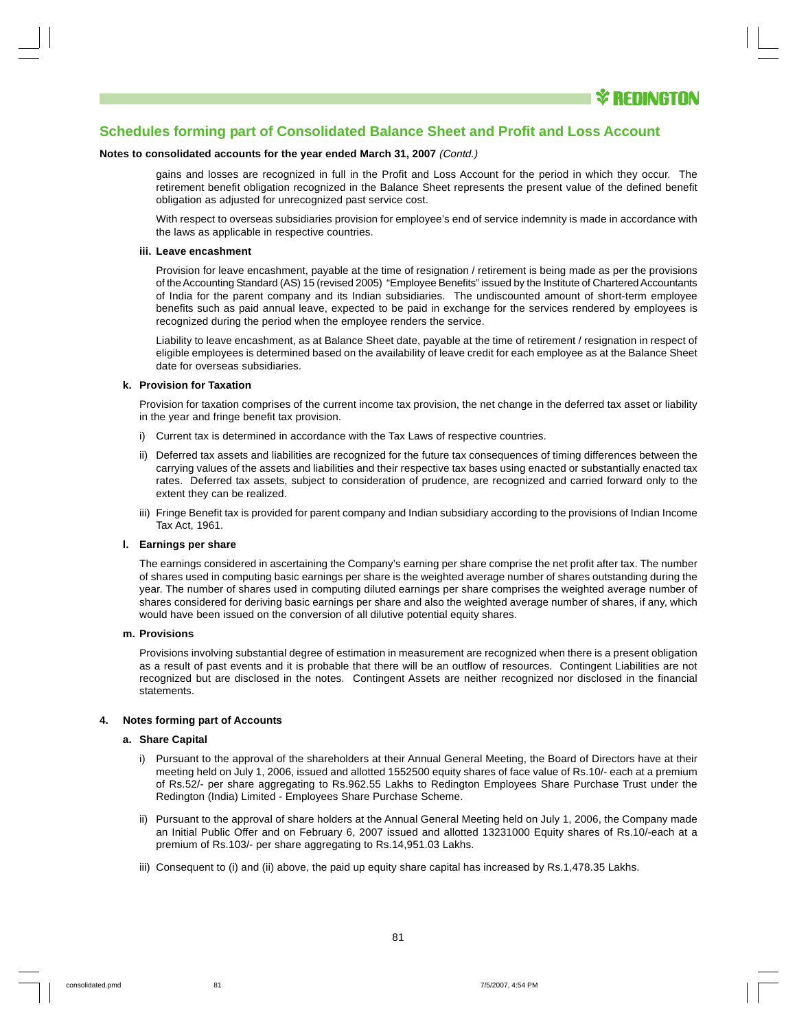## Schedules forming part of Consolidated Balance Sheet and Profit and Loss Account

**Notes to consolidated accounts for the year ended March 31, 2007** *(Contd.)*

gains and losses are recognized in full in the Profit and Loss Account for the period in which they occur. The retirement benefit obligation recognized in the Balance Sheet represents the present value of the defined benefit obligation as adjusted for unrecognized past service cost.

With respect to overseas subsidiaries provision for employee's end of service indemnity is made in accordance with the laws as applicable in respective countries.

**iii. Leave encashment**

Provision for leave encashment, payable at the time of resignation / retirement is being made as per the provisions of the Accounting Standard (AS) 15 (revised 2005) "Employee Benefits" issued by the Institute of Chartered Accountants of India for the parent company and its Indian subsidiaries. The undiscounted amount of short-term employee benefits such as paid annual leave, expected to be paid in exchange for the services rendered by employees is recognized during the period when the employee renders the service.

Liability to leave encashment, as at Balance Sheet date, payable at the time of retirement / resignation in respect of eligible employees is determined based on the availability of leave credit for each employee as at the Balance Sheet date for overseas subsidiaries.

**k. Provision for Taxation**

Provision for taxation comprises of the current income tax provision, the net change in the deferred tax asset or liability in the year and fringe benefit tax provision.

i) Current tax is determined in accordance with the Tax Laws of respective countries.

ii) Deferred tax assets and liabilities are recognized for the future tax consequences of timing differences between the carrying values of the assets and liabilities and their respective tax bases using enacted or substantially enacted tax rates. Deferred tax assets, subject to consideration of prudence, are recognized and carried forward only to the extent they can be realized.

iii) Fringe Benefit tax is provided for parent company and Indian subsidiary according to the provisions of Indian Income Tax Act, 1961.

**l. Earnings per share**

The earnings considered in ascertaining the Company's earning per share comprise the net profit after tax. The number of shares used in computing basic earnings per share is the weighted average number of shares outstanding during the year. The number of shares used in computing diluted earnings per share comprises the weighted average number of shares considered for deriving basic earnings per share and also the weighted average number of shares, if any, which would have been issued on the conversion of all dilutive potential equity shares.

**m. Provisions**

Provisions involving substantial degree of estimation in measurement are recognized when there is a present obligation as a result of past events and it is probable that there will be an outflow of resources. Contingent Liabilities are not recognized but are disclosed in the notes. Contingent Assets are neither recognized nor disclosed in the financial statements.

**4. Notes forming part of Accounts**

**a. Share Capital**

i) Pursuant to the approval of the shareholders at their Annual General Meeting, the Board of Directors have at their meeting held on July 1, 2006, issued and allotted 1552500 equity shares of face value of Rs.10/- each at a premium of Rs.52/- per share aggregating to Rs.962.55 Lakhs to Redington Employees Share Purchase Trust under the Redington (India) Limited - Employees Share Purchase Scheme.

ii) Pursuant to the approval of share holders at the Annual General Meeting held on July 1, 2006, the Company made an Initial Public Offer and on February 6, 2007 issued and allotted 13231000 Equity shares of Rs.10/-each at a premium of Rs.103/- per share aggregating to Rs.14,951.03 Lakhs.

iii) Consequent to (i) and (ii) above, the paid up equity share capital has increased by Rs.1,478.35 Lakhs.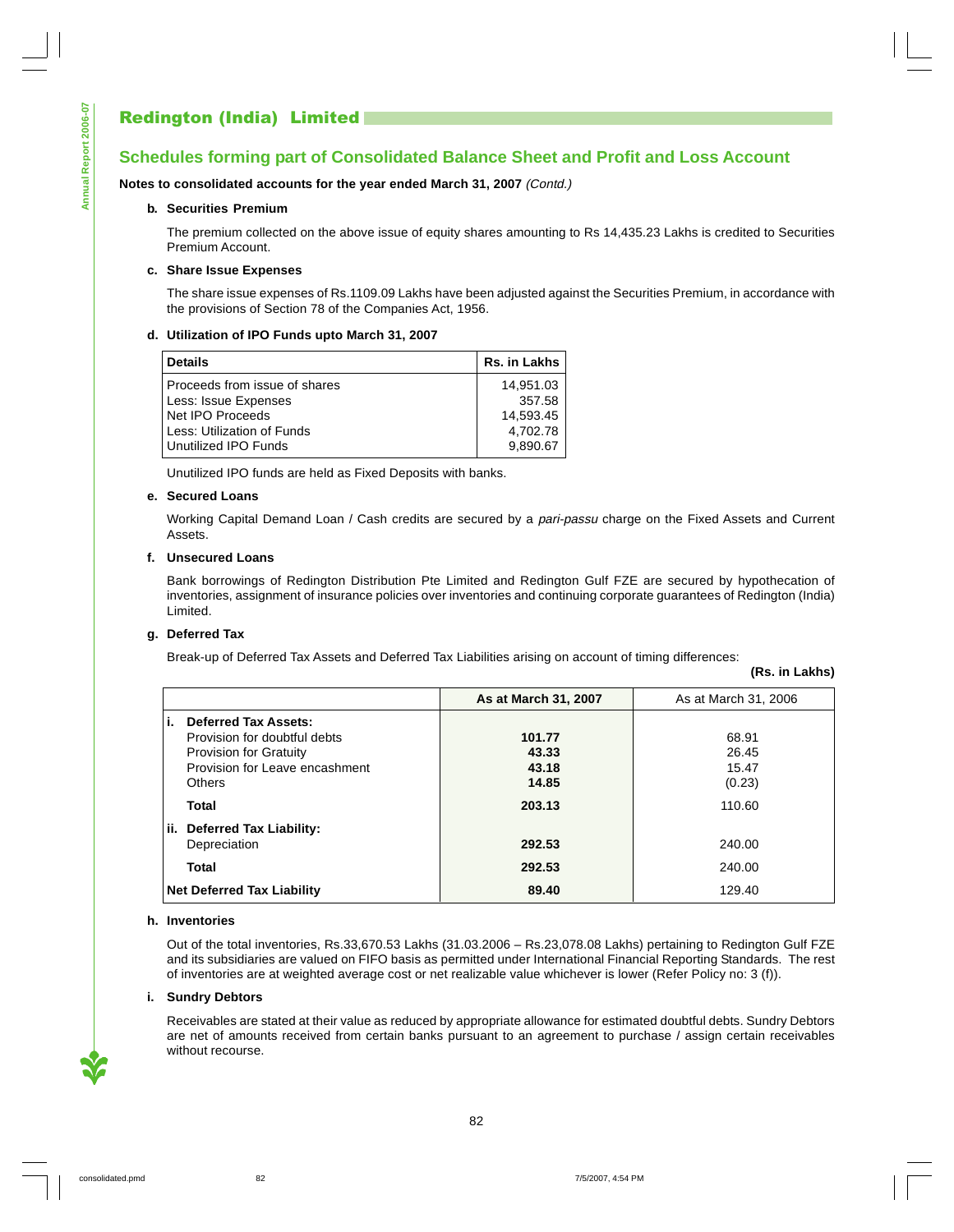## Schedules forming part of Consolidated Balance Sheet and Profit and Loss Account

**Notes to consolidated accounts for the year ended March 31, 2007** *(Contd.)*

**b. Securities Premium**

The premium collected on the above issue of equity shares amounting to Rs 14,435.23 Lakhs is credited to Securities Premium Account.

**c. Share Issue Expenses**

The share issue expenses of Rs.1109.09 Lakhs have been adjusted against the Securities Premium, in accordance with the provisions of Section 78 of the Companies Act, 1956.

**d. Utilization of IPO Funds upto March 31, 2007**

| Details | Rs. in Lakhs |
|---|---|
| Proceeds from issue of shares | 14,951.03 |
| Less: Issue Expenses | 357.58 |
| Net IPO Proceeds | 14,593.45 |
| Less: Utilization of Funds | 4,702.78 |
| Unutilized IPO Funds | 9,890.67 |

Unutilized IPO funds are held as Fixed Deposits with banks.

**e. Secured Loans**

Working Capital Demand Loan / Cash credits are secured by a *pari-passu* charge on the Fixed Assets and Current Assets.

**f. Unsecured Loans**

Bank borrowings of Redington Distribution Pte Limited and Redington Gulf FZE are secured by hypothecation of inventories, assignment of insurance policies over inventories and continuing corporate guarantees of Redington (India) Limited.

**g. Deferred Tax**

Break-up of Deferred Tax Assets and Deferred Tax Liabilities arising on account of timing differences:

**(Rs. in Lakhs)**

| | **As at March 31, 2007** | As at March 31, 2006 |
|---|---|---|
| **i. Deferred Tax Assets:** | | |
| Provision for doubtful debts | **101.77** | 68.91 |
| Provision for Gratuity | **43.33** | 26.45 |
| Provision for Leave encashment | **43.18** | 15.47 |
| Others | **14.85** | (0.23) |
| **Total** | **203.13** | 110.60 |
| **ii. Deferred Tax Liability:** | | |
| Depreciation | **292.53** | 240.00 |
| **Total** | **292.53** | 240.00 |
| **Net Deferred Tax Liability** | **89.40** | 129.40 |

**h. Inventories**

Out of the total inventories, Rs.33,670.53 Lakhs (31.03.2006 – Rs.23,078.08 Lakhs) pertaining to Redington Gulf FZE and its subsidiaries are valued on FIFO basis as permitted under International Financial Reporting Standards. The rest of inventories are at weighted average cost or net realizable value whichever is lower (Refer Policy no: 3 (f)).

**i. Sundry Debtors**

Receivables are stated at their value as reduced by appropriate allowance for estimated doubtful debts. Sundry Debtors are net of amounts received from certain banks pursuant to an agreement to purchase / assign certain receivables without recourse.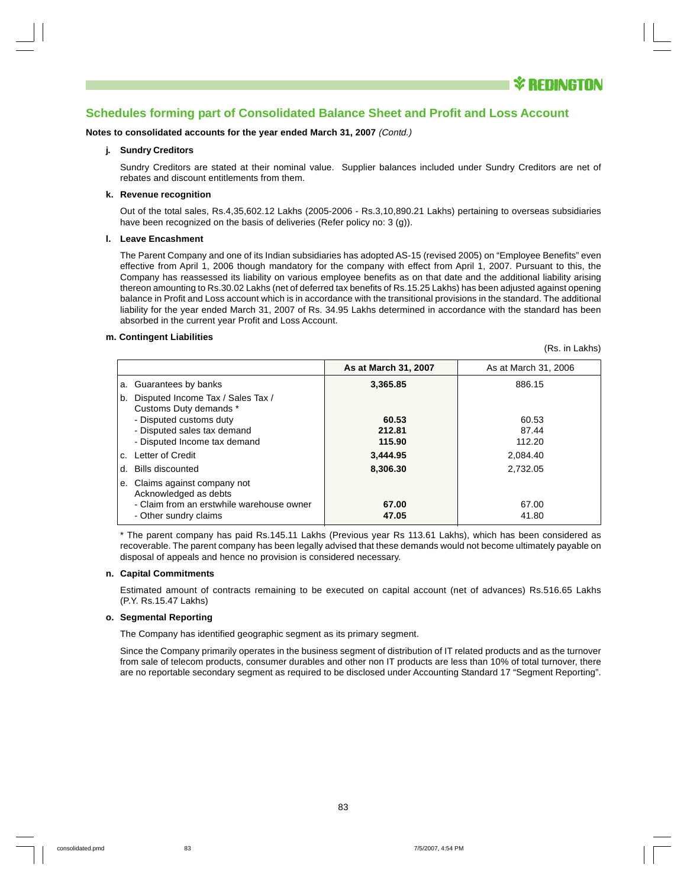## Schedules forming part of Consolidated Balance Sheet and Profit and Loss Account

**Notes to consolidated accounts for the year ended March 31, 2007** *(Contd.)*

**j. Sundry Creditors**

Sundry Creditors are stated at their nominal value. Supplier balances included under Sundry Creditors are net of rebates and discount entitlements from them.

**k. Revenue recognition**

Out of the total sales, Rs.4,35,602.12 Lakhs (2005-2006 - Rs.3,10,890.21 Lakhs) pertaining to overseas subsidiaries have been recognized on the basis of deliveries (Refer policy no: 3 (g)).

**l. Leave Encashment**

The Parent Company and one of its Indian subsidiaries has adopted AS-15 (revised 2005) on "Employee Benefits" even effective from April 1, 2006 though mandatory for the company with effect from April 1, 2007. Pursuant to this, the Company has reassessed its liability on various employee benefits as on that date and the additional liability arising thereon amounting to Rs.30.02 Lakhs (net of deferred tax benefits of Rs.15.25 Lakhs) has been adjusted against opening balance in Profit and Loss account which is in accordance with the transitional provisions in the standard. The additional liability for the year ended March 31, 2007 of Rs. 34.95 Lakhs determined in accordance with the standard has been absorbed in the current year Profit and Loss Account.

**m. Contingent Liabilities**

(Rs. in Lakhs)

| | **As at March 31, 2007** | As at March 31, 2006 |
|---|---|---|
| a. Guarantees by banks | **3,365.85** | 886.15 |
| b. Disputed Income Tax / Sales Tax / Customs Duty demands * | | |
| - Disputed customs duty | **60.53** | 60.53 |
| - Disputed sales tax demand | **212.81** | 87.44 |
| - Disputed Income tax demand | **115.90** | 112.20 |
| c. Letter of Credit | **3,444.95** | 2,084.40 |
| d. Bills discounted | **8,306.30** | 2,732.05 |
| e. Claims against company not Acknowledged as debts | | |
| - Claim from an erstwhile warehouse owner | **67.00** | 67.00 |
| - Other sundry claims | **47.05** | 41.80 |

* The parent company has paid Rs.145.11 Lakhs (Previous year Rs 113.61 Lakhs), which has been considered as recoverable. The parent company has been legally advised that these demands would not become ultimately payable on disposal of appeals and hence no provision is considered necessary.

**n. Capital Commitments**

Estimated amount of contracts remaining to be executed on capital account (net of advances) Rs.516.65 Lakhs (P.Y. Rs.15.47 Lakhs)

**o. Segmental Reporting**

The Company has identified geographic segment as its primary segment.

Since the Company primarily operates in the business segment of distribution of IT related products and as the turnover from sale of telecom products, consumer durables and other non IT products are less than 10% of total turnover, there are no reportable secondary segment as required to be disclosed under Accounting Standard 17 "Segment Reporting".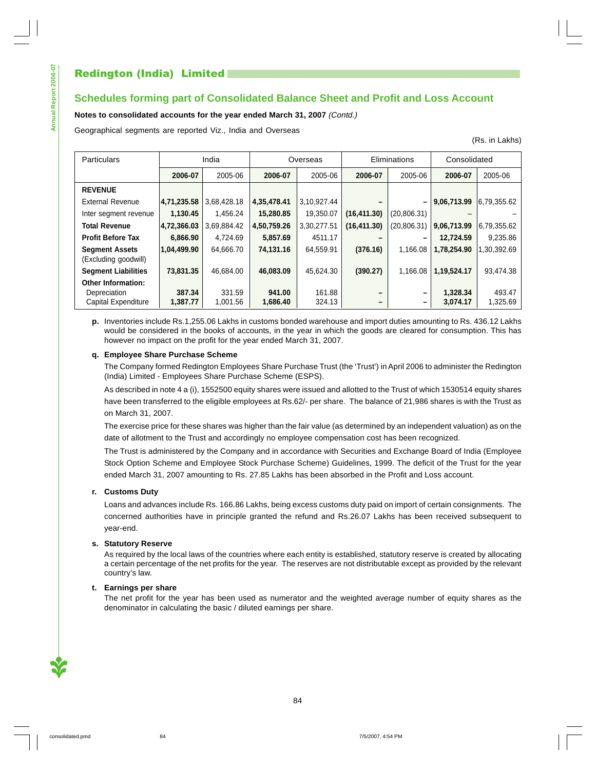## Schedules forming part of Consolidated Balance Sheet and Profit and Loss Account

**Notes to consolidated accounts for the year ended March 31, 2007** *(Contd.)*

Geographical segments are reported Viz., India and Overseas

(Rs. in Lakhs)

| Particulars | India | | Overseas | | Eliminations | | Consolidated | |
|---|---|---|---|---|---|---|---|---|
| | **2006-07** | 2005-06 | **2006-07** | 2005-06 | **2006-07** | 2005-06 | **2006-07** | 2005-06 |
| **REVENUE** | | | | | | | | |
| External Revenue | **4,71,235.58** | 3,68,428.18 | **4,35,478.41** | 3,10,927.44 | **–** | – | **9,06,713.99** | 6,79,355.62 |
| Inter segment revenue | **1,130.45** | 1,456.24 | **15,280.85** | 19,350.07 | **(16,411.30)** | (20,806.31) | – | – |
| **Total Revenue** | **4,72,366.03** | 3,69,884.42 | **4,50,759.26** | 3,30,277.51 | **(16,411.30)** | (20,806.31) | **9,06,713.99** | 6,79,355.62 |
| **Profit Before Tax** | **6,866.90** | 4,724.69 | **5,857.69** | 4511.17 | **–** | – | **12,724.59** | 9,235.86 |
| **Segment Assets** (Excluding goodwill) | **1,04,499.90** | 64,666.70 | **74,131.16** | 64,559.91 | **(376.16)** | 1,166.08 | **1,78,254.90** | 1,30,392.69 |
| **Segment Liabilities** | **73,831.35** | 46,684.00 | **46,083.09** | 45,624.30 | **(390.27)** | 1,166.08 | **1,19,524.17** | 93,474.38 |
| **Other Information:** | | | | | | | | |
| Depreciation | **387.34** | 331.59 | **941.00** | 161.88 | **–** | – | **1,328.34** | 493.47 |
| Capital Expenditure | **1,387.77** | 1,001.56 | **1,686.40** | 324.13 | **–** | – | **3,074.17** | 1,325.69 |

**p.** Inventories include Rs.1,255.06 Lakhs in customs bonded warehouse and import duties amounting to Rs. 436.12 Lakhs would be considered in the books of accounts, in the year in which the goods are cleared for consumption. This has however no impact on the profit for the year ended March 31, 2007.

**q. Employee Share Purchase Scheme**

The Company formed Redington Employees Share Purchase Trust (the 'Trust') in April 2006 to administer the Redington (India) Limited - Employees Share Purchase Scheme (ESPS).

As described in note 4 a (i), 1552500 equity shares were issued and allotted to the Trust of which 1530514 equity shares have been transferred to the eligible employees at Rs.62/- per share. The balance of 21,986 shares is with the Trust as on March 31, 2007.

The exercise price for these shares was higher than the fair value (as determined by an independent valuation) as on the date of allotment to the Trust and accordingly no employee compensation cost has been recognized.

The Trust is administered by the Company and in accordance with Securities and Exchange Board of India (Employee Stock Option Scheme and Employee Stock Purchase Scheme) Guidelines, 1999. The deficit of the Trust for the year ended March 31, 2007 amounting to Rs. 27.85 Lakhs has been absorbed in the Profit and Loss account.

**r. Customs Duty**

Loans and advances include Rs. 166.86 Lakhs, being excess customs duty paid on import of certain consignments. The concerned authorities have in principle granted the refund and Rs.26.07 Lakhs has been received subsequent to year-end.

**s. Statutory Reserve**

As required by the local laws of the countries where each entity is established, statutory reserve is created by allocating a certain percentage of the net profits for the year. The reserves are not distributable except as provided by the relevant country's law.

**t. Earnings per share**

The net profit for the year has been used as numerator and the weighted average number of equity shares as the denominator in calculating the basic / diluted earnings per share.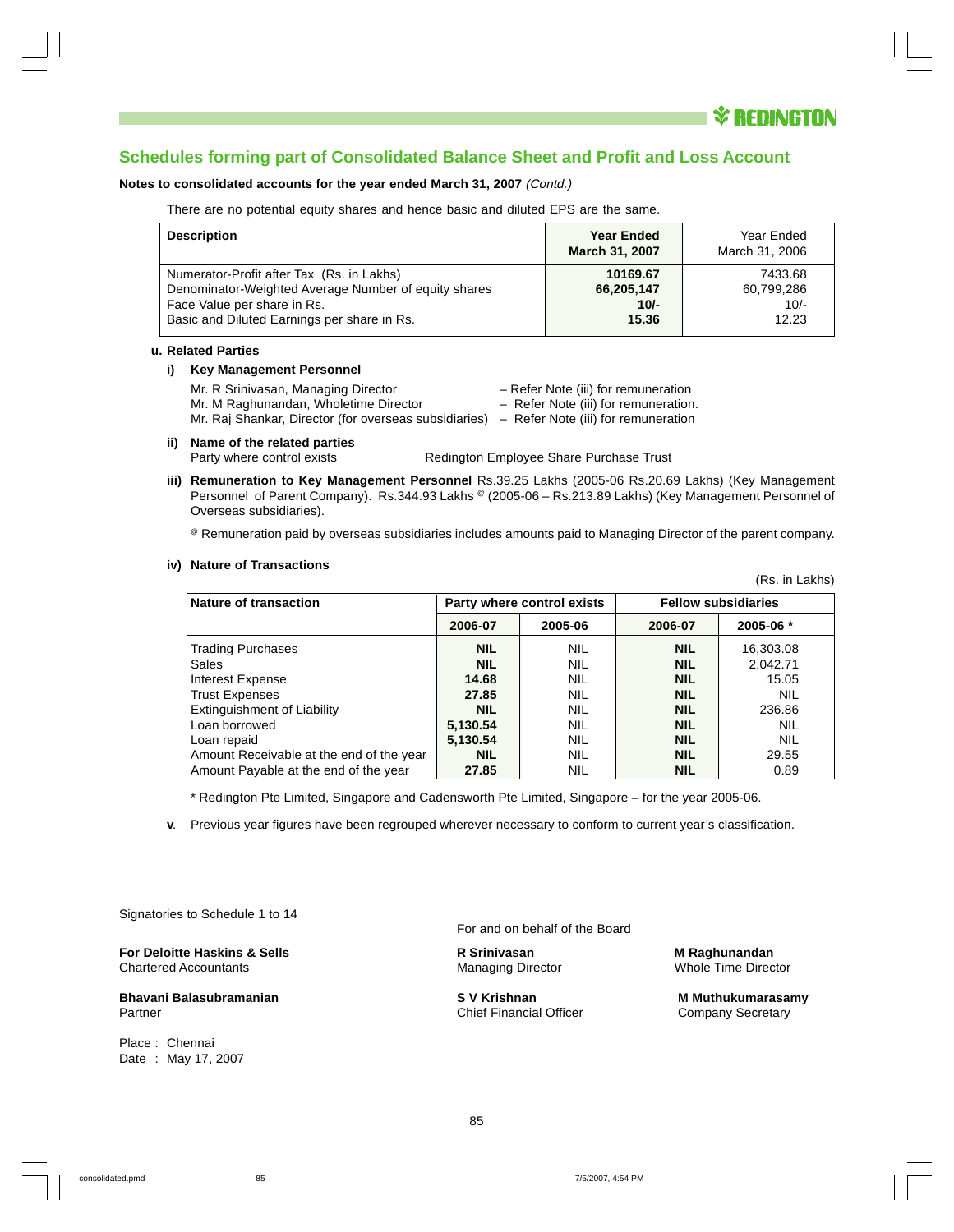## Schedules forming part of Consolidated Balance Sheet and Profit and Loss Account

**Notes to consolidated accounts for the year ended March 31, 2007** *(Contd.)*

There are no potential equity shares and hence basic and diluted EPS are the same.

| Description | Year Ended March 31, 2007 | Year Ended March 31, 2006 |
|---|---|---|
| Numerator-Profit after Tax (Rs. in Lakhs) | **10169.67** | 7433.68 |
| Denominator-Weighted Average Number of equity shares | **66,205,147** | 60,799,286 |
| Face Value per share in Rs. | **10/-** | 10/- |
| Basic and Diluted Earnings per share in Rs. | **15.36** | 12.23 |

**u. Related Parties**

**i) Key Management Personnel**

Mr. R Srinivasan, Managing Director – Refer Note (iii) for remuneration
Mr. M Raghunandan, Wholetime Director – Refer Note (iii) for remuneration.
Mr. Raj Shankar, Director (for overseas subsidiaries) – Refer Note (iii) for remuneration

**ii) Name of the related parties**

Party where control exists — Redington Employee Share Purchase Trust

**iii) Remuneration to Key Management Personnel** Rs.39.25 Lakhs (2005-06 Rs.20.69 Lakhs) (Key Management Personnel of Parent Company). Rs.344.93 Lakhs @ (2005-06 – Rs.213.89 Lakhs) (Key Management Personnel of Overseas subsidiaries).

@ Remuneration paid by overseas subsidiaries includes amounts paid to Managing Director of the parent company.

**iv) Nature of Transactions**

(Rs. in Lakhs)

| Nature of transaction | Party where control exists | | Fellow subsidiaries | |
|---|---|---|---|---|
| | 2006-07 | 2005-06 | 2006-07 | 2005-06 * |
| Trading Purchases | **NIL** | NIL | **NIL** | 16,303.08 |
| Sales | **NIL** | NIL | **NIL** | 2,042.71 |
| Interest Expense | **14.68** | NIL | **NIL** | 15.05 |
| Trust Expenses | **27.85** | NIL | **NIL** | NIL |
| Extinguishment of Liability | **NIL** | NIL | **NIL** | 236.86 |
| Loan borrowed | **5,130.54** | NIL | **NIL** | NIL |
| Loan repaid | **5,130.54** | NIL | **NIL** | NIL |
| Amount Receivable at the end of the year | **NIL** | NIL | **NIL** | 29.55 |
| Amount Payable at the end of the year | **27.85** | NIL | **NIL** | 0.89 |

\* Redington Pte Limited, Singapore and Cadensworth Pte Limited, Singapore – for the year 2005-06.

**v**. Previous year figures have been regrouped wherever necessary to conform to current year's classification.

Signatories to Schedule 1 to 14

For and on behalf of the Board

**For Deloitte Haskins & Sells**
Chartered Accountants

**Bhavani Balasubramanian**
Partner

**R Srinivasan**
Managing Director

**M Raghunandan**
Whole Time Director

**S V Krishnan**
Chief Financial Officer

**M Muthukumarasamy**
Company Secretary

Place : Chennai
Date : May 17, 2007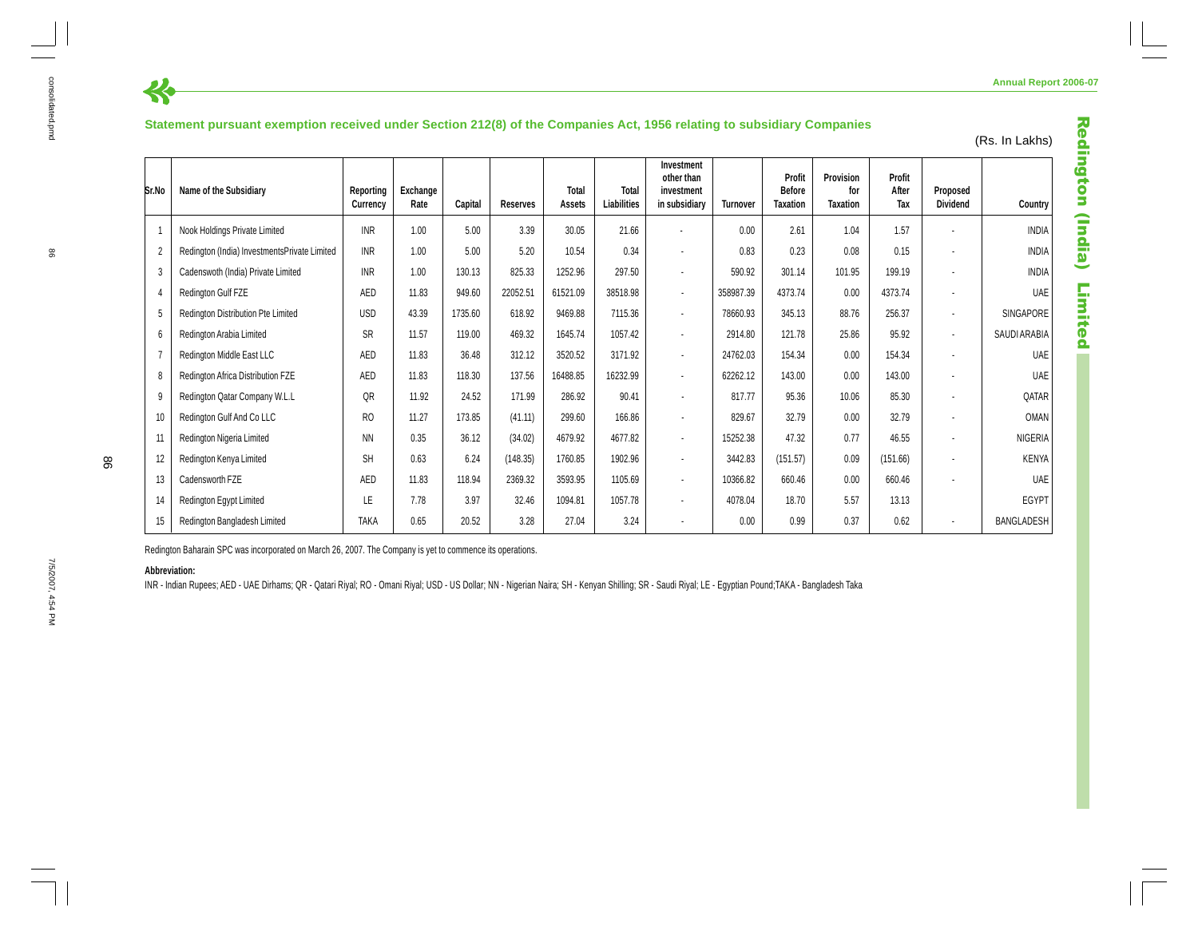## Statement pursuant exemption received under Section 212(8) of the Companies Act, 1956 relating to subsidiary Companies

(Rs. In Lakhs)

| Sr.No | Name of the Subsidiary | Reporting Currency | Exchange Rate | Capital | Reserves | Total Assets | Total Liabilities | Investment other than investment in subsidiary | Turnover | Profit Before Taxation | Provision for Taxation | Profit After Tax | Proposed Dividend | Country |
|---|---|---|---|---|---|---|---|---|---|---|---|---|---|---|
| 1 | Nook Holdings Private Limited | INR | 1.00 | 5.00 | 3.39 | 30.05 | 21.66 | - | 0.00 | 2.61 | 1.04 | 1.57 | - | INDIA |
| 2 | Redington (India) InvestmentsPrivate Limited | INR | 1.00 | 5.00 | 5.20 | 10.54 | 0.34 | - | 0.83 | 0.23 | 0.08 | 0.15 | - | INDIA |
| 3 | Cadenswoth (India) Private Limited | INR | 1.00 | 130.13 | 825.33 | 1252.96 | 297.50 | - | 590.92 | 301.14 | 101.95 | 199.19 | - | INDIA |
| 4 | Redington Gulf FZE | AED | 11.83 | 949.60 | 22052.51 | 61521.09 | 38518.98 | - | 358987.39 | 4373.74 | 0.00 | 4373.74 | - | UAE |
| 5 | Redington Distribution Pte Limited | USD | 43.39 | 1735.60 | 618.92 | 9469.88 | 7115.36 | - | 78660.93 | 345.13 | 88.76 | 256.37 | - | SINGAPORE |
| 6 | Redington Arabia Limited | SR | 11.57 | 119.00 | 469.32 | 1645.74 | 1057.42 | - | 2914.80 | 121.78 | 25.86 | 95.92 | - | SAUDI ARABIA |
| 7 | Redington Middle East LLC | AED | 11.83 | 36.48 | 312.12 | 3520.52 | 3171.92 | - | 24762.03 | 154.34 | 0.00 | 154.34 | - | UAE |
| 8 | Redington Africa Distribution FZE | AED | 11.83 | 118.30 | 137.56 | 16488.85 | 16232.99 | - | 62262.12 | 143.00 | 0.00 | 143.00 | - | UAE |
| 9 | Redington Qatar Company W.L.L | QR | 11.92 | 24.52 | 171.99 | 286.92 | 90.41 | - | 817.77 | 95.36 | 10.06 | 85.30 | - | QATAR |
| 10 | Redington Gulf And Co LLC | RO | 11.27 | 173.85 | (41.11) | 299.60 | 166.86 | - | 829.67 | 32.79 | 0.00 | 32.79 | - | OMAN |
| 11 | Redington Nigeria Limited | NN | 0.35 | 36.12 | (34.02) | 4679.92 | 4677.82 | - | 15252.38 | 47.32 | 0.77 | 46.55 | - | NIGERIA |
| 12 | Redington Kenya Limited | SH | 0.63 | 6.24 | (148.35) | 1760.85 | 1902.96 | - | 3442.83 | (151.57) | 0.09 | (151.66) | - | KENYA |
| 13 | Cadensworth FZE | AED | 11.83 | 118.94 | 2369.32 | 3593.95 | 1105.69 | - | 10366.82 | 660.46 | 0.00 | 660.46 | - | UAE |
| 14 | Redington Egypt Limited | LE | 7.78 | 3.97 | 32.46 | 1094.81 | 1057.78 | - | 4078.04 | 18.70 | 5.57 | 13.13 | | EGYPT |
| 15 | Redington Bangladesh Limited | TAKA | 0.65 | 20.52 | 3.28 | 27.04 | 3.24 | - | 0.00 | 0.99 | 0.37 | 0.62 | - | BANGLADESH |

Redington Baharain SPC was incorporated on March 26, 2007. The Company is yet to commence its operations.

**Abbreviation:**

INR - Indian Rupees; AED - UAE Dirhams; QR - Qatari Riyal; RO - Omani Riyal; USD - US Dollar; NN - Nigerian Naira; SH - Kenyan Shilling; SR - Saudi Riyal; LE - Egyptian Pound;TAKA - Bangladesh Taka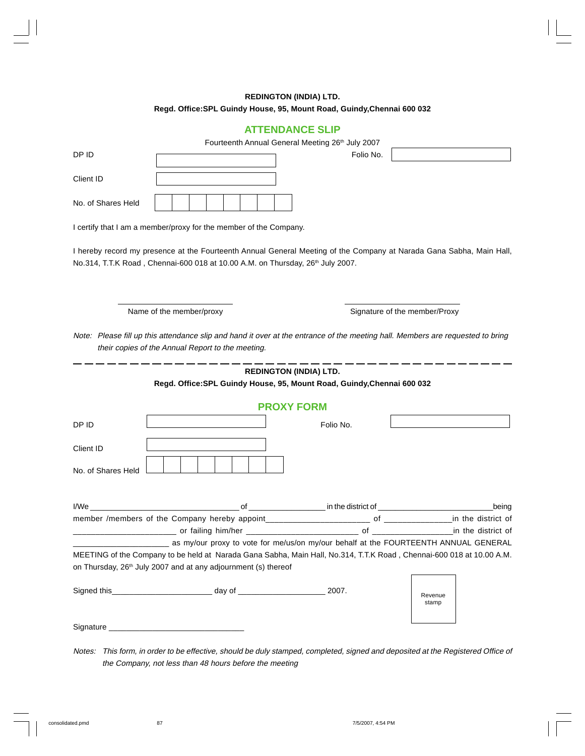**REDINGTON (INDIA) LTD.**

**Regd. Office:SPL Guindy House, 95, Mount Road, Guindy,Chennai 600 032**

## ATTENDANCE SLIP

Fourteenth Annual General Meeting 26th July 2007

DP ID ____________________ Folio No. ____________________

Client ID ____________________

No. of Shares Held ____________________

I certify that I am a member/proxy for the member of the Company.

I hereby record my presence at the Fourteenth Annual General Meeting of the Company at Narada Gana Sabha, Main Hall, No.314, T.T.K Road , Chennai-600 018 at 10.00 A.M. on Thursday, 26th July 2007.

____________________ ____________________

Name of the member/proxy Signature of the member/Proxy

*Note: Please fill up this attendance slip and hand it over at the entrance of the meeting hall. Members are requested to bring their copies of the Annual Report to the meeting.*

---

**REDINGTON (INDIA) LTD.**

**Regd. Office:SPL Guindy House, 95, Mount Road, Guindy,Chennai 600 032**

## PROXY FORM

DP ID ____________________ Folio No. ____________________

Client ID ____________________

No. of Shares Held ____________________

I/We ________________________________ of ________________ in the district of _________________________ being member /members of the Company hereby appoint______________________ of ______________ in the district of ______________________ or failing him/her ________________________ of _________________ in the district of _____________________ as my/our proxy to vote for me/us/on my/our behalf at the FOURTEENTH ANNUAL GENERAL MEETING of the Company to be held at Narada Gana Sabha, Main Hall, No.314, T.T.K Road , Chennai-600 018 at 10.00 A.M. on Thursday, 26th July 2007 and at any adjournment (s) thereof

Signed this______________________ day of ___________________ 2007.

Revenue stamp

Signature ______________________________

*Notes: This form, in order to be effective, should be duly stamped, completed, signed and deposited at the Registered Office of the Company, not less than 48 hours before the meeting*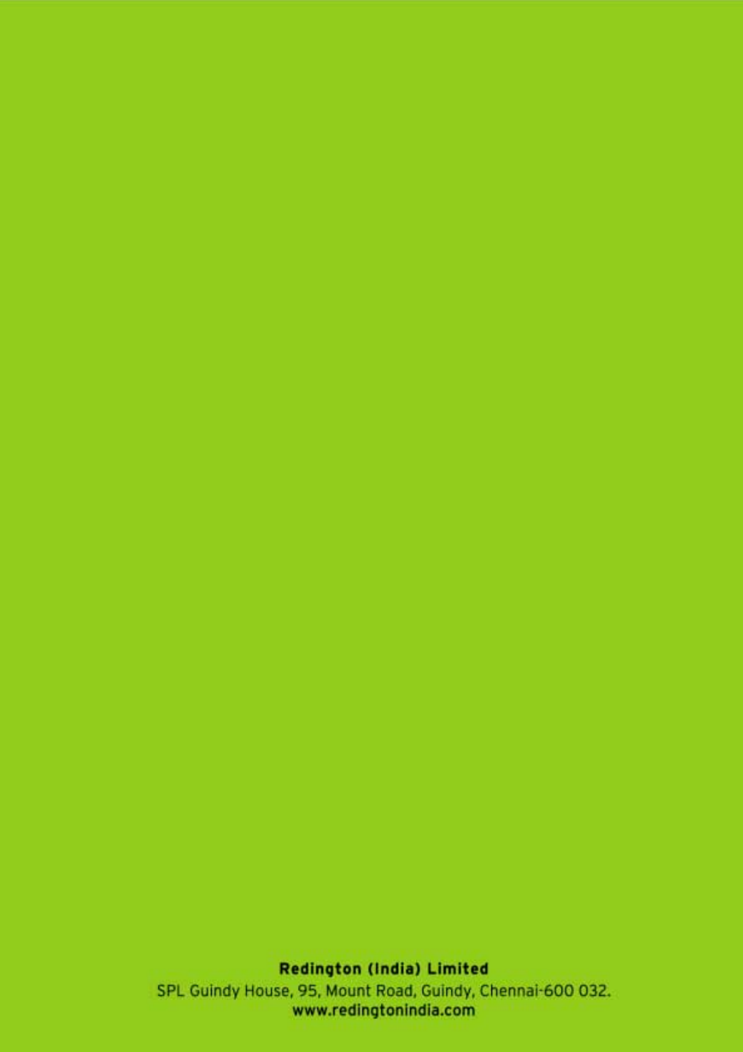**Redington (India) Limited**

SPL Guindy House, 95, Mount Road, Guindy, Chennai-600 032.

**www.redingtonindia.com**